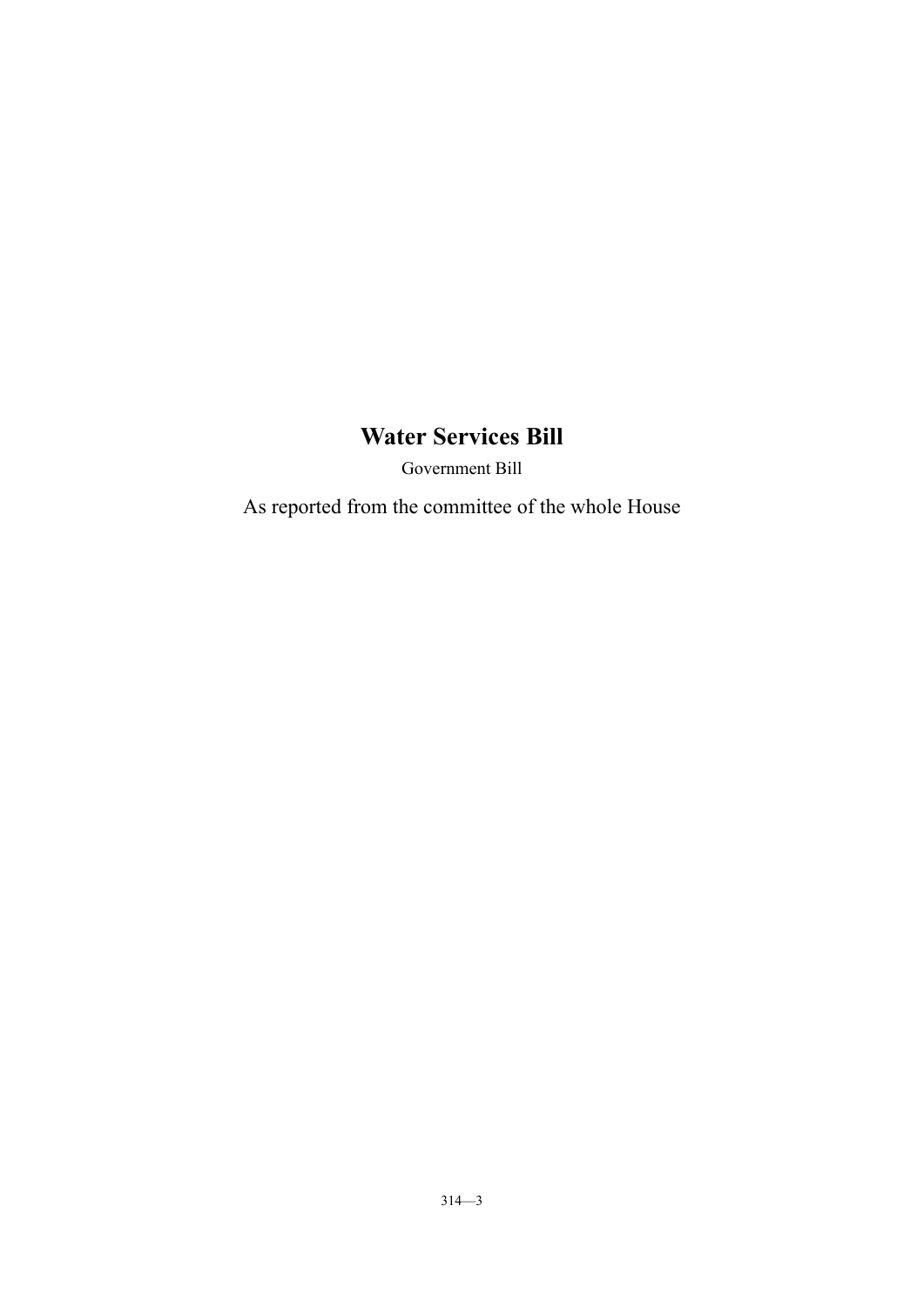# Water Services Bill

Government Bill

As reported from the committee of the whole House

314—3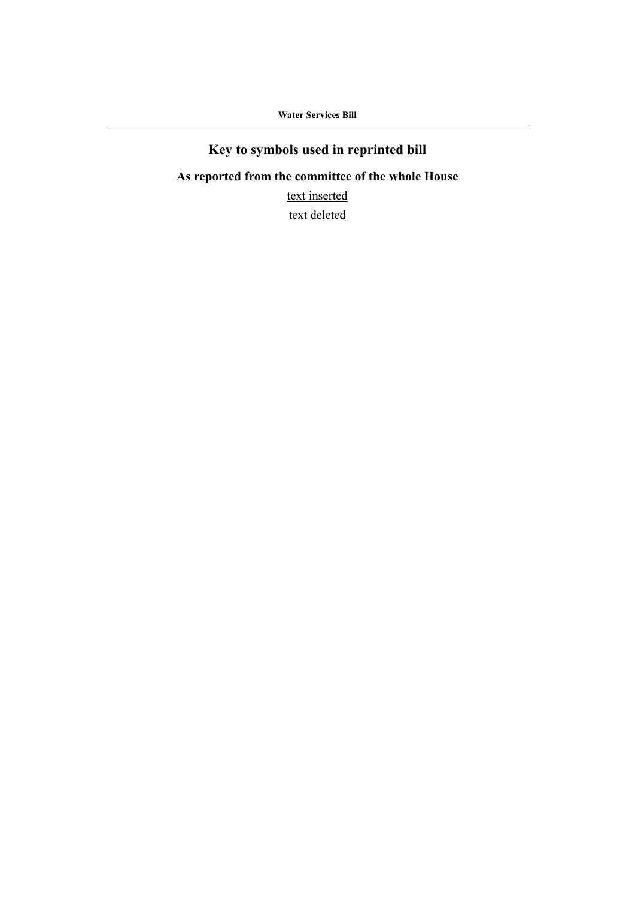# Key to symbols used in reprinted bill

## As reported from the committee of the whole House

<u>text inserted</u>

~~text deleted~~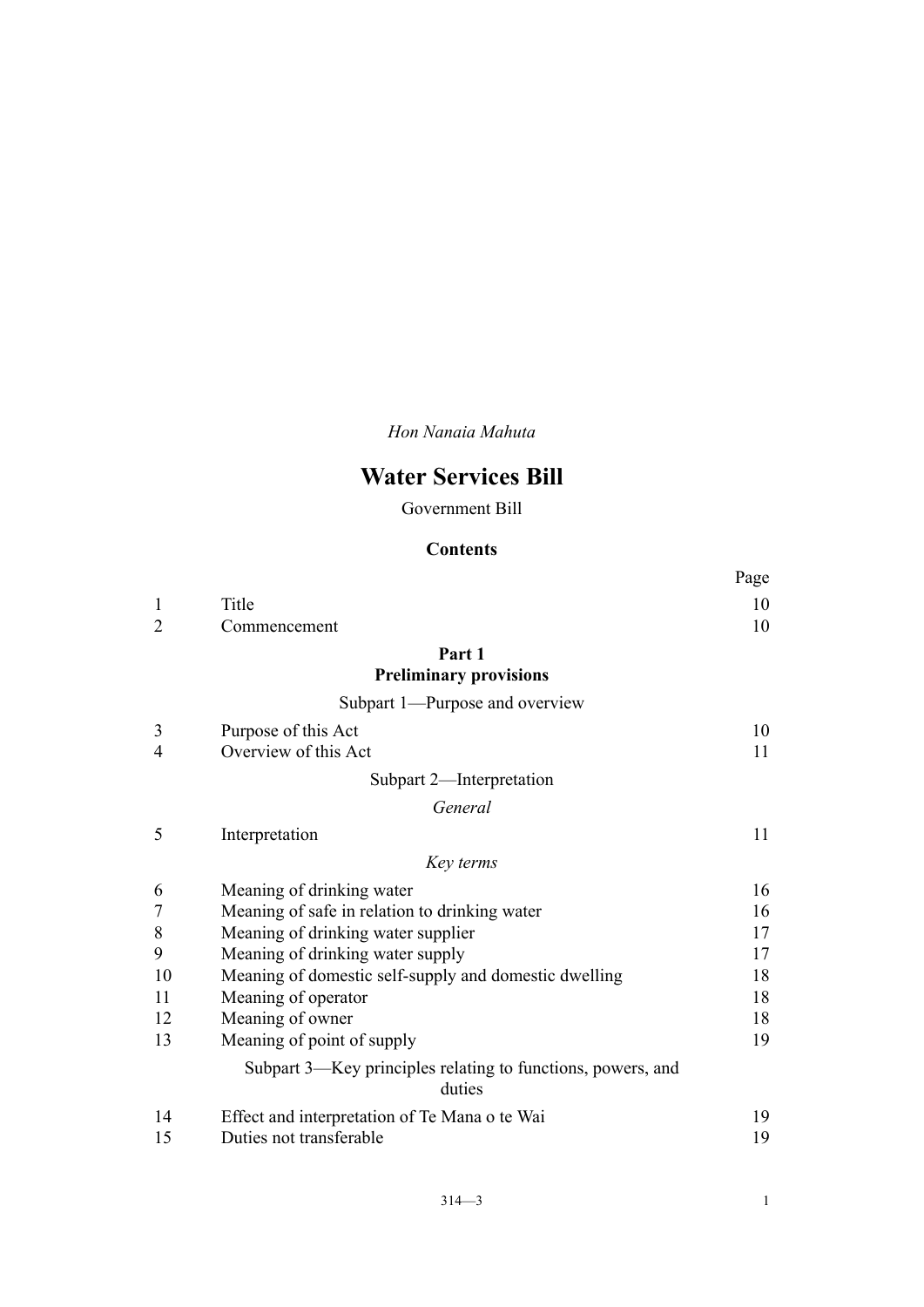*Hon Nanaia Mahuta*

# Water Services Bill

Government Bill

## Contents

| | | Page |
|---|---|---|
| 1 | Title | 10 |
| 2 | Commencement | 10 |
| | **Part 1** **Preliminary provisions** | |
| | Subpart 1—Purpose and overview | |
| 3 | Purpose of this Act | 10 |
| 4 | Overview of this Act | 11 |
| | Subpart 2—Interpretation | |
| | *General* | |
| 5 | Interpretation | 11 |
| | *Key terms* | |
| 6 | Meaning of drinking water | 16 |
| 7 | Meaning of safe in relation to drinking water | 16 |
| 8 | Meaning of drinking water supplier | 17 |
| 9 | Meaning of drinking water supply | 17 |
| 10 | Meaning of domestic self-supply and domestic dwelling | 18 |
| 11 | Meaning of operator | 18 |
| 12 | Meaning of owner | 18 |
| 13 | Meaning of point of supply | 19 |
| | Subpart 3—Key principles relating to functions, powers, and duties | |
| 14 | Effect and interpretation of Te Mana o te Wai | 19 |
| 15 | Duties not transferable | 19 |

314—3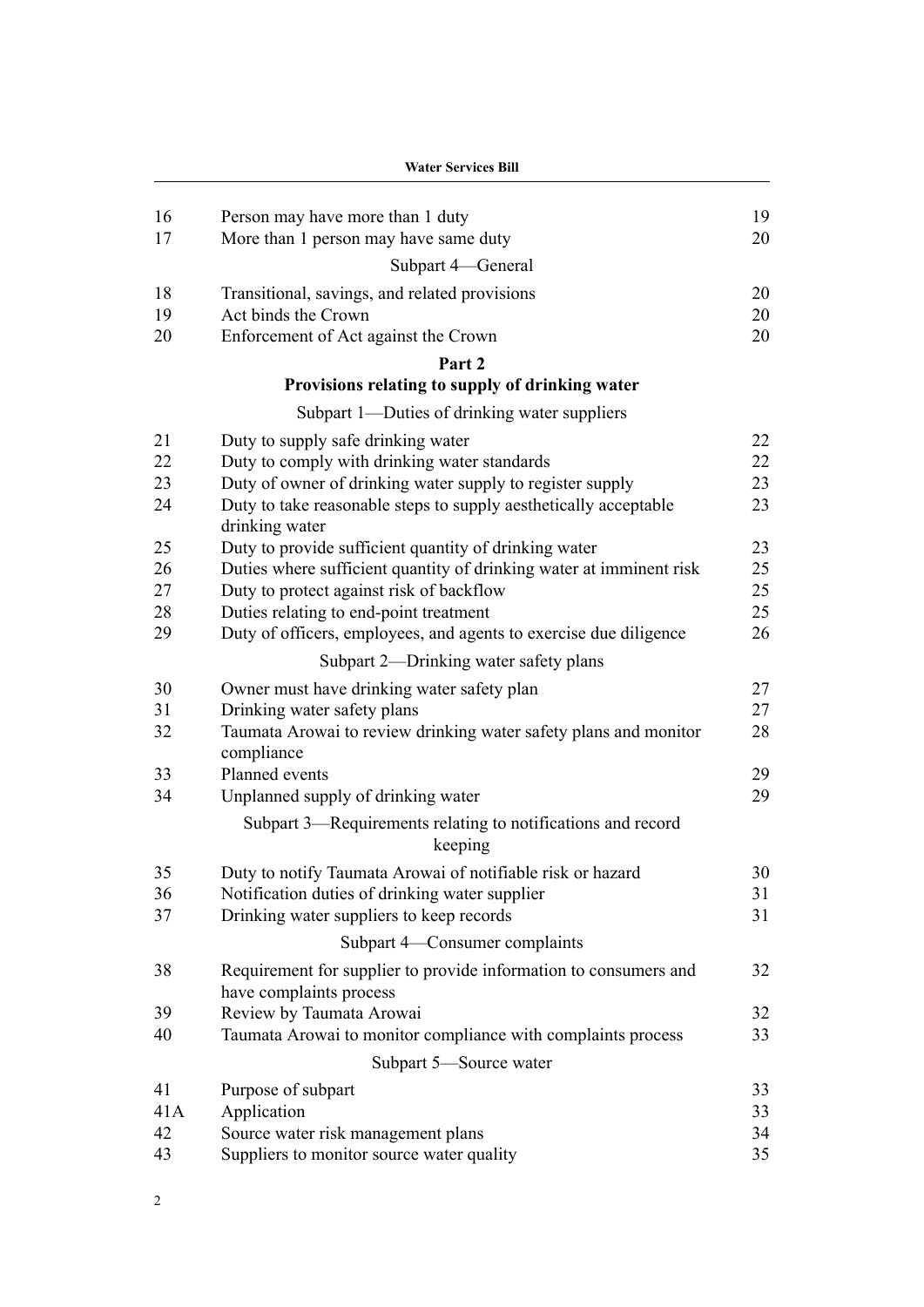| | | |
|---|---|---|
| 16 | Person may have more than 1 duty | 19 |
| 17 | More than 1 person may have same duty | 20 |
| | Subpart 4—General | |
| 18 | Transitional, savings, and related provisions | 20 |
| 19 | Act binds the Crown | 20 |
| 20 | Enforcement of Act against the Crown | 20 |

**Part 2**
**Provisions relating to supply of drinking water**

| | | |
|---|---|---|
| | Subpart 1—Duties of drinking water suppliers | |
| 21 | Duty to supply safe drinking water | 22 |
| 22 | Duty to comply with drinking water standards | 22 |
| 23 | Duty of owner of drinking water supply to register supply | 23 |
| 24 | Duty to take reasonable steps to supply aesthetically acceptable drinking water | 23 |
| 25 | Duty to provide sufficient quantity of drinking water | 23 |
| 26 | Duties where sufficient quantity of drinking water at imminent risk | 25 |
| 27 | Duty to protect against risk of backflow | 25 |
| 28 | Duties relating to end-point treatment | 25 |
| 29 | Duty of officers, employees, and agents to exercise due diligence | 26 |
| | Subpart 2—Drinking water safety plans | |
| 30 | Owner must have drinking water safety plan | 27 |
| 31 | Drinking water safety plans | 27 |
| 32 | Taumata Arowai to review drinking water safety plans and monitor compliance | 28 |
| 33 | Planned events | 29 |
| 34 | Unplanned supply of drinking water | 29 |
| | Subpart 3—Requirements relating to notifications and record keeping | |
| 35 | Duty to notify Taumata Arowai of notifiable risk or hazard | 30 |
| 36 | Notification duties of drinking water supplier | 31 |
| 37 | Drinking water suppliers to keep records | 31 |
| | Subpart 4—Consumer complaints | |
| 38 | Requirement for supplier to provide information to consumers and have complaints process | 32 |
| 39 | Review by Taumata Arowai | 32 |
| 40 | Taumata Arowai to monitor compliance with complaints process | 33 |
| | Subpart 5—Source water | |
| 41 | Purpose of subpart | 33 |
| 41A | Application | 33 |
| 42 | Source water risk management plans | 34 |
| 43 | Suppliers to monitor source water quality | 35 |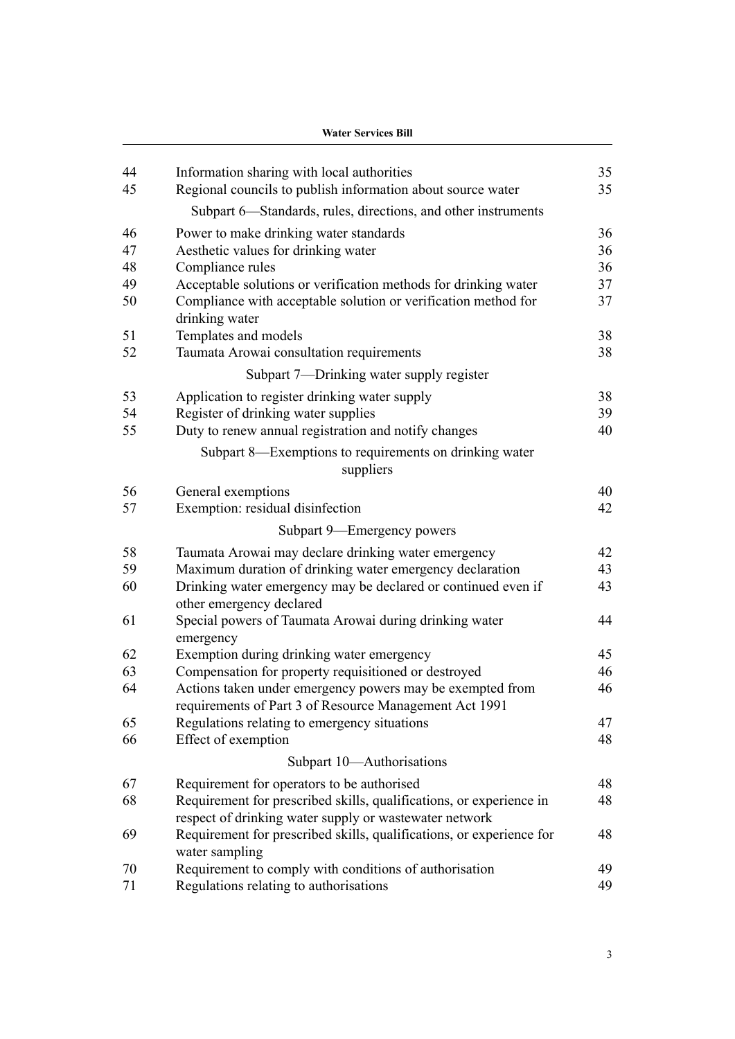| | | |
|---|---|---|
| 44 | Information sharing with local authorities | 35 |
| 45 | Regional councils to publish information about source water | 35 |
| | Subpart 6—Standards, rules, directions, and other instruments | |
| 46 | Power to make drinking water standards | 36 |
| 47 | Aesthetic values for drinking water | 36 |
| 48 | Compliance rules | 36 |
| 49 | Acceptable solutions or verification methods for drinking water | 37 |
| 50 | Compliance with acceptable solution or verification method for drinking water | 37 |
| 51 | Templates and models | 38 |
| 52 | Taumata Arowai consultation requirements | 38 |
| | Subpart 7—Drinking water supply register | |
| 53 | Application to register drinking water supply | 38 |
| 54 | Register of drinking water supplies | 39 |
| 55 | Duty to renew annual registration and notify changes | 40 |
| | Subpart 8—Exemptions to requirements on drinking water suppliers | |
| 56 | General exemptions | 40 |
| 57 | Exemption: residual disinfection | 42 |
| | Subpart 9—Emergency powers | |
| 58 | Taumata Arowai may declare drinking water emergency | 42 |
| 59 | Maximum duration of drinking water emergency declaration | 43 |
| 60 | Drinking water emergency may be declared or continued even if other emergency declared | 43 |
| 61 | Special powers of Taumata Arowai during drinking water emergency | 44 |
| 62 | Exemption during drinking water emergency | 45 |
| 63 | Compensation for property requisitioned or destroyed | 46 |
| 64 | Actions taken under emergency powers may be exempted from requirements of Part 3 of Resource Management Act 1991 | 46 |
| 65 | Regulations relating to emergency situations | 47 |
| 66 | Effect of exemption | 48 |
| | Subpart 10—Authorisations | |
| 67 | Requirement for operators to be authorised | 48 |
| 68 | Requirement for prescribed skills, qualifications, or experience in respect of drinking water supply or wastewater network | 48 |
| 69 | Requirement for prescribed skills, qualifications, or experience for water sampling | 48 |
| 70 | Requirement to comply with conditions of authorisation | 49 |
| 71 | Regulations relating to authorisations | 49 |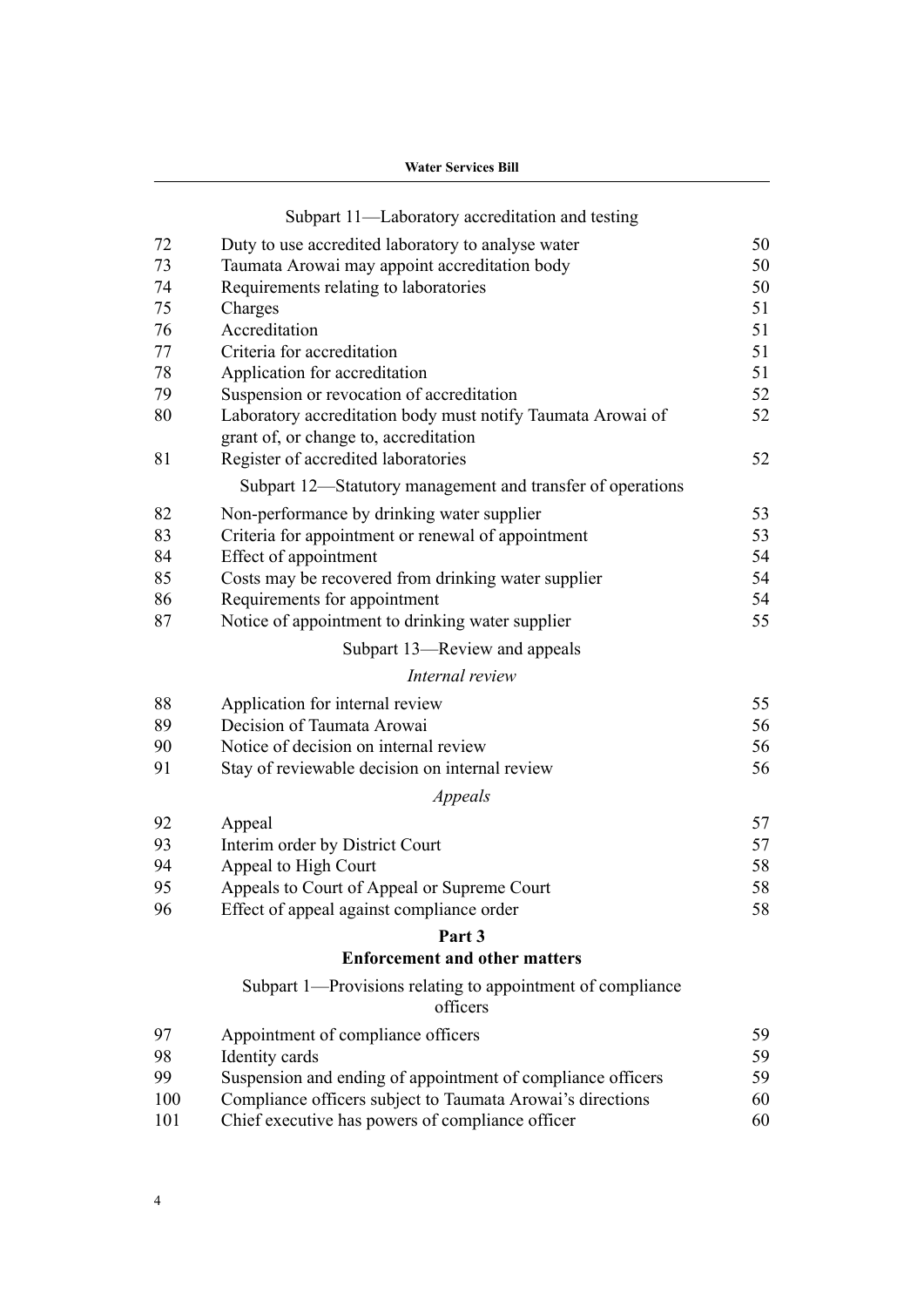Subpart 11—Laboratory accreditation and testing

| | | |
|---|---|---|
| 72 | Duty to use accredited laboratory to analyse water | 50 |
| 73 | Taumata Arowai may appoint accreditation body | 50 |
| 74 | Requirements relating to laboratories | 50 |
| 75 | Charges | 51 |
| 76 | Accreditation | 51 |
| 77 | Criteria for accreditation | 51 |
| 78 | Application for accreditation | 51 |
| 79 | Suspension or revocation of accreditation | 52 |
| 80 | Laboratory accreditation body must notify Taumata Arowai of grant of, or change to, accreditation | 52 |
| 81 | Register of accredited laboratories | 52 |

Subpart 12—Statutory management and transfer of operations

| | | |
|---|---|---|
| 82 | Non-performance by drinking water supplier | 53 |
| 83 | Criteria for appointment or renewal of appointment | 53 |
| 84 | Effect of appointment | 54 |
| 85 | Costs may be recovered from drinking water supplier | 54 |
| 86 | Requirements for appointment | 54 |
| 87 | Notice of appointment to drinking water supplier | 55 |

Subpart 13—Review and appeals

*Internal review*

| | | |
|---|---|---|
| 88 | Application for internal review | 55 |
| 89 | Decision of Taumata Arowai | 56 |
| 90 | Notice of decision on internal review | 56 |
| 91 | Stay of reviewable decision on internal review | 56 |

*Appeals*

| | | |
|---|---|---|
| 92 | Appeal | 57 |
| 93 | Interim order by District Court | 57 |
| 94 | Appeal to High Court | 58 |
| 95 | Appeals to Court of Appeal or Supreme Court | 58 |
| 96 | Effect of appeal against compliance order | 58 |

**Part 3**
**Enforcement and other matters**

Subpart 1—Provisions relating to appointment of compliance officers

| | | |
|---|---|---|
| 97 | Appointment of compliance officers | 59 |
| 98 | Identity cards | 59 |
| 99 | Suspension and ending of appointment of compliance officers | 59 |
| 100 | Compliance officers subject to Taumata Arowai's directions | 60 |
| 101 | Chief executive has powers of compliance officer | 60 |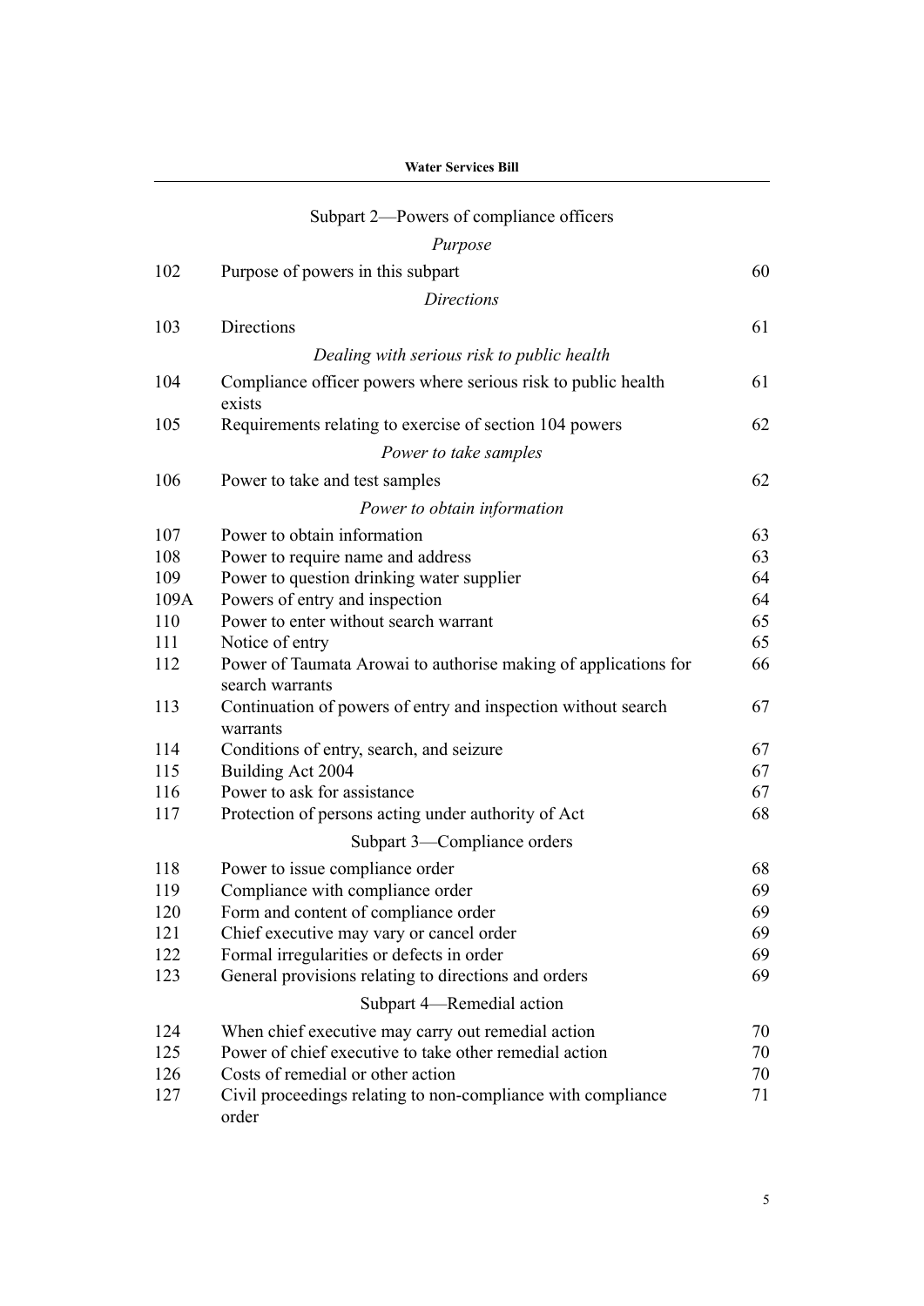## Subpart 2—Powers of compliance officers

*Purpose*

| | | |
|---|---|---|
| 102 | Purpose of powers in this subpart | 60 |

*Directions*

| | | |
|---|---|---|
| 103 | Directions | 61 |

*Dealing with serious risk to public health*

| | | |
|---|---|---|
| 104 | Compliance officer powers where serious risk to public health exists | 61 |
| 105 | Requirements relating to exercise of section 104 powers | 62 |

*Power to take samples*

| | | |
|---|---|---|
| 106 | Power to take and test samples | 62 |

*Power to obtain information*

| | | |
|---|---|---|
| 107 | Power to obtain information | 63 |
| 108 | Power to require name and address | 63 |
| 109 | Power to question drinking water supplier | 64 |
| 109A | Powers of entry and inspection | 64 |
| 110 | Power to enter without search warrant | 65 |
| 111 | Notice of entry | 65 |
| 112 | Power of Taumata Arowai to authorise making of applications for search warrants | 66 |
| 113 | Continuation of powers of entry and inspection without search warrants | 67 |
| 114 | Conditions of entry, search, and seizure | 67 |
| 115 | Building Act 2004 | 67 |
| 116 | Power to ask for assistance | 67 |
| 117 | Protection of persons acting under authority of Act | 68 |

## Subpart 3—Compliance orders

| | | |
|---|---|---|
| 118 | Power to issue compliance order | 68 |
| 119 | Compliance with compliance order | 69 |
| 120 | Form and content of compliance order | 69 |
| 121 | Chief executive may vary or cancel order | 69 |
| 122 | Formal irregularities or defects in order | 69 |
| 123 | General provisions relating to directions and orders | 69 |

## Subpart 4—Remedial action

| | | |
|---|---|---|
| 124 | When chief executive may carry out remedial action | 70 |
| 125 | Power of chief executive to take other remedial action | 70 |
| 126 | Costs of remedial or other action | 70 |
| 127 | Civil proceedings relating to non-compliance with compliance order | 71 |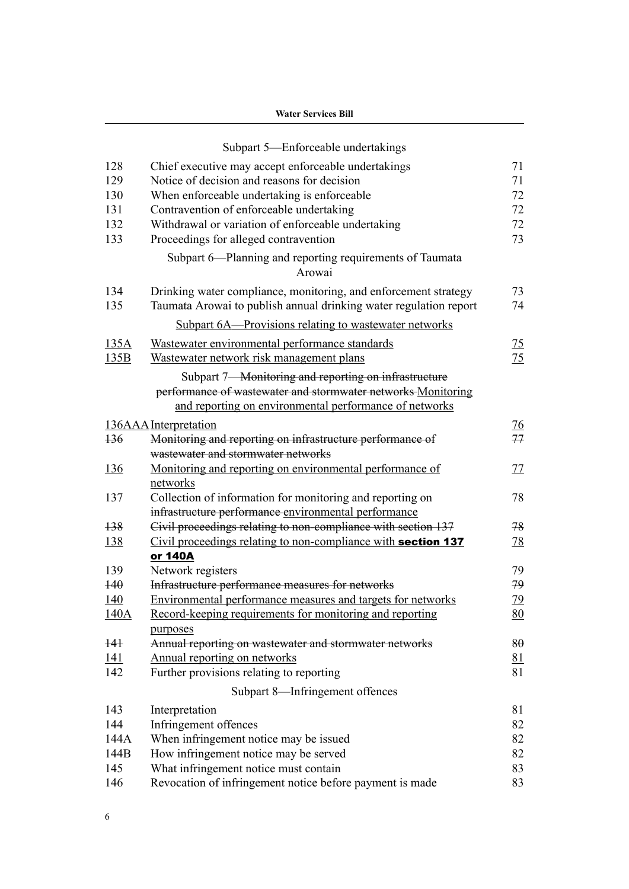Subpart 5—Enforceable undertakings

| | | |
|---|---|---|
| 128 | Chief executive may accept enforceable undertakings | 71 |
| 129 | Notice of decision and reasons for decision | 71 |
| 130 | When enforceable undertaking is enforceable | 72 |
| 131 | Contravention of enforceable undertaking | 72 |
| 132 | Withdrawal or variation of enforceable undertaking | 72 |
| 133 | Proceedings for alleged contravention | 73 |

Subpart 6—Planning and reporting requirements of Taumata Arowai

| | | |
|---|---|---|
| 134 | Drinking water compliance, monitoring, and enforcement strategy | 73 |
| 135 | Taumata Arowai to publish annual drinking water regulation report | 74 |

<u>Subpart 6A—Provisions relating to wastewater networks</u>

| | | |
|---|---|---|
| <u>135A</u> | <u>Wastewater environmental performance standards</u> | <u>75</u> |
| <u>135B</u> | <u>Wastewater network risk management plans</u> | <u>75</u> |

Subpart 7—~~Monitoring and reporting on infrastructure performance of wastewater and stormwater networks~~ <u>Monitoring and reporting on environmental performance of networks</u>

| | | |
|---|---|---|
| <u>136AAA</u> | <u>Interpretation</u> | <u>76</u> |
| ~~136~~ | ~~Monitoring and reporting on infrastructure performance of wastewater and stormwater networks~~ | ~~77~~ |
| <u>136</u> | <u>Monitoring and reporting on environmental performance of networks</u> | <u>77</u> |
| 137 | Collection of information for monitoring and reporting on ~~infrastructure performance~~ <u>environmental performance</u> | 78 |
| ~~138~~ | ~~Civil proceedings relating to non-compliance with section 137~~ | ~~78~~ |
| <u>138</u> | <u>Civil proceedings relating to non-compliance with **section 137 or 140A**</u> | <u>78</u> |
| 139 | Network registers | 79 |
| ~~140~~ | ~~Infrastructure performance measures for networks~~ | ~~79~~ |
| <u>140</u> | <u>Environmental performance measures and targets for networks</u> | <u>79</u> |
| <u>140A</u> | <u>Record-keeping requirements for monitoring and reporting purposes</u> | <u>80</u> |
| ~~141~~ | ~~Annual reporting on wastewater and stormwater networks~~ | ~~80~~ |
| <u>141</u> | <u>Annual reporting on networks</u> | <u>81</u> |
| 142 | Further provisions relating to reporting | 81 |

Subpart 8—Infringement offences

| | | |
|---|---|---|
| 143 | Interpretation | 81 |
| 144 | Infringement offences | 82 |
| 144A | When infringement notice may be issued | 82 |
| 144B | How infringement notice may be served | 82 |
| 145 | What infringement notice must contain | 83 |
| 146 | Revocation of infringement notice before payment is made | 83 |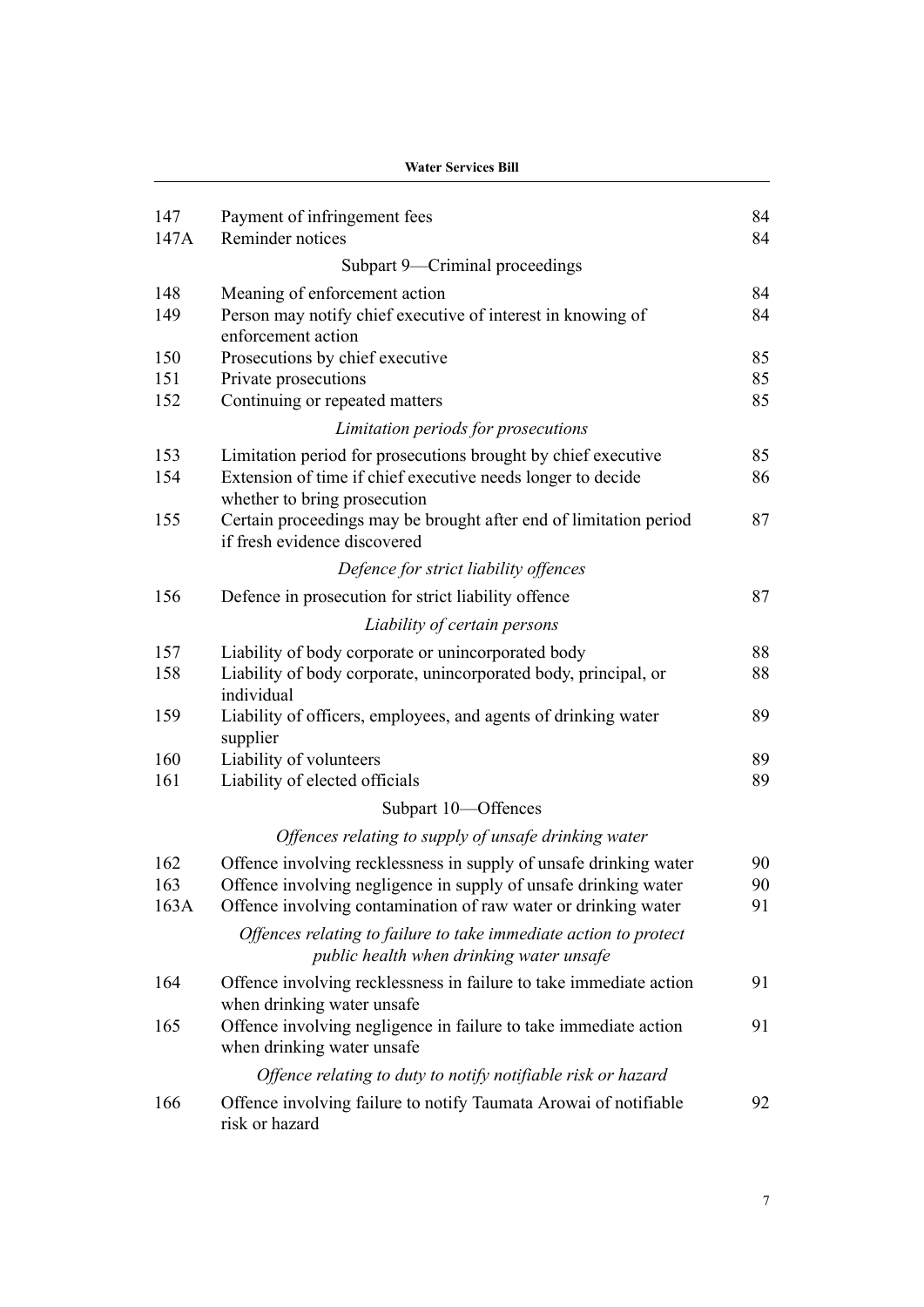| | | |
|---|---|---|
| 147 | Payment of infringement fees | 84 |
| 147A | Reminder notices | 84 |
| | Subpart 9—Criminal proceedings | |
| 148 | Meaning of enforcement action | 84 |
| 149 | Person may notify chief executive of interest in knowing of enforcement action | 84 |
| 150 | Prosecutions by chief executive | 85 |
| 151 | Private prosecutions | 85 |
| 152 | Continuing or repeated matters | 85 |
| | *Limitation periods for prosecutions* | |
| 153 | Limitation period for prosecutions brought by chief executive | 85 |
| 154 | Extension of time if chief executive needs longer to decide whether to bring prosecution | 86 |
| 155 | Certain proceedings may be brought after end of limitation period if fresh evidence discovered | 87 |
| | *Defence for strict liability offences* | |
| 156 | Defence in prosecution for strict liability offence | 87 |
| | *Liability of certain persons* | |
| 157 | Liability of body corporate or unincorporated body | 88 |
| 158 | Liability of body corporate, unincorporated body, principal, or individual | 88 |
| 159 | Liability of officers, employees, and agents of drinking water supplier | 89 |
| 160 | Liability of volunteers | 89 |
| 161 | Liability of elected officials | 89 |
| | Subpart 10—Offences | |
| | *Offences relating to supply of unsafe drinking water* | |
| 162 | Offence involving recklessness in supply of unsafe drinking water | 90 |
| 163 | Offence involving negligence in supply of unsafe drinking water | 90 |
| 163A | Offence involving contamination of raw water or drinking water | 91 |
| | *Offences relating to failure to take immediate action to protect public health when drinking water unsafe* | |
| 164 | Offence involving recklessness in failure to take immediate action when drinking water unsafe | 91 |
| 165 | Offence involving negligence in failure to take immediate action when drinking water unsafe | 91 |
| | *Offence relating to duty to notify notifiable risk or hazard* | |
| 166 | Offence involving failure to notify Taumata Arowai of notifiable risk or hazard | 92 |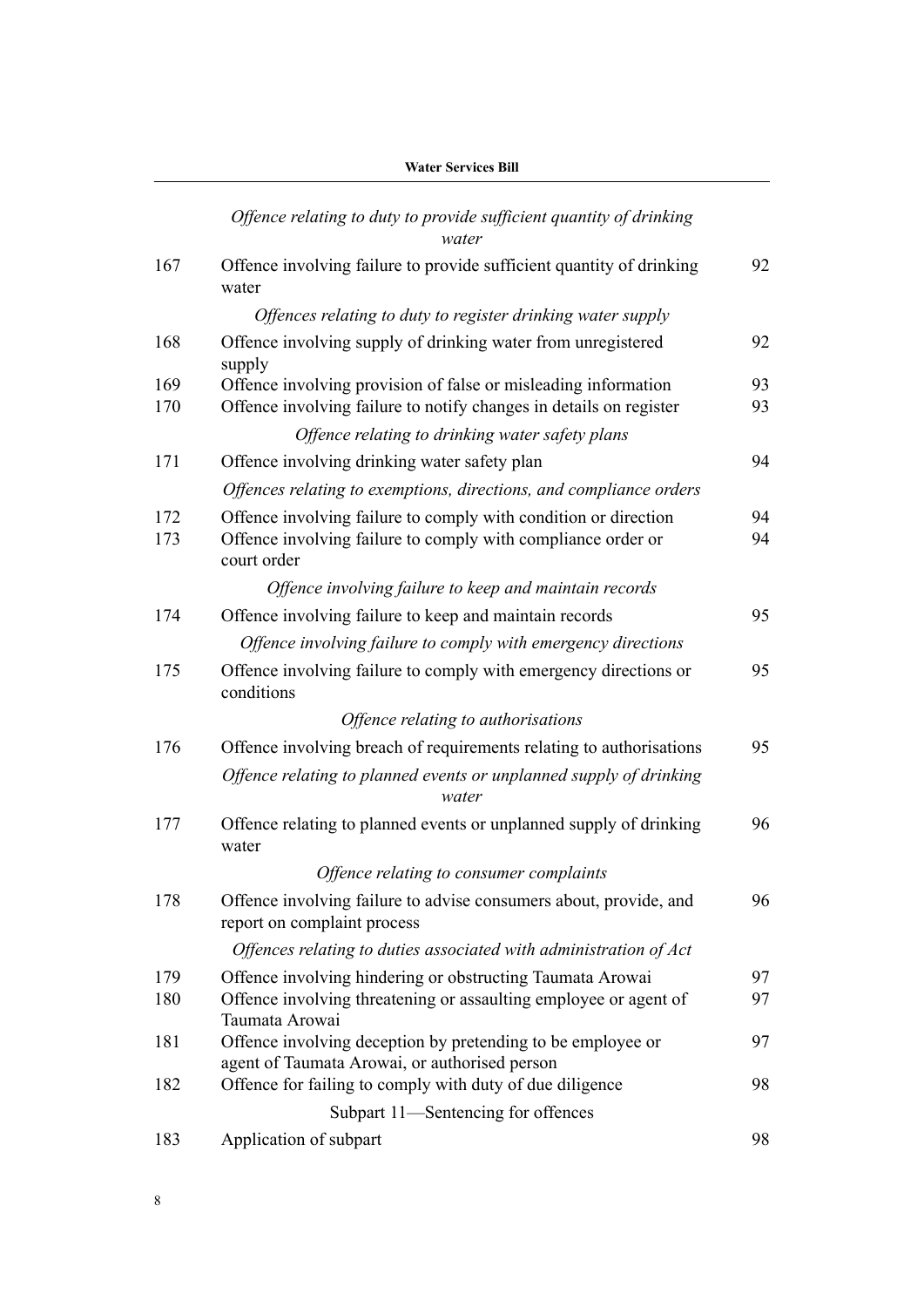*Offence relating to duty to provide sufficient quantity of drinking water*

| | | |
|---|---|---|
| 167 | Offence involving failure to provide sufficient quantity of drinking water | 92 |

*Offences relating to duty to register drinking water supply*

| | | |
|---|---|---|
| 168 | Offence involving supply of drinking water from unregistered supply | 92 |
| 169 | Offence involving provision of false or misleading information | 93 |
| 170 | Offence involving failure to notify changes in details on register | 93 |

*Offence relating to drinking water safety plans*

| | | |
|---|---|---|
| 171 | Offence involving drinking water safety plan | 94 |

*Offences relating to exemptions, directions, and compliance orders*

| | | |
|---|---|---|
| 172 | Offence involving failure to comply with condition or direction | 94 |
| 173 | Offence involving failure to comply with compliance order or court order | 94 |

*Offence involving failure to keep and maintain records*

| | | |
|---|---|---|
| 174 | Offence involving failure to keep and maintain records | 95 |

*Offence involving failure to comply with emergency directions*

| | | |
|---|---|---|
| 175 | Offence involving failure to comply with emergency directions or conditions | 95 |

*Offence relating to authorisations*

| | | |
|---|---|---|
| 176 | Offence involving breach of requirements relating to authorisations | 95 |

*Offence relating to planned events or unplanned supply of drinking water*

| | | |
|---|---|---|
| 177 | Offence relating to planned events or unplanned supply of drinking water | 96 |

*Offence relating to consumer complaints*

| | | |
|---|---|---|
| 178 | Offence involving failure to advise consumers about, provide, and report on complaint process | 96 |

*Offences relating to duties associated with administration of Act*

| | | |
|---|---|---|
| 179 | Offence involving hindering or obstructing Taumata Arowai | 97 |
| 180 | Offence involving threatening or assaulting employee or agent of Taumata Arowai | 97 |
| 181 | Offence involving deception by pretending to be employee or agent of Taumata Arowai, or authorised person | 97 |
| 182 | Offence for failing to comply with duty of due diligence | 98 |

Subpart 11—Sentencing for offences

| | | |
|---|---|---|
| 183 | Application of subpart | 98 |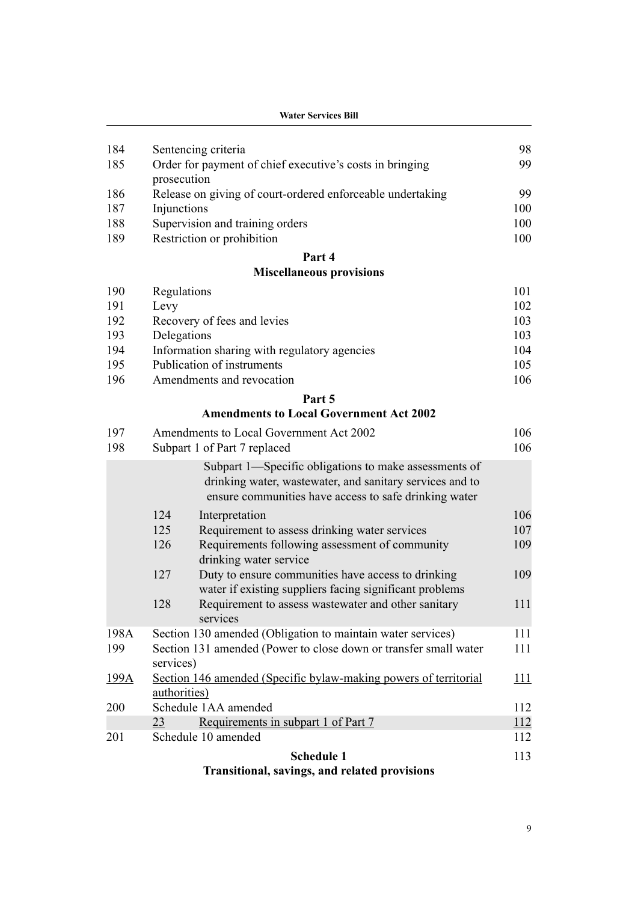| | | |
|---|---|---|
| 184 | Sentencing criteria | 98 |
| 185 | Order for payment of chief executive's costs in bringing prosecution | 99 |
| 186 | Release on giving of court-ordered enforceable undertaking | 99 |
| 187 | Injunctions | 100 |
| 188 | Supervision and training orders | 100 |
| 189 | Restriction or prohibition | 100 |

**Part 4**
**Miscellaneous provisions**

| | | |
|---|---|---|
| 190 | Regulations | 101 |
| 191 | Levy | 102 |
| 192 | Recovery of fees and levies | 103 |
| 193 | Delegations | 103 |
| 194 | Information sharing with regulatory agencies | 104 |
| 195 | Publication of instruments | 105 |
| 196 | Amendments and revocation | 106 |

**Part 5**
**Amendments to Local Government Act 2002**

| | | |
|---|---|---|
| 197 | Amendments to Local Government Act 2002 | 106 |
| 198 | Subpart 1 of Part 7 replaced | 106 |
| | Subpart 1—Specific obligations to make assessments of drinking water, wastewater, and sanitary services and to ensure communities have access to safe drinking water | |
| 124 | Interpretation | 106 |
| 125 | Requirement to assess drinking water services | 107 |
| 126 | Requirements following assessment of community drinking water service | 109 |
| 127 | Duty to ensure communities have access to drinking water if existing suppliers facing significant problems | 109 |
| 128 | Requirement to assess wastewater and other sanitary services | 111 |
| 198A | Section 130 amended (Obligation to maintain water services) | 111 |
| 199 | Section 131 amended (Power to close down or transfer small water services) | 111 |
| 199A | Section 146 amended (Specific bylaw-making powers of territorial authorities) | 111 |
| 200 | Schedule 1AA amended | 112 |
| 23 | Requirements in subpart 1 of Part 7 | 112 |
| 201 | Schedule 10 amended | 112 |

**Schedule 1** 113
**Transitional, savings, and related provisions**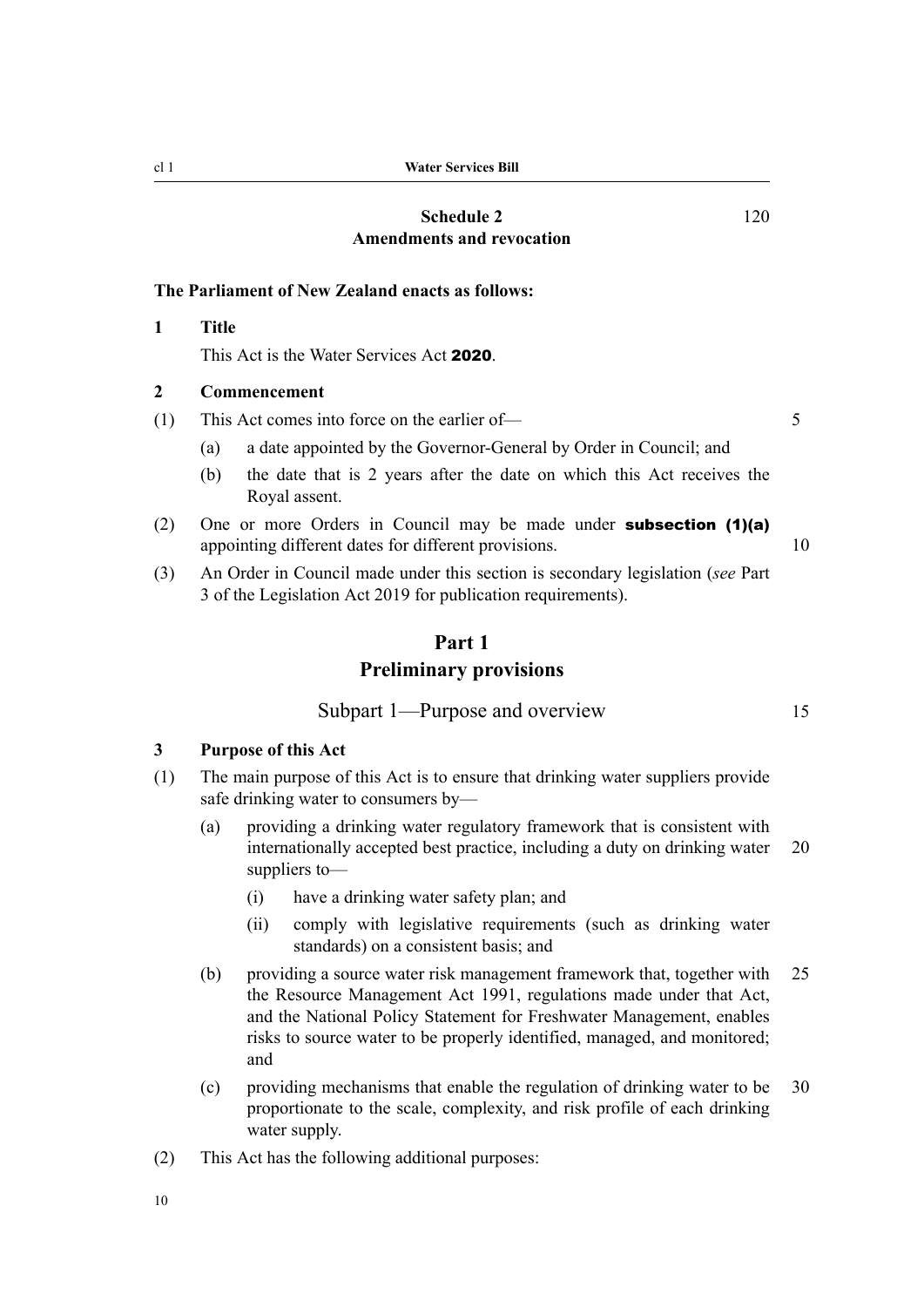**Schedule 2** 120
**Amendments and revocation**

**The Parliament of New Zealand enacts as follows:**

**1 Title**

This Act is the Water Services Act **2020**.

**2 Commencement**

(1) This Act comes into force on the earlier of—

(a) a date appointed by the Governor-General by Order in Council; and

(b) the date that is 2 years after the date on which this Act receives the Royal assent.

(2) One or more Orders in Council may be made under **subsection (1)(a)** appointing different dates for different provisions.

(3) An Order in Council made under this section is secondary legislation (*see* Part 3 of the Legislation Act 2019 for publication requirements).

# Part 1
# Preliminary provisions

## Subpart 1—Purpose and overview

**3 Purpose of this Act**

(1) The main purpose of this Act is to ensure that drinking water suppliers provide safe drinking water to consumers by—

(a) providing a drinking water regulatory framework that is consistent with internationally accepted best practice, including a duty on drinking water suppliers to—

(i) have a drinking water safety plan; and

(ii) comply with legislative requirements (such as drinking water standards) on a consistent basis; and

(b) providing a source water risk management framework that, together with the Resource Management Act 1991, regulations made under that Act, and the National Policy Statement for Freshwater Management, enables risks to source water to be properly identified, managed, and monitored; and

(c) providing mechanisms that enable the regulation of drinking water to be proportionate to the scale, complexity, and risk profile of each drinking water supply.

(2) This Act has the following additional purposes: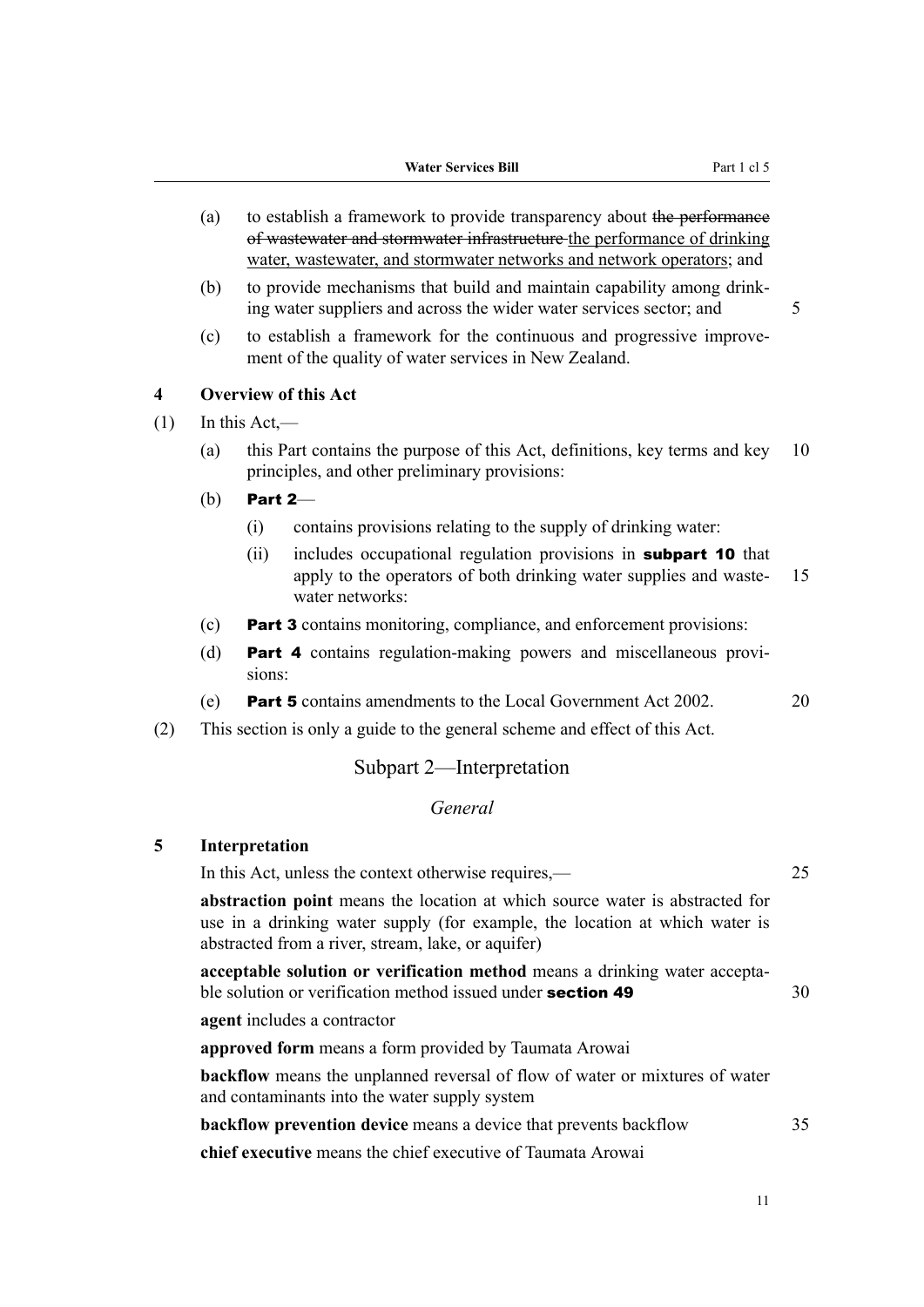(a) to establish a framework to provide transparency about ~~the performance of wastewater and stormwater infrastructure~~ <u>the performance of drinking water, wastewater, and stormwater networks and network operators</u>; and

(b) to provide mechanisms that build and maintain capability among drinking water suppliers and across the wider water services sector; and

(c) to establish a framework for the continuous and progressive improvement of the quality of water services in New Zealand.

**4 Overview of this Act**

(1) In this Act,—

(a) this Part contains the purpose of this Act, definitions, key terms and key principles, and other preliminary provisions:

(b) **Part 2**—

(i) contains provisions relating to the supply of drinking water:

(ii) includes occupational regulation provisions in **subpart 10** that apply to the operators of both drinking water supplies and wastewater networks:

(c) **Part 3** contains monitoring, compliance, and enforcement provisions:

(d) **Part 4** contains regulation-making powers and miscellaneous provisions:

(e) **Part 5** contains amendments to the Local Government Act 2002.

(2) This section is only a guide to the general scheme and effect of this Act.

## Subpart 2—Interpretation

### *General*

**5 Interpretation**

In this Act, unless the context otherwise requires,—

**abstraction point** means the location at which source water is abstracted for use in a drinking water supply (for example, the location at which water is abstracted from a river, stream, lake, or aquifer)

**acceptable solution or verification method** means a drinking water acceptable solution or verification method issued under **section 49**

**agent** includes a contractor

**approved form** means a form provided by Taumata Arowai

**backflow** means the unplanned reversal of flow of water or mixtures of water and contaminants into the water supply system

**backflow prevention device** means a device that prevents backflow

**chief executive** means the chief executive of Taumata Arowai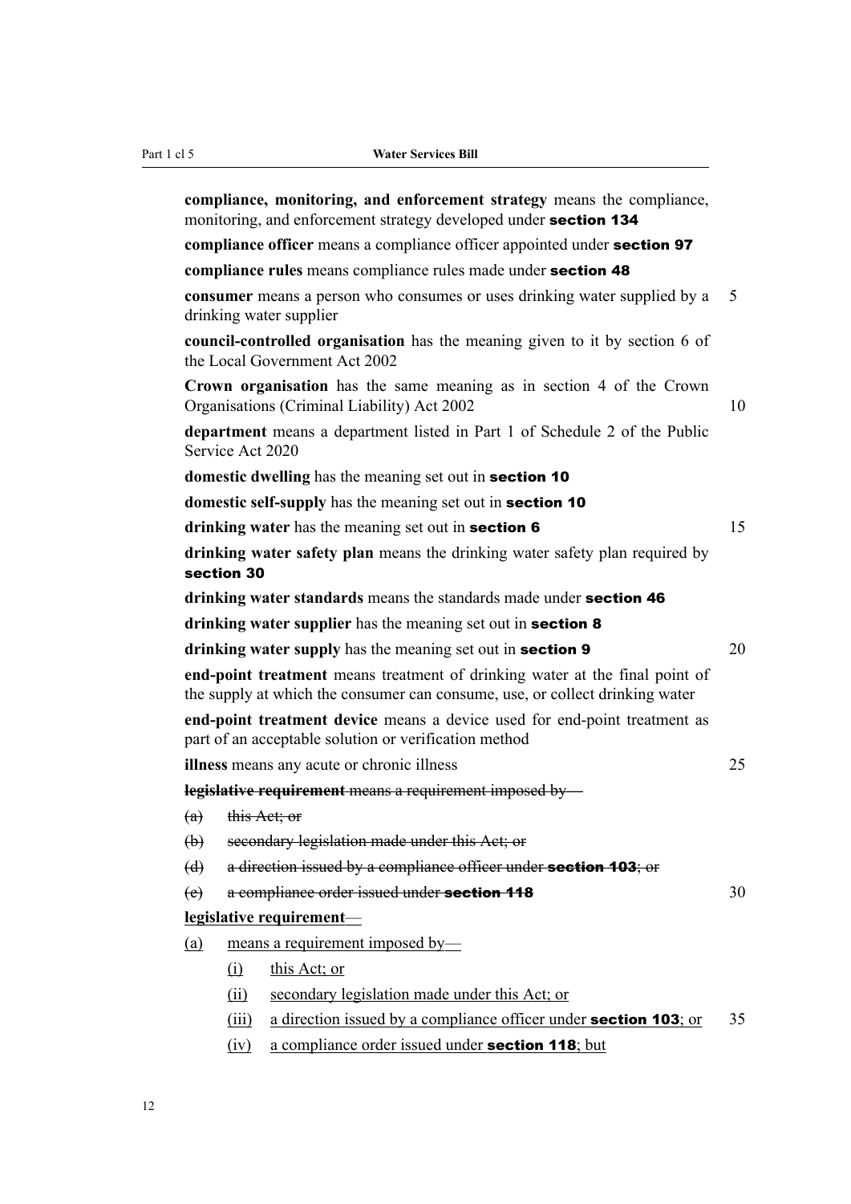**compliance, monitoring, and enforcement strategy** means the compliance, monitoring, and enforcement strategy developed under **section 134**

**compliance officer** means a compliance officer appointed under **section 97**

**compliance rules** means compliance rules made under **section 48**

**consumer** means a person who consumes or uses drinking water supplied by a drinking water supplier

**council-controlled organisation** has the meaning given to it by section 6 of the Local Government Act 2002

**Crown organisation** has the same meaning as in section 4 of the Crown Organisations (Criminal Liability) Act 2002

**department** means a department listed in Part 1 of Schedule 2 of the Public Service Act 2020

**domestic dwelling** has the meaning set out in **section 10**

**domestic self-supply** has the meaning set out in **section 10**

**drinking water** has the meaning set out in **section 6**

**drinking water safety plan** means the drinking water safety plan required by **section 30**

**drinking water standards** means the standards made under **section 46**

**drinking water supplier** has the meaning set out in **section 8**

**drinking water supply** has the meaning set out in **section 9**

**end-point treatment** means treatment of drinking water at the final point of the supply at which the consumer can consume, use, or collect drinking water

**end-point treatment device** means a device used for end-point treatment as part of an acceptable solution or verification method

**illness** means any acute or chronic illness

~~**legislative requirement** means a requirement imposed by—~~

~~(a) this Act; or~~

~~(b) secondary legislation made under this Act; or~~

~~(d) a direction issued by a compliance officer under **section 103**; or~~

~~(e) a compliance order issued under **section 118**~~

<u>**legislative requirement**—</u>

<u>(a) means a requirement imposed by—</u>

<u>(i) this Act; or</u>

<u>(ii) secondary legislation made under this Act; or</u>

<u>(iii) a direction issued by a compliance officer under **section 103**; or</u>

<u>(iv) a compliance order issued under **section 118**; but</u>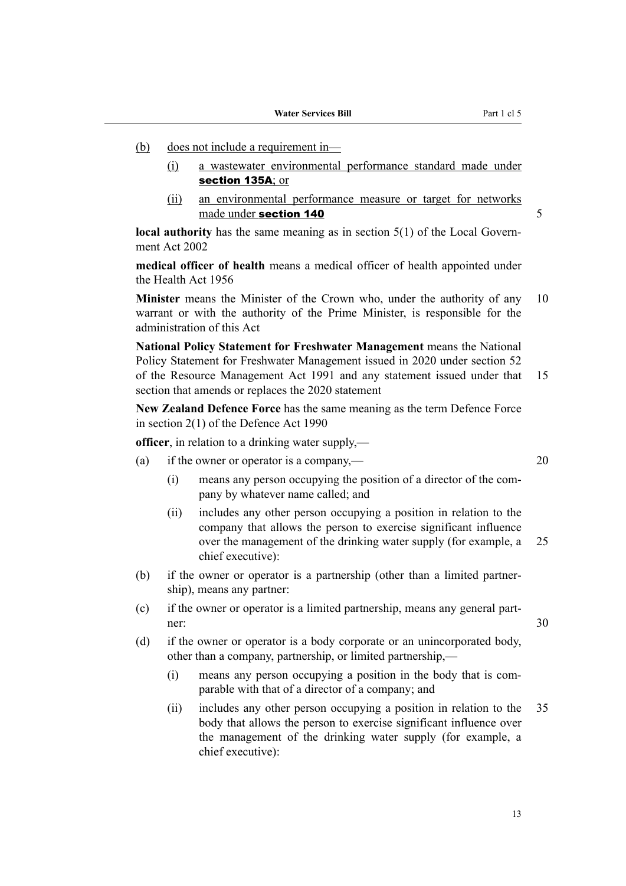(b) does not include a requirement in—

   (i) a wastewater environmental performance standard made under **section 135A**; or

   (ii) an environmental performance measure or target for networks made under **section 140**

**local authority** has the same meaning as in section 5(1) of the Local Government Act 2002

**medical officer of health** means a medical officer of health appointed under the Health Act 1956

**Minister** means the Minister of the Crown who, under the authority of any warrant or with the authority of the Prime Minister, is responsible for the administration of this Act

**National Policy Statement for Freshwater Management** means the National Policy Statement for Freshwater Management issued in 2020 under section 52 of the Resource Management Act 1991 and any statement issued under that section that amends or replaces the 2020 statement

**New Zealand Defence Force** has the same meaning as the term Defence Force in section 2(1) of the Defence Act 1990

**officer**, in relation to a drinking water supply,—

(a) if the owner or operator is a company,—

   (i) means any person occupying the position of a director of the company by whatever name called; and

   (ii) includes any other person occupying a position in relation to the company that allows the person to exercise significant influence over the management of the drinking water supply (for example, a chief executive):

(b) if the owner or operator is a partnership (other than a limited partnership), means any partner:

(c) if the owner or operator is a limited partnership, means any general partner:

(d) if the owner or operator is a body corporate or an unincorporated body, other than a company, partnership, or limited partnership,—

   (i) means any person occupying a position in the body that is comparable with that of a director of a company; and

   (ii) includes any other person occupying a position in relation to the body that allows the person to exercise significant influence over the management of the drinking water supply (for example, a chief executive):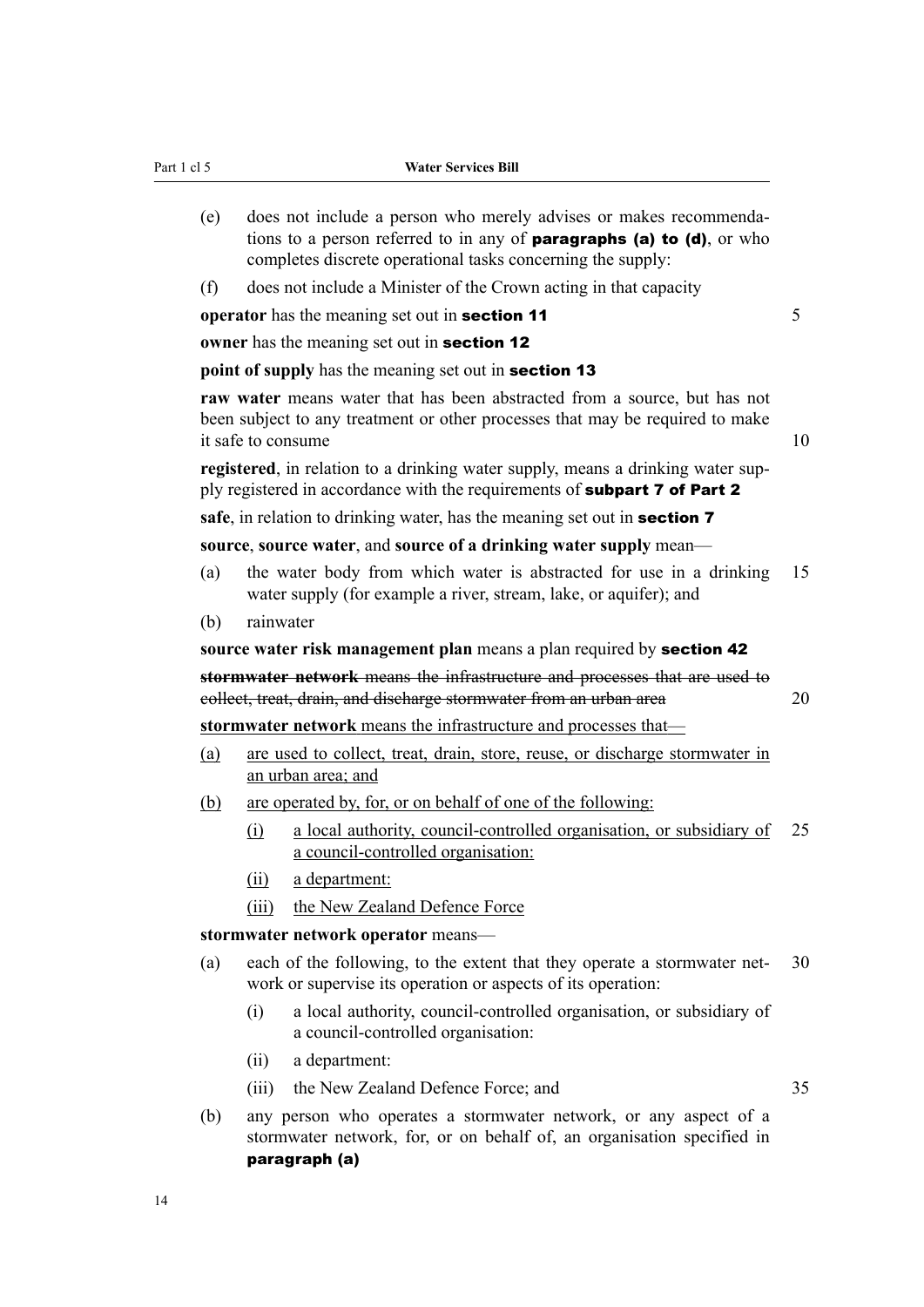(e) does not include a person who merely advises or makes recommendations to a person referred to in any of **paragraphs (a) to (d)**, or who completes discrete operational tasks concerning the supply:

(f) does not include a Minister of the Crown acting in that capacity

**operator** has the meaning set out in **section 11**

**owner** has the meaning set out in **section 12**

**point of supply** has the meaning set out in **section 13**

**raw water** means water that has been abstracted from a source, but has not been subject to any treatment or other processes that may be required to make it safe to consume

**registered**, in relation to a drinking water supply, means a drinking water supply registered in accordance with the requirements of **subpart 7 of Part 2**

**safe**, in relation to drinking water, has the meaning set out in **section 7**

**source**, **source water**, and **source of a drinking water supply** mean—

(a) the water body from which water is abstracted for use in a drinking water supply (for example a river, stream, lake, or aquifer); and

(b) rainwater

**source water risk management plan** means a plan required by **section 42**

~~**stormwater network** means the infrastructure and processes that are used to collect, treat, drain, and discharge stormwater from an urban area~~

<u>**stormwater network** means the infrastructure and processes that—</u>

<u>(a)</u> <u>are used to collect, treat, drain, store, reuse, or discharge stormwater in an urban area; and</u>

<u>(b)</u> <u>are operated by, for, or on behalf of one of the following:</u>

<u>(i)</u> <u>a local authority, council-controlled organisation, or subsidiary of a council-controlled organisation:</u>

<u>(ii)</u> <u>a department:</u>

<u>(iii)</u> <u>the New Zealand Defence Force</u>

**stormwater network operator** means—

(a) each of the following, to the extent that they operate a stormwater network or supervise its operation or aspects of its operation:

(i) a local authority, council-controlled organisation, or subsidiary of a council-controlled organisation:

(ii) a department:

(iii) the New Zealand Defence Force; and

(b) any person who operates a stormwater network, or any aspect of a stormwater network, for, or on behalf of, an organisation specified in **paragraph (a)**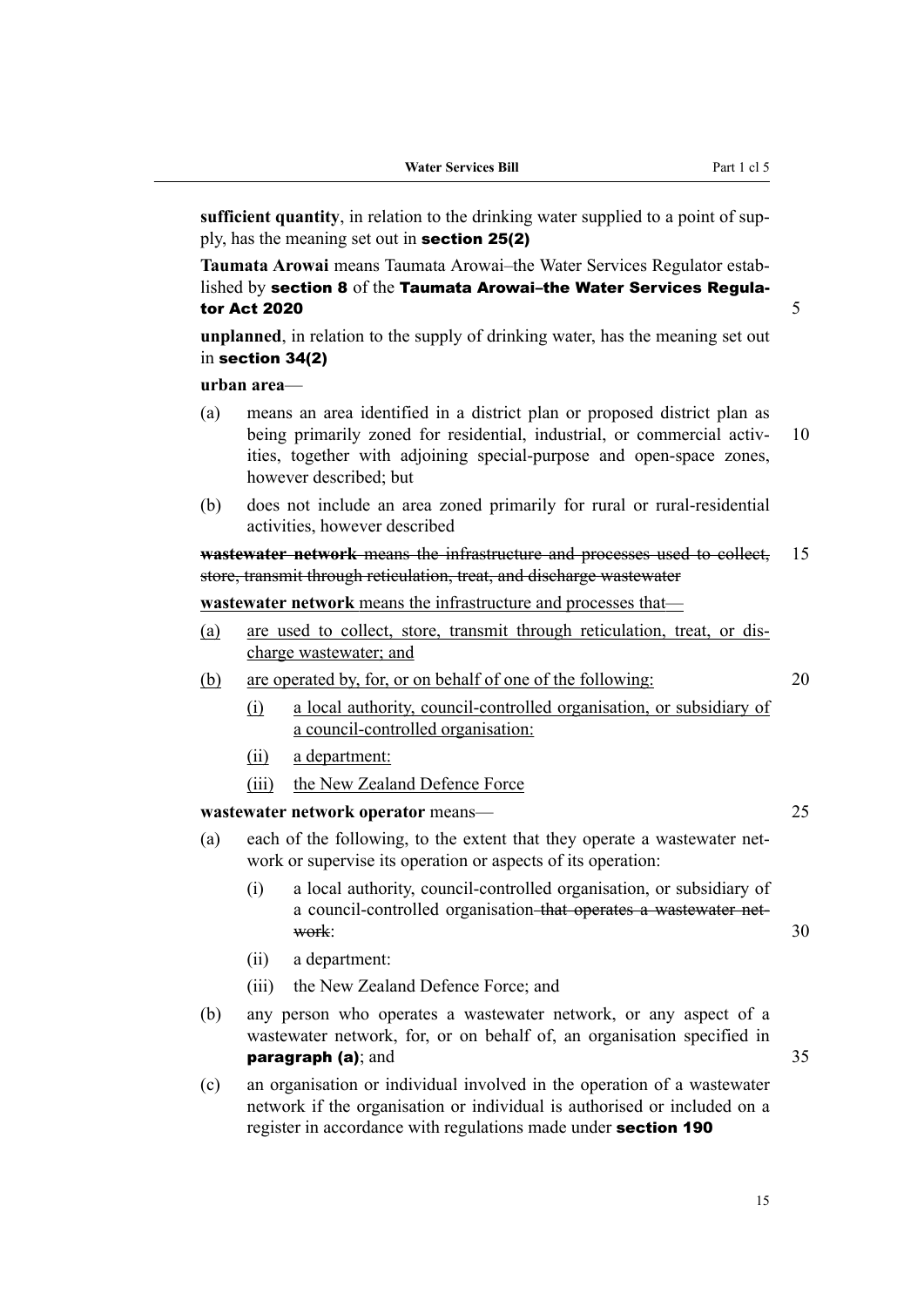**sufficient quantity**, in relation to the drinking water supplied to a point of supply, has the meaning set out in **section 25(2)**

**Taumata Arowai** means Taumata Arowai–the Water Services Regulator established by **section 8** of the **Taumata Arowai–the Water Services Regulator Act 2020**

**unplanned**, in relation to the supply of drinking water, has the meaning set out in **section 34(2)**

**urban area**—

(a) means an area identified in a district plan or proposed district plan as being primarily zoned for residential, industrial, or commercial activities, together with adjoining special-purpose and open-space zones, however described; but

(b) does not include an area zoned primarily for rural or rural-residential activities, however described

~~**wastewater network** means the infrastructure and processes used to collect, store, transmit through reticulation, treat, and discharge wastewater~~

**wastewater network** means the infrastructure and processes that—

(a) are used to collect, store, transmit through reticulation, treat, or discharge wastewater; and

(b) are operated by, for, or on behalf of one of the following:

  (i) a local authority, council-controlled organisation, or subsidiary of a council-controlled organisation:

  (ii) a department:

  (iii) the New Zealand Defence Force

**wastewater network operator** means—

(a) each of the following, to the extent that they operate a wastewater network or supervise its operation or aspects of its operation:

  (i) a local authority, council-controlled organisation, or subsidiary of a council-controlled organisation ~~that operates a wastewater network~~:

  (ii) a department:

  (iii) the New Zealand Defence Force; and

(b) any person who operates a wastewater network, or any aspect of a wastewater network, for, or on behalf of, an organisation specified in **paragraph (a)**; and

(c) an organisation or individual involved in the operation of a wastewater network if the organisation or individual is authorised or included on a register in accordance with regulations made under **section 190**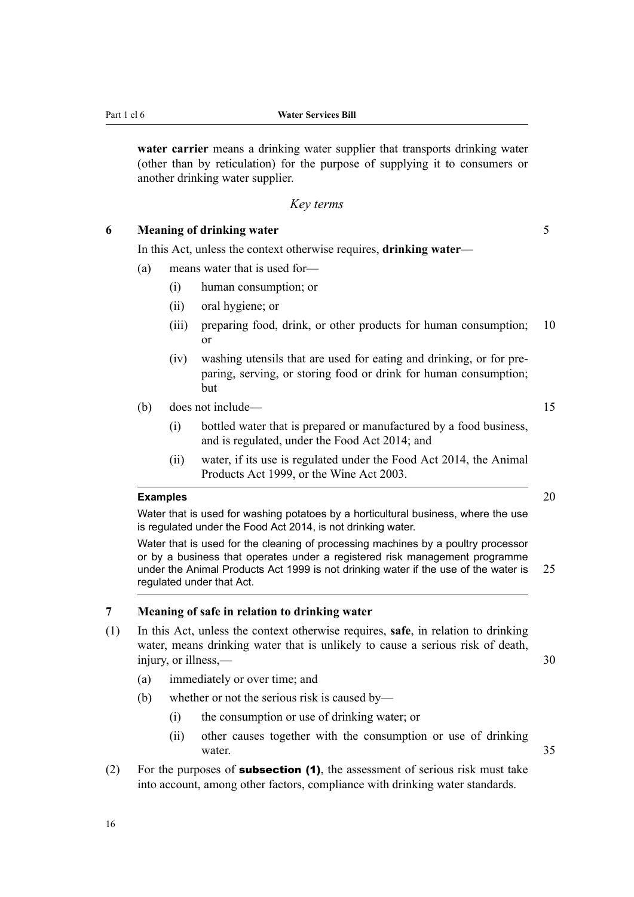**water carrier** means a drinking water supplier that transports drinking water (other than by reticulation) for the purpose of supplying it to consumers or another drinking water supplier.

*Key terms*

### 6 Meaning of drinking water

In this Act, unless the context otherwise requires, **drinking water**—

- (a) means water that is used for—
  - (i) human consumption; or
  - (ii) oral hygiene; or
  - (iii) preparing food, drink, or other products for human consumption; or
  - (iv) washing utensils that are used for eating and drinking, or for preparing, serving, or storing food or drink for human consumption; but
- (b) does not include—
  - (i) bottled water that is prepared or manufactured by a food business, and is regulated, under the Food Act 2014; and
  - (ii) water, if its use is regulated under the Food Act 2014, the Animal Products Act 1999, or the Wine Act 2003.

**Examples**

Water that is used for washing potatoes by a horticultural business, where the use is regulated under the Food Act 2014, is not drinking water.

Water that is used for the cleaning of processing machines by a poultry processor or by a business that operates under a registered risk management programme under the Animal Products Act 1999 is not drinking water if the use of the water is regulated under that Act.

### 7 Meaning of safe in relation to drinking water

(1) In this Act, unless the context otherwise requires, **safe**, in relation to drinking water, means drinking water that is unlikely to cause a serious risk of death, injury, or illness,—

- (a) immediately or over time; and
- (b) whether or not the serious risk is caused by—
  - (i) the consumption or use of drinking water; or
  - (ii) other causes together with the consumption or use of drinking water.

(2) For the purposes of **subsection (1)**, the assessment of serious risk must take into account, among other factors, compliance with drinking water standards.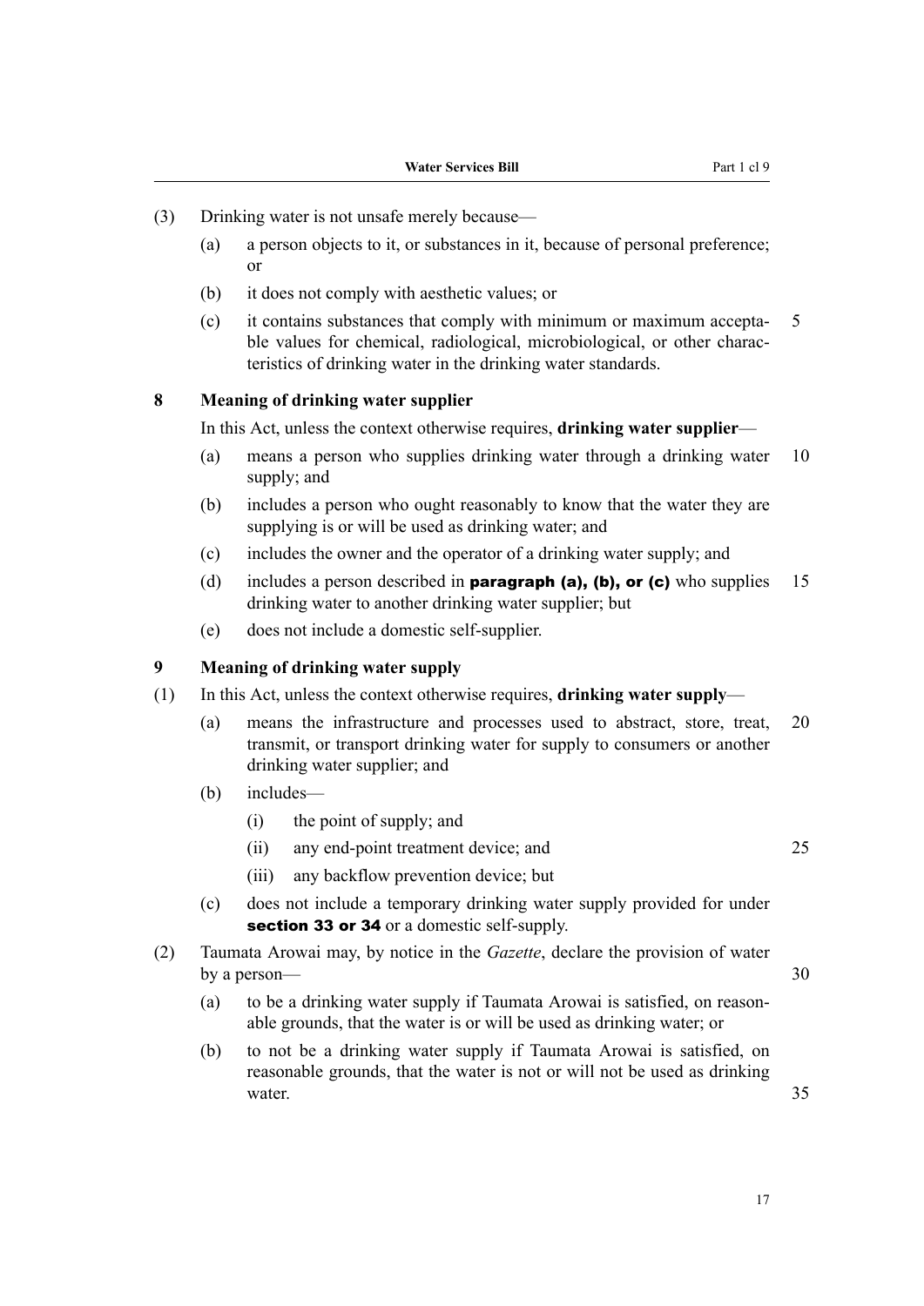(3) Drinking water is not unsafe merely because—

(a) a person objects to it, or substances in it, because of personal preference; or

(b) it does not comply with aesthetic values; or

(c) it contains substances that comply with minimum or maximum acceptable values for chemical, radiological, microbiological, or other characteristics of drinking water in the drinking water standards.

### 8 Meaning of drinking water supplier

In this Act, unless the context otherwise requires, **drinking water supplier**—

(a) means a person who supplies drinking water through a drinking water supply; and

(b) includes a person who ought reasonably to know that the water they are supplying is or will be used as drinking water; and

(c) includes the owner and the operator of a drinking water supply; and

(d) includes a person described in **paragraph (a), (b), or (c)** who supplies drinking water to another drinking water supplier; but

(e) does not include a domestic self-supplier.

### 9 Meaning of drinking water supply

(1) In this Act, unless the context otherwise requires, **drinking water supply**—

(a) means the infrastructure and processes used to abstract, store, treat, transmit, or transport drinking water for supply to consumers or another drinking water supplier; and

(b) includes—

(i) the point of supply; and

(ii) any end-point treatment device; and

(iii) any backflow prevention device; but

(c) does not include a temporary drinking water supply provided for under **section 33 or 34** or a domestic self-supply.

(2) Taumata Arowai may, by notice in the *Gazette*, declare the provision of water by a person—

(a) to be a drinking water supply if Taumata Arowai is satisfied, on reasonable grounds, that the water is or will be used as drinking water; or

(b) to not be a drinking water supply if Taumata Arowai is satisfied, on reasonable grounds, that the water is not or will not be used as drinking water.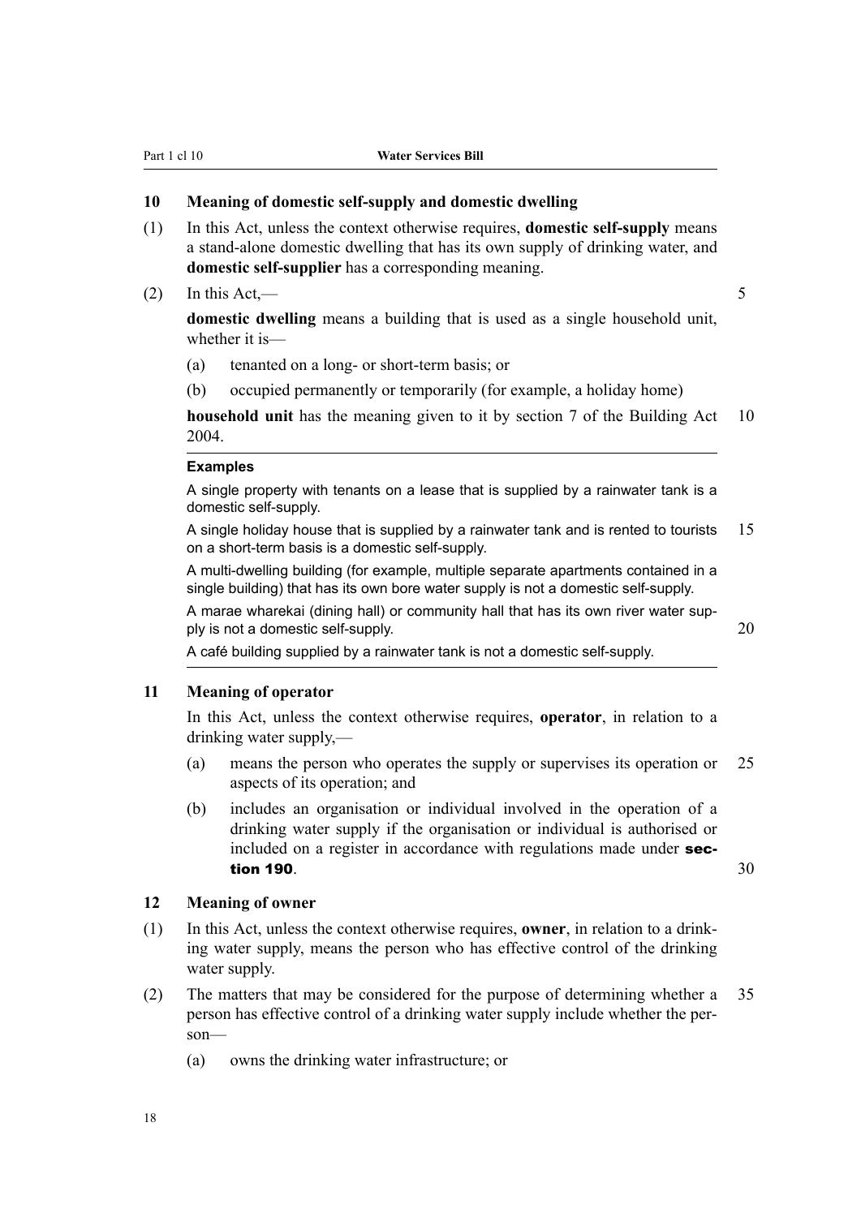### 10 Meaning of domestic self-supply and domestic dwelling

(1) In this Act, unless the context otherwise requires, **domestic self-supply** means a stand-alone domestic dwelling that has its own supply of drinking water, and **domestic self-supplier** has a corresponding meaning.

(2) In this Act,—

**domestic dwelling** means a building that is used as a single household unit, whether it is—

- (a) tenanted on a long- or short-term basis; or
- (b) occupied permanently or temporarily (for example, a holiday home)

**household unit** has the meaning given to it by section 7 of the Building Act 2004.

**Examples**

A single property with tenants on a lease that is supplied by a rainwater tank is a domestic self-supply.

A single holiday house that is supplied by a rainwater tank and is rented to tourists on a short-term basis is a domestic self-supply.

A multi-dwelling building (for example, multiple separate apartments contained in a single building) that has its own bore water supply is not a domestic self-supply.

A marae wharekai (dining hall) or community hall that has its own river water supply is not a domestic self-supply.

A café building supplied by a rainwater tank is not a domestic self-supply.

### 11 Meaning of operator

In this Act, unless the context otherwise requires, **operator**, in relation to a drinking water supply,—

- (a) means the person who operates the supply or supervises its operation or aspects of its operation; and
- (b) includes an organisation or individual involved in the operation of a drinking water supply if the organisation or individual is authorised or included on a register in accordance with regulations made under **section 190**.

### 12 Meaning of owner

(1) In this Act, unless the context otherwise requires, **owner**, in relation to a drinking water supply, means the person who has effective control of the drinking water supply.

(2) The matters that may be considered for the purpose of determining whether a person has effective control of a drinking water supply include whether the person—

- (a) owns the drinking water infrastructure; or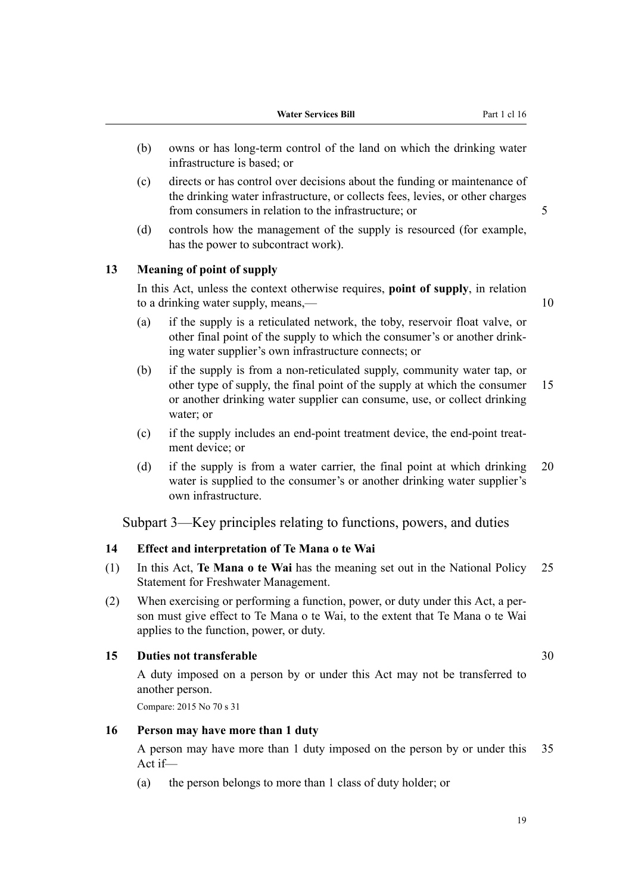(b) owns or has long-term control of the land on which the drinking water infrastructure is based; or

(c) directs or has control over decisions about the funding or maintenance of the drinking water infrastructure, or collects fees, levies, or other charges from consumers in relation to the infrastructure; or

(d) controls how the management of the supply is resourced (for example, has the power to subcontract work).

### 13 Meaning of point of supply

In this Act, unless the context otherwise requires, **point of supply**, in relation to a drinking water supply, means,—

(a) if the supply is a reticulated network, the toby, reservoir float valve, or other final point of the supply to which the consumer's or another drinking water supplier's own infrastructure connects; or

(b) if the supply is from a non-reticulated supply, community water tap, or other type of supply, the final point of the supply at which the consumer or another drinking water supplier can consume, use, or collect drinking water; or

(c) if the supply includes an end-point treatment device, the end-point treatment device; or

(d) if the supply is from a water carrier, the final point at which drinking water is supplied to the consumer's or another drinking water supplier's own infrastructure.

## Subpart 3—Key principles relating to functions, powers, and duties

### 14 Effect and interpretation of Te Mana o te Wai

(1) In this Act, **Te Mana o te Wai** has the meaning set out in the National Policy Statement for Freshwater Management.

(2) When exercising or performing a function, power, or duty under this Act, a person must give effect to Te Mana o te Wai, to the extent that Te Mana o te Wai applies to the function, power, or duty.

### 15 Duties not transferable

A duty imposed on a person by or under this Act may not be transferred to another person.

Compare: 2015 No 70 s 31

### 16 Person may have more than 1 duty

A person may have more than 1 duty imposed on the person by or under this Act if—

(a) the person belongs to more than 1 class of duty holder; or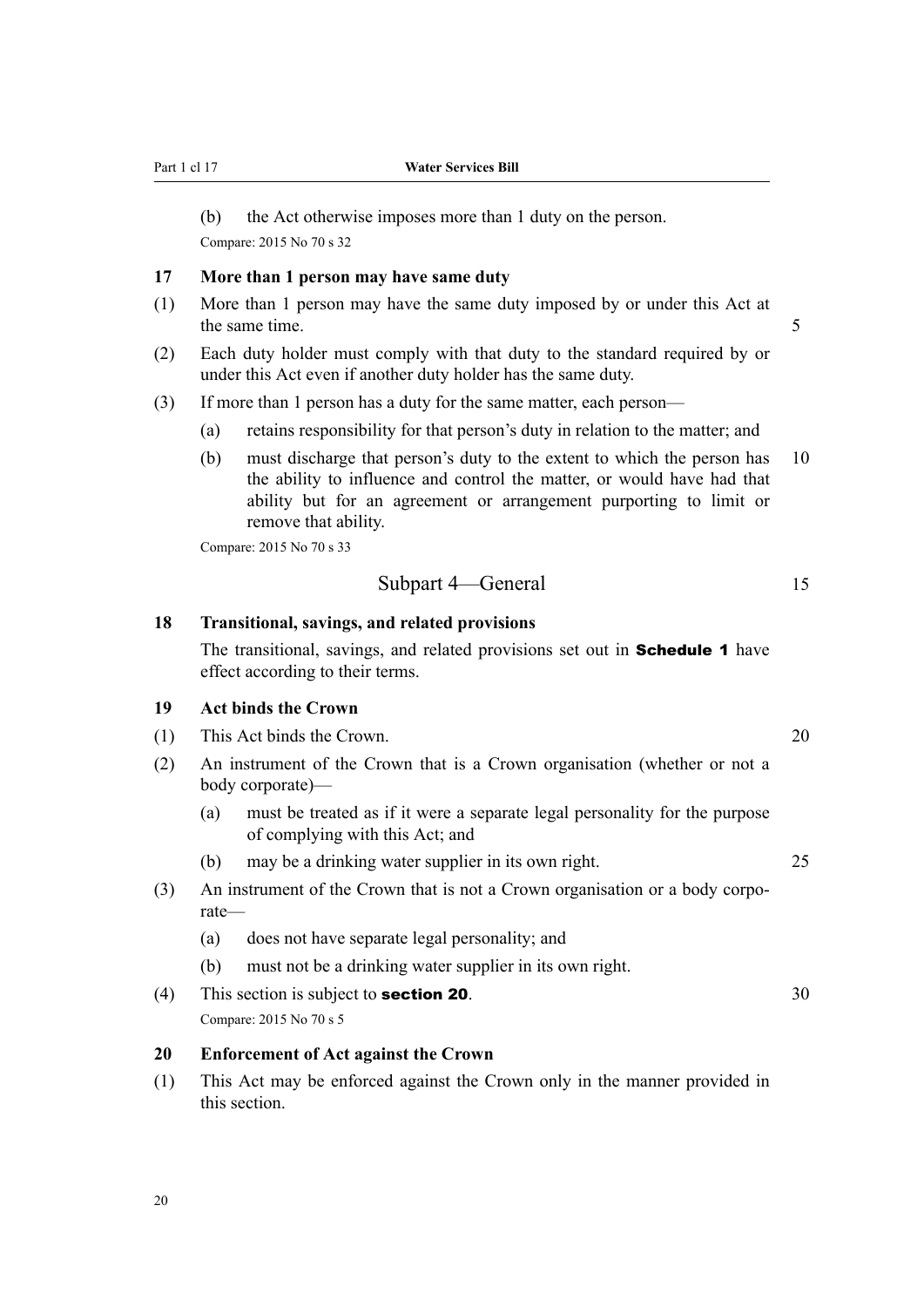(b) the Act otherwise imposes more than 1 duty on the person.

Compare: 2015 No 70 s 32

**17 More than 1 person may have same duty**

(1) More than 1 person may have the same duty imposed by or under this Act at the same time.

(2) Each duty holder must comply with that duty to the standard required by or under this Act even if another duty holder has the same duty.

(3) If more than 1 person has a duty for the same matter, each person—

(a) retains responsibility for that person's duty in relation to the matter; and

(b) must discharge that person's duty to the extent to which the person has the ability to influence and control the matter, or would have had that ability but for an agreement or arrangement purporting to limit or remove that ability.

Compare: 2015 No 70 s 33

## Subpart 4—General

**18 Transitional, savings, and related provisions**

The transitional, savings, and related provisions set out in **Schedule 1** have effect according to their terms.

**19 Act binds the Crown**

(1) This Act binds the Crown.

(2) An instrument of the Crown that is a Crown organisation (whether or not a body corporate)—

(a) must be treated as if it were a separate legal personality for the purpose of complying with this Act; and

(b) may be a drinking water supplier in its own right.

(3) An instrument of the Crown that is not a Crown organisation or a body corporate—

(a) does not have separate legal personality; and

(b) must not be a drinking water supplier in its own right.

(4) This section is subject to **section 20**.

Compare: 2015 No 70 s 5

**20 Enforcement of Act against the Crown**

(1) This Act may be enforced against the Crown only in the manner provided in this section.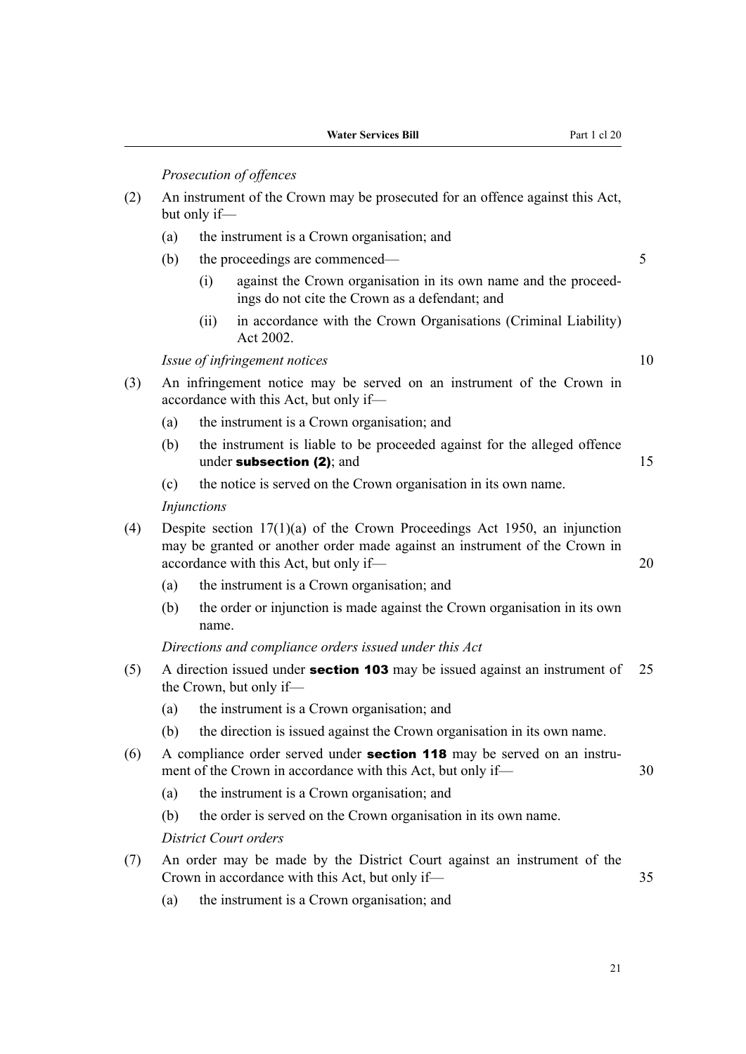*Prosecution of offences*

(2) An instrument of the Crown may be prosecuted for an offence against this Act, but only if—

(a) the instrument is a Crown organisation; and

(b) the proceedings are commenced—

(i) against the Crown organisation in its own name and the proceedings do not cite the Crown as a defendant; and

(ii) in accordance with the Crown Organisations (Criminal Liability) Act 2002.

*Issue of infringement notices*

(3) An infringement notice may be served on an instrument of the Crown in accordance with this Act, but only if—

(a) the instrument is a Crown organisation; and

(b) the instrument is liable to be proceeded against for the alleged offence under **subsection (2)**; and

(c) the notice is served on the Crown organisation in its own name.

*Injunctions*

(4) Despite section 17(1)(a) of the Crown Proceedings Act 1950, an injunction may be granted or another order made against an instrument of the Crown in accordance with this Act, but only if—

(a) the instrument is a Crown organisation; and

(b) the order or injunction is made against the Crown organisation in its own name.

*Directions and compliance orders issued under this Act*

(5) A direction issued under **section 103** may be issued against an instrument of the Crown, but only if—

(a) the instrument is a Crown organisation; and

(b) the direction is issued against the Crown organisation in its own name.

(6) A compliance order served under **section 118** may be served on an instrument of the Crown in accordance with this Act, but only if—

(a) the instrument is a Crown organisation; and

(b) the order is served on the Crown organisation in its own name.

*District Court orders*

(7) An order may be made by the District Court against an instrument of the Crown in accordance with this Act, but only if—

(a) the instrument is a Crown organisation; and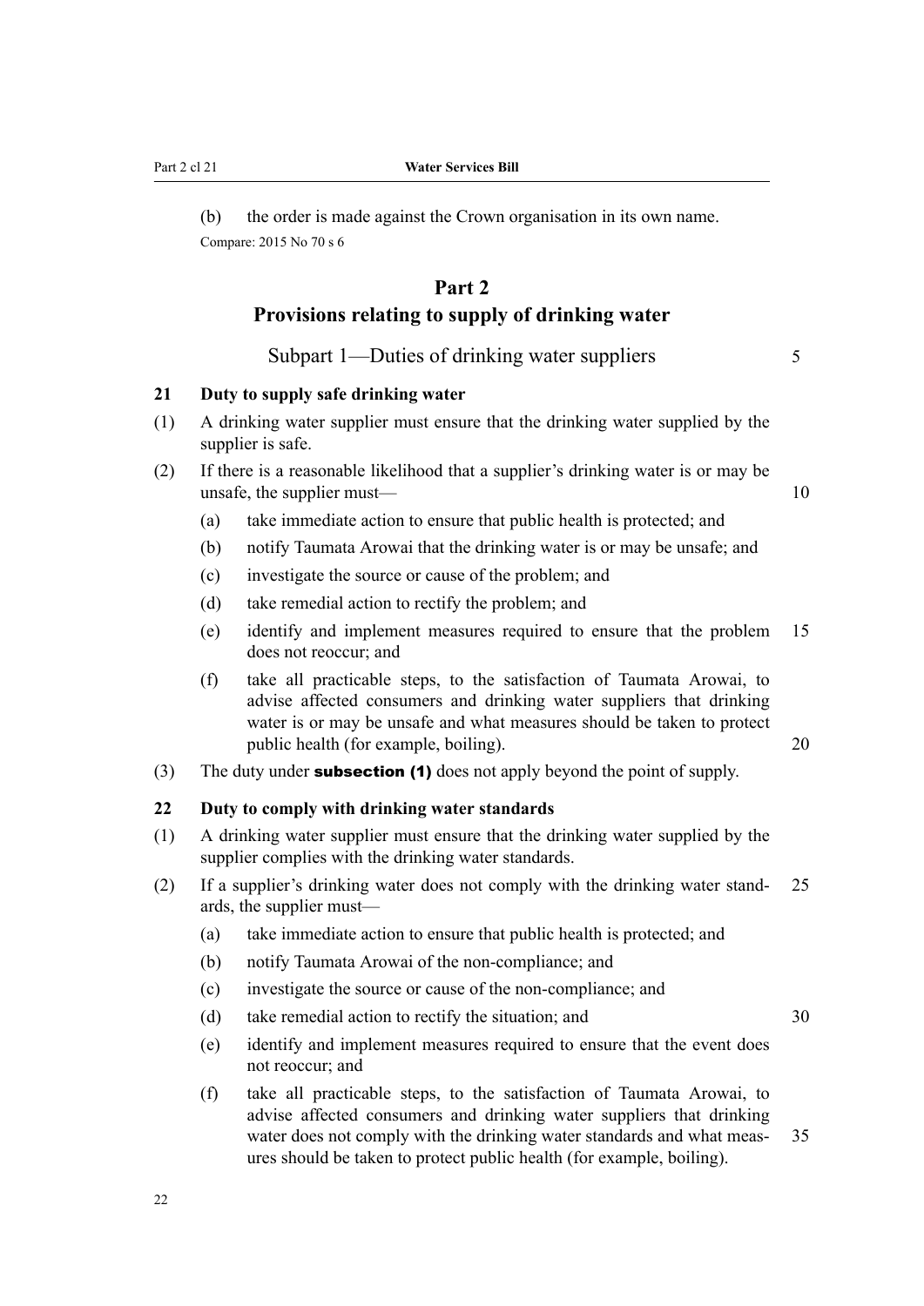(b) the order is made against the Crown organisation in its own name.

Compare: 2015 No 70 s 6

# Part 2
# Provisions relating to supply of drinking water

## Subpart 1—Duties of drinking water suppliers

### 21 Duty to supply safe drinking water

(1) A drinking water supplier must ensure that the drinking water supplied by the supplier is safe.

(2) If there is a reasonable likelihood that a supplier's drinking water is or may be unsafe, the supplier must—

- (a) take immediate action to ensure that public health is protected; and
- (b) notify Taumata Arowai that the drinking water is or may be unsafe; and
- (c) investigate the source or cause of the problem; and
- (d) take remedial action to rectify the problem; and
- (e) identify and implement measures required to ensure that the problem does not reoccur; and
- (f) take all practicable steps, to the satisfaction of Taumata Arowai, to advise affected consumers and drinking water suppliers that drinking water is or may be unsafe and what measures should be taken to protect public health (for example, boiling).

(3) The duty under **subsection (1)** does not apply beyond the point of supply.

### 22 Duty to comply with drinking water standards

(1) A drinking water supplier must ensure that the drinking water supplied by the supplier complies with the drinking water standards.

(2) If a supplier's drinking water does not comply with the drinking water standards, the supplier must—

- (a) take immediate action to ensure that public health is protected; and
- (b) notify Taumata Arowai of the non-compliance; and
- (c) investigate the source or cause of the non-compliance; and
- (d) take remedial action to rectify the situation; and
- (e) identify and implement measures required to ensure that the event does not reoccur; and
- (f) take all practicable steps, to the satisfaction of Taumata Arowai, to advise affected consumers and drinking water suppliers that drinking water does not comply with the drinking water standards and what measures should be taken to protect public health (for example, boiling).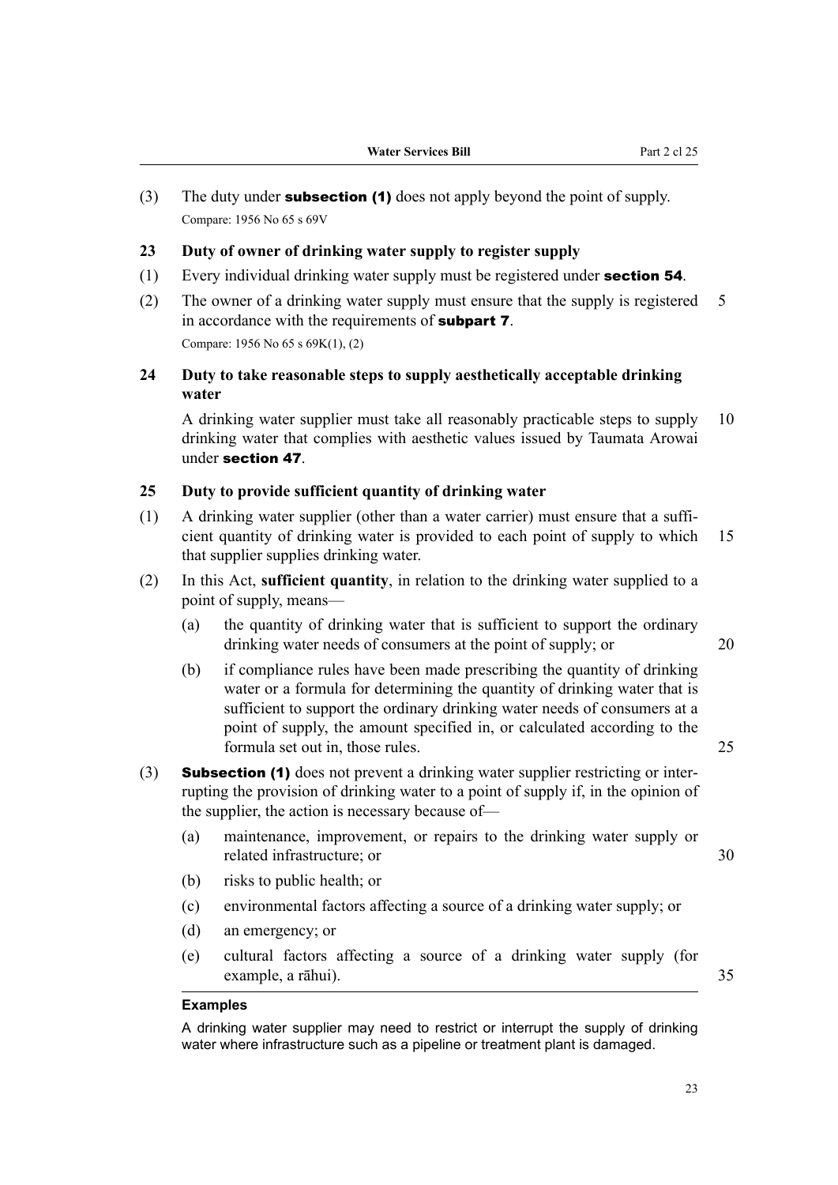(3) The duty under **subsection (1)** does not apply beyond the point of supply.

Compare: 1956 No 65 s 69V

### 23 Duty of owner of drinking water supply to register supply

(1) Every individual drinking water supply must be registered under **section 54**.

(2) The owner of a drinking water supply must ensure that the supply is registered in accordance with the requirements of **subpart 7**.

Compare: 1956 No 65 s 69K(1), (2)

### 24 Duty to take reasonable steps to supply aesthetically acceptable drinking water

A drinking water supplier must take all reasonably practicable steps to supply drinking water that complies with aesthetic values issued by Taumata Arowai under **section 47**.

### 25 Duty to provide sufficient quantity of drinking water

(1) A drinking water supplier (other than a water carrier) must ensure that a sufficient quantity of drinking water is provided to each point of supply to which that supplier supplies drinking water.

(2) In this Act, **sufficient quantity**, in relation to the drinking water supplied to a point of supply, means—

(a) the quantity of drinking water that is sufficient to support the ordinary drinking water needs of consumers at the point of supply; or

(b) if compliance rules have been made prescribing the quantity of drinking water or a formula for determining the quantity of drinking water that is sufficient to support the ordinary drinking water needs of consumers at a point of supply, the amount specified in, or calculated according to the formula set out in, those rules.

(3) **Subsection (1)** does not prevent a drinking water supplier restricting or interrupting the provision of drinking water to a point of supply if, in the opinion of the supplier, the action is necessary because of—

(a) maintenance, improvement, or repairs to the drinking water supply or related infrastructure; or

(b) risks to public health; or

(c) environmental factors affecting a source of a drinking water supply; or

(d) an emergency; or

(e) cultural factors affecting a source of a drinking water supply (for example, a rāhui).

**Examples**

A drinking water supplier may need to restrict or interrupt the supply of drinking water where infrastructure such as a pipeline or treatment plant is damaged.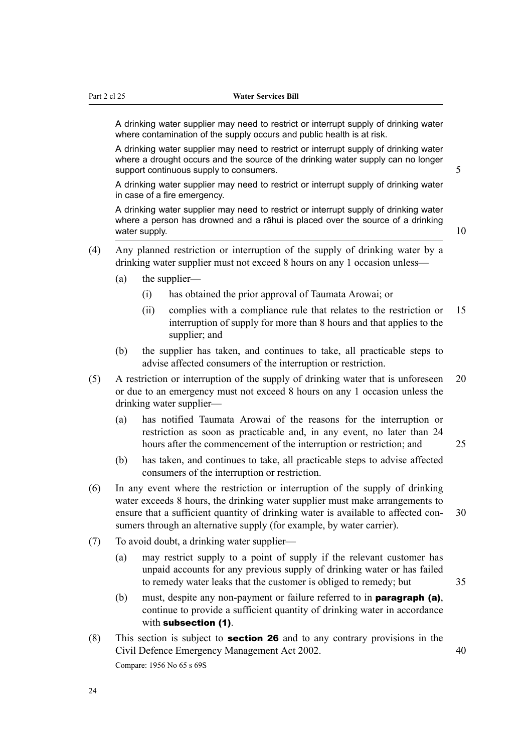A drinking water supplier may need to restrict or interrupt supply of drinking water where contamination of the supply occurs and public health is at risk.

A drinking water supplier may need to restrict or interrupt supply of drinking water where a drought occurs and the source of the drinking water supply can no longer support continuous supply to consumers.

A drinking water supplier may need to restrict or interrupt supply of drinking water in case of a fire emergency.

A drinking water supplier may need to restrict or interrupt supply of drinking water where a person has drowned and a rāhui is placed over the source of a drinking water supply.

(4) Any planned restriction or interruption of the supply of drinking water by a drinking water supplier must not exceed 8 hours on any 1 occasion unless—

- (a) the supplier—
  - (i) has obtained the prior approval of Taumata Arowai; or
  - (ii) complies with a compliance rule that relates to the restriction or interruption of supply for more than 8 hours and that applies to the supplier; and
- (b) the supplier has taken, and continues to take, all practicable steps to advise affected consumers of the interruption or restriction.

(5) A restriction or interruption of the supply of drinking water that is unforeseen or due to an emergency must not exceed 8 hours on any 1 occasion unless the drinking water supplier—

- (a) has notified Taumata Arowai of the reasons for the interruption or restriction as soon as practicable and, in any event, no later than 24 hours after the commencement of the interruption or restriction; and
- (b) has taken, and continues to take, all practicable steps to advise affected consumers of the interruption or restriction.

(6) In any event where the restriction or interruption of the supply of drinking water exceeds 8 hours, the drinking water supplier must make arrangements to ensure that a sufficient quantity of drinking water is available to affected consumers through an alternative supply (for example, by water carrier).

(7) To avoid doubt, a drinking water supplier—

- (a) may restrict supply to a point of supply if the relevant customer has unpaid accounts for any previous supply of drinking water or has failed to remedy water leaks that the customer is obliged to remedy; but
- (b) must, despite any non-payment or failure referred to in **paragraph (a)**, continue to provide a sufficient quantity of drinking water in accordance with **subsection (1)**.

(8) This section is subject to **section 26** and to any contrary provisions in the Civil Defence Emergency Management Act 2002.

Compare: 1956 No 65 s 69S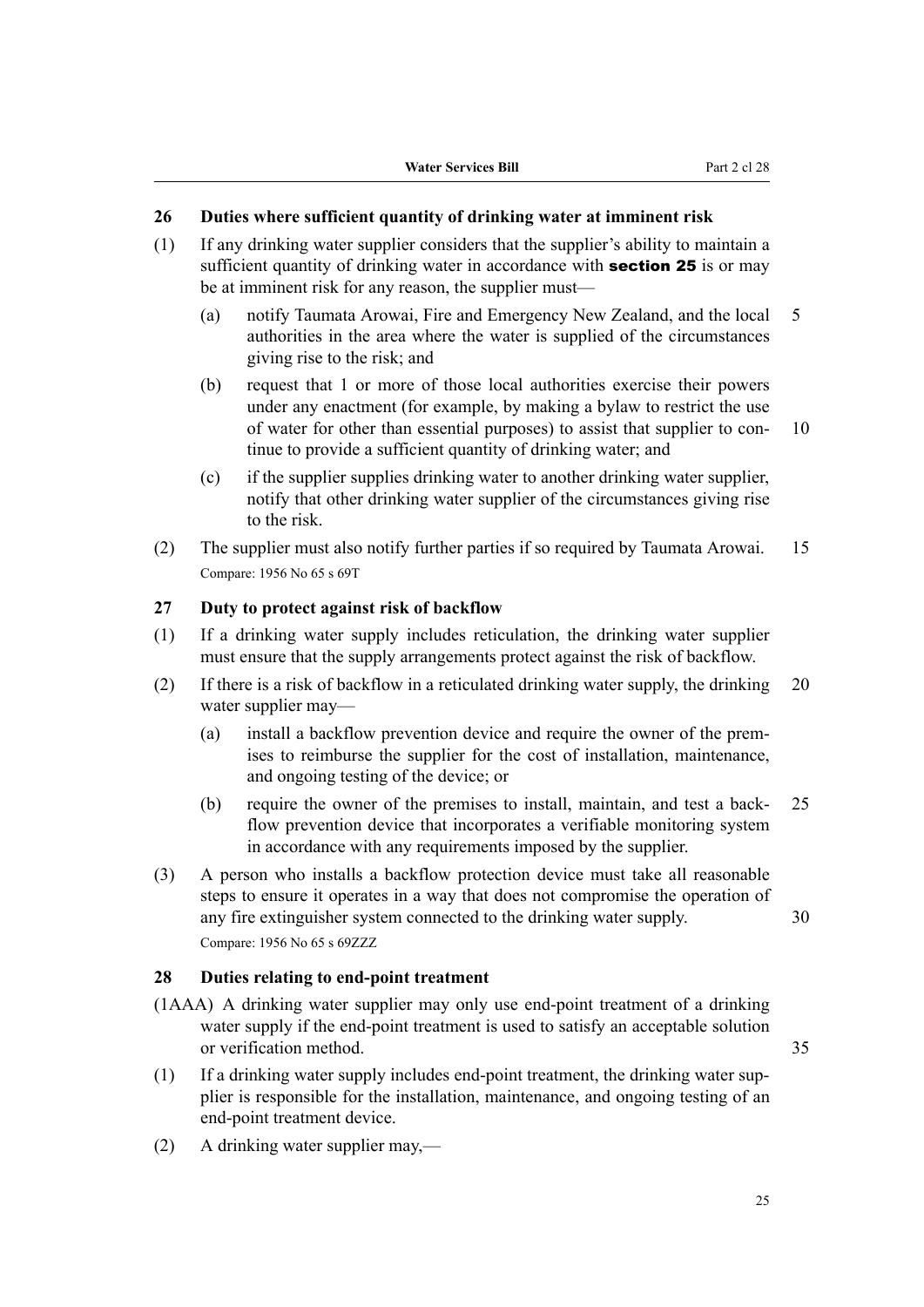### 26 Duties where sufficient quantity of drinking water at imminent risk

(1) If any drinking water supplier considers that the supplier's ability to maintain a sufficient quantity of drinking water in accordance with **section 25** is or may be at imminent risk for any reason, the supplier must—

(a) notify Taumata Arowai, Fire and Emergency New Zealand, and the local authorities in the area where the water is supplied of the circumstances giving rise to the risk; and

(b) request that 1 or more of those local authorities exercise their powers under any enactment (for example, by making a bylaw to restrict the use of water for other than essential purposes) to assist that supplier to continue to provide a sufficient quantity of drinking water; and

(c) if the supplier supplies drinking water to another drinking water supplier, notify that other drinking water supplier of the circumstances giving rise to the risk.

(2) The supplier must also notify further parties if so required by Taumata Arowai.

Compare: 1956 No 65 s 69T

### 27 Duty to protect against risk of backflow

(1) If a drinking water supply includes reticulation, the drinking water supplier must ensure that the supply arrangements protect against the risk of backflow.

(2) If there is a risk of backflow in a reticulated drinking water supply, the drinking water supplier may—

(a) install a backflow prevention device and require the owner of the premises to reimburse the supplier for the cost of installation, maintenance, and ongoing testing of the device; or

(b) require the owner of the premises to install, maintain, and test a backflow prevention device that incorporates a verifiable monitoring system in accordance with any requirements imposed by the supplier.

(3) A person who installs a backflow protection device must take all reasonable steps to ensure it operates in a way that does not compromise the operation of any fire extinguisher system connected to the drinking water supply.

Compare: 1956 No 65 s 69ZZZ

### 28 Duties relating to end-point treatment

(1AAA) A drinking water supplier may only use end-point treatment of a drinking water supply if the end-point treatment is used to satisfy an acceptable solution or verification method.

(1) If a drinking water supply includes end-point treatment, the drinking water supplier is responsible for the installation, maintenance, and ongoing testing of an end-point treatment device.

(2) A drinking water supplier may,—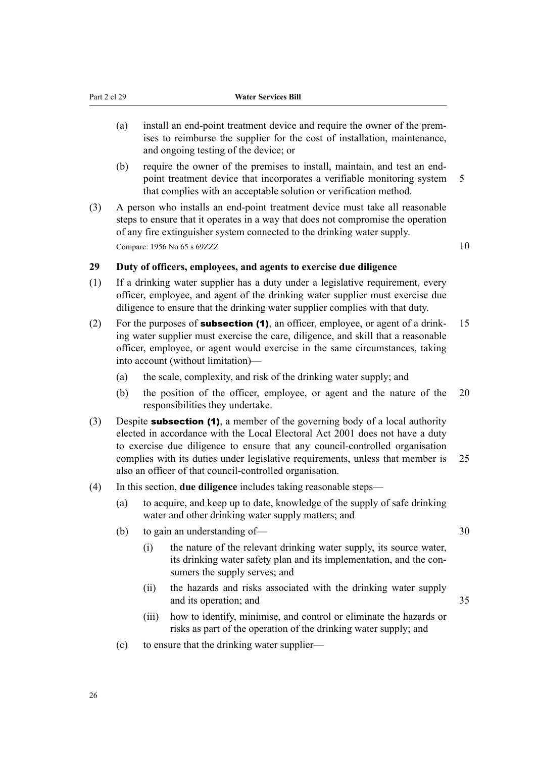(a) install an end-point treatment device and require the owner of the premises to reimburse the supplier for the cost of installation, maintenance, and ongoing testing of the device; or

(b) require the owner of the premises to install, maintain, and test an end-point treatment device that incorporates a verifiable monitoring system that complies with an acceptable solution or verification method.

(3) A person who installs an end-point treatment device must take all reasonable steps to ensure that it operates in a way that does not compromise the operation of any fire extinguisher system connected to the drinking water supply.

Compare: 1956 No 65 s 69ZZZ

### 29 Duty of officers, employees, and agents to exercise due diligence

(1) If a drinking water supplier has a duty under a legislative requirement, every officer, employee, and agent of the drinking water supplier must exercise due diligence to ensure that the drinking water supplier complies with that duty.

(2) For the purposes of **subsection (1)**, an officer, employee, or agent of a drinking water supplier must exercise the care, diligence, and skill that a reasonable officer, employee, or agent would exercise in the same circumstances, taking into account (without limitation)—

(a) the scale, complexity, and risk of the drinking water supply; and

(b) the position of the officer, employee, or agent and the nature of the responsibilities they undertake.

(3) Despite **subsection (1)**, a member of the governing body of a local authority elected in accordance with the Local Electoral Act 2001 does not have a duty to exercise due diligence to ensure that any council-controlled organisation complies with its duties under legislative requirements, unless that member is also an officer of that council-controlled organisation.

(4) In this section, **due diligence** includes taking reasonable steps—

(a) to acquire, and keep up to date, knowledge of the supply of safe drinking water and other drinking water supply matters; and

(b) to gain an understanding of—

(i) the nature of the relevant drinking water supply, its source water, its drinking water safety plan and its implementation, and the consumers the supply serves; and

(ii) the hazards and risks associated with the drinking water supply and its operation; and

(iii) how to identify, minimise, and control or eliminate the hazards or risks as part of the operation of the drinking water supply; and

(c) to ensure that the drinking water supplier—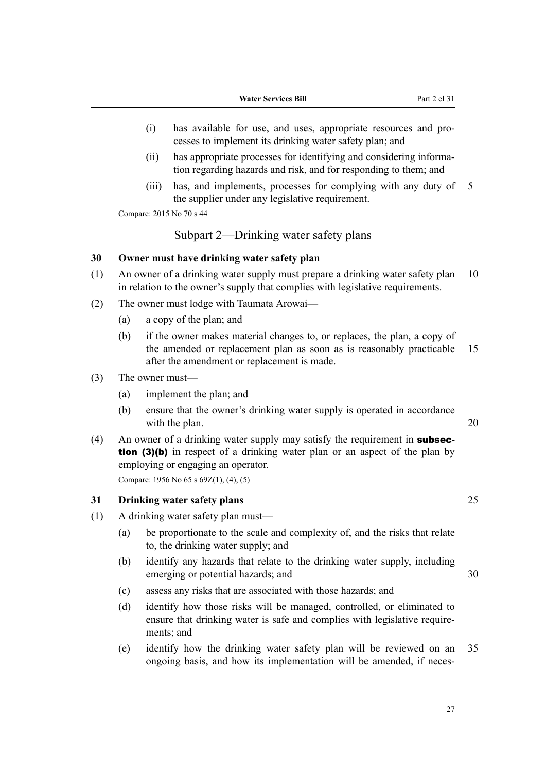(i) has available for use, and uses, appropriate resources and processes to implement its drinking water safety plan; and

(ii) has appropriate processes for identifying and considering information regarding hazards and risk, and for responding to them; and

(iii) has, and implements, processes for complying with any duty of the supplier under any legislative requirement.

Compare: 2015 No 70 s 44

## Subpart 2—Drinking water safety plans

### 30 Owner must have drinking water safety plan

(1) An owner of a drinking water supply must prepare a drinking water safety plan in relation to the owner's supply that complies with legislative requirements.

(2) The owner must lodge with Taumata Arowai—

(a) a copy of the plan; and

(b) if the owner makes material changes to, or replaces, the plan, a copy of the amended or replacement plan as soon as is reasonably practicable after the amendment or replacement is made.

(3) The owner must—

(a) implement the plan; and

(b) ensure that the owner's drinking water supply is operated in accordance with the plan.

(4) An owner of a drinking water supply may satisfy the requirement in **subsection (3)(b)** in respect of a drinking water plan or an aspect of the plan by employing or engaging an operator.

Compare: 1956 No 65 s 69Z(1), (4), (5)

### 31 Drinking water safety plans

(1) A drinking water safety plan must—

(a) be proportionate to the scale and complexity of, and the risks that relate to, the drinking water supply; and

(b) identify any hazards that relate to the drinking water supply, including emerging or potential hazards; and

(c) assess any risks that are associated with those hazards; and

(d) identify how those risks will be managed, controlled, or eliminated to ensure that drinking water is safe and complies with legislative requirements; and

(e) identify how the drinking water safety plan will be reviewed on an ongoing basis, and how its implementation will be amended, if neces-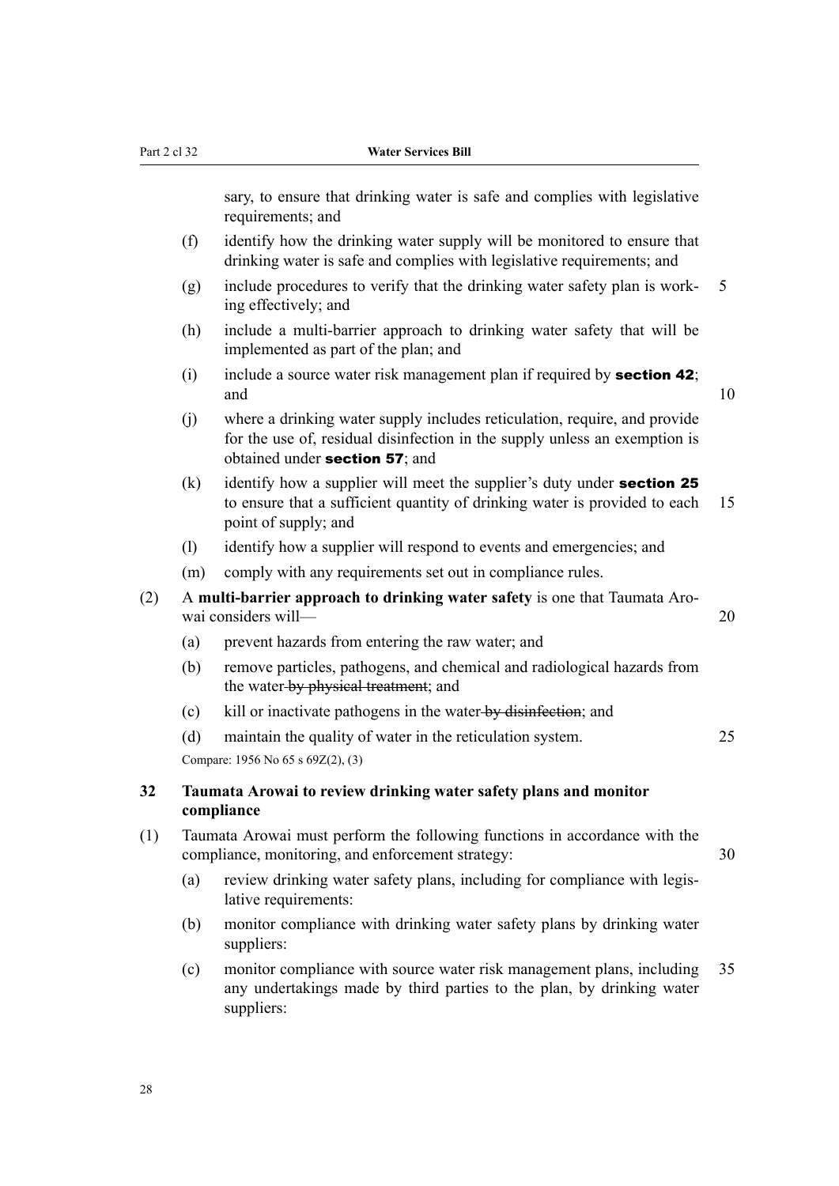sary, to ensure that drinking water is safe and complies with legislative requirements; and

(f) identify how the drinking water supply will be monitored to ensure that drinking water is safe and complies with legislative requirements; and

(g) include procedures to verify that the drinking water safety plan is working effectively; and

(h) include a multi-barrier approach to drinking water safety that will be implemented as part of the plan; and

(i) include a source water risk management plan if required by **section 42**; and

(j) where a drinking water supply includes reticulation, require, and provide for the use of, residual disinfection in the supply unless an exemption is obtained under **section 57**; and

(k) identify how a supplier will meet the supplier's duty under **section 25** to ensure that a sufficient quantity of drinking water is provided to each point of supply; and

(l) identify how a supplier will respond to events and emergencies; and

(m) comply with any requirements set out in compliance rules.

(2) A **multi-barrier approach to drinking water safety** is one that Taumata Arowai considers will—

(a) prevent hazards from entering the raw water; and

(b) remove particles, pathogens, and chemical and radiological hazards from the water ~~by physical treatment~~; and

(c) kill or inactivate pathogens in the water ~~by disinfection~~; and

(d) maintain the quality of water in the reticulation system.

Compare: 1956 No 65 s 69Z(2), (3)

### 32 Taumata Arowai to review drinking water safety plans and monitor compliance

(1) Taumata Arowai must perform the following functions in accordance with the compliance, monitoring, and enforcement strategy:

(a) review drinking water safety plans, including for compliance with legislative requirements:

(b) monitor compliance with drinking water safety plans by drinking water suppliers:

(c) monitor compliance with source water risk management plans, including any undertakings made by third parties to the plan, by drinking water suppliers: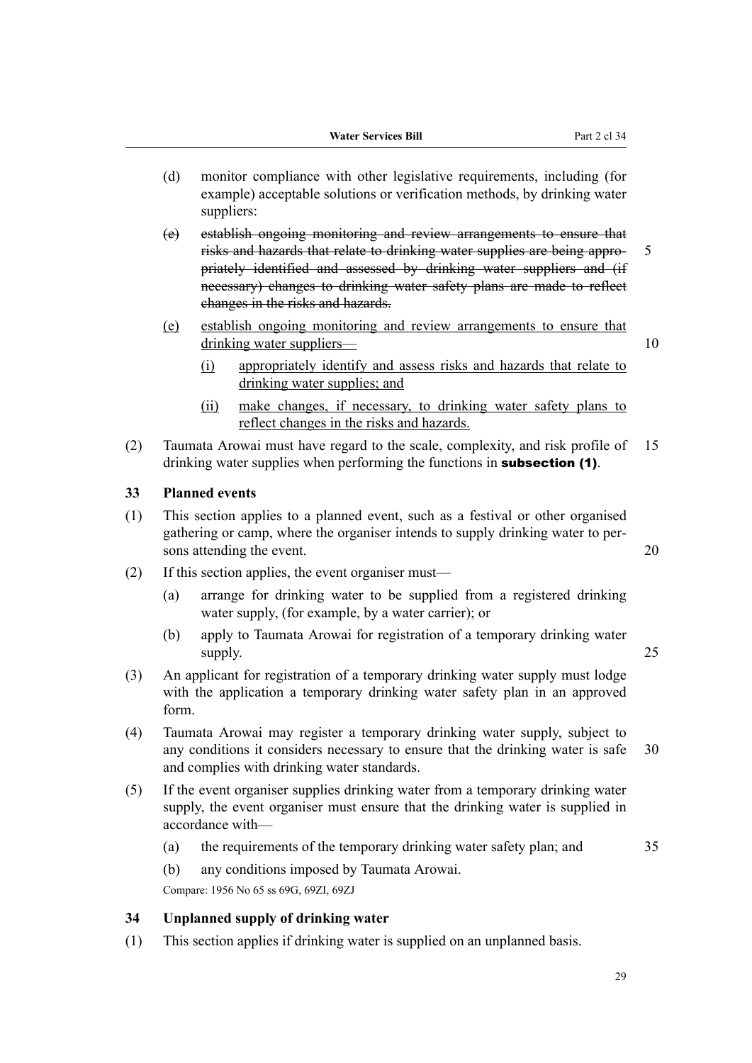(d) monitor compliance with other legislative requirements, including (for example) acceptable solutions or verification methods, by drinking water suppliers:

~~(e) establish ongoing monitoring and review arrangements to ensure that risks and hazards that relate to drinking water supplies are being appropriately identified and assessed by drinking water suppliers and (if necessary) changes to drinking water safety plans are made to reflect changes in the risks and hazards.~~

<u>(e) establish ongoing monitoring and review arrangements to ensure that drinking water suppliers—</u>

<u>(i) appropriately identify and assess risks and hazards that relate to drinking water supplies; and</u>

<u>(ii) make changes, if necessary, to drinking water safety plans to reflect changes in the risks and hazards.</u>

(2) Taumata Arowai must have regard to the scale, complexity, and risk profile of drinking water supplies when performing the functions in **subsection (1)**.

### 33 Planned events

(1) This section applies to a planned event, such as a festival or other organised gathering or camp, where the organiser intends to supply drinking water to persons attending the event.

(2) If this section applies, the event organiser must—

(a) arrange for drinking water to be supplied from a registered drinking water supply, (for example, by a water carrier); or

(b) apply to Taumata Arowai for registration of a temporary drinking water supply.

(3) An applicant for registration of a temporary drinking water supply must lodge with the application a temporary drinking water safety plan in an approved form.

(4) Taumata Arowai may register a temporary drinking water supply, subject to any conditions it considers necessary to ensure that the drinking water is safe and complies with drinking water standards.

(5) If the event organiser supplies drinking water from a temporary drinking water supply, the event organiser must ensure that the drinking water is supplied in accordance with—

(a) the requirements of the temporary drinking water safety plan; and

(b) any conditions imposed by Taumata Arowai.

Compare: 1956 No 65 ss 69G, 69ZI, 69ZJ

### 34 Unplanned supply of drinking water

(1) This section applies if drinking water is supplied on an unplanned basis.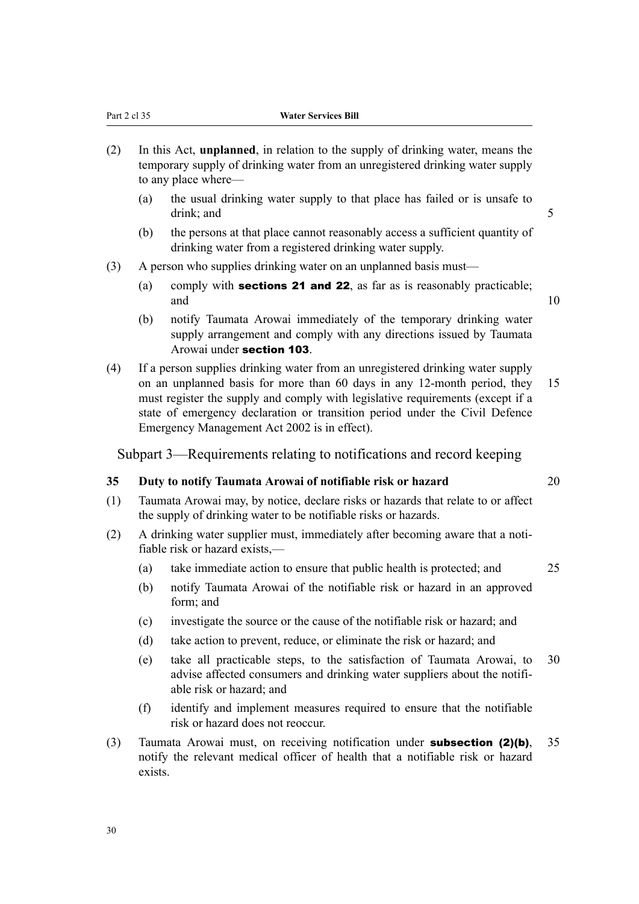(2) In this Act, **unplanned**, in relation to the supply of drinking water, means the temporary supply of drinking water from an unregistered drinking water supply to any place where—

(a) the usual drinking water supply to that place has failed or is unsafe to drink; and

(b) the persons at that place cannot reasonably access a sufficient quantity of drinking water from a registered drinking water supply.

(3) A person who supplies drinking water on an unplanned basis must—

(a) comply with **sections 21 and 22**, as far as is reasonably practicable; and

(b) notify Taumata Arowai immediately of the temporary drinking water supply arrangement and comply with any directions issued by Taumata Arowai under **section 103**.

(4) If a person supplies drinking water from an unregistered drinking water supply on an unplanned basis for more than 60 days in any 12-month period, they must register the supply and comply with legislative requirements (except if a state of emergency declaration or transition period under the Civil Defence Emergency Management Act 2002 is in effect).

## Subpart 3—Requirements relating to notifications and record keeping

### 35 Duty to notify Taumata Arowai of notifiable risk or hazard

(1) Taumata Arowai may, by notice, declare risks or hazards that relate to or affect the supply of drinking water to be notifiable risks or hazards.

(2) A drinking water supplier must, immediately after becoming aware that a notifiable risk or hazard exists,—

(a) take immediate action to ensure that public health is protected; and

(b) notify Taumata Arowai of the notifiable risk or hazard in an approved form; and

(c) investigate the source or the cause of the notifiable risk or hazard; and

(d) take action to prevent, reduce, or eliminate the risk or hazard; and

(e) take all practicable steps, to the satisfaction of Taumata Arowai, to advise affected consumers and drinking water suppliers about the notifiable risk or hazard; and

(f) identify and implement measures required to ensure that the notifiable risk or hazard does not reoccur.

(3) Taumata Arowai must, on receiving notification under **subsection (2)(b)**, notify the relevant medical officer of health that a notifiable risk or hazard exists.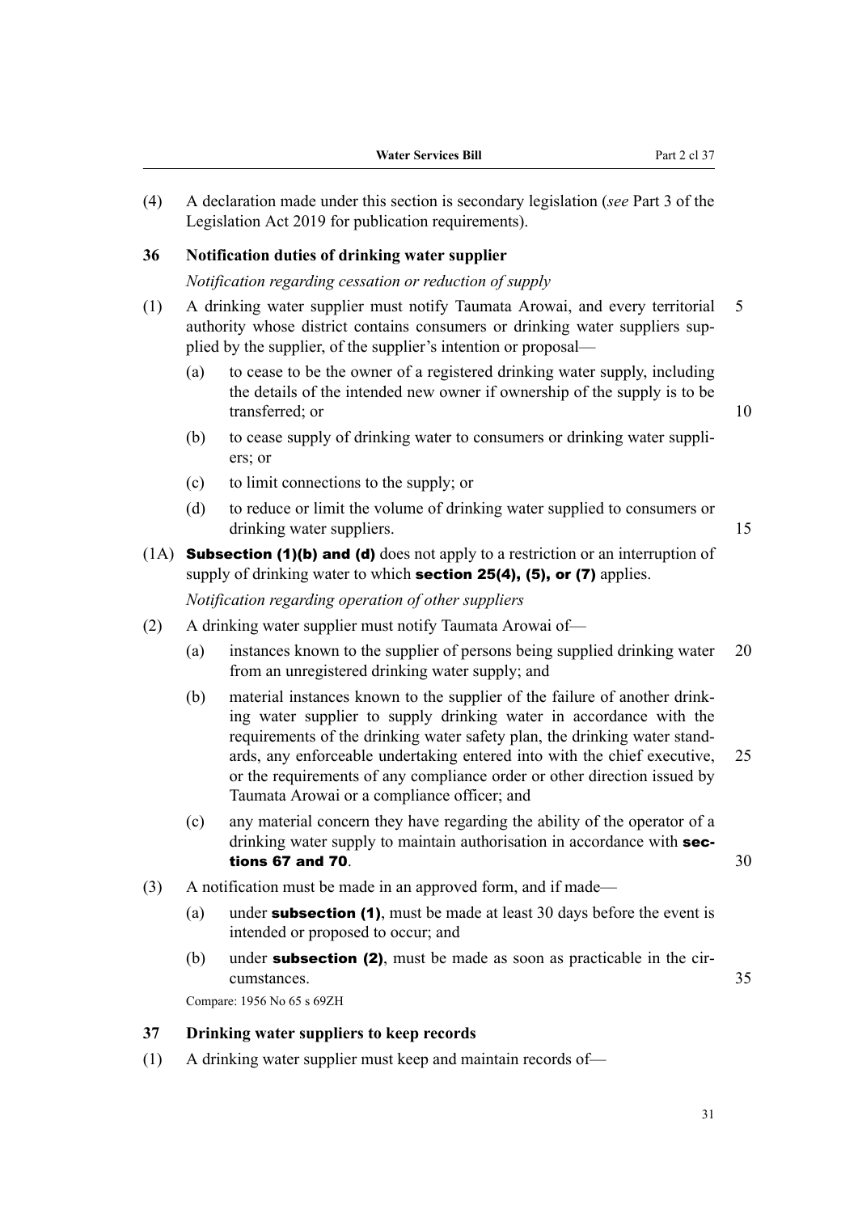(4) A declaration made under this section is secondary legislation (*see* Part 3 of the Legislation Act 2019 for publication requirements).

### 36 Notification duties of drinking water supplier

*Notification regarding cessation or reduction of supply*

(1) A drinking water supplier must notify Taumata Arowai, and every territorial authority whose district contains consumers or drinking water suppliers supplied by the supplier, of the supplier's intention or proposal—

(a) to cease to be the owner of a registered drinking water supply, including the details of the intended new owner if ownership of the supply is to be transferred; or

(b) to cease supply of drinking water to consumers or drinking water suppliers; or

(c) to limit connections to the supply; or

(d) to reduce or limit the volume of drinking water supplied to consumers or drinking water suppliers.

(1A) **Subsection (1)(b) and (d)** does not apply to a restriction or an interruption of supply of drinking water to which **section 25(4), (5), or (7)** applies.

*Notification regarding operation of other suppliers*

(2) A drinking water supplier must notify Taumata Arowai of—

(a) instances known to the supplier of persons being supplied drinking water from an unregistered drinking water supply; and

(b) material instances known to the supplier of the failure of another drinking water supplier to supply drinking water in accordance with the requirements of the drinking water safety plan, the drinking water standards, any enforceable undertaking entered into with the chief executive, or the requirements of any compliance order or other direction issued by Taumata Arowai or a compliance officer; and

(c) any material concern they have regarding the ability of the operator of a drinking water supply to maintain authorisation in accordance with **sections 67 and 70**.

(3) A notification must be made in an approved form, and if made—

(a) under **subsection (1)**, must be made at least 30 days before the event is intended or proposed to occur; and

(b) under **subsection (2)**, must be made as soon as practicable in the circumstances.

Compare: 1956 No 65 s 69ZH

### 37 Drinking water suppliers to keep records

(1) A drinking water supplier must keep and maintain records of—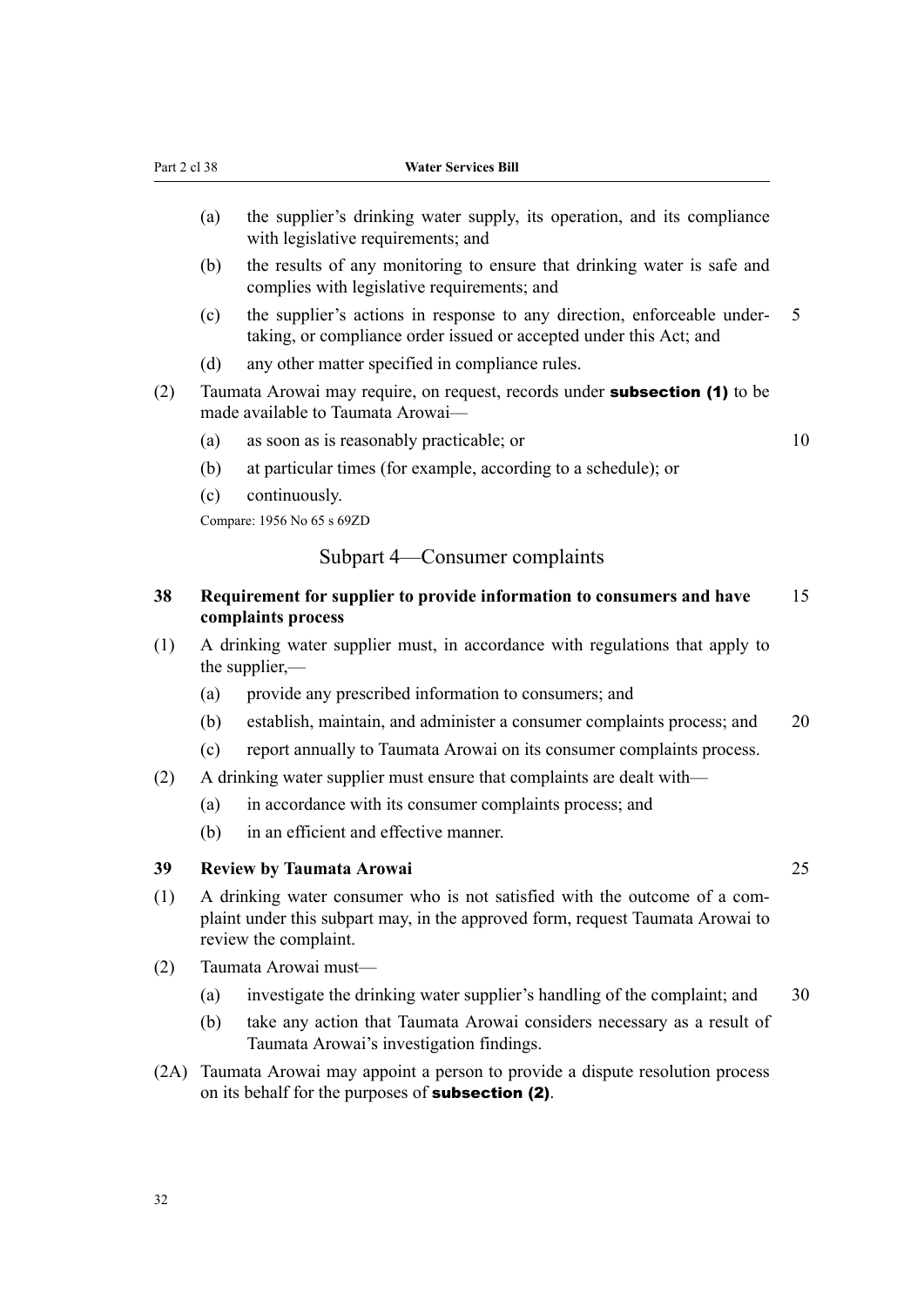(a) the supplier's drinking water supply, its operation, and its compliance with legislative requirements; and

(b) the results of any monitoring to ensure that drinking water is safe and complies with legislative requirements; and

(c) the supplier's actions in response to any direction, enforceable undertaking, or compliance order issued or accepted under this Act; and

(d) any other matter specified in compliance rules.

(2) Taumata Arowai may require, on request, records under **subsection (1)** to be made available to Taumata Arowai—

(a) as soon as is reasonably practicable; or

(b) at particular times (for example, according to a schedule); or

(c) continuously.

Compare: 1956 No 65 s 69ZD

## Subpart 4—Consumer complaints

### 38 Requirement for supplier to provide information to consumers and have complaints process

(1) A drinking water supplier must, in accordance with regulations that apply to the supplier,—

(a) provide any prescribed information to consumers; and

(b) establish, maintain, and administer a consumer complaints process; and

(c) report annually to Taumata Arowai on its consumer complaints process.

(2) A drinking water supplier must ensure that complaints are dealt with—

(a) in accordance with its consumer complaints process; and

(b) in an efficient and effective manner.

### 39 Review by Taumata Arowai

(1) A drinking water consumer who is not satisfied with the outcome of a complaint under this subpart may, in the approved form, request Taumata Arowai to review the complaint.

(2) Taumata Arowai must—

(a) investigate the drinking water supplier's handling of the complaint; and

(b) take any action that Taumata Arowai considers necessary as a result of Taumata Arowai's investigation findings.

(2A) Taumata Arowai may appoint a person to provide a dispute resolution process on its behalf for the purposes of **subsection (2)**.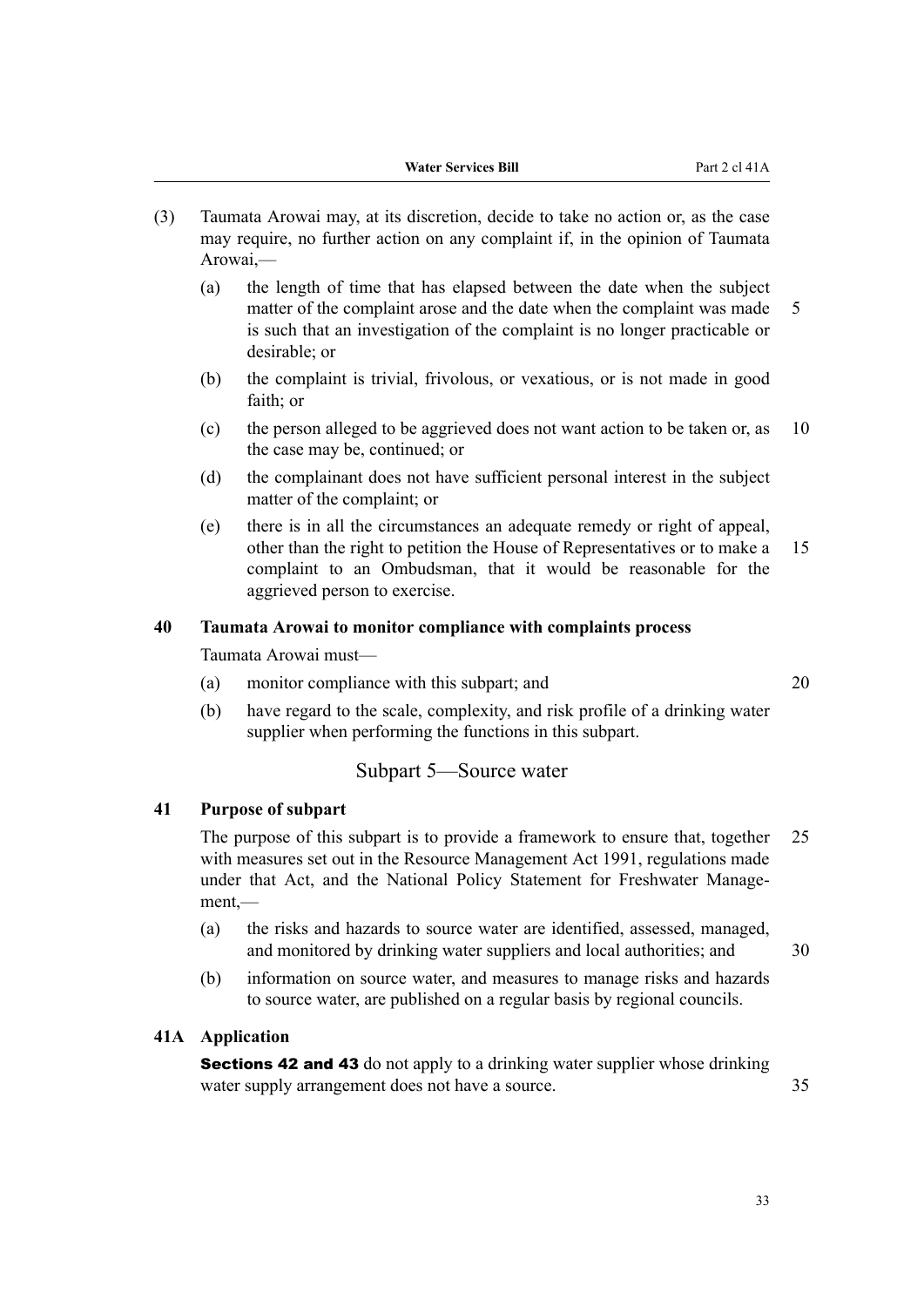(3) Taumata Arowai may, at its discretion, decide to take no action or, as the case may require, no further action on any complaint if, in the opinion of Taumata Arowai,—

- (a) the length of time that has elapsed between the date when the subject matter of the complaint arose and the date when the complaint was made is such that an investigation of the complaint is no longer practicable or desirable; or
- (b) the complaint is trivial, frivolous, or vexatious, or is not made in good faith; or
- (c) the person alleged to be aggrieved does not want action to be taken or, as the case may be, continued; or
- (d) the complainant does not have sufficient personal interest in the subject matter of the complaint; or
- (e) there is in all the circumstances an adequate remedy or right of appeal, other than the right to petition the House of Representatives or to make a complaint to an Ombudsman, that it would be reasonable for the aggrieved person to exercise.

### 40 Taumata Arowai to monitor compliance with complaints process

Taumata Arowai must—

- (a) monitor compliance with this subpart; and
- (b) have regard to the scale, complexity, and risk profile of a drinking water supplier when performing the functions in this subpart.

## Subpart 5—Source water

### 41 Purpose of subpart

The purpose of this subpart is to provide a framework to ensure that, together with measures set out in the Resource Management Act 1991, regulations made under that Act, and the National Policy Statement for Freshwater Management,—

- (a) the risks and hazards to source water are identified, assessed, managed, and monitored by drinking water suppliers and local authorities; and
- (b) information on source water, and measures to manage risks and hazards to source water, are published on a regular basis by regional councils.

### 41A Application

**Sections 42 and 43** do not apply to a drinking water supplier whose drinking water supply arrangement does not have a source.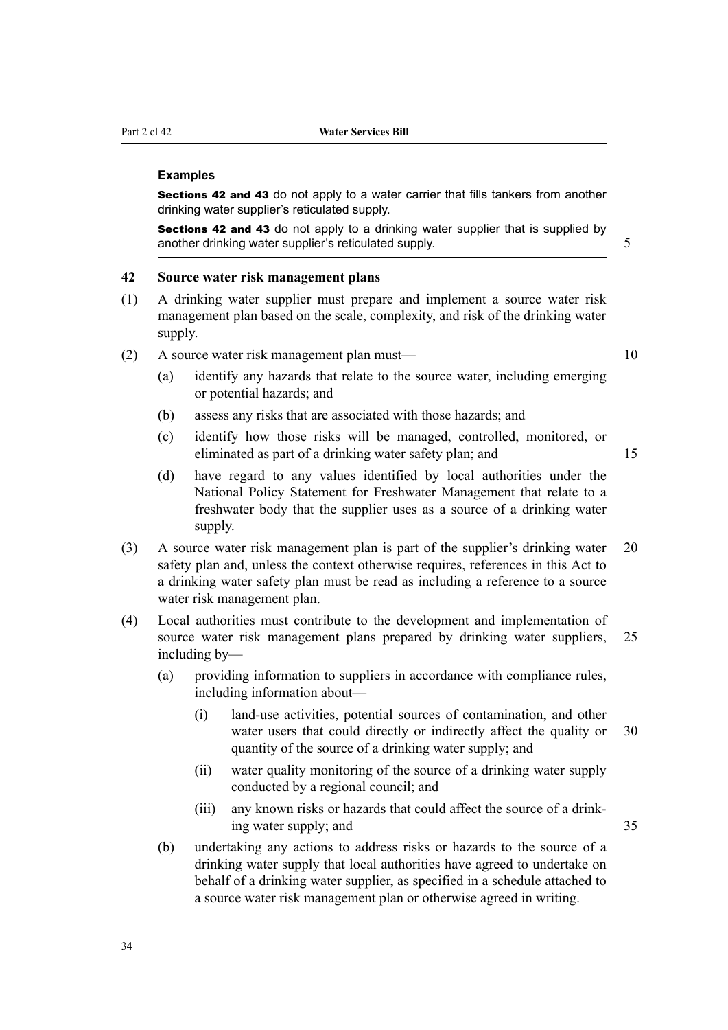**Examples**

**Sections 42 and 43** do not apply to a water carrier that fills tankers from another drinking water supplier's reticulated supply.

**Sections 42 and 43** do not apply to a drinking water supplier that is supplied by another drinking water supplier's reticulated supply.

### 42 Source water risk management plans

(1) A drinking water supplier must prepare and implement a source water risk management plan based on the scale, complexity, and risk of the drinking water supply.

(2) A source water risk management plan must—

- (a) identify any hazards that relate to the source water, including emerging or potential hazards; and
- (b) assess any risks that are associated with those hazards; and
- (c) identify how those risks will be managed, controlled, monitored, or eliminated as part of a drinking water safety plan; and
- (d) have regard to any values identified by local authorities under the National Policy Statement for Freshwater Management that relate to a freshwater body that the supplier uses as a source of a drinking water supply.

(3) A source water risk management plan is part of the supplier's drinking water safety plan and, unless the context otherwise requires, references in this Act to a drinking water safety plan must be read as including a reference to a source water risk management plan.

(4) Local authorities must contribute to the development and implementation of source water risk management plans prepared by drinking water suppliers, including by—

- (a) providing information to suppliers in accordance with compliance rules, including information about—
  - (i) land-use activities, potential sources of contamination, and other water users that could directly or indirectly affect the quality or quantity of the source of a drinking water supply; and
  - (ii) water quality monitoring of the source of a drinking water supply conducted by a regional council; and
  - (iii) any known risks or hazards that could affect the source of a drinking water supply; and
- (b) undertaking any actions to address risks or hazards to the source of a drinking water supply that local authorities have agreed to undertake on behalf of a drinking water supplier, as specified in a schedule attached to a source water risk management plan or otherwise agreed in writing.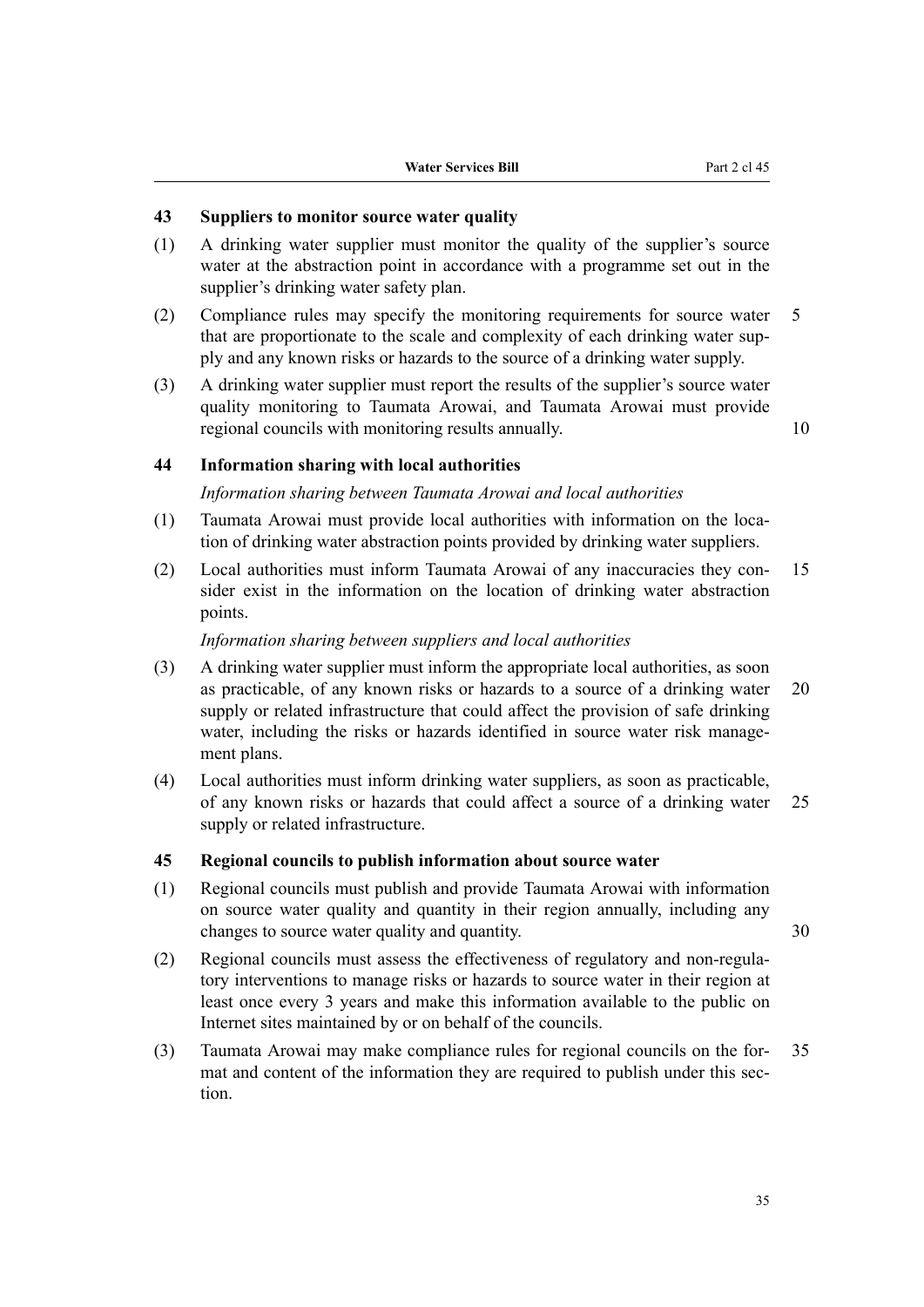### 43 Suppliers to monitor source water quality

(1) A drinking water supplier must monitor the quality of the supplier's source water at the abstraction point in accordance with a programme set out in the supplier's drinking water safety plan.

(2) Compliance rules may specify the monitoring requirements for source water that are proportionate to the scale and complexity of each drinking water supply and any known risks or hazards to the source of a drinking water supply.

(3) A drinking water supplier must report the results of the supplier's source water quality monitoring to Taumata Arowai, and Taumata Arowai must provide regional councils with monitoring results annually.

### 44 Information sharing with local authorities

*Information sharing between Taumata Arowai and local authorities*

(1) Taumata Arowai must provide local authorities with information on the location of drinking water abstraction points provided by drinking water suppliers.

(2) Local authorities must inform Taumata Arowai of any inaccuracies they consider exist in the information on the location of drinking water abstraction points.

*Information sharing between suppliers and local authorities*

(3) A drinking water supplier must inform the appropriate local authorities, as soon as practicable, of any known risks or hazards to a source of a drinking water supply or related infrastructure that could affect the provision of safe drinking water, including the risks or hazards identified in source water risk management plans.

(4) Local authorities must inform drinking water suppliers, as soon as practicable, of any known risks or hazards that could affect a source of a drinking water supply or related infrastructure.

### 45 Regional councils to publish information about source water

(1) Regional councils must publish and provide Taumata Arowai with information on source water quality and quantity in their region annually, including any changes to source water quality and quantity.

(2) Regional councils must assess the effectiveness of regulatory and non-regulatory interventions to manage risks or hazards to source water in their region at least once every 3 years and make this information available to the public on Internet sites maintained by or on behalf of the councils.

(3) Taumata Arowai may make compliance rules for regional councils on the format and content of the information they are required to publish under this section.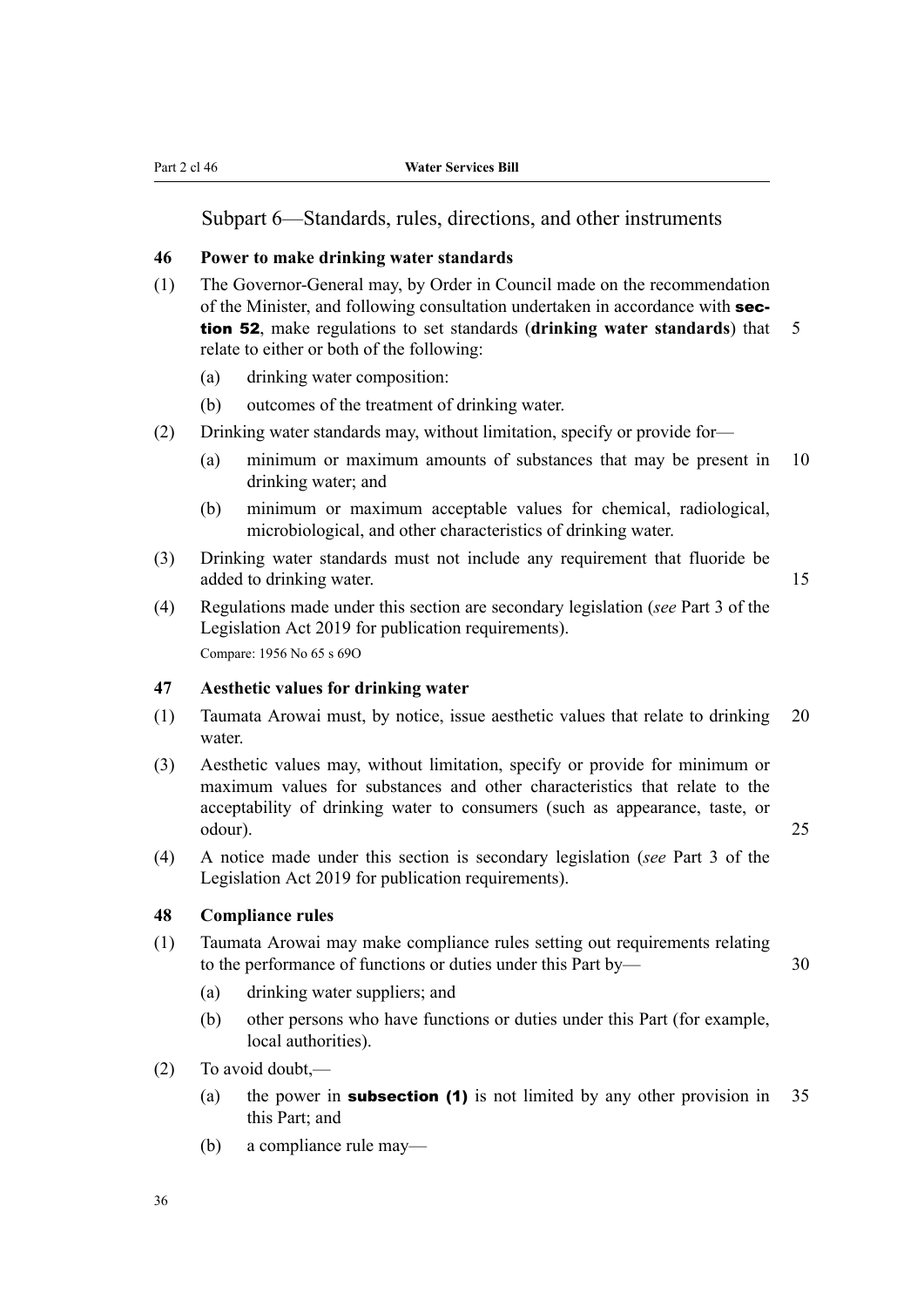## Subpart 6—Standards, rules, directions, and other instruments

### 46 Power to make drinking water standards

(1) The Governor-General may, by Order in Council made on the recommendation of the Minister, and following consultation undertaken in accordance with **section 52**, make regulations to set standards (**drinking water standards**) that relate to either or both of the following:

(a) drinking water composition:

(b) outcomes of the treatment of drinking water.

(2) Drinking water standards may, without limitation, specify or provide for—

(a) minimum or maximum amounts of substances that may be present in drinking water; and

(b) minimum or maximum acceptable values for chemical, radiological, microbiological, and other characteristics of drinking water.

(3) Drinking water standards must not include any requirement that fluoride be added to drinking water.

(4) Regulations made under this section are secondary legislation (*see* Part 3 of the Legislation Act 2019 for publication requirements).

Compare: 1956 No 65 s 69O

### 47 Aesthetic values for drinking water

(1) Taumata Arowai must, by notice, issue aesthetic values that relate to drinking water.

(3) Aesthetic values may, without limitation, specify or provide for minimum or maximum values for substances and other characteristics that relate to the acceptability of drinking water to consumers (such as appearance, taste, or odour).

(4) A notice made under this section is secondary legislation (*see* Part 3 of the Legislation Act 2019 for publication requirements).

### 48 Compliance rules

(1) Taumata Arowai may make compliance rules setting out requirements relating to the performance of functions or duties under this Part by—

(a) drinking water suppliers; and

(b) other persons who have functions or duties under this Part (for example, local authorities).

(2) To avoid doubt,—

(a) the power in **subsection (1)** is not limited by any other provision in this Part; and

(b) a compliance rule may—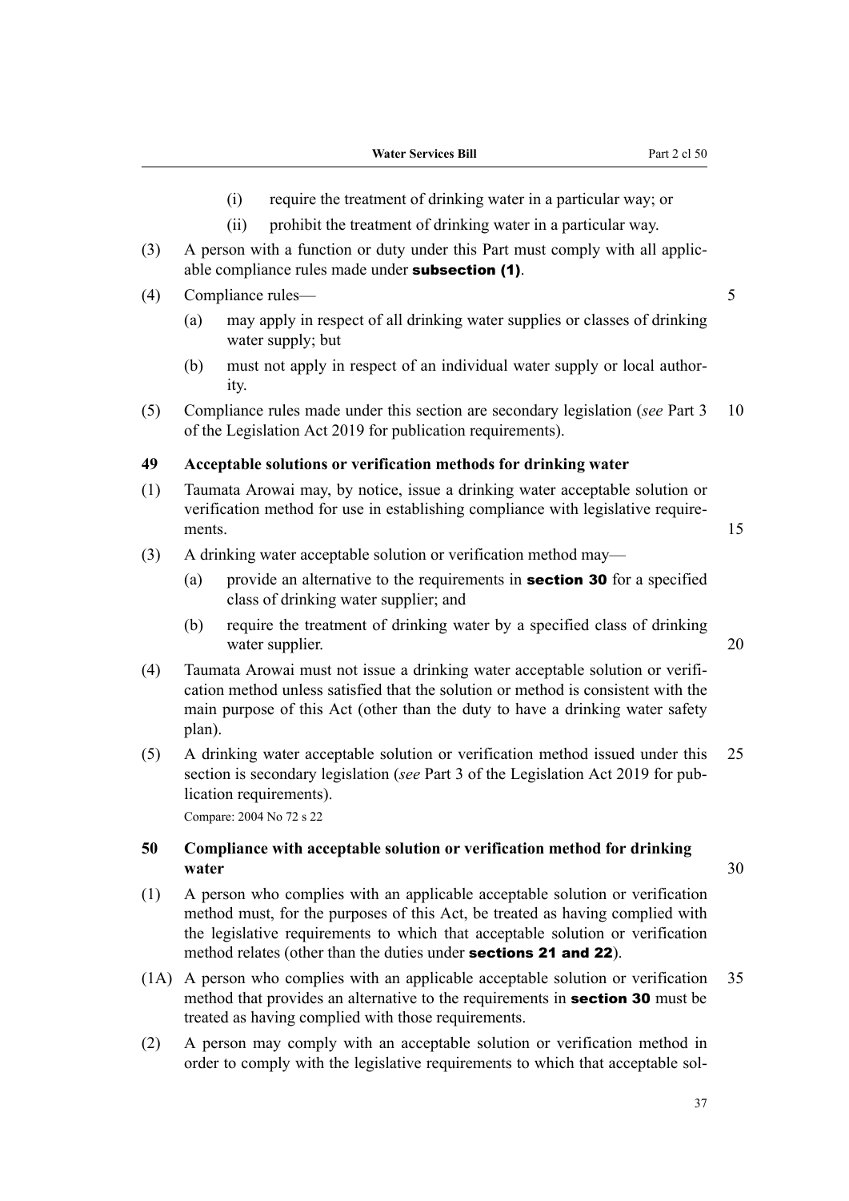(i) require the treatment of drinking water in a particular way; or

(ii) prohibit the treatment of drinking water in a particular way.

(3) A person with a function or duty under this Part must comply with all applicable compliance rules made under **subsection (1)**.

(4) Compliance rules—

(a) may apply in respect of all drinking water supplies or classes of drinking water supply; but

(b) must not apply in respect of an individual water supply or local authority.

(5) Compliance rules made under this section are secondary legislation (*see* Part 3 of the Legislation Act 2019 for publication requirements).

### 49 Acceptable solutions or verification methods for drinking water

(1) Taumata Arowai may, by notice, issue a drinking water acceptable solution or verification method for use in establishing compliance with legislative requirements.

(3) A drinking water acceptable solution or verification method may—

(a) provide an alternative to the requirements in **section 30** for a specified class of drinking water supplier; and

(b) require the treatment of drinking water by a specified class of drinking water supplier.

(4) Taumata Arowai must not issue a drinking water acceptable solution or verification method unless satisfied that the solution or method is consistent with the main purpose of this Act (other than the duty to have a drinking water safety plan).

(5) A drinking water acceptable solution or verification method issued under this section is secondary legislation (*see* Part 3 of the Legislation Act 2019 for publication requirements).

Compare: 2004 No 72 s 22

### 50 Compliance with acceptable solution or verification method for drinking water

(1) A person who complies with an applicable acceptable solution or verification method must, for the purposes of this Act, be treated as having complied with the legislative requirements to which that acceptable solution or verification method relates (other than the duties under **sections 21 and 22**).

(1A) A person who complies with an applicable acceptable solution or verification method that provides an alternative to the requirements in **section 30** must be treated as having complied with those requirements.

(2) A person may comply with an acceptable solution or verification method in order to comply with the legislative requirements to which that acceptable sol-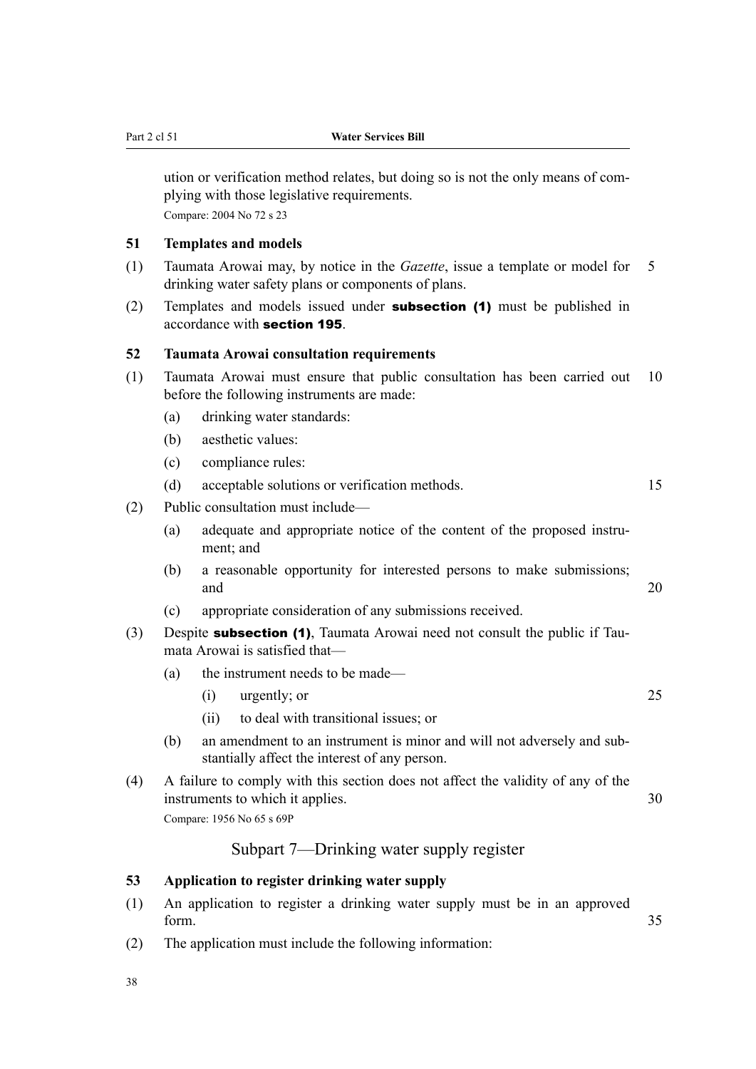ution or verification method relates, but doing so is not the only means of complying with those legislative requirements.

Compare: 2004 No 72 s 23

### 51 Templates and models

(1) Taumata Arowai may, by notice in the *Gazette*, issue a template or model for drinking water safety plans or components of plans.

(2) Templates and models issued under **subsection (1)** must be published in accordance with **section 195**.

### 52 Taumata Arowai consultation requirements

(1) Taumata Arowai must ensure that public consultation has been carried out before the following instruments are made:

- (a) drinking water standards:
- (b) aesthetic values:
- (c) compliance rules:
- (d) acceptable solutions or verification methods.

(2) Public consultation must include—

- (a) adequate and appropriate notice of the content of the proposed instrument; and
- (b) a reasonable opportunity for interested persons to make submissions; and
- (c) appropriate consideration of any submissions received.

(3) Despite **subsection (1)**, Taumata Arowai need not consult the public if Taumata Arowai is satisfied that—

- (a) the instrument needs to be made—
  - (i) urgently; or
  - (ii) to deal with transitional issues; or
- (b) an amendment to an instrument is minor and will not adversely and substantially affect the interest of any person.

(4) A failure to comply with this section does not affect the validity of any of the instruments to which it applies.

Compare: 1956 No 65 s 69P

## Subpart 7—Drinking water supply register

### 53 Application to register drinking water supply

(1) An application to register a drinking water supply must be in an approved form.

(2) The application must include the following information: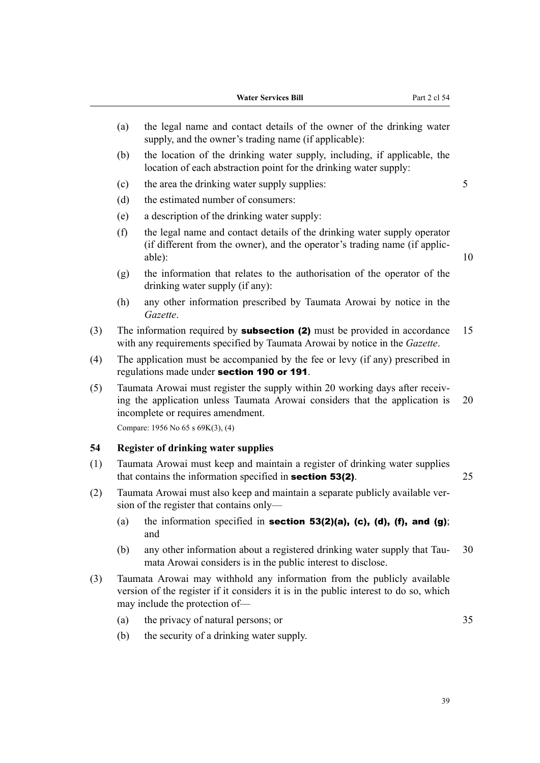(a) the legal name and contact details of the owner of the drinking water supply, and the owner's trading name (if applicable):

(b) the location of the drinking water supply, including, if applicable, the location of each abstraction point for the drinking water supply:

(c) the area the drinking water supply supplies:

(d) the estimated number of consumers:

(e) a description of the drinking water supply:

(f) the legal name and contact details of the drinking water supply operator (if different from the owner), and the operator's trading name (if applicable):

(g) the information that relates to the authorisation of the operator of the drinking water supply (if any):

(h) any other information prescribed by Taumata Arowai by notice in the *Gazette*.

(3) The information required by **subsection (2)** must be provided in accordance with any requirements specified by Taumata Arowai by notice in the *Gazette*.

(4) The application must be accompanied by the fee or levy (if any) prescribed in regulations made under **section 190 or 191**.

(5) Taumata Arowai must register the supply within 20 working days after receiving the application unless Taumata Arowai considers that the application is incomplete or requires amendment.

Compare: 1956 No 65 s 69K(3), (4)

### 54 Register of drinking water supplies

(1) Taumata Arowai must keep and maintain a register of drinking water supplies that contains the information specified in **section 53(2)**.

(2) Taumata Arowai must also keep and maintain a separate publicly available version of the register that contains only—

(a) the information specified in **section 53(2)(a), (c), (d), (f), and (g)**; and

(b) any other information about a registered drinking water supply that Taumata Arowai considers is in the public interest to disclose.

(3) Taumata Arowai may withhold any information from the publicly available version of the register if it considers it is in the public interest to do so, which may include the protection of—

(a) the privacy of natural persons; or

(b) the security of a drinking water supply.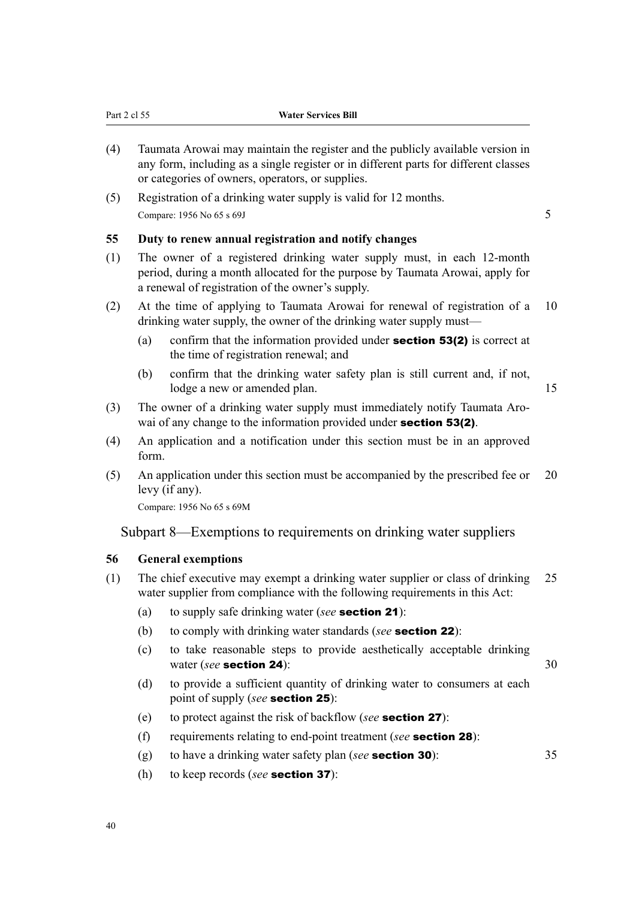(4) Taumata Arowai may maintain the register and the publicly available version in any form, including as a single register or in different parts for different classes or categories of owners, operators, or supplies.

(5) Registration of a drinking water supply is valid for 12 months.

Compare: 1956 No 65 s 69J

### 55 Duty to renew annual registration and notify changes

(1) The owner of a registered drinking water supply must, in each 12-month period, during a month allocated for the purpose by Taumata Arowai, apply for a renewal of registration of the owner's supply.

(2) At the time of applying to Taumata Arowai for renewal of registration of a drinking water supply, the owner of the drinking water supply must—

- (a) confirm that the information provided under **section 53(2)** is correct at the time of registration renewal; and
- (b) confirm that the drinking water safety plan is still current and, if not, lodge a new or amended plan.

(3) The owner of a drinking water supply must immediately notify Taumata Arowai of any change to the information provided under **section 53(2)**.

(4) An application and a notification under this section must be in an approved form.

(5) An application under this section must be accompanied by the prescribed fee or levy (if any).

Compare: 1956 No 65 s 69M

## Subpart 8—Exemptions to requirements on drinking water suppliers

### 56 General exemptions

(1) The chief executive may exempt a drinking water supplier or class of drinking water supplier from compliance with the following requirements in this Act:

- (a) to supply safe drinking water (*see* **section 21**):
- (b) to comply with drinking water standards (*see* **section 22**):
- (c) to take reasonable steps to provide aesthetically acceptable drinking water (*see* **section 24**):
- (d) to provide a sufficient quantity of drinking water to consumers at each point of supply (*see* **section 25**):
- (e) to protect against the risk of backflow (*see* **section 27**):
- (f) requirements relating to end-point treatment (*see* **section 28**):
- (g) to have a drinking water safety plan (*see* **section 30**):
- (h) to keep records (*see* **section 37**):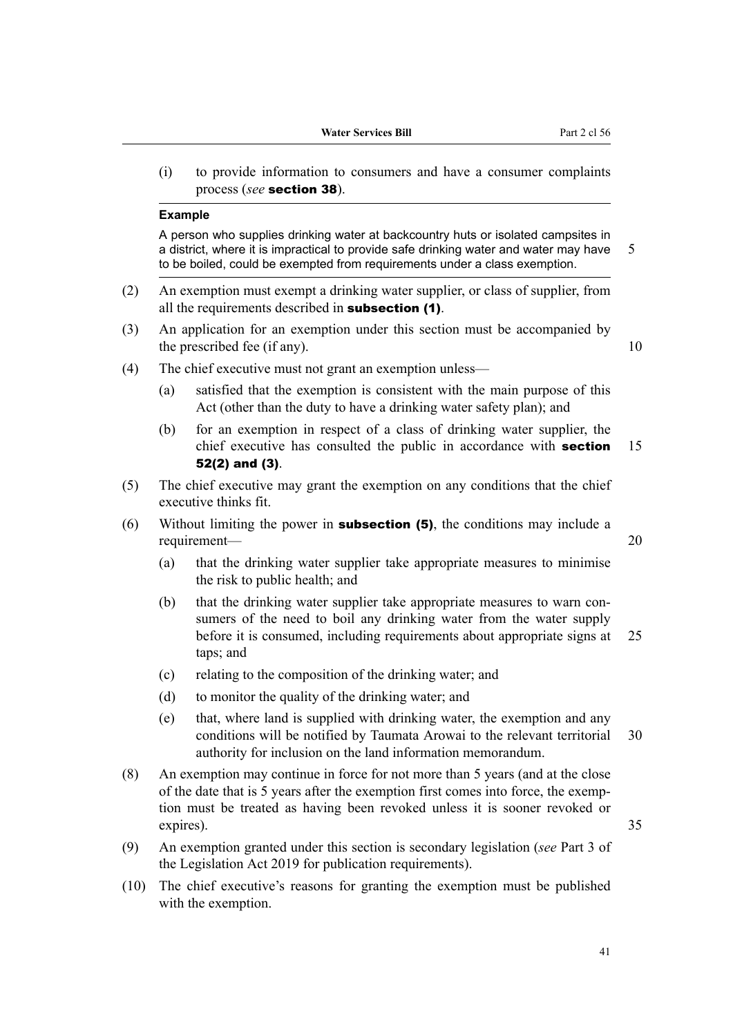(i) to provide information to consumers and have a consumer complaints process (*see* **section 38**).

**Example**

A person who supplies drinking water at backcountry huts or isolated campsites in a district, where it is impractical to provide safe drinking water and water may have to be boiled, could be exempted from requirements under a class exemption.

(2) An exemption must exempt a drinking water supplier, or class of supplier, from all the requirements described in **subsection (1)**.

(3) An application for an exemption under this section must be accompanied by the prescribed fee (if any).

(4) The chief executive must not grant an exemption unless—

(a) satisfied that the exemption is consistent with the main purpose of this Act (other than the duty to have a drinking water safety plan); and

(b) for an exemption in respect of a class of drinking water supplier, the chief executive has consulted the public in accordance with **section 52(2) and (3)**.

(5) The chief executive may grant the exemption on any conditions that the chief executive thinks fit.

(6) Without limiting the power in **subsection (5)**, the conditions may include a requirement—

(a) that the drinking water supplier take appropriate measures to minimise the risk to public health; and

(b) that the drinking water supplier take appropriate measures to warn consumers of the need to boil any drinking water from the water supply before it is consumed, including requirements about appropriate signs at taps; and

(c) relating to the composition of the drinking water; and

(d) to monitor the quality of the drinking water; and

(e) that, where land is supplied with drinking water, the exemption and any conditions will be notified by Taumata Arowai to the relevant territorial authority for inclusion on the land information memorandum.

(8) An exemption may continue in force for not more than 5 years (and at the close of the date that is 5 years after the exemption first comes into force, the exemption must be treated as having been revoked unless it is sooner revoked or expires).

(9) An exemption granted under this section is secondary legislation (*see* Part 3 of the Legislation Act 2019 for publication requirements).

(10) The chief executive's reasons for granting the exemption must be published with the exemption.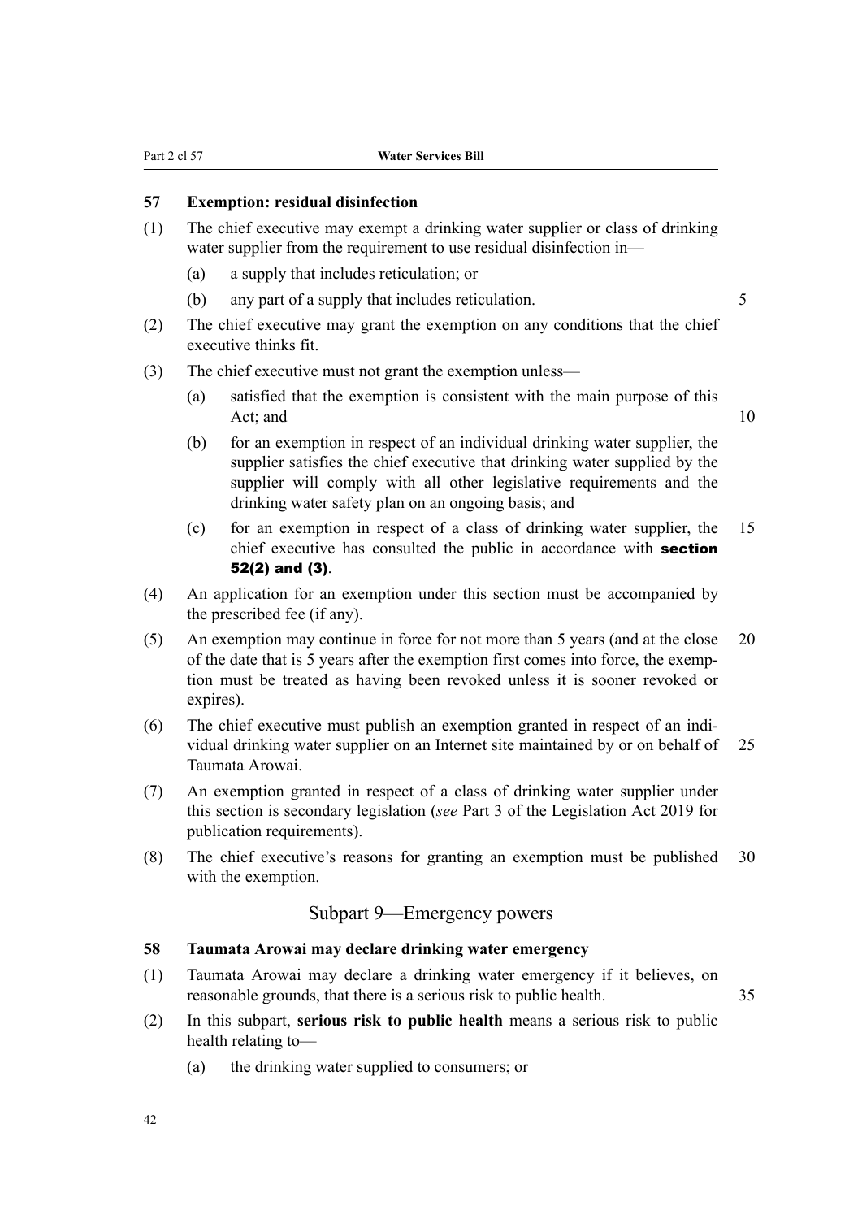### 57 Exemption: residual disinfection

(1) The chief executive may exempt a drinking water supplier or class of drinking water supplier from the requirement to use residual disinfection in—

- (a) a supply that includes reticulation; or
- (b) any part of a supply that includes reticulation.

(2) The chief executive may grant the exemption on any conditions that the chief executive thinks fit.

(3) The chief executive must not grant the exemption unless—

- (a) satisfied that the exemption is consistent with the main purpose of this Act; and
- (b) for an exemption in respect of an individual drinking water supplier, the supplier satisfies the chief executive that drinking water supplied by the supplier will comply with all other legislative requirements and the drinking water safety plan on an ongoing basis; and
- (c) for an exemption in respect of a class of drinking water supplier, the chief executive has consulted the public in accordance with **section 52(2) and (3)**.

(4) An application for an exemption under this section must be accompanied by the prescribed fee (if any).

(5) An exemption may continue in force for not more than 5 years (and at the close of the date that is 5 years after the exemption first comes into force, the exemption must be treated as having been revoked unless it is sooner revoked or expires).

(6) The chief executive must publish an exemption granted in respect of an individual drinking water supplier on an Internet site maintained by or on behalf of Taumata Arowai.

(7) An exemption granted in respect of a class of drinking water supplier under this section is secondary legislation (*see* Part 3 of the Legislation Act 2019 for publication requirements).

(8) The chief executive's reasons for granting an exemption must be published with the exemption.

## Subpart 9—Emergency powers

### 58 Taumata Arowai may declare drinking water emergency

(1) Taumata Arowai may declare a drinking water emergency if it believes, on reasonable grounds, that there is a serious risk to public health.

(2) In this subpart, **serious risk to public health** means a serious risk to public health relating to—

- (a) the drinking water supplied to consumers; or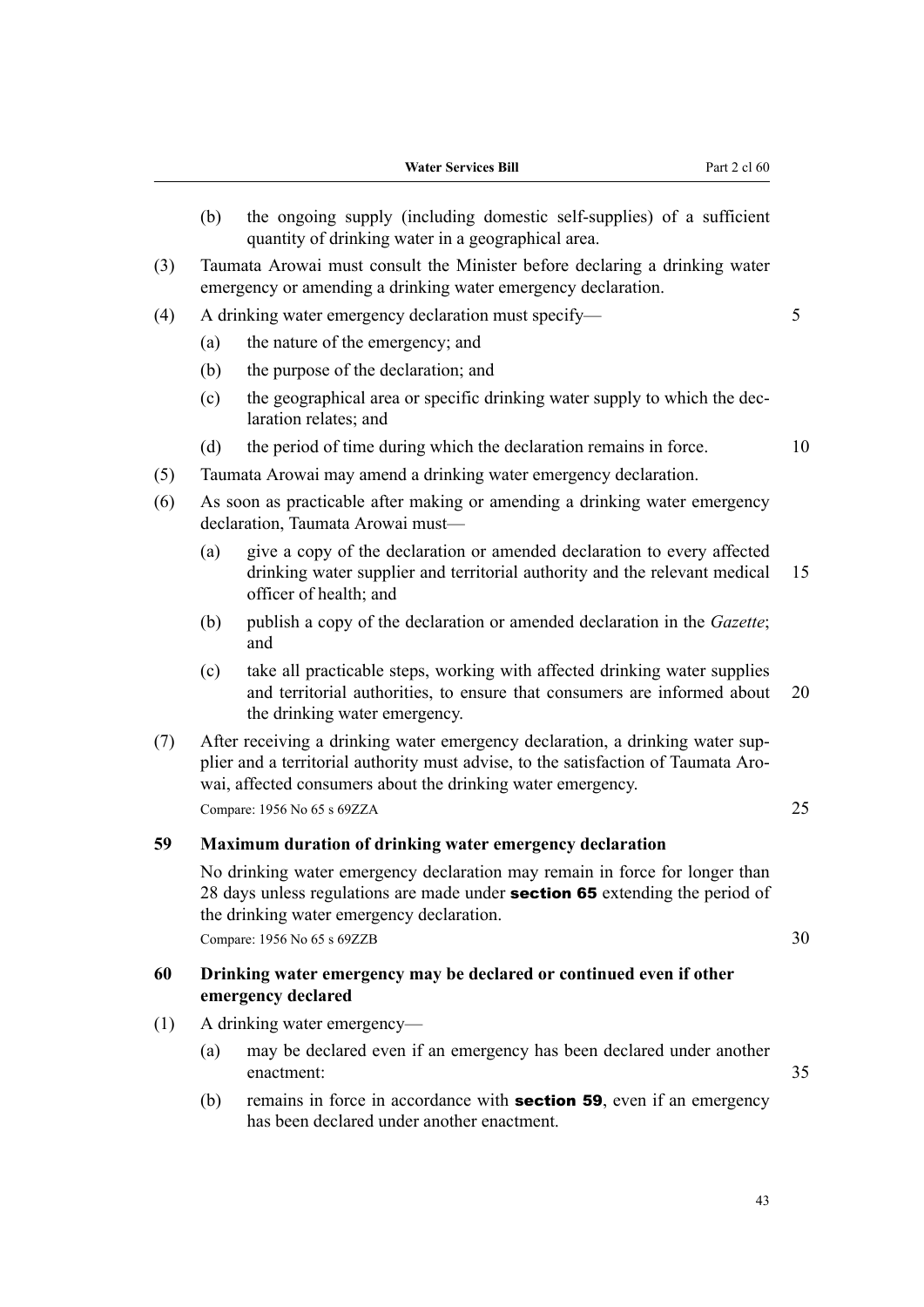(b) the ongoing supply (including domestic self-supplies) of a sufficient quantity of drinking water in a geographical area.

(3) Taumata Arowai must consult the Minister before declaring a drinking water emergency or amending a drinking water emergency declaration.

(4) A drinking water emergency declaration must specify—

(a) the nature of the emergency; and

(b) the purpose of the declaration; and

(c) the geographical area or specific drinking water supply to which the declaration relates; and

(d) the period of time during which the declaration remains in force.

(5) Taumata Arowai may amend a drinking water emergency declaration.

(6) As soon as practicable after making or amending a drinking water emergency declaration, Taumata Arowai must—

(a) give a copy of the declaration or amended declaration to every affected drinking water supplier and territorial authority and the relevant medical officer of health; and

(b) publish a copy of the declaration or amended declaration in the *Gazette*; and

(c) take all practicable steps, working with affected drinking water supplies and territorial authorities, to ensure that consumers are informed about the drinking water emergency.

(7) After receiving a drinking water emergency declaration, a drinking water supplier and a territorial authority must advise, to the satisfaction of Taumata Arowai, affected consumers about the drinking water emergency.

Compare: 1956 No 65 s 69ZZA

### 59 Maximum duration of drinking water emergency declaration

No drinking water emergency declaration may remain in force for longer than 28 days unless regulations are made under **section 65** extending the period of the drinking water emergency declaration.

Compare: 1956 No 65 s 69ZZB

### 60 Drinking water emergency may be declared or continued even if other emergency declared

(1) A drinking water emergency—

(a) may be declared even if an emergency has been declared under another enactment:

(b) remains in force in accordance with **section 59**, even if an emergency has been declared under another enactment.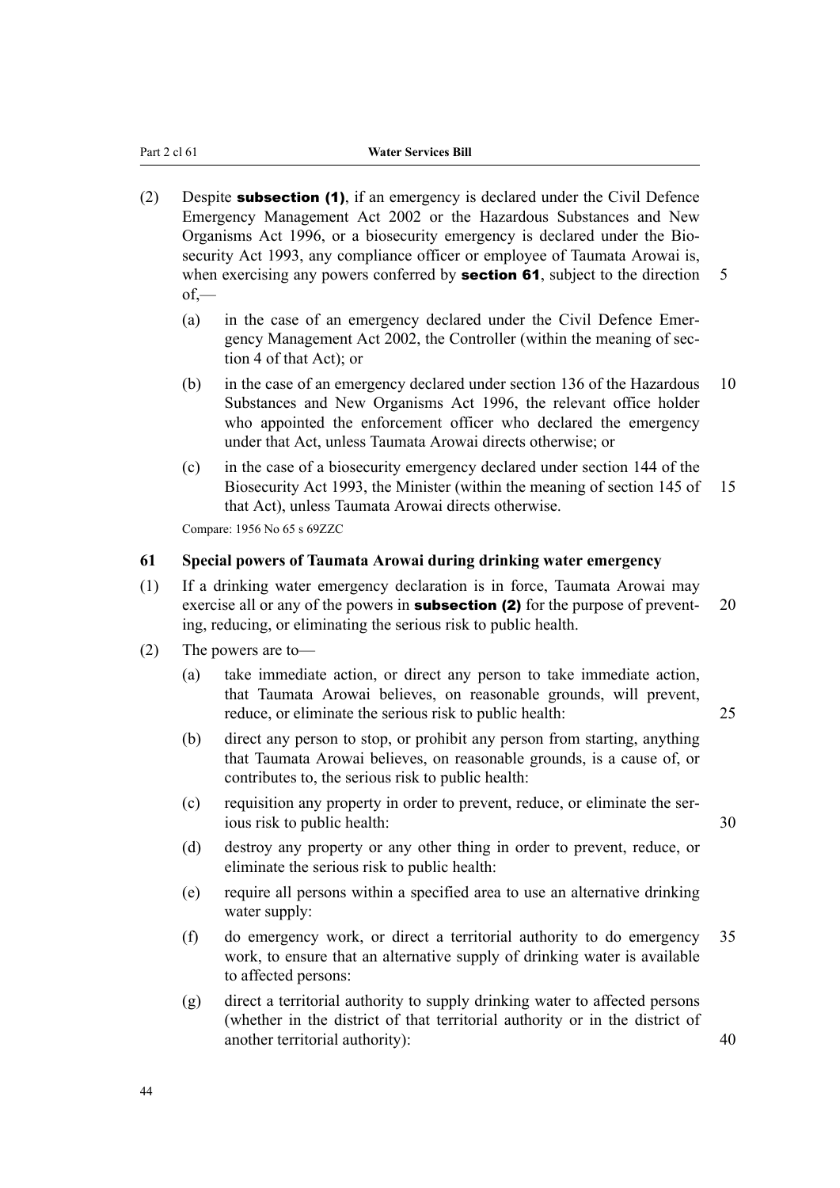(2) Despite **subsection (1)**, if an emergency is declared under the Civil Defence Emergency Management Act 2002 or the Hazardous Substances and New Organisms Act 1996, or a biosecurity emergency is declared under the Biosecurity Act 1993, any compliance officer or employee of Taumata Arowai is, when exercising any powers conferred by **section 61**, subject to the direction of,—

(a) in the case of an emergency declared under the Civil Defence Emergency Management Act 2002, the Controller (within the meaning of section 4 of that Act); or

(b) in the case of an emergency declared under section 136 of the Hazardous Substances and New Organisms Act 1996, the relevant office holder who appointed the enforcement officer who declared the emergency under that Act, unless Taumata Arowai directs otherwise; or

(c) in the case of a biosecurity emergency declared under section 144 of the Biosecurity Act 1993, the Minister (within the meaning of section 145 of that Act), unless Taumata Arowai directs otherwise.

Compare: 1956 No 65 s 69ZZC

### 61 Special powers of Taumata Arowai during drinking water emergency

(1) If a drinking water emergency declaration is in force, Taumata Arowai may exercise all or any of the powers in **subsection (2)** for the purpose of preventing, reducing, or eliminating the serious risk to public health.

(2) The powers are to—

(a) take immediate action, or direct any person to take immediate action, that Taumata Arowai believes, on reasonable grounds, will prevent, reduce, or eliminate the serious risk to public health:

(b) direct any person to stop, or prohibit any person from starting, anything that Taumata Arowai believes, on reasonable grounds, is a cause of, or contributes to, the serious risk to public health:

(c) requisition any property in order to prevent, reduce, or eliminate the serious risk to public health:

(d) destroy any property or any other thing in order to prevent, reduce, or eliminate the serious risk to public health:

(e) require all persons within a specified area to use an alternative drinking water supply:

(f) do emergency work, or direct a territorial authority to do emergency work, to ensure that an alternative supply of drinking water is available to affected persons:

(g) direct a territorial authority to supply drinking water to affected persons (whether in the district of that territorial authority or in the district of another territorial authority):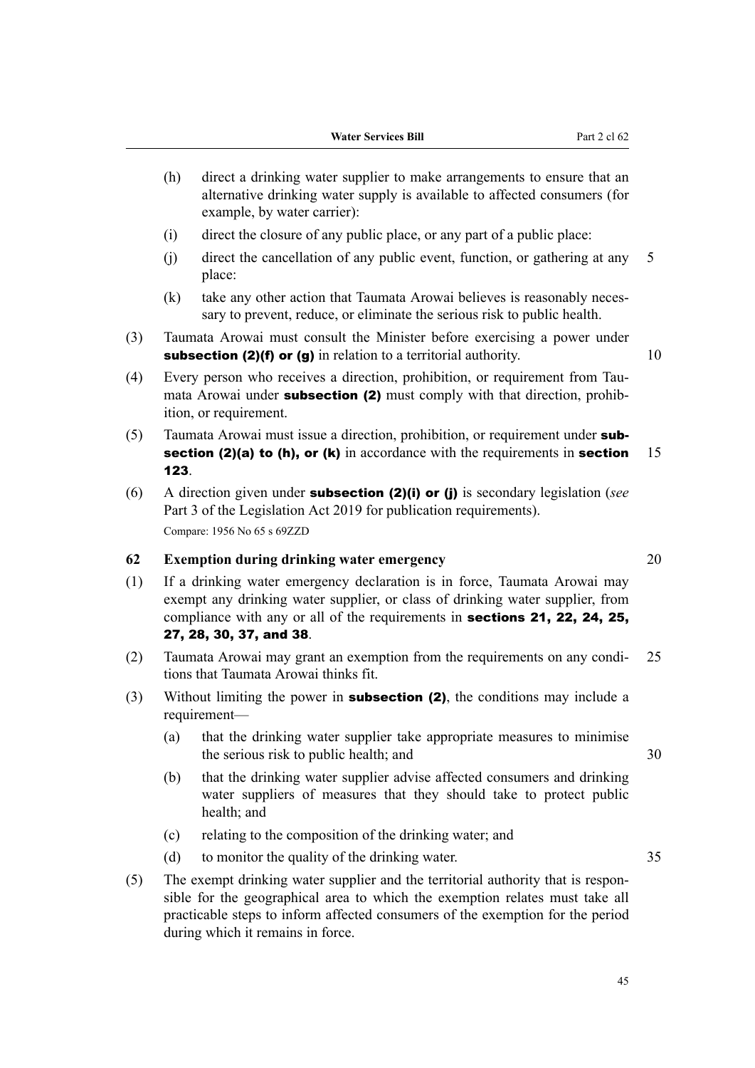(h) direct a drinking water supplier to make arrangements to ensure that an alternative drinking water supply is available to affected consumers (for example, by water carrier):

(i) direct the closure of any public place, or any part of a public place:

(j) direct the cancellation of any public event, function, or gathering at any place:

(k) take any other action that Taumata Arowai believes is reasonably necessary to prevent, reduce, or eliminate the serious risk to public health.

(3) Taumata Arowai must consult the Minister before exercising a power under **subsection (2)(f) or (g)** in relation to a territorial authority.

(4) Every person who receives a direction, prohibition, or requirement from Taumata Arowai under **subsection (2)** must comply with that direction, prohibition, or requirement.

(5) Taumata Arowai must issue a direction, prohibition, or requirement under **subsection (2)(a) to (h), or (k)** in accordance with the requirements in **section 123**.

(6) A direction given under **subsection (2)(i) or (j)** is secondary legislation (*see* Part 3 of the Legislation Act 2019 for publication requirements).

Compare: 1956 No 65 s 69ZZD

### 62 Exemption during drinking water emergency

(1) If a drinking water emergency declaration is in force, Taumata Arowai may exempt any drinking water supplier, or class of drinking water supplier, from compliance with any or all of the requirements in **sections 21, 22, 24, 25, 27, 28, 30, 37, and 38**.

(2) Taumata Arowai may grant an exemption from the requirements on any conditions that Taumata Arowai thinks fit.

(3) Without limiting the power in **subsection (2)**, the conditions may include a requirement—

(a) that the drinking water supplier take appropriate measures to minimise the serious risk to public health; and

(b) that the drinking water supplier advise affected consumers and drinking water suppliers of measures that they should take to protect public health; and

(c) relating to the composition of the drinking water; and

(d) to monitor the quality of the drinking water.

(5) The exempt drinking water supplier and the territorial authority that is responsible for the geographical area to which the exemption relates must take all practicable steps to inform affected consumers of the exemption for the period during which it remains in force.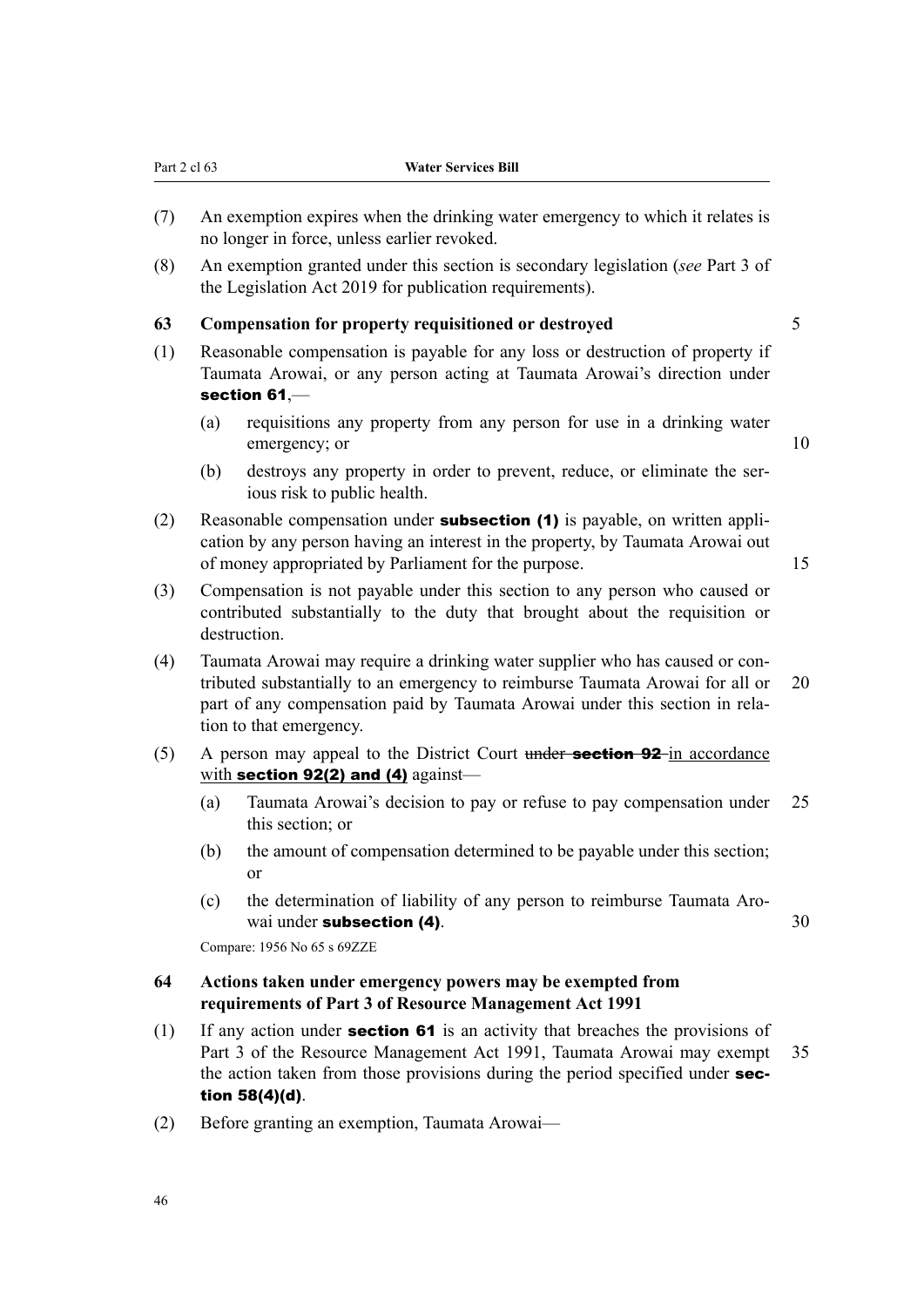(7) An exemption expires when the drinking water emergency to which it relates is no longer in force, unless earlier revoked.

(8) An exemption granted under this section is secondary legislation (*see* Part 3 of the Legislation Act 2019 for publication requirements).

### 63 Compensation for property requisitioned or destroyed

(1) Reasonable compensation is payable for any loss or destruction of property if Taumata Arowai, or any person acting at Taumata Arowai's direction under **section 61**,—

(a) requisitions any property from any person for use in a drinking water emergency; or

(b) destroys any property in order to prevent, reduce, or eliminate the serious risk to public health.

(2) Reasonable compensation under **subsection (1)** is payable, on written application by any person having an interest in the property, by Taumata Arowai out of money appropriated by Parliament for the purpose.

(3) Compensation is not payable under this section to any person who caused or contributed substantially to the duty that brought about the requisition or destruction.

(4) Taumata Arowai may require a drinking water supplier who has caused or contributed substantially to an emergency to reimburse Taumata Arowai for all or part of any compensation paid by Taumata Arowai under this section in relation to that emergency.

(5) A person may appeal to the District Court ~~under **section 92**~~ in accordance with **section 92(2) and (4)** against—

(a) Taumata Arowai's decision to pay or refuse to pay compensation under this section; or

(b) the amount of compensation determined to be payable under this section; or

(c) the determination of liability of any person to reimburse Taumata Arowai under **subsection (4)**.

Compare: 1956 No 65 s 69ZZE

### 64 Actions taken under emergency powers may be exempted from requirements of Part 3 of Resource Management Act 1991

(1) If any action under **section 61** is an activity that breaches the provisions of Part 3 of the Resource Management Act 1991, Taumata Arowai may exempt the action taken from those provisions during the period specified under **section 58(4)(d)**.

(2) Before granting an exemption, Taumata Arowai—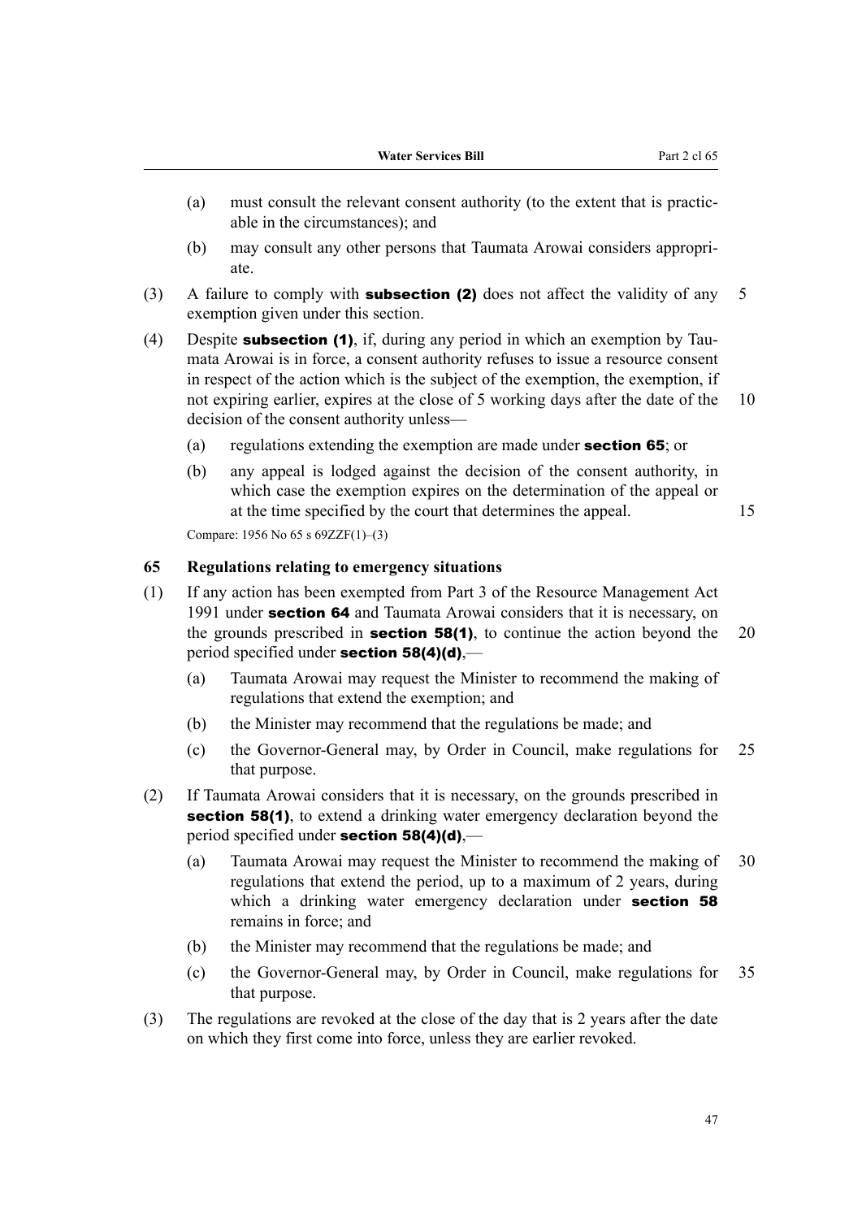(a) must consult the relevant consent authority (to the extent that is practicable in the circumstances); and

(b) may consult any other persons that Taumata Arowai considers appropriate.

(3) A failure to comply with **subsection (2)** does not affect the validity of any exemption given under this section.

(4) Despite **subsection (1)**, if, during any period in which an exemption by Taumata Arowai is in force, a consent authority refuses to issue a resource consent in respect of the action which is the subject of the exemption, the exemption, if not expiring earlier, expires at the close of 5 working days after the date of the decision of the consent authority unless—

(a) regulations extending the exemption are made under **section 65**; or

(b) any appeal is lodged against the decision of the consent authority, in which case the exemption expires on the determination of the appeal or at the time specified by the court that determines the appeal.

Compare: 1956 No 65 s 69ZZF(1)–(3)

### 65 Regulations relating to emergency situations

(1) If any action has been exempted from Part 3 of the Resource Management Act 1991 under **section 64** and Taumata Arowai considers that it is necessary, on the grounds prescribed in **section 58(1)**, to continue the action beyond the period specified under **section 58(4)(d)**,—

(a) Taumata Arowai may request the Minister to recommend the making of regulations that extend the exemption; and

(b) the Minister may recommend that the regulations be made; and

(c) the Governor-General may, by Order in Council, make regulations for that purpose.

(2) If Taumata Arowai considers that it is necessary, on the grounds prescribed in **section 58(1)**, to extend a drinking water emergency declaration beyond the period specified under **section 58(4)(d)**,—

(a) Taumata Arowai may request the Minister to recommend the making of regulations that extend the period, up to a maximum of 2 years, during which a drinking water emergency declaration under **section 58** remains in force; and

(b) the Minister may recommend that the regulations be made; and

(c) the Governor-General may, by Order in Council, make regulations for that purpose.

(3) The regulations are revoked at the close of the day that is 2 years after the date on which they first come into force, unless they are earlier revoked.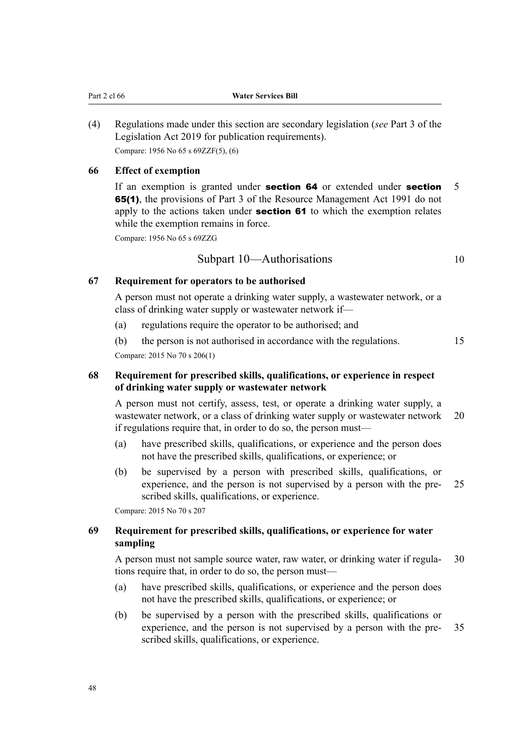(4) Regulations made under this section are secondary legislation (*see* Part 3 of the Legislation Act 2019 for publication requirements).

Compare: 1956 No 65 s 69ZZF(5), (6)

### 66 Effect of exemption

If an exemption is granted under **section 64** or extended under **section 65(1)**, the provisions of Part 3 of the Resource Management Act 1991 do not apply to the actions taken under **section 61** to which the exemption relates while the exemption remains in force.

Compare: 1956 No 65 s 69ZZG

## Subpart 10—Authorisations

### 67 Requirement for operators to be authorised

A person must not operate a drinking water supply, a wastewater network, or a class of drinking water supply or wastewater network if—

(a) regulations require the operator to be authorised; and

(b) the person is not authorised in accordance with the regulations.

Compare: 2015 No 70 s 206(1)

### 68 Requirement for prescribed skills, qualifications, or experience in respect of drinking water supply or wastewater network

A person must not certify, assess, test, or operate a drinking water supply, a wastewater network, or a class of drinking water supply or wastewater network if regulations require that, in order to do so, the person must—

(a) have prescribed skills, qualifications, or experience and the person does not have the prescribed skills, qualifications, or experience; or

(b) be supervised by a person with prescribed skills, qualifications, or experience, and the person is not supervised by a person with the prescribed skills, qualifications, or experience.

Compare: 2015 No 70 s 207

### 69 Requirement for prescribed skills, qualifications, or experience for water sampling

A person must not sample source water, raw water, or drinking water if regulations require that, in order to do so, the person must—

(a) have prescribed skills, qualifications, or experience and the person does not have the prescribed skills, qualifications, or experience; or

(b) be supervised by a person with the prescribed skills, qualifications or experience, and the person is not supervised by a person with the prescribed skills, qualifications, or experience.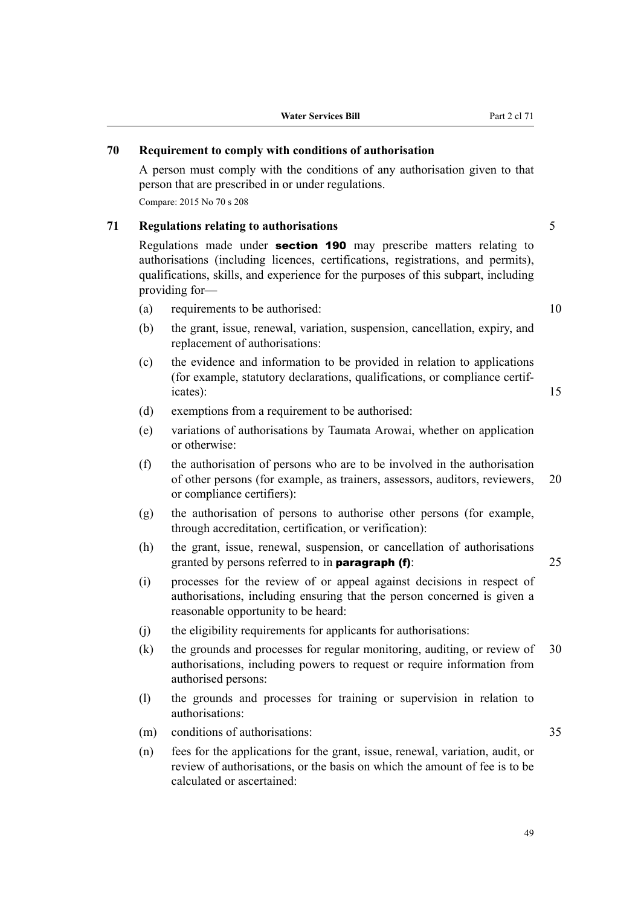### 70 Requirement to comply with conditions of authorisation

A person must comply with the conditions of any authorisation given to that person that are prescribed in or under regulations.

Compare: 2015 No 70 s 208

### 71 Regulations relating to authorisations

Regulations made under **section 190** may prescribe matters relating to authorisations (including licences, certifications, registrations, and permits), qualifications, skills, and experience for the purposes of this subpart, including providing for—

(a) requirements to be authorised:

(b) the grant, issue, renewal, variation, suspension, cancellation, expiry, and replacement of authorisations:

(c) the evidence and information to be provided in relation to applications (for example, statutory declarations, qualifications, or compliance certificates):

(d) exemptions from a requirement to be authorised:

(e) variations of authorisations by Taumata Arowai, whether on application or otherwise:

(f) the authorisation of persons who are to be involved in the authorisation of other persons (for example, as trainers, assessors, auditors, reviewers, or compliance certifiers):

(g) the authorisation of persons to authorise other persons (for example, through accreditation, certification, or verification):

(h) the grant, issue, renewal, suspension, or cancellation of authorisations granted by persons referred to in **paragraph (f)**:

(i) processes for the review of or appeal against decisions in respect of authorisations, including ensuring that the person concerned is given a reasonable opportunity to be heard:

(j) the eligibility requirements for applicants for authorisations:

(k) the grounds and processes for regular monitoring, auditing, or review of authorisations, including powers to request or require information from authorised persons:

(l) the grounds and processes for training or supervision in relation to authorisations:

(m) conditions of authorisations:

(n) fees for the applications for the grant, issue, renewal, variation, audit, or review of authorisations, or the basis on which the amount of fee is to be calculated or ascertained: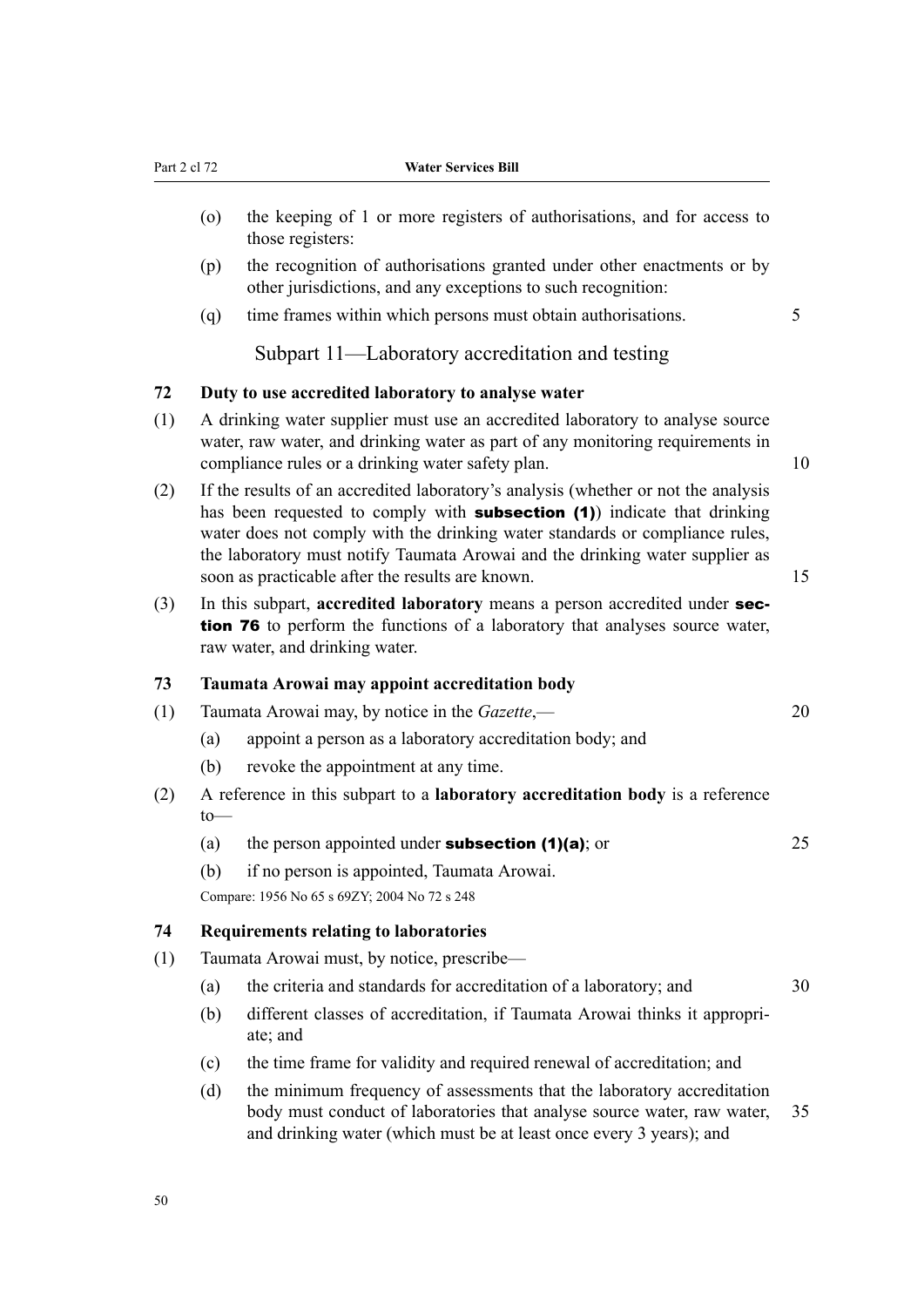(o) the keeping of 1 or more registers of authorisations, and for access to those registers:

(p) the recognition of authorisations granted under other enactments or by other jurisdictions, and any exceptions to such recognition:

(q) time frames within which persons must obtain authorisations.

## Subpart 11—Laboratory accreditation and testing

### 72 Duty to use accredited laboratory to analyse water

(1) A drinking water supplier must use an accredited laboratory to analyse source water, raw water, and drinking water as part of any monitoring requirements in compliance rules or a drinking water safety plan.

(2) If the results of an accredited laboratory's analysis (whether or not the analysis has been requested to comply with **subsection (1)**) indicate that drinking water does not comply with the drinking water standards or compliance rules, the laboratory must notify Taumata Arowai and the drinking water supplier as soon as practicable after the results are known.

(3) In this subpart, **accredited laboratory** means a person accredited under **section 76** to perform the functions of a laboratory that analyses source water, raw water, and drinking water.

### 73 Taumata Arowai may appoint accreditation body

(1) Taumata Arowai may, by notice in the *Gazette*,—

(a) appoint a person as a laboratory accreditation body; and

(b) revoke the appointment at any time.

(2) A reference in this subpart to a **laboratory accreditation body** is a reference to—

(a) the person appointed under **subsection (1)(a)**; or

(b) if no person is appointed, Taumata Arowai.

Compare: 1956 No 65 s 69ZY; 2004 No 72 s 248

### 74 Requirements relating to laboratories

(1) Taumata Arowai must, by notice, prescribe—

(a) the criteria and standards for accreditation of a laboratory; and

(b) different classes of accreditation, if Taumata Arowai thinks it appropriate; and

(c) the time frame for validity and required renewal of accreditation; and

(d) the minimum frequency of assessments that the laboratory accreditation body must conduct of laboratories that analyse source water, raw water, and drinking water (which must be at least once every 3 years); and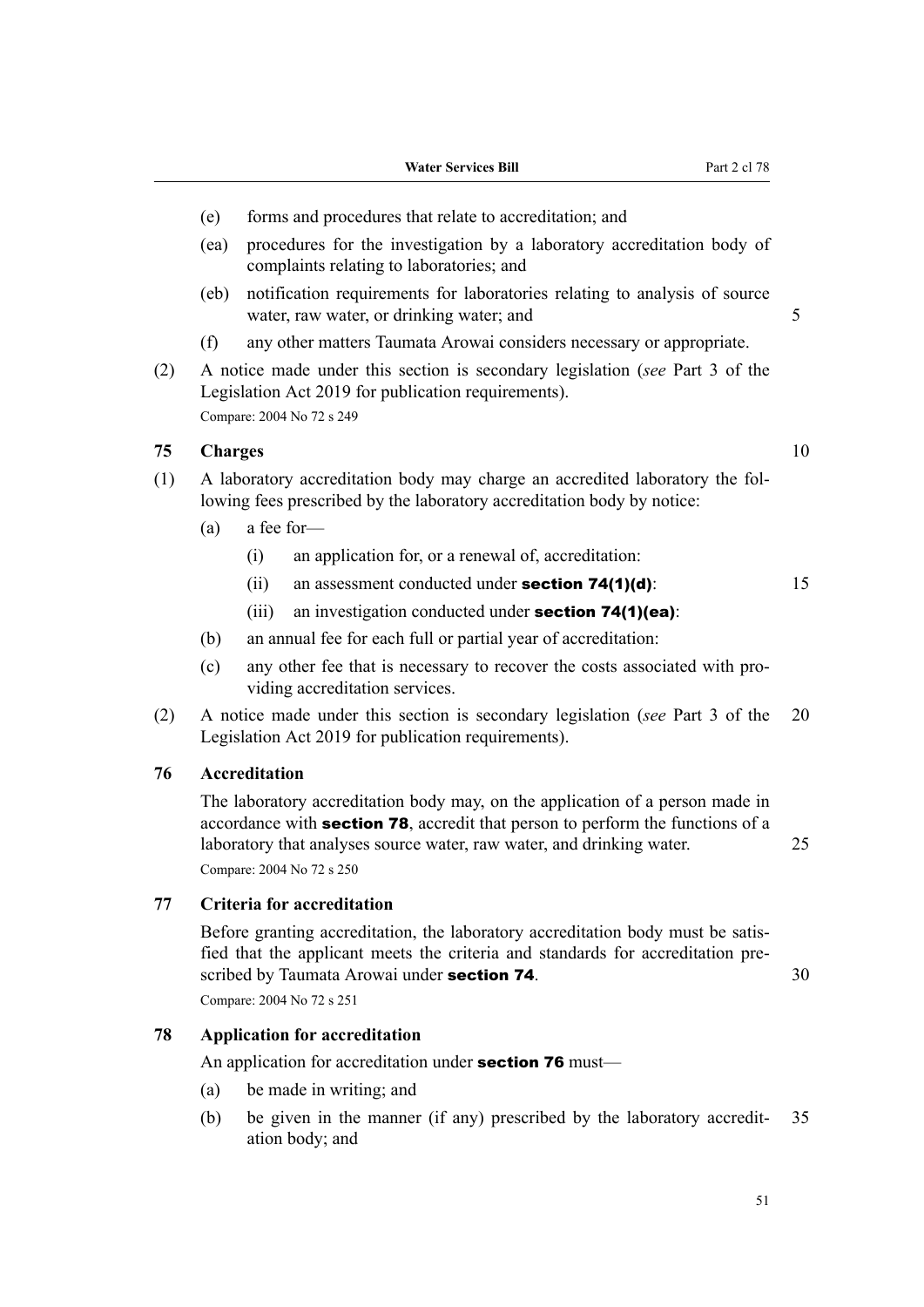(e) forms and procedures that relate to accreditation; and

(ea) procedures for the investigation by a laboratory accreditation body of complaints relating to laboratories; and

(eb) notification requirements for laboratories relating to analysis of source water, raw water, or drinking water; and

(f) any other matters Taumata Arowai considers necessary or appropriate.

(2) A notice made under this section is secondary legislation (*see* Part 3 of the Legislation Act 2019 for publication requirements).

Compare: 2004 No 72 s 249

### 75 Charges

(1) A laboratory accreditation body may charge an accredited laboratory the following fees prescribed by the laboratory accreditation body by notice:

(a) a fee for—

(i) an application for, or a renewal of, accreditation:

(ii) an assessment conducted under **section 74(1)(d)**:

(iii) an investigation conducted under **section 74(1)(ea)**:

(b) an annual fee for each full or partial year of accreditation:

(c) any other fee that is necessary to recover the costs associated with providing accreditation services.

(2) A notice made under this section is secondary legislation (*see* Part 3 of the Legislation Act 2019 for publication requirements).

### 76 Accreditation

The laboratory accreditation body may, on the application of a person made in accordance with **section 78**, accredit that person to perform the functions of a laboratory that analyses source water, raw water, and drinking water.

Compare: 2004 No 72 s 250

### 77 Criteria for accreditation

Before granting accreditation, the laboratory accreditation body must be satisfied that the applicant meets the criteria and standards for accreditation prescribed by Taumata Arowai under **section 74**.

Compare: 2004 No 72 s 251

### 78 Application for accreditation

An application for accreditation under **section 76** must—

(a) be made in writing; and

(b) be given in the manner (if any) prescribed by the laboratory accreditation body; and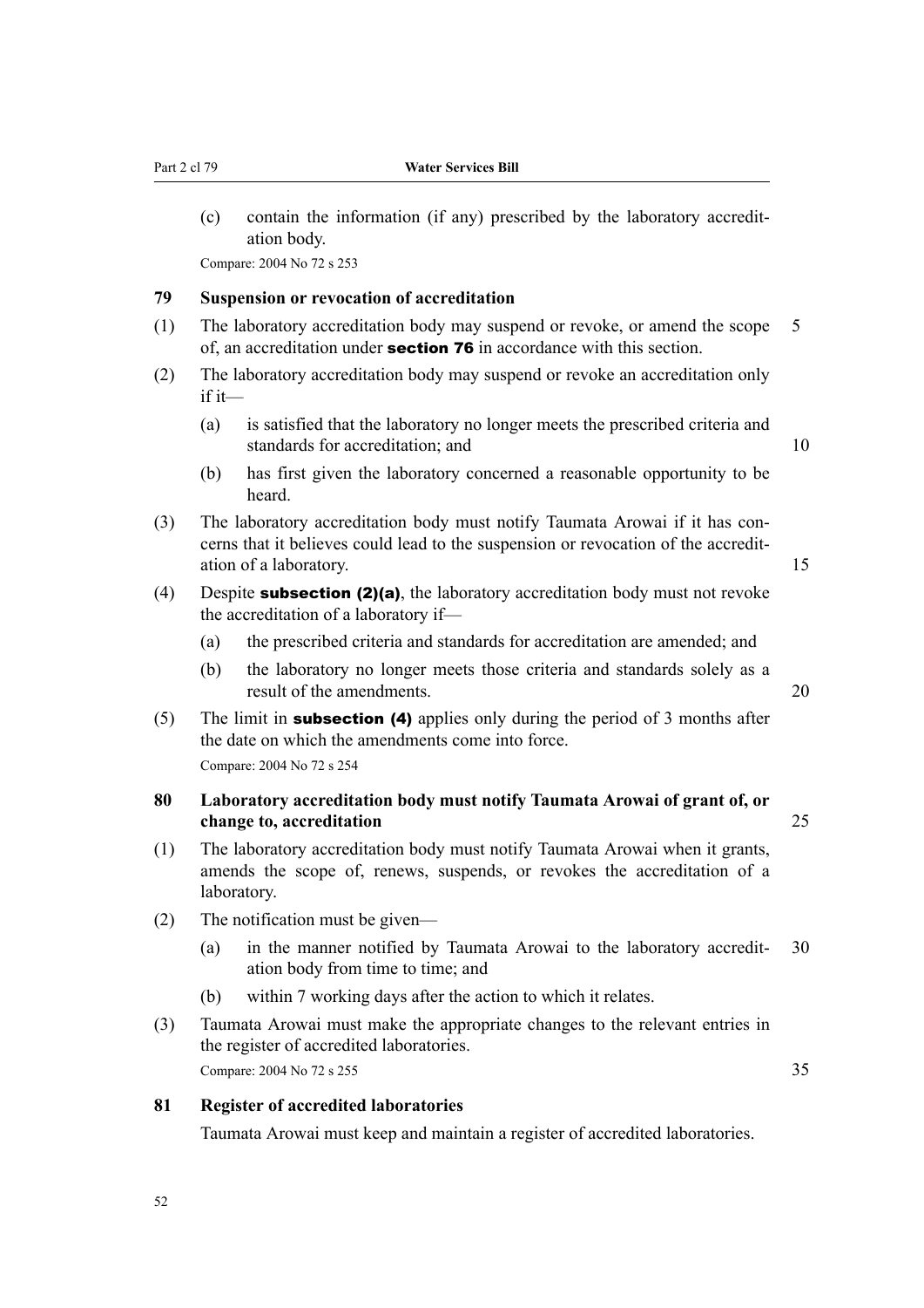(c) contain the information (if any) prescribed by the laboratory accreditation body.

Compare: 2004 No 72 s 253

### 79 Suspension or revocation of accreditation

(1) The laboratory accreditation body may suspend or revoke, or amend the scope of, an accreditation under **section 76** in accordance with this section.

(2) The laboratory accreditation body may suspend or revoke an accreditation only if it—

(a) is satisfied that the laboratory no longer meets the prescribed criteria and standards for accreditation; and

(b) has first given the laboratory concerned a reasonable opportunity to be heard.

(3) The laboratory accreditation body must notify Taumata Arowai if it has concerns that it believes could lead to the suspension or revocation of the accreditation of a laboratory.

(4) Despite **subsection (2)(a)**, the laboratory accreditation body must not revoke the accreditation of a laboratory if—

(a) the prescribed criteria and standards for accreditation are amended; and

(b) the laboratory no longer meets those criteria and standards solely as a result of the amendments.

(5) The limit in **subsection (4)** applies only during the period of 3 months after the date on which the amendments come into force.

Compare: 2004 No 72 s 254

### 80 Laboratory accreditation body must notify Taumata Arowai of grant of, or change to, accreditation

(1) The laboratory accreditation body must notify Taumata Arowai when it grants, amends the scope of, renews, suspends, or revokes the accreditation of a laboratory.

(2) The notification must be given—

(a) in the manner notified by Taumata Arowai to the laboratory accreditation body from time to time; and

(b) within 7 working days after the action to which it relates.

(3) Taumata Arowai must make the appropriate changes to the relevant entries in the register of accredited laboratories.

Compare: 2004 No 72 s 255

### 81 Register of accredited laboratories

Taumata Arowai must keep and maintain a register of accredited laboratories.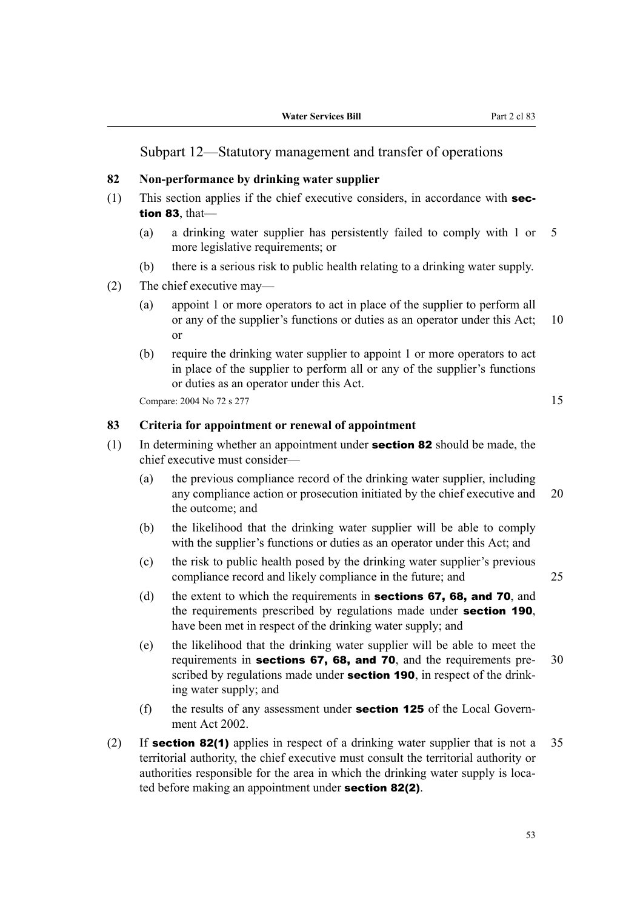## Subpart 12—Statutory management and transfer of operations

### 82 Non-performance by drinking water supplier

(1) This section applies if the chief executive considers, in accordance with **section 83**, that—

- (a) a drinking water supplier has persistently failed to comply with 1 or more legislative requirements; or
- (b) there is a serious risk to public health relating to a drinking water supply.

(2) The chief executive may—

- (a) appoint 1 or more operators to act in place of the supplier to perform all or any of the supplier's functions or duties as an operator under this Act; or
- (b) require the drinking water supplier to appoint 1 or more operators to act in place of the supplier to perform all or any of the supplier's functions or duties as an operator under this Act.

Compare: 2004 No 72 s 277

### 83 Criteria for appointment or renewal of appointment

(1) In determining whether an appointment under **section 82** should be made, the chief executive must consider—

- (a) the previous compliance record of the drinking water supplier, including any compliance action or prosecution initiated by the chief executive and the outcome; and
- (b) the likelihood that the drinking water supplier will be able to comply with the supplier's functions or duties as an operator under this Act; and
- (c) the risk to public health posed by the drinking water supplier's previous compliance record and likely compliance in the future; and
- (d) the extent to which the requirements in **sections 67, 68, and 70**, and the requirements prescribed by regulations made under **section 190**, have been met in respect of the drinking water supply; and
- (e) the likelihood that the drinking water supplier will be able to meet the requirements in **sections 67, 68, and 70**, and the requirements prescribed by regulations made under **section 190**, in respect of the drinking water supply; and
- (f) the results of any assessment under **section 125** of the Local Government Act 2002.

(2) If **section 82(1)** applies in respect of a drinking water supplier that is not a territorial authority, the chief executive must consult the territorial authority or authorities responsible for the area in which the drinking water supply is located before making an appointment under **section 82(2)**.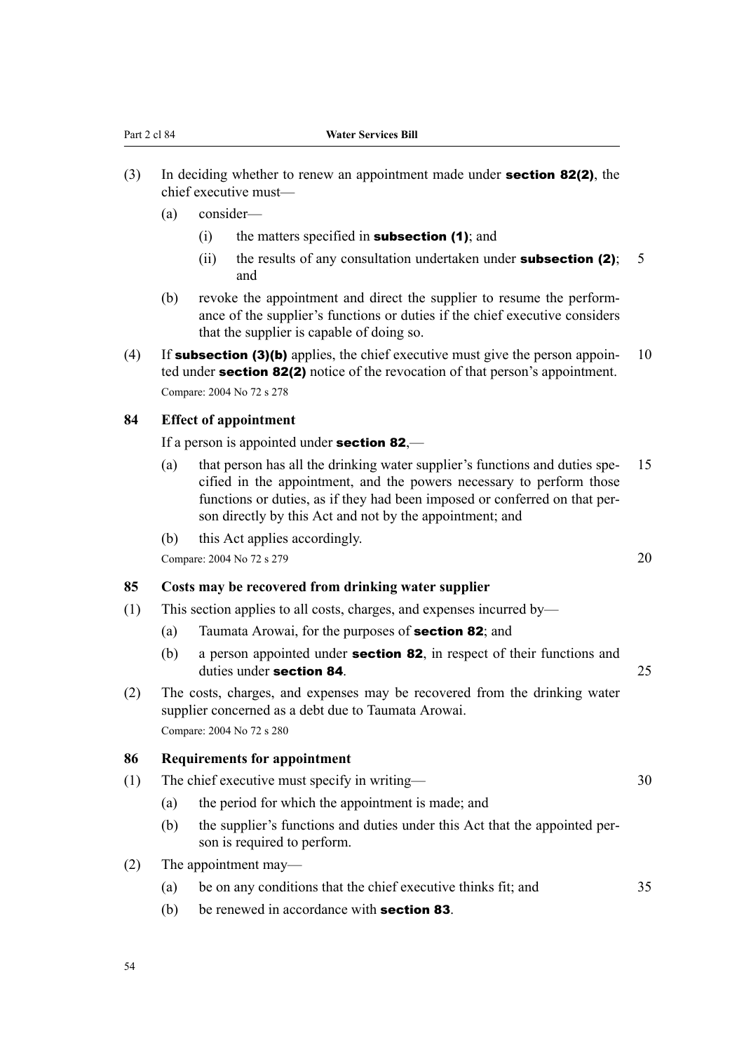(3) In deciding whether to renew an appointment made under **section 82(2)**, the chief executive must—

  (a) consider—

    (i) the matters specified in **subsection (1)**; and

    (ii) the results of any consultation undertaken under **subsection (2)**; and

  (b) revoke the appointment and direct the supplier to resume the performance of the supplier's functions or duties if the chief executive considers that the supplier is capable of doing so.

(4) If **subsection (3)(b)** applies, the chief executive must give the person appointed under **section 82(2)** notice of the revocation of that person's appointment.

Compare: 2004 No 72 s 278

### 84 Effect of appointment

If a person is appointed under **section 82**,—

  (a) that person has all the drinking water supplier's functions and duties specified in the appointment, and the powers necessary to perform those functions or duties, as if they had been imposed or conferred on that person directly by this Act and not by the appointment; and

  (b) this Act applies accordingly.

Compare: 2004 No 72 s 279

### 85 Costs may be recovered from drinking water supplier

(1) This section applies to all costs, charges, and expenses incurred by—

  (a) Taumata Arowai, for the purposes of **section 82**; and

  (b) a person appointed under **section 82**, in respect of their functions and duties under **section 84**.

(2) The costs, charges, and expenses may be recovered from the drinking water supplier concerned as a debt due to Taumata Arowai.

Compare: 2004 No 72 s 280

### 86 Requirements for appointment

(1) The chief executive must specify in writing—

  (a) the period for which the appointment is made; and

  (b) the supplier's functions and duties under this Act that the appointed person is required to perform.

(2) The appointment may—

  (a) be on any conditions that the chief executive thinks fit; and

  (b) be renewed in accordance with **section 83**.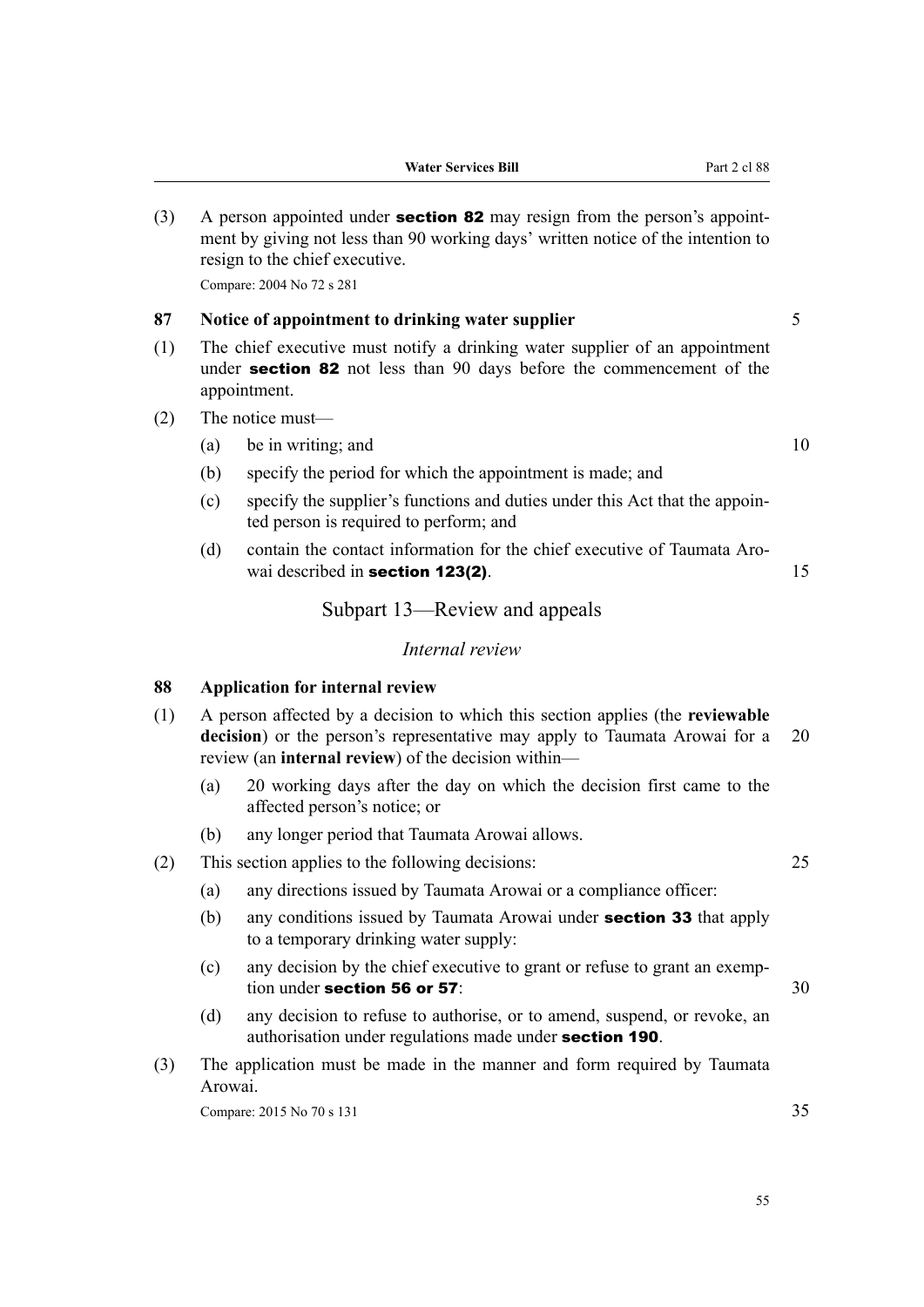(3) A person appointed under **section 82** may resign from the person's appointment by giving not less than 90 working days' written notice of the intention to resign to the chief executive.

Compare: 2004 No 72 s 281

### 87 Notice of appointment to drinking water supplier

(1) The chief executive must notify a drinking water supplier of an appointment under **section 82** not less than 90 days before the commencement of the appointment.

(2) The notice must—

- (a) be in writing; and
- (b) specify the period for which the appointment is made; and
- (c) specify the supplier's functions and duties under this Act that the appointed person is required to perform; and
- (d) contain the contact information for the chief executive of Taumata Arowai described in **section 123(2)**.

## Subpart 13—Review and appeals

### *Internal review*

### 88 Application for internal review

(1) A person affected by a decision to which this section applies (the **reviewable decision**) or the person's representative may apply to Taumata Arowai for a review (an **internal review**) of the decision within—

- (a) 20 working days after the day on which the decision first came to the affected person's notice; or
- (b) any longer period that Taumata Arowai allows.

(2) This section applies to the following decisions:

- (a) any directions issued by Taumata Arowai or a compliance officer:
- (b) any conditions issued by Taumata Arowai under **section 33** that apply to a temporary drinking water supply:
- (c) any decision by the chief executive to grant or refuse to grant an exemption under **section 56 or 57**:
- (d) any decision to refuse to authorise, or to amend, suspend, or revoke, an authorisation under regulations made under **section 190**.

(3) The application must be made in the manner and form required by Taumata Arowai.

Compare: 2015 No 70 s 131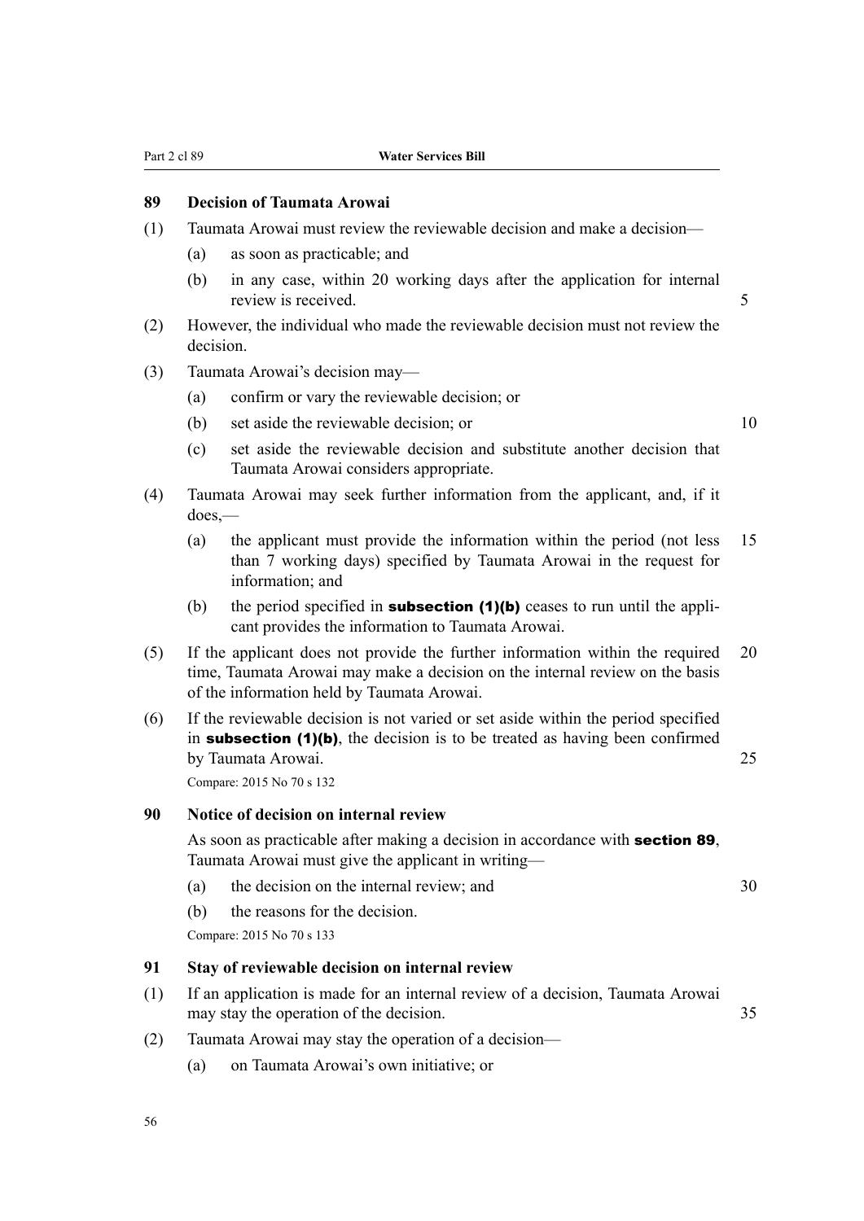### 89 Decision of Taumata Arowai

(1) Taumata Arowai must review the reviewable decision and make a decision—

(a) as soon as practicable; and

(b) in any case, within 20 working days after the application for internal review is received.

(2) However, the individual who made the reviewable decision must not review the decision.

(3) Taumata Arowai's decision may—

(a) confirm or vary the reviewable decision; or

(b) set aside the reviewable decision; or

(c) set aside the reviewable decision and substitute another decision that Taumata Arowai considers appropriate.

(4) Taumata Arowai may seek further information from the applicant, and, if it does,—

(a) the applicant must provide the information within the period (not less than 7 working days) specified by Taumata Arowai in the request for information; and

(b) the period specified in **subsection (1)(b)** ceases to run until the applicant provides the information to Taumata Arowai.

(5) If the applicant does not provide the further information within the required time, Taumata Arowai may make a decision on the internal review on the basis of the information held by Taumata Arowai.

(6) If the reviewable decision is not varied or set aside within the period specified in **subsection (1)(b)**, the decision is to be treated as having been confirmed by Taumata Arowai.

Compare: 2015 No 70 s 132

### 90 Notice of decision on internal review

As soon as practicable after making a decision in accordance with **section 89**, Taumata Arowai must give the applicant in writing—

(a) the decision on the internal review; and

(b) the reasons for the decision.

Compare: 2015 No 70 s 133

### 91 Stay of reviewable decision on internal review

(1) If an application is made for an internal review of a decision, Taumata Arowai may stay the operation of the decision.

(2) Taumata Arowai may stay the operation of a decision—

(a) on Taumata Arowai's own initiative; or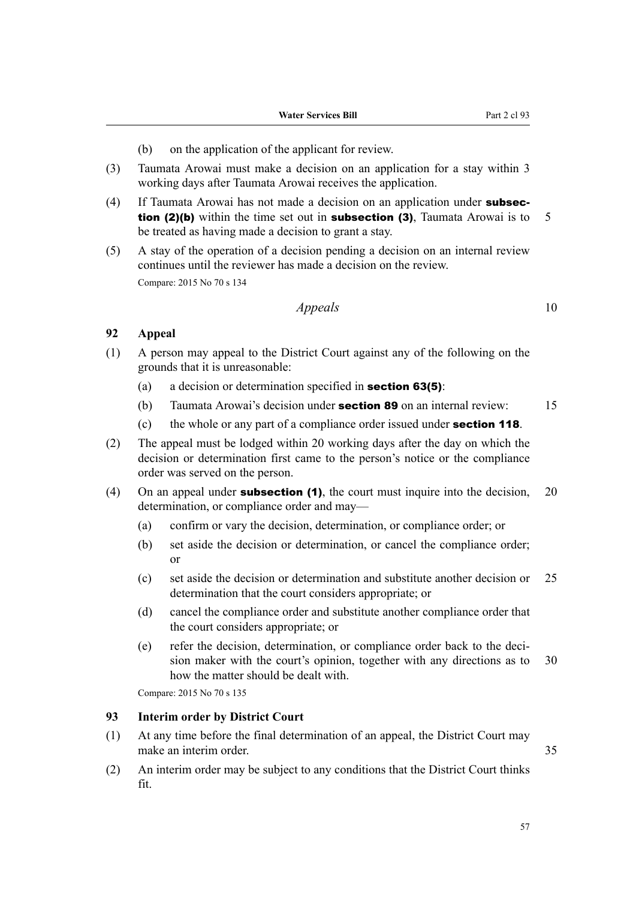(b) on the application of the applicant for review.

(3) Taumata Arowai must make a decision on an application for a stay within 3 working days after Taumata Arowai receives the application.

(4) If Taumata Arowai has not made a decision on an application under **subsection (2)(b)** within the time set out in **subsection (3)**, Taumata Arowai is to be treated as having made a decision to grant a stay.

(5) A stay of the operation of a decision pending a decision on an internal review continues until the reviewer has made a decision on the review.

Compare: 2015 No 70 s 134

### *Appeals*

### 92 Appeal

(1) A person may appeal to the District Court against any of the following on the grounds that it is unreasonable:

(a) a decision or determination specified in **section 63(5)**:

(b) Taumata Arowai's decision under **section 89** on an internal review:

(c) the whole or any part of a compliance order issued under **section 118**.

(2) The appeal must be lodged within 20 working days after the day on which the decision or determination first came to the person's notice or the compliance order was served on the person.

(4) On an appeal under **subsection (1)**, the court must inquire into the decision, determination, or compliance order and may—

(a) confirm or vary the decision, determination, or compliance order; or

(b) set aside the decision or determination, or cancel the compliance order; or

(c) set aside the decision or determination and substitute another decision or determination that the court considers appropriate; or

(d) cancel the compliance order and substitute another compliance order that the court considers appropriate; or

(e) refer the decision, determination, or compliance order back to the decision maker with the court's opinion, together with any directions as to how the matter should be dealt with.

Compare: 2015 No 70 s 135

### 93 Interim order by District Court

(1) At any time before the final determination of an appeal, the District Court may make an interim order.

(2) An interim order may be subject to any conditions that the District Court thinks fit.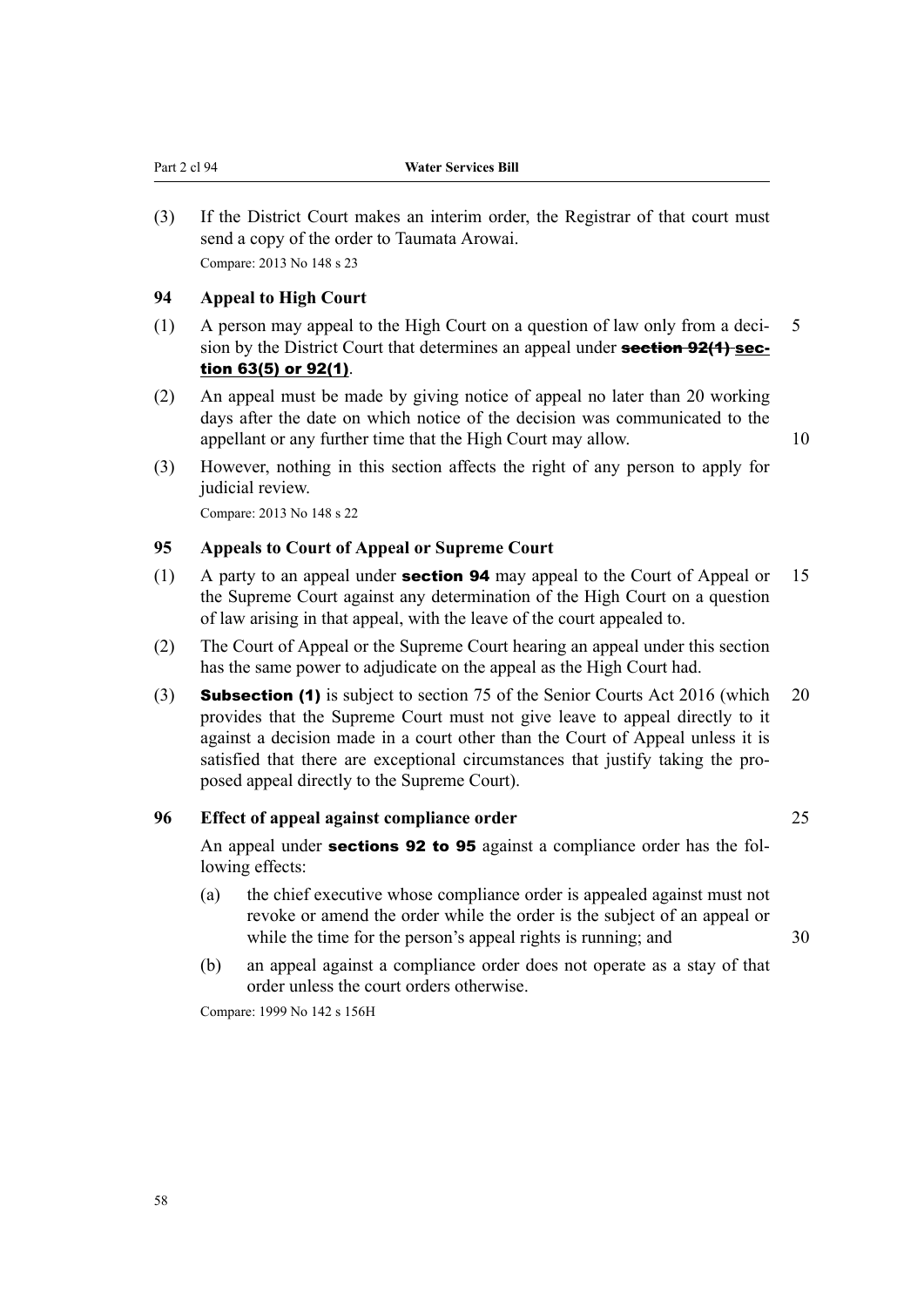(3) If the District Court makes an interim order, the Registrar of that court must send a copy of the order to Taumata Arowai.

Compare: 2013 No 148 s 23

### 94 Appeal to High Court

(1) A person may appeal to the High Court on a question of law only from a decision by the District Court that determines an appeal under ~~**section 92(1)**~~ **section 63(5) or 92(1)**.

(2) An appeal must be made by giving notice of appeal no later than 20 working days after the date on which notice of the decision was communicated to the appellant or any further time that the High Court may allow.

(3) However, nothing in this section affects the right of any person to apply for judicial review.

Compare: 2013 No 148 s 22

### 95 Appeals to Court of Appeal or Supreme Court

(1) A party to an appeal under **section 94** may appeal to the Court of Appeal or the Supreme Court against any determination of the High Court on a question of law arising in that appeal, with the leave of the court appealed to.

(2) The Court of Appeal or the Supreme Court hearing an appeal under this section has the same power to adjudicate on the appeal as the High Court had.

(3) **Subsection (1)** is subject to section 75 of the Senior Courts Act 2016 (which provides that the Supreme Court must not give leave to appeal directly to it against a decision made in a court other than the Court of Appeal unless it is satisfied that there are exceptional circumstances that justify taking the proposed appeal directly to the Supreme Court).

### 96 Effect of appeal against compliance order

An appeal under **sections 92 to 95** against a compliance order has the following effects:

(a) the chief executive whose compliance order is appealed against must not revoke or amend the order while the order is the subject of an appeal or while the time for the person's appeal rights is running; and

(b) an appeal against a compliance order does not operate as a stay of that order unless the court orders otherwise.

Compare: 1999 No 142 s 156H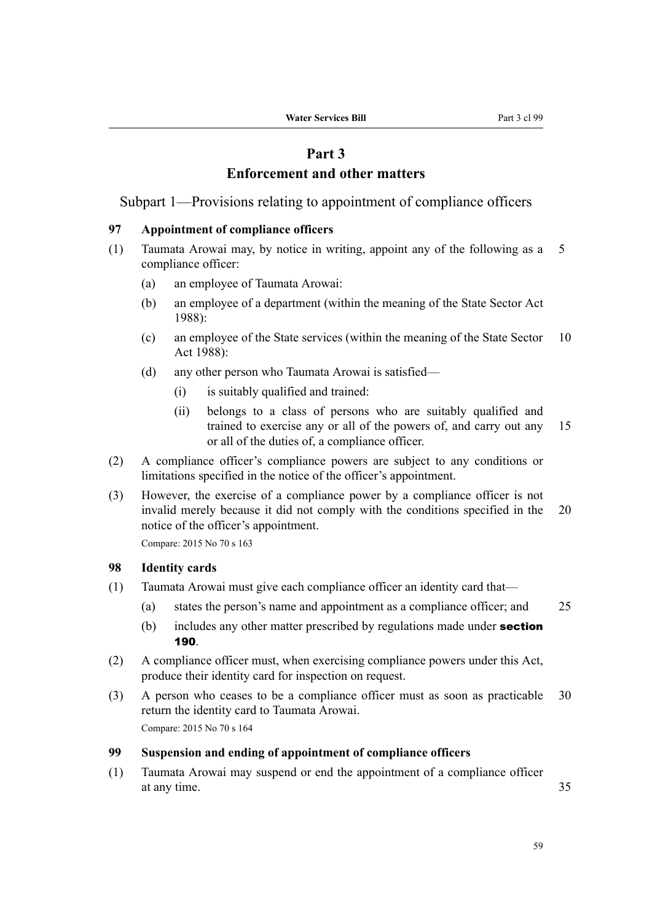# Part 3
# Enforcement and other matters

## Subpart 1—Provisions relating to appointment of compliance officers

### 97 Appointment of compliance officers

(1) Taumata Arowai may, by notice in writing, appoint any of the following as a compliance officer:

- (a) an employee of Taumata Arowai:
- (b) an employee of a department (within the meaning of the State Sector Act 1988):
- (c) an employee of the State services (within the meaning of the State Sector Act 1988):
- (d) any other person who Taumata Arowai is satisfied—
  - (i) is suitably qualified and trained:
  - (ii) belongs to a class of persons who are suitably qualified and trained to exercise any or all of the powers of, and carry out any or all of the duties of, a compliance officer.

(2) A compliance officer's compliance powers are subject to any conditions or limitations specified in the notice of the officer's appointment.

(3) However, the exercise of a compliance power by a compliance officer is not invalid merely because it did not comply with the conditions specified in the notice of the officer's appointment.

Compare: 2015 No 70 s 163

### 98 Identity cards

(1) Taumata Arowai must give each compliance officer an identity card that—

- (a) states the person's name and appointment as a compliance officer; and
- (b) includes any other matter prescribed by regulations made under **section 190**.

(2) A compliance officer must, when exercising compliance powers under this Act, produce their identity card for inspection on request.

(3) A person who ceases to be a compliance officer must as soon as practicable return the identity card to Taumata Arowai.

Compare: 2015 No 70 s 164

### 99 Suspension and ending of appointment of compliance officers

(1) Taumata Arowai may suspend or end the appointment of a compliance officer at any time.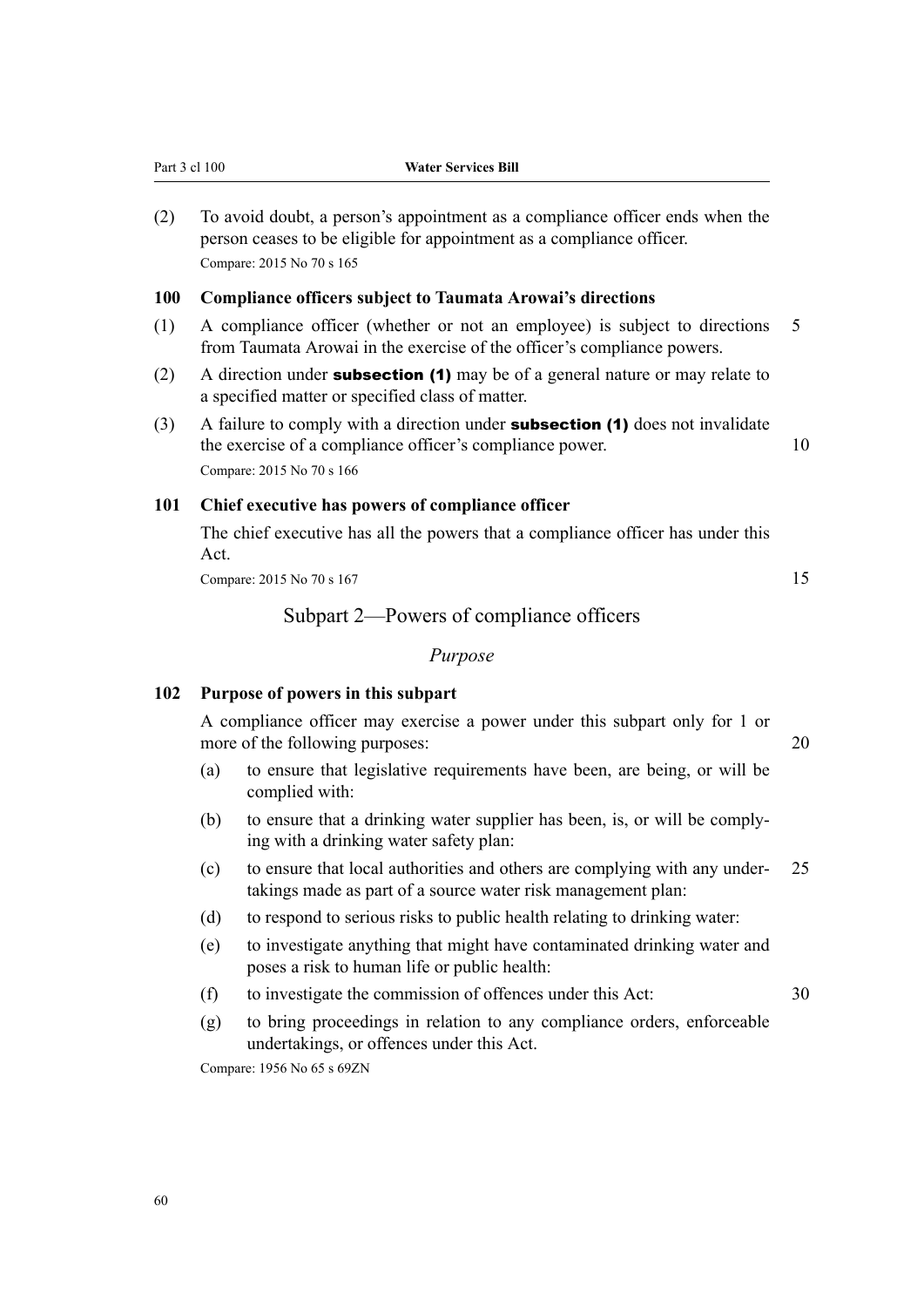(2) To avoid doubt, a person's appointment as a compliance officer ends when the person ceases to be eligible for appointment as a compliance officer.

Compare: 2015 No 70 s 165

### 100 Compliance officers subject to Taumata Arowai's directions

(1) A compliance officer (whether or not an employee) is subject to directions from Taumata Arowai in the exercise of the officer's compliance powers.

(2) A direction under **subsection (1)** may be of a general nature or may relate to a specified matter or specified class of matter.

(3) A failure to comply with a direction under **subsection (1)** does not invalidate the exercise of a compliance officer's compliance power.

Compare: 2015 No 70 s 166

### 101 Chief executive has powers of compliance officer

The chief executive has all the powers that a compliance officer has under this Act.

Compare: 2015 No 70 s 167

## Subpart 2—Powers of compliance officers

*Purpose*

### 102 Purpose of powers in this subpart

A compliance officer may exercise a power under this subpart only for 1 or more of the following purposes:

(a) to ensure that legislative requirements have been, are being, or will be complied with:

(b) to ensure that a drinking water supplier has been, is, or will be complying with a drinking water safety plan:

(c) to ensure that local authorities and others are complying with any undertakings made as part of a source water risk management plan:

(d) to respond to serious risks to public health relating to drinking water:

(e) to investigate anything that might have contaminated drinking water and poses a risk to human life or public health:

(f) to investigate the commission of offences under this Act:

(g) to bring proceedings in relation to any compliance orders, enforceable undertakings, or offences under this Act.

Compare: 1956 No 65 s 69ZN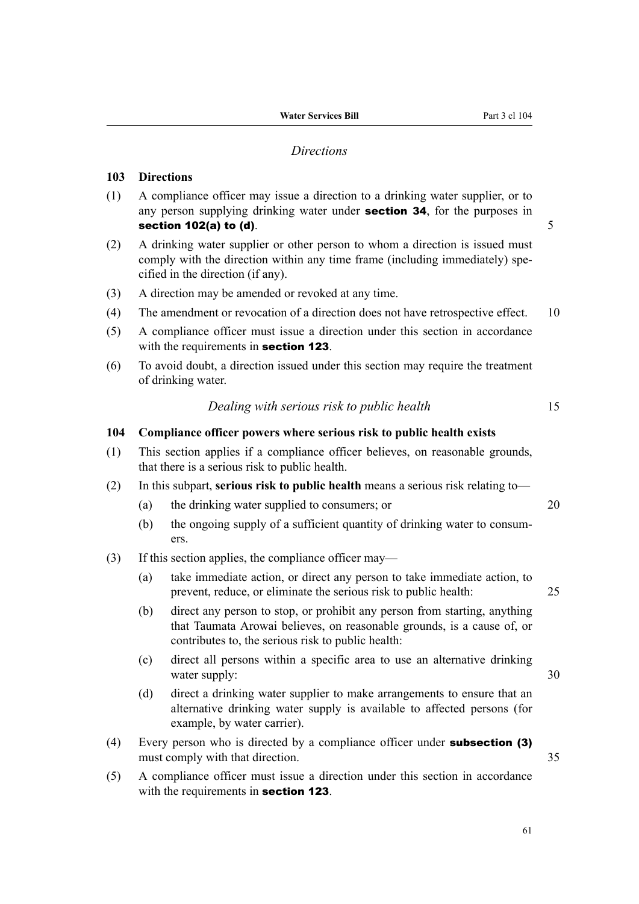*Directions*

**103 Directions**

(1) A compliance officer may issue a direction to a drinking water supplier, or to any person supplying drinking water under **section 34**, for the purposes in **section 102(a) to (d)**.

(2) A drinking water supplier or other person to whom a direction is issued must comply with the direction within any time frame (including immediately) specified in the direction (if any).

(3) A direction may be amended or revoked at any time.

(4) The amendment or revocation of a direction does not have retrospective effect.

(5) A compliance officer must issue a direction under this section in accordance with the requirements in **section 123**.

(6) To avoid doubt, a direction issued under this section may require the treatment of drinking water.

*Dealing with serious risk to public health*

**104 Compliance officer powers where serious risk to public health exists**

(1) This section applies if a compliance officer believes, on reasonable grounds, that there is a serious risk to public health.

(2) In this subpart, **serious risk to public health** means a serious risk relating to—

- (a) the drinking water supplied to consumers; or
- (b) the ongoing supply of a sufficient quantity of drinking water to consumers.

(3) If this section applies, the compliance officer may—

- (a) take immediate action, or direct any person to take immediate action, to prevent, reduce, or eliminate the serious risk to public health:
- (b) direct any person to stop, or prohibit any person from starting, anything that Taumata Arowai believes, on reasonable grounds, is a cause of, or contributes to, the serious risk to public health:
- (c) direct all persons within a specific area to use an alternative drinking water supply:
- (d) direct a drinking water supplier to make arrangements to ensure that an alternative drinking water supply is available to affected persons (for example, by water carrier).

(4) Every person who is directed by a compliance officer under **subsection (3)** must comply with that direction.

(5) A compliance officer must issue a direction under this section in accordance with the requirements in **section 123**.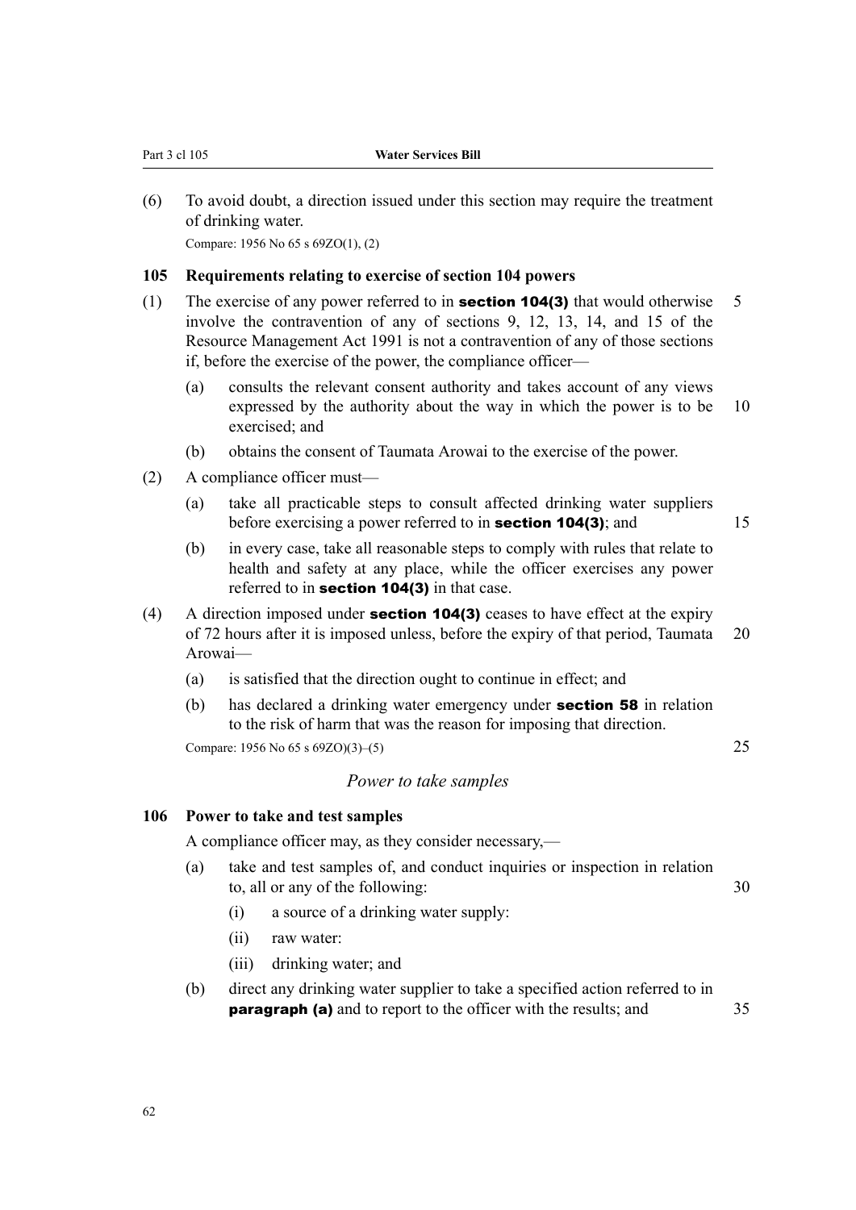(6) To avoid doubt, a direction issued under this section may require the treatment of drinking water.

Compare: 1956 No 65 s 69ZO(1), (2)

### 105 Requirements relating to exercise of section 104 powers

(1) The exercise of any power referred to in **section 104(3)** that would otherwise involve the contravention of any of sections 9, 12, 13, 14, and 15 of the Resource Management Act 1991 is not a contravention of any of those sections if, before the exercise of the power, the compliance officer—

(a) consults the relevant consent authority and takes account of any views expressed by the authority about the way in which the power is to be exercised; and

(b) obtains the consent of Taumata Arowai to the exercise of the power.

(2) A compliance officer must—

(a) take all practicable steps to consult affected drinking water suppliers before exercising a power referred to in **section 104(3)**; and

(b) in every case, take all reasonable steps to comply with rules that relate to health and safety at any place, while the officer exercises any power referred to in **section 104(3)** in that case.

(4) A direction imposed under **section 104(3)** ceases to have effect at the expiry of 72 hours after it is imposed unless, before the expiry of that period, Taumata Arowai—

(a) is satisfied that the direction ought to continue in effect; and

(b) has declared a drinking water emergency under **section 58** in relation to the risk of harm that was the reason for imposing that direction.

Compare: 1956 No 65 s 69ZO)(3)–(5)

*Power to take samples*

### 106 Power to take and test samples

A compliance officer may, as they consider necessary,—

(a) take and test samples of, and conduct inquiries or inspection in relation to, all or any of the following:

(i) a source of a drinking water supply:

(ii) raw water:

(iii) drinking water; and

(b) direct any drinking water supplier to take a specified action referred to in **paragraph (a)** and to report to the officer with the results; and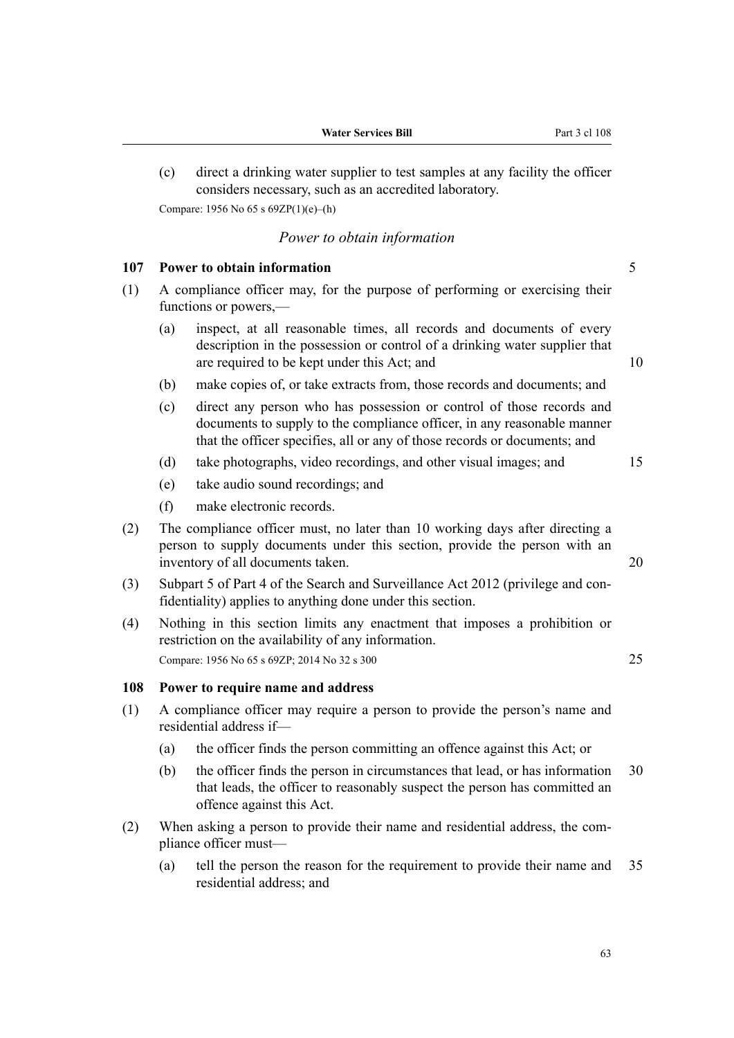(c) direct a drinking water supplier to test samples at any facility the officer considers necessary, such as an accredited laboratory.

Compare: 1956 No 65 s 69ZP(1)(e)–(h)

*Power to obtain information*

### 107 Power to obtain information

(1) A compliance officer may, for the purpose of performing or exercising their functions or powers,—

(a) inspect, at all reasonable times, all records and documents of every description in the possession or control of a drinking water supplier that are required to be kept under this Act; and

(b) make copies of, or take extracts from, those records and documents; and

(c) direct any person who has possession or control of those records and documents to supply to the compliance officer, in any reasonable manner that the officer specifies, all or any of those records or documents; and

(d) take photographs, video recordings, and other visual images; and

(e) take audio sound recordings; and

(f) make electronic records.

(2) The compliance officer must, no later than 10 working days after directing a person to supply documents under this section, provide the person with an inventory of all documents taken.

(3) Subpart 5 of Part 4 of the Search and Surveillance Act 2012 (privilege and confidentiality) applies to anything done under this section.

(4) Nothing in this section limits any enactment that imposes a prohibition or restriction on the availability of any information.

Compare: 1956 No 65 s 69ZP; 2014 No 32 s 300

### 108 Power to require name and address

(1) A compliance officer may require a person to provide the person's name and residential address if—

(a) the officer finds the person committing an offence against this Act; or

(b) the officer finds the person in circumstances that lead, or has information that leads, the officer to reasonably suspect the person has committed an offence against this Act.

(2) When asking a person to provide their name and residential address, the compliance officer must—

(a) tell the person the reason for the requirement to provide their name and residential address; and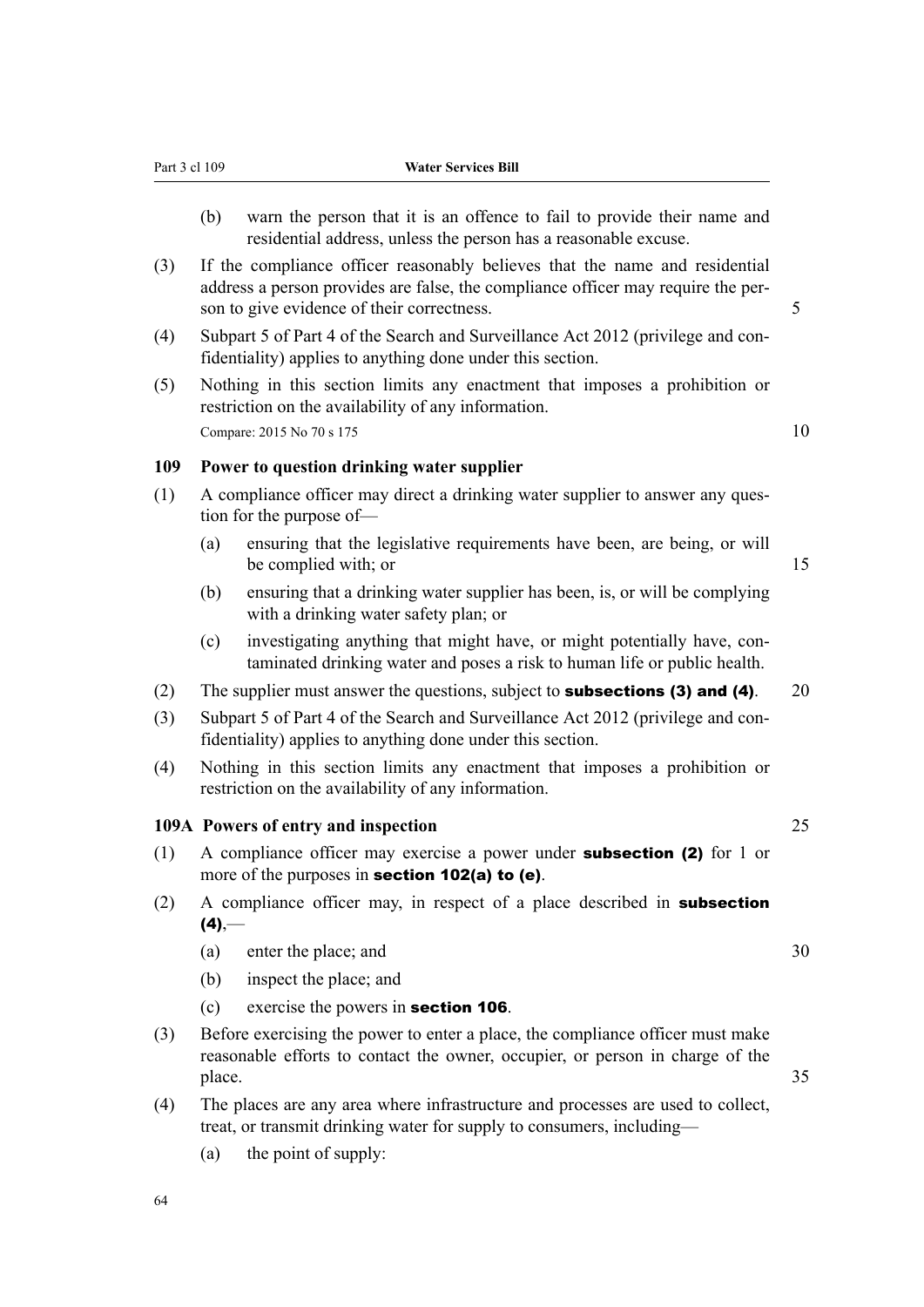(b) warn the person that it is an offence to fail to provide their name and residential address, unless the person has a reasonable excuse.

(3) If the compliance officer reasonably believes that the name and residential address a person provides are false, the compliance officer may require the person to give evidence of their correctness.

(4) Subpart 5 of Part 4 of the Search and Surveillance Act 2012 (privilege and confidentiality) applies to anything done under this section.

(5) Nothing in this section limits any enactment that imposes a prohibition or restriction on the availability of any information.

Compare: 2015 No 70 s 175

### 109 Power to question drinking water supplier

(1) A compliance officer may direct a drinking water supplier to answer any question for the purpose of—

(a) ensuring that the legislative requirements have been, are being, or will be complied with; or

(b) ensuring that a drinking water supplier has been, is, or will be complying with a drinking water safety plan; or

(c) investigating anything that might have, or might potentially have, contaminated drinking water and poses a risk to human life or public health.

(2) The supplier must answer the questions, subject to **subsections (3) and (4)**.

(3) Subpart 5 of Part 4 of the Search and Surveillance Act 2012 (privilege and confidentiality) applies to anything done under this section.

(4) Nothing in this section limits any enactment that imposes a prohibition or restriction on the availability of any information.

### 109A Powers of entry and inspection

(1) A compliance officer may exercise a power under **subsection (2)** for 1 or more of the purposes in **section 102(a) to (e)**.

(2) A compliance officer may, in respect of a place described in **subsection (4)**,—

(a) enter the place; and

(b) inspect the place; and

(c) exercise the powers in **section 106**.

(3) Before exercising the power to enter a place, the compliance officer must make reasonable efforts to contact the owner, occupier, or person in charge of the place.

(4) The places are any area where infrastructure and processes are used to collect, treat, or transmit drinking water for supply to consumers, including—

(a) the point of supply: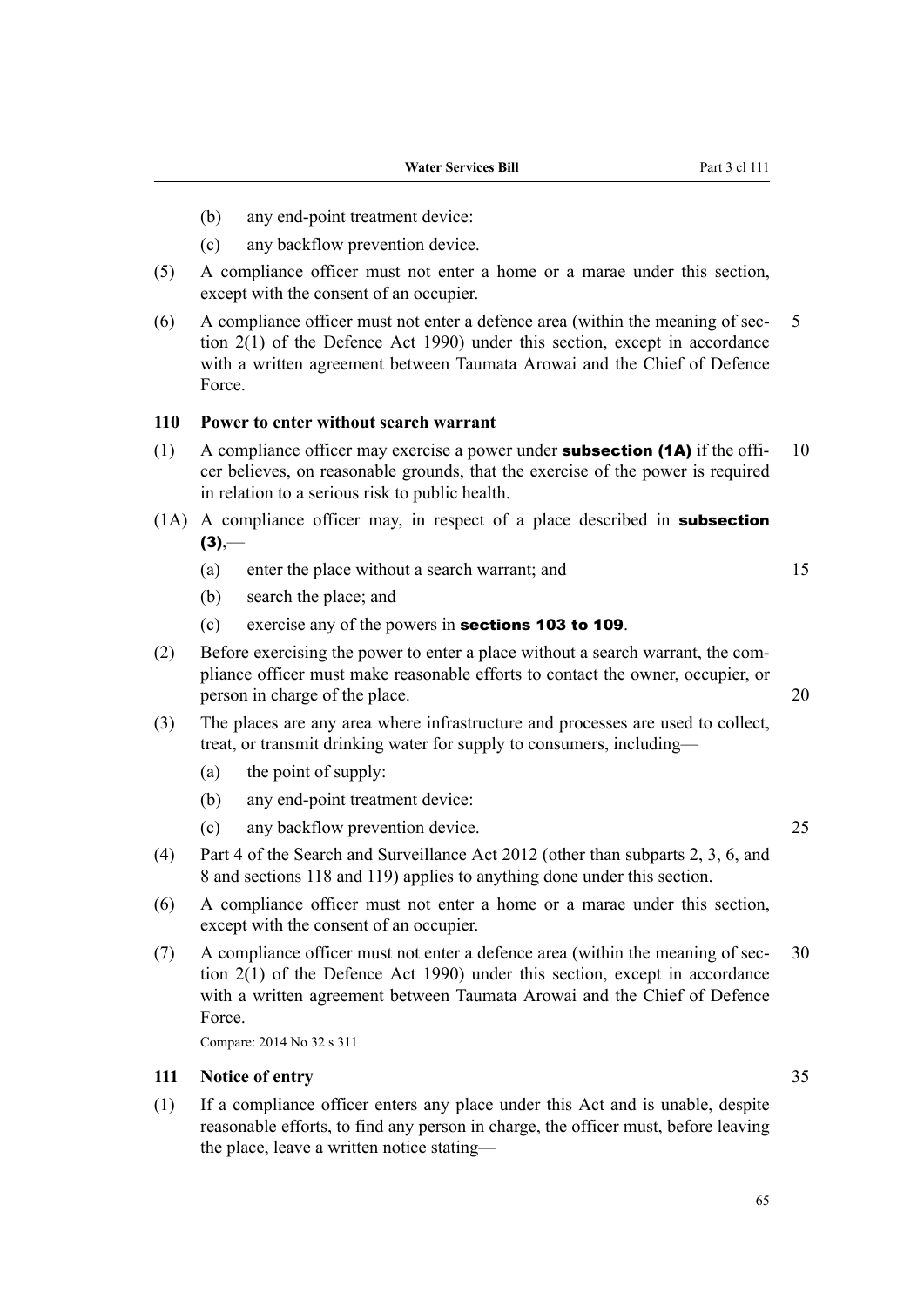(b) any end-point treatment device:

(c) any backflow prevention device.

(5) A compliance officer must not enter a home or a marae under this section, except with the consent of an occupier.

(6) A compliance officer must not enter a defence area (within the meaning of section 2(1) of the Defence Act 1990) under this section, except in accordance with a written agreement between Taumata Arowai and the Chief of Defence Force.

### 110 Power to enter without search warrant

(1) A compliance officer may exercise a power under **subsection (1A)** if the officer believes, on reasonable grounds, that the exercise of the power is required in relation to a serious risk to public health.

(1A) A compliance officer may, in respect of a place described in **subsection (3)**,—

(a) enter the place without a search warrant; and

(b) search the place; and

(c) exercise any of the powers in **sections 103 to 109**.

(2) Before exercising the power to enter a place without a search warrant, the compliance officer must make reasonable efforts to contact the owner, occupier, or person in charge of the place.

(3) The places are any area where infrastructure and processes are used to collect, treat, or transmit drinking water for supply to consumers, including—

(a) the point of supply:

(b) any end-point treatment device:

(c) any backflow prevention device.

(4) Part 4 of the Search and Surveillance Act 2012 (other than subparts 2, 3, 6, and 8 and sections 118 and 119) applies to anything done under this section.

(6) A compliance officer must not enter a home or a marae under this section, except with the consent of an occupier.

(7) A compliance officer must not enter a defence area (within the meaning of section 2(1) of the Defence Act 1990) under this section, except in accordance with a written agreement between Taumata Arowai and the Chief of Defence Force.

Compare: 2014 No 32 s 311

### 111 Notice of entry

(1) If a compliance officer enters any place under this Act and is unable, despite reasonable efforts, to find any person in charge, the officer must, before leaving the place, leave a written notice stating—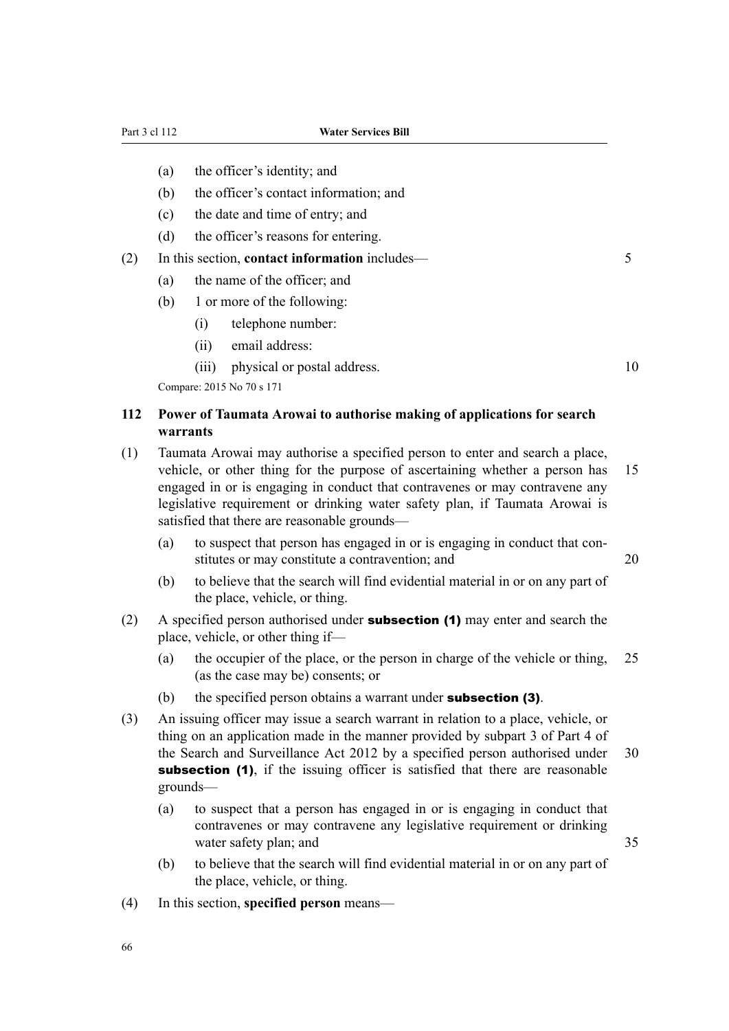- (a) the officer's identity; and
- (b) the officer's contact information; and
- (c) the date and time of entry; and
- (d) the officer's reasons for entering.

(2) In this section, **contact information** includes—

- (a) the name of the officer; and
- (b) 1 or more of the following:
  - (i) telephone number:
  - (ii) email address:
  - (iii) physical or postal address.

Compare: 2015 No 70 s 171

### 112 Power of Taumata Arowai to authorise making of applications for search warrants

(1) Taumata Arowai may authorise a specified person to enter and search a place, vehicle, or other thing for the purpose of ascertaining whether a person has engaged in or is engaging in conduct that contravenes or may contravene any legislative requirement or drinking water safety plan, if Taumata Arowai is satisfied that there are reasonable grounds—

- (a) to suspect that person has engaged in or is engaging in conduct that constitutes or may constitute a contravention; and
- (b) to believe that the search will find evidential material in or on any part of the place, vehicle, or thing.

(2) A specified person authorised under **subsection (1)** may enter and search the place, vehicle, or other thing if—

- (a) the occupier of the place, or the person in charge of the vehicle or thing, (as the case may be) consents; or
- (b) the specified person obtains a warrant under **subsection (3)**.

(3) An issuing officer may issue a search warrant in relation to a place, vehicle, or thing on an application made in the manner provided by subpart 3 of Part 4 of the Search and Surveillance Act 2012 by a specified person authorised under **subsection (1)**, if the issuing officer is satisfied that there are reasonable grounds—

- (a) to suspect that a person has engaged in or is engaging in conduct that contravenes or may contravene any legislative requirement or drinking water safety plan; and
- (b) to believe that the search will find evidential material in or on any part of the place, vehicle, or thing.

(4) In this section, **specified person** means—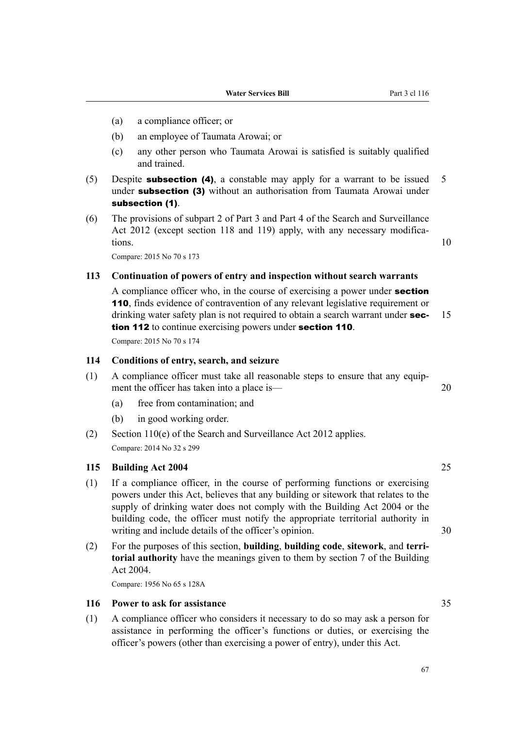(a) a compliance officer; or

(b) an employee of Taumata Arowai; or

(c) any other person who Taumata Arowai is satisfied is suitably qualified and trained.

(5) Despite **subsection (4)**, a constable may apply for a warrant to be issued under **subsection (3)** without an authorisation from Taumata Arowai under **subsection (1)**.

(6) The provisions of subpart 2 of Part 3 and Part 4 of the Search and Surveillance Act 2012 (except section 118 and 119) apply, with any necessary modifications.

Compare: 2015 No 70 s 173

### 113 Continuation of powers of entry and inspection without search warrants

A compliance officer who, in the course of exercising a power under **section 110**, finds evidence of contravention of any relevant legislative requirement or drinking water safety plan is not required to obtain a search warrant under **section 112** to continue exercising powers under **section 110**.

Compare: 2015 No 70 s 174

### 114 Conditions of entry, search, and seizure

(1) A compliance officer must take all reasonable steps to ensure that any equipment the officer has taken into a place is—

(a) free from contamination; and

(b) in good working order.

(2) Section 110(e) of the Search and Surveillance Act 2012 applies.

Compare: 2014 No 32 s 299

### 115 Building Act 2004

(1) If a compliance officer, in the course of performing functions or exercising powers under this Act, believes that any building or sitework that relates to the supply of drinking water does not comply with the Building Act 2004 or the building code, the officer must notify the appropriate territorial authority in writing and include details of the officer's opinion.

(2) For the purposes of this section, **building**, **building code**, **sitework**, and **territorial authority** have the meanings given to them by section 7 of the Building Act 2004.

Compare: 1956 No 65 s 128A

### 116 Power to ask for assistance

(1) A compliance officer who considers it necessary to do so may ask a person for assistance in performing the officer's functions or duties, or exercising the officer's powers (other than exercising a power of entry), under this Act.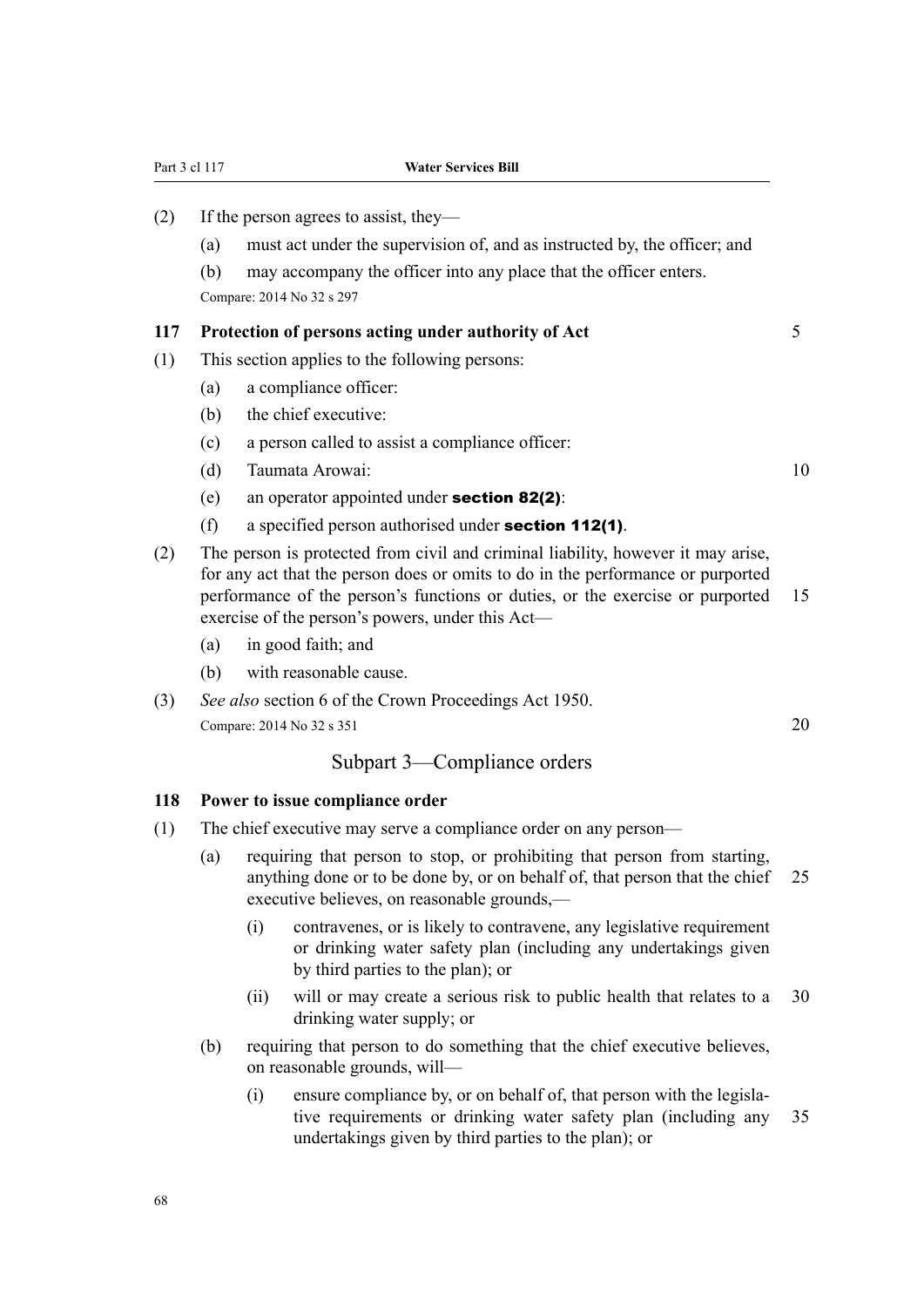(2) If the person agrees to assist, they—

(a) must act under the supervision of, and as instructed by, the officer; and

(b) may accompany the officer into any place that the officer enters.

Compare: 2014 No 32 s 297

### 117 Protection of persons acting under authority of Act

(1) This section applies to the following persons:

(a) a compliance officer:

(b) the chief executive:

(c) a person called to assist a compliance officer:

(d) Taumata Arowai:

(e) an operator appointed under **section 82(2)**:

(f) a specified person authorised under **section 112(1)**.

(2) The person is protected from civil and criminal liability, however it may arise, for any act that the person does or omits to do in the performance or purported performance of the person's functions or duties, or the exercise or purported exercise of the person's powers, under this Act—

(a) in good faith; and

(b) with reasonable cause.

(3) *See also* section 6 of the Crown Proceedings Act 1950.

Compare: 2014 No 32 s 351

## Subpart 3—Compliance orders

### 118 Power to issue compliance order

(1) The chief executive may serve a compliance order on any person—

(a) requiring that person to stop, or prohibiting that person from starting, anything done or to be done by, or on behalf of, that person that the chief executive believes, on reasonable grounds,—

(i) contravenes, or is likely to contravene, any legislative requirement or drinking water safety plan (including any undertakings given by third parties to the plan); or

(ii) will or may create a serious risk to public health that relates to a drinking water supply; or

(b) requiring that person to do something that the chief executive believes, on reasonable grounds, will—

(i) ensure compliance by, or on behalf of, that person with the legislative requirements or drinking water safety plan (including any undertakings given by third parties to the plan); or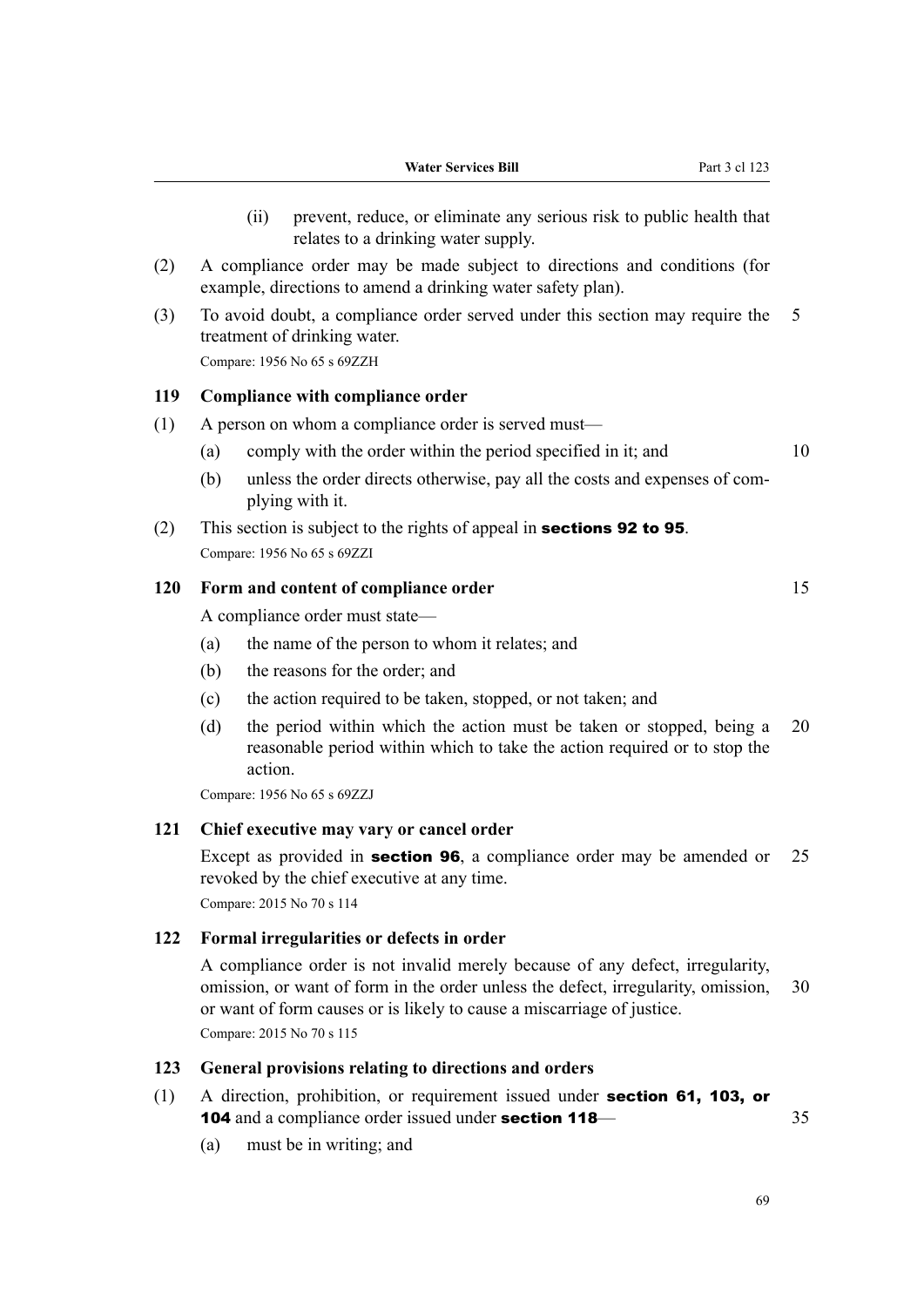(ii) prevent, reduce, or eliminate any serious risk to public health that relates to a drinking water supply.

(2) A compliance order may be made subject to directions and conditions (for example, directions to amend a drinking water safety plan).

(3) To avoid doubt, a compliance order served under this section may require the treatment of drinking water.

Compare: 1956 No 65 s 69ZZH

### 119 Compliance with compliance order

(1) A person on whom a compliance order is served must—

- (a) comply with the order within the period specified in it; and
- (b) unless the order directs otherwise, pay all the costs and expenses of complying with it.

(2) This section is subject to the rights of appeal in **sections 92 to 95**.

Compare: 1956 No 65 s 69ZZI

### 120 Form and content of compliance order

A compliance order must state—

- (a) the name of the person to whom it relates; and
- (b) the reasons for the order; and
- (c) the action required to be taken, stopped, or not taken; and
- (d) the period within which the action must be taken or stopped, being a reasonable period within which to take the action required or to stop the action.

Compare: 1956 No 65 s 69ZZJ

### 121 Chief executive may vary or cancel order

Except as provided in **section 96**, a compliance order may be amended or revoked by the chief executive at any time.

Compare: 2015 No 70 s 114

### 122 Formal irregularities or defects in order

A compliance order is not invalid merely because of any defect, irregularity, omission, or want of form in the order unless the defect, irregularity, omission, or want of form causes or is likely to cause a miscarriage of justice.

Compare: 2015 No 70 s 115

### 123 General provisions relating to directions and orders

(1) A direction, prohibition, or requirement issued under **section 61, 103, or 104** and a compliance order issued under **section 118**—

- (a) must be in writing; and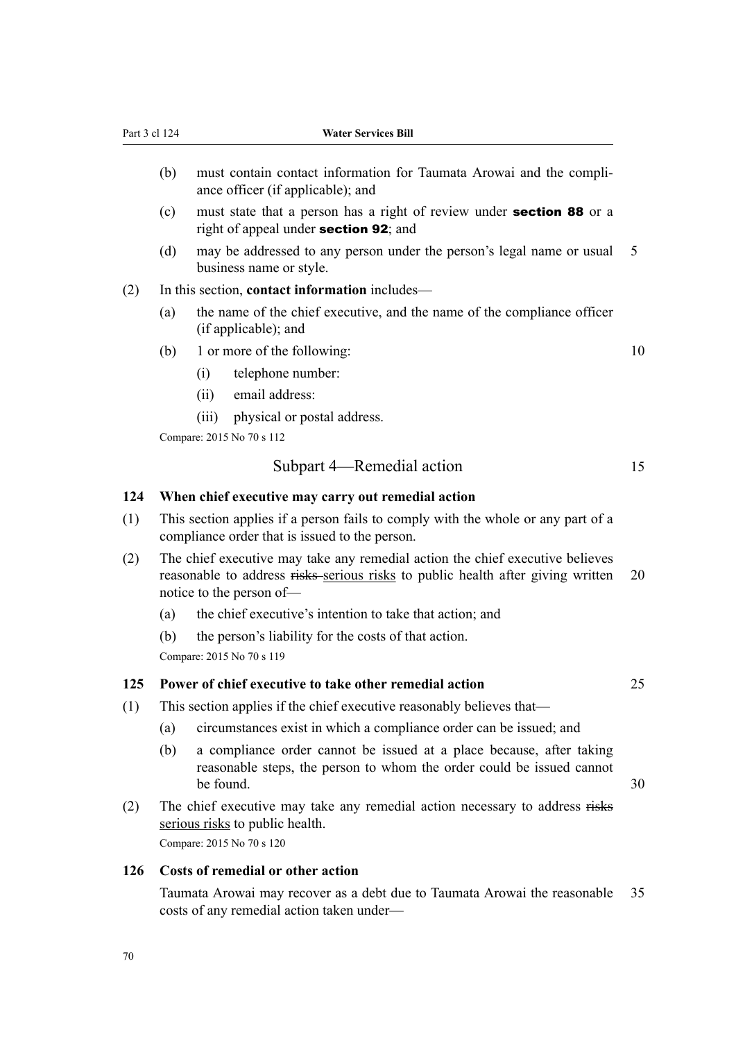(b) must contain contact information for Taumata Arowai and the compliance officer (if applicable); and

(c) must state that a person has a right of review under **section 88** or a right of appeal under **section 92**; and

(d) may be addressed to any person under the person's legal name or usual business name or style.

(2) In this section, **contact information** includes—

(a) the name of the chief executive, and the name of the compliance officer (if applicable); and

(b) 1 or more of the following:

(i) telephone number:

(ii) email address:

(iii) physical or postal address.

Compare: 2015 No 70 s 112

## Subpart 4—Remedial action

### 124 When chief executive may carry out remedial action

(1) This section applies if a person fails to comply with the whole or any part of a compliance order that is issued to the person.

(2) The chief executive may take any remedial action the chief executive believes reasonable to address ~~risks~~ serious risks to public health after giving written notice to the person of—

(a) the chief executive's intention to take that action; and

(b) the person's liability for the costs of that action.

Compare: 2015 No 70 s 119

### 125 Power of chief executive to take other remedial action

(1) This section applies if the chief executive reasonably believes that—

(a) circumstances exist in which a compliance order can be issued; and

(b) a compliance order cannot be issued at a place because, after taking reasonable steps, the person to whom the order could be issued cannot be found.

(2) The chief executive may take any remedial action necessary to address ~~risks~~ serious risks to public health.

Compare: 2015 No 70 s 120

### 126 Costs of remedial or other action

Taumata Arowai may recover as a debt due to Taumata Arowai the reasonable costs of any remedial action taken under—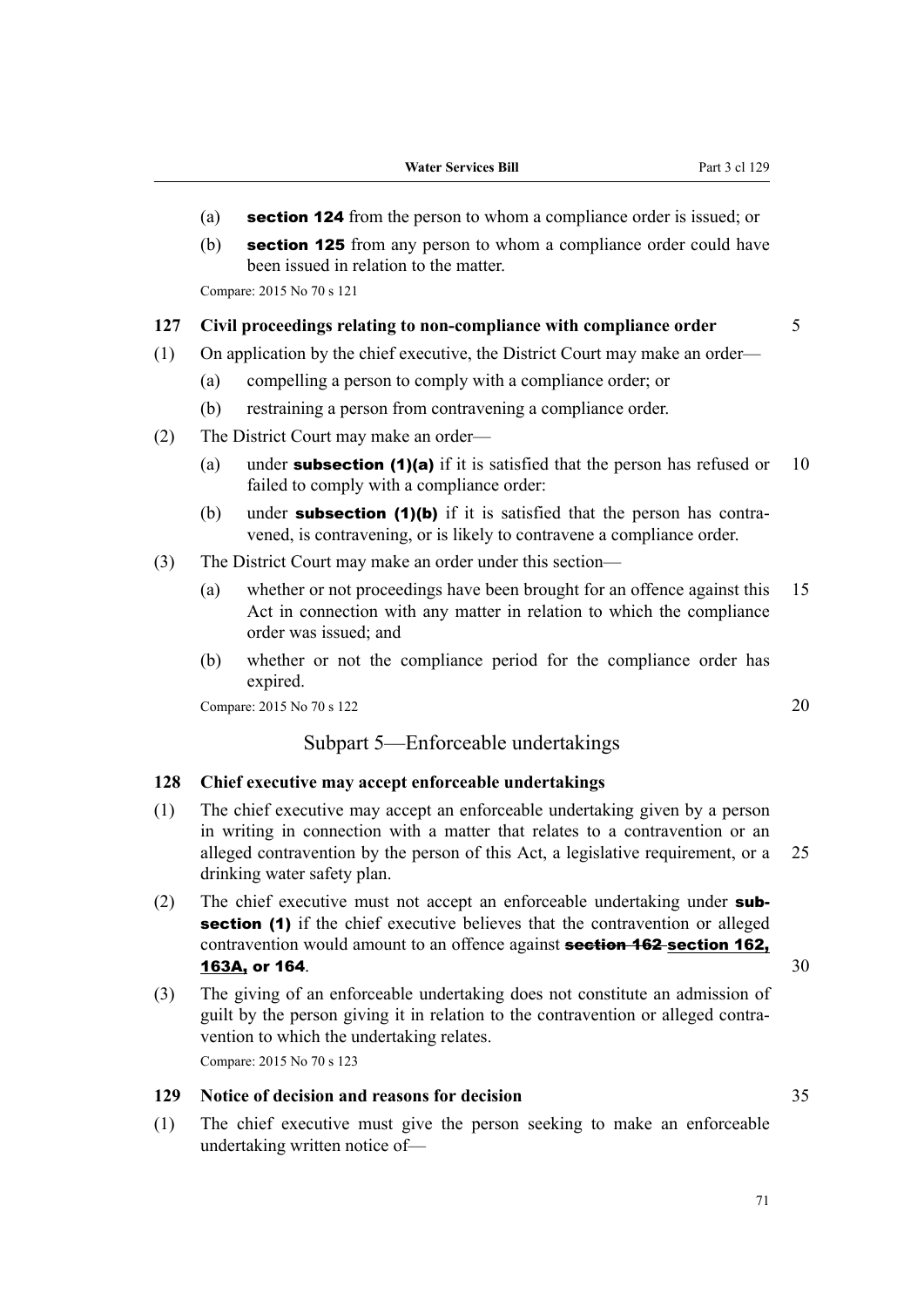(a) **section 124** from the person to whom a compliance order is issued; or

(b) **section 125** from any person to whom a compliance order could have been issued in relation to the matter.

Compare: 2015 No 70 s 121

### 127 Civil proceedings relating to non-compliance with compliance order

(1) On application by the chief executive, the District Court may make an order—

(a) compelling a person to comply with a compliance order; or

(b) restraining a person from contravening a compliance order.

(2) The District Court may make an order—

(a) under **subsection (1)(a)** if it is satisfied that the person has refused or failed to comply with a compliance order:

(b) under **subsection (1)(b)** if it is satisfied that the person has contravened, is contravening, or is likely to contravene a compliance order.

(3) The District Court may make an order under this section—

(a) whether or not proceedings have been brought for an offence against this Act in connection with any matter in relation to which the compliance order was issued; and

(b) whether or not the compliance period for the compliance order has expired.

Compare: 2015 No 70 s 122

## Subpart 5—Enforceable undertakings

### 128 Chief executive may accept enforceable undertakings

(1) The chief executive may accept an enforceable undertaking given by a person in writing in connection with a matter that relates to a contravention or an alleged contravention by the person of this Act, a legislative requirement, or a drinking water safety plan.

(2) The chief executive must not accept an enforceable undertaking under **subsection (1)** if the chief executive believes that the contravention or alleged contravention would amount to an offence against ~~**section 162**~~ <u>**section 162, 163A,**</u> **or 164**.

(3) The giving of an enforceable undertaking does not constitute an admission of guilt by the person giving it in relation to the contravention or alleged contravention to which the undertaking relates.

Compare: 2015 No 70 s 123

### 129 Notice of decision and reasons for decision

(1) The chief executive must give the person seeking to make an enforceable undertaking written notice of—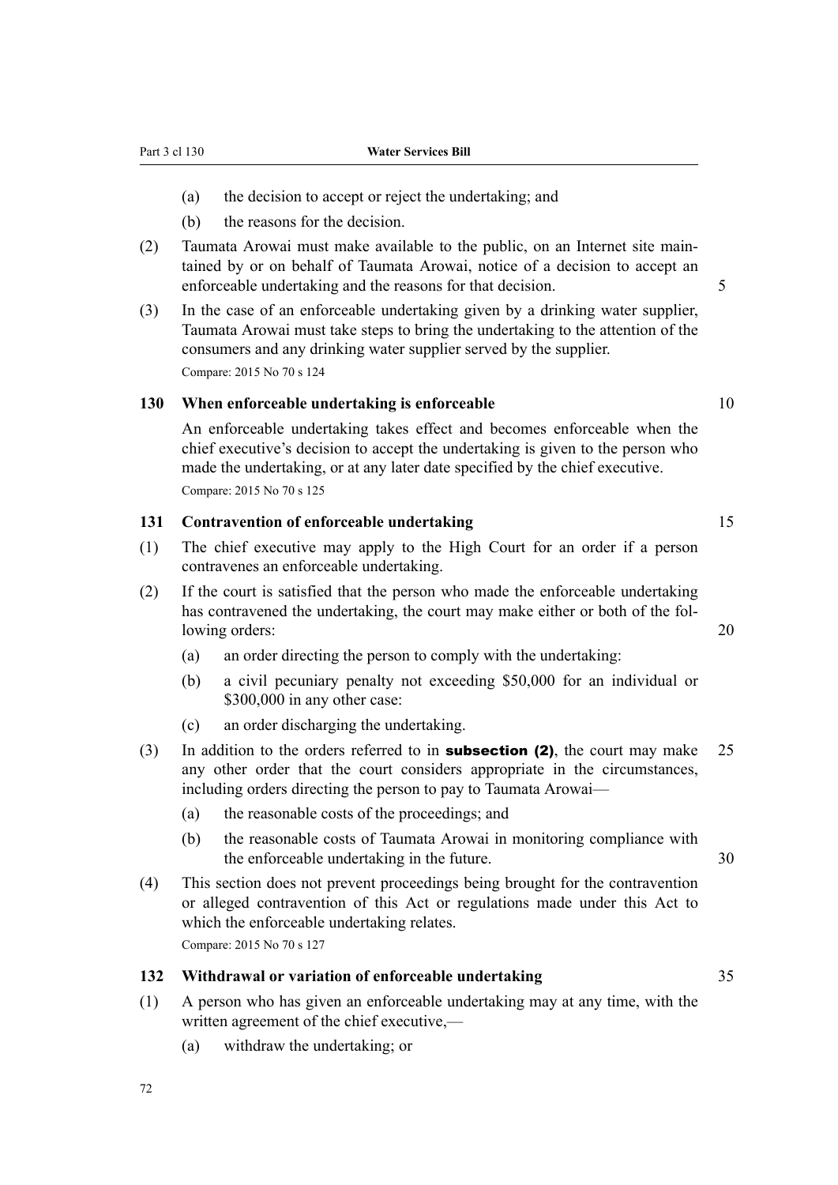(a) the decision to accept or reject the undertaking; and

(b) the reasons for the decision.

(2) Taumata Arowai must make available to the public, on an Internet site maintained by or on behalf of Taumata Arowai, notice of a decision to accept an enforceable undertaking and the reasons for that decision.

(3) In the case of an enforceable undertaking given by a drinking water supplier, Taumata Arowai must take steps to bring the undertaking to the attention of the consumers and any drinking water supplier served by the supplier.

Compare: 2015 No 70 s 124

### 130 When enforceable undertaking is enforceable

An enforceable undertaking takes effect and becomes enforceable when the chief executive's decision to accept the undertaking is given to the person who made the undertaking, or at any later date specified by the chief executive.

Compare: 2015 No 70 s 125

### 131 Contravention of enforceable undertaking

(1) The chief executive may apply to the High Court for an order if a person contravenes an enforceable undertaking.

(2) If the court is satisfied that the person who made the enforceable undertaking has contravened the undertaking, the court may make either or both of the following orders:

(a) an order directing the person to comply with the undertaking:

(b) a civil pecuniary penalty not exceeding $50,000 for an individual or $300,000 in any other case:

(c) an order discharging the undertaking.

(3) In addition to the orders referred to in **subsection (2)**, the court may make any other order that the court considers appropriate in the circumstances, including orders directing the person to pay to Taumata Arowai—

(a) the reasonable costs of the proceedings; and

(b) the reasonable costs of Taumata Arowai in monitoring compliance with the enforceable undertaking in the future.

(4) This section does not prevent proceedings being brought for the contravention or alleged contravention of this Act or regulations made under this Act to which the enforceable undertaking relates.

Compare: 2015 No 70 s 127

### 132 Withdrawal or variation of enforceable undertaking

(1) A person who has given an enforceable undertaking may at any time, with the written agreement of the chief executive,—

(a) withdraw the undertaking; or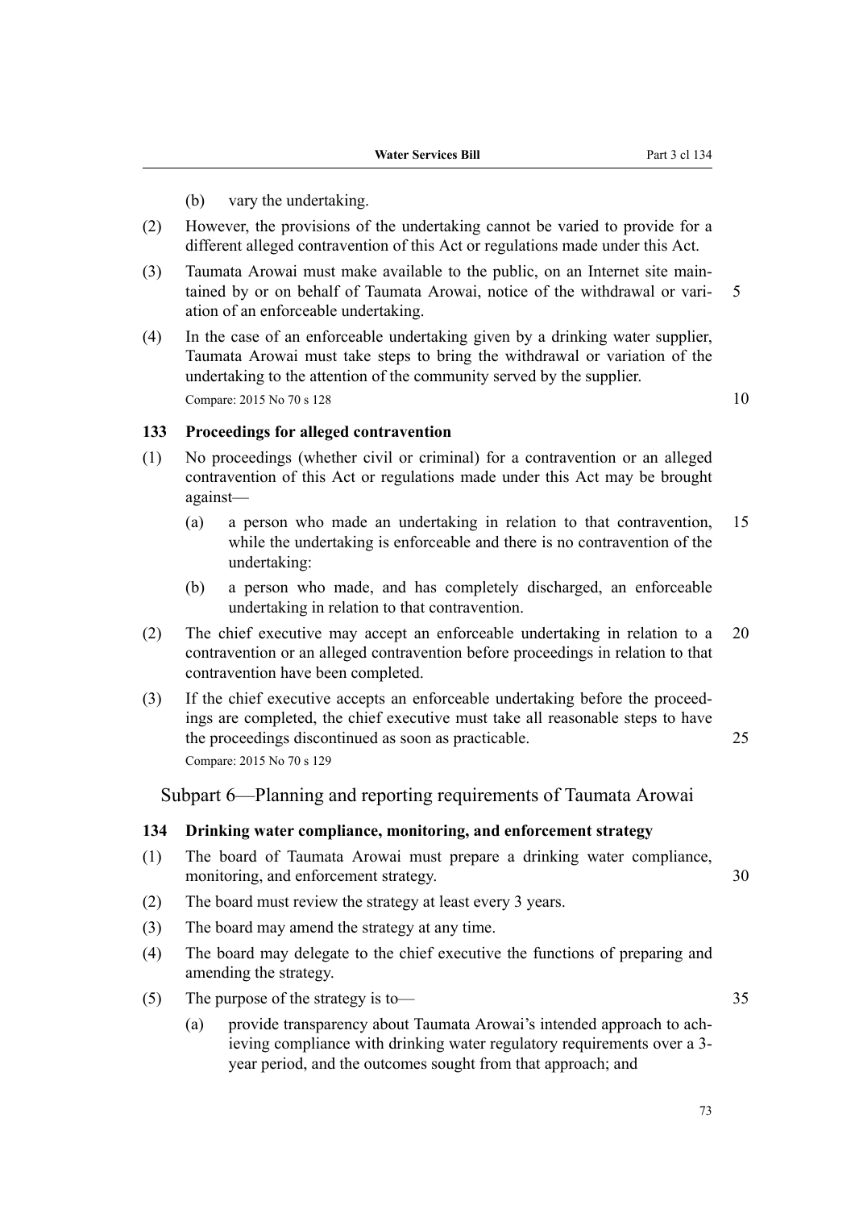(b) vary the undertaking.

(2) However, the provisions of the undertaking cannot be varied to provide for a different alleged contravention of this Act or regulations made under this Act.

(3) Taumata Arowai must make available to the public, on an Internet site maintained by or on behalf of Taumata Arowai, notice of the withdrawal or variation of an enforceable undertaking.

(4) In the case of an enforceable undertaking given by a drinking water supplier, Taumata Arowai must take steps to bring the withdrawal or variation of the undertaking to the attention of the community served by the supplier.

Compare: 2015 No 70 s 128

### 133 Proceedings for alleged contravention

(1) No proceedings (whether civil or criminal) for a contravention or an alleged contravention of this Act or regulations made under this Act may be brought against—

- (a) a person who made an undertaking in relation to that contravention, while the undertaking is enforceable and there is no contravention of the undertaking:
- (b) a person who made, and has completely discharged, an enforceable undertaking in relation to that contravention.

(2) The chief executive may accept an enforceable undertaking in relation to a contravention or an alleged contravention before proceedings in relation to that contravention have been completed.

(3) If the chief executive accepts an enforceable undertaking before the proceedings are completed, the chief executive must take all reasonable steps to have the proceedings discontinued as soon as practicable.

Compare: 2015 No 70 s 129

## Subpart 6—Planning and reporting requirements of Taumata Arowai

### 134 Drinking water compliance, monitoring, and enforcement strategy

(1) The board of Taumata Arowai must prepare a drinking water compliance, monitoring, and enforcement strategy.

(2) The board must review the strategy at least every 3 years.

(3) The board may amend the strategy at any time.

(4) The board may delegate to the chief executive the functions of preparing and amending the strategy.

(5) The purpose of the strategy is to—

- (a) provide transparency about Taumata Arowai's intended approach to achieving compliance with drinking water regulatory requirements over a 3-year period, and the outcomes sought from that approach; and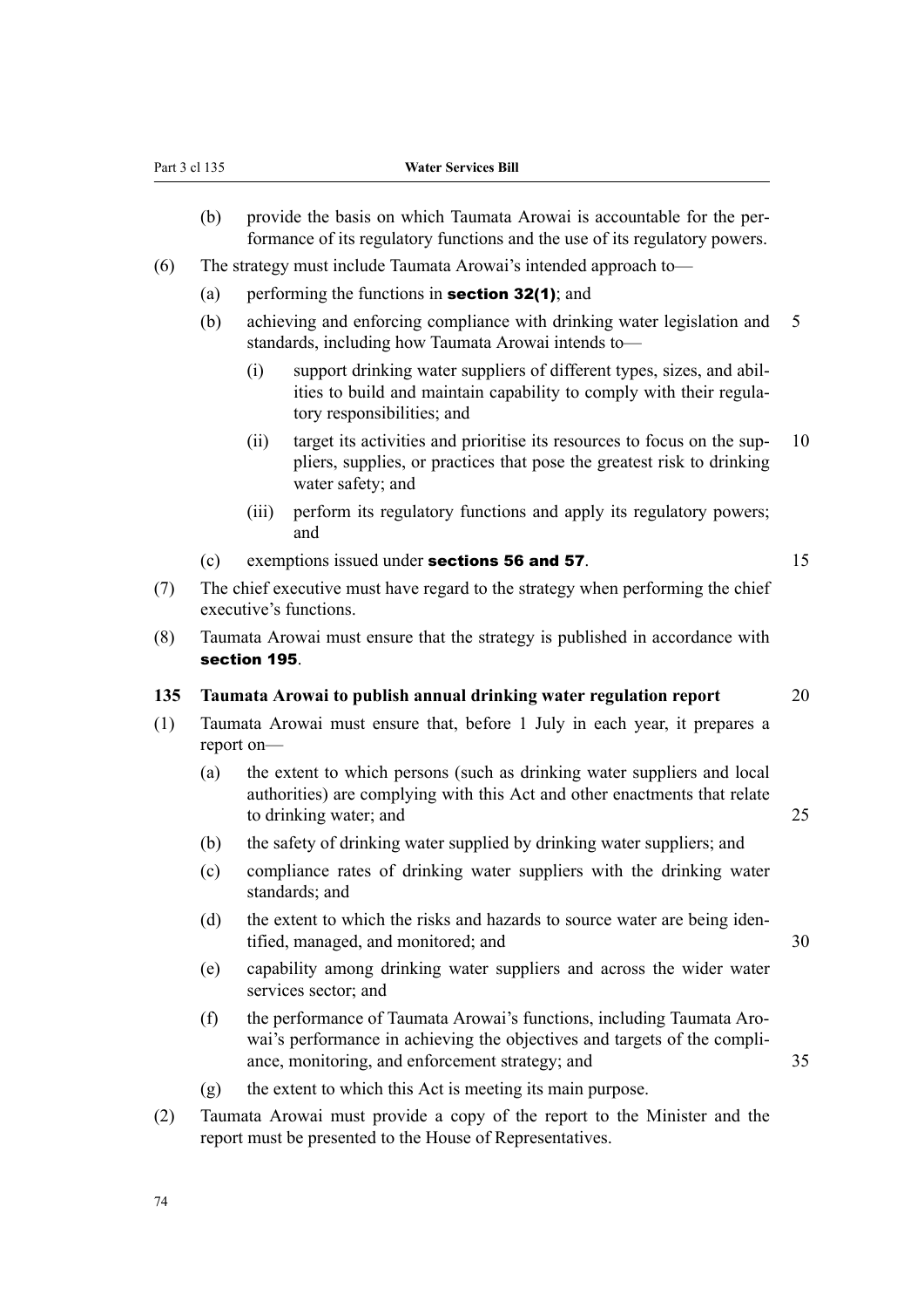(b) provide the basis on which Taumata Arowai is accountable for the performance of its regulatory functions and the use of its regulatory powers.

(6) The strategy must include Taumata Arowai's intended approach to—

(a) performing the functions in **section 32(1)**; and

(b) achieving and enforcing compliance with drinking water legislation and standards, including how Taumata Arowai intends to—

(i) support drinking water suppliers of different types, sizes, and abilities to build and maintain capability to comply with their regulatory responsibilities; and

(ii) target its activities and prioritise its resources to focus on the suppliers, supplies, or practices that pose the greatest risk to drinking water safety; and

(iii) perform its regulatory functions and apply its regulatory powers; and

(c) exemptions issued under **sections 56 and 57**.

(7) The chief executive must have regard to the strategy when performing the chief executive's functions.

(8) Taumata Arowai must ensure that the strategy is published in accordance with **section 195**.

### 135 Taumata Arowai to publish annual drinking water regulation report

(1) Taumata Arowai must ensure that, before 1 July in each year, it prepares a report on—

(a) the extent to which persons (such as drinking water suppliers and local authorities) are complying with this Act and other enactments that relate to drinking water; and

(b) the safety of drinking water supplied by drinking water suppliers; and

(c) compliance rates of drinking water suppliers with the drinking water standards; and

(d) the extent to which the risks and hazards to source water are being identified, managed, and monitored; and

(e) capability among drinking water suppliers and across the wider water services sector; and

(f) the performance of Taumata Arowai's functions, including Taumata Arowai's performance in achieving the objectives and targets of the compliance, monitoring, and enforcement strategy; and

(g) the extent to which this Act is meeting its main purpose.

(2) Taumata Arowai must provide a copy of the report to the Minister and the report must be presented to the House of Representatives.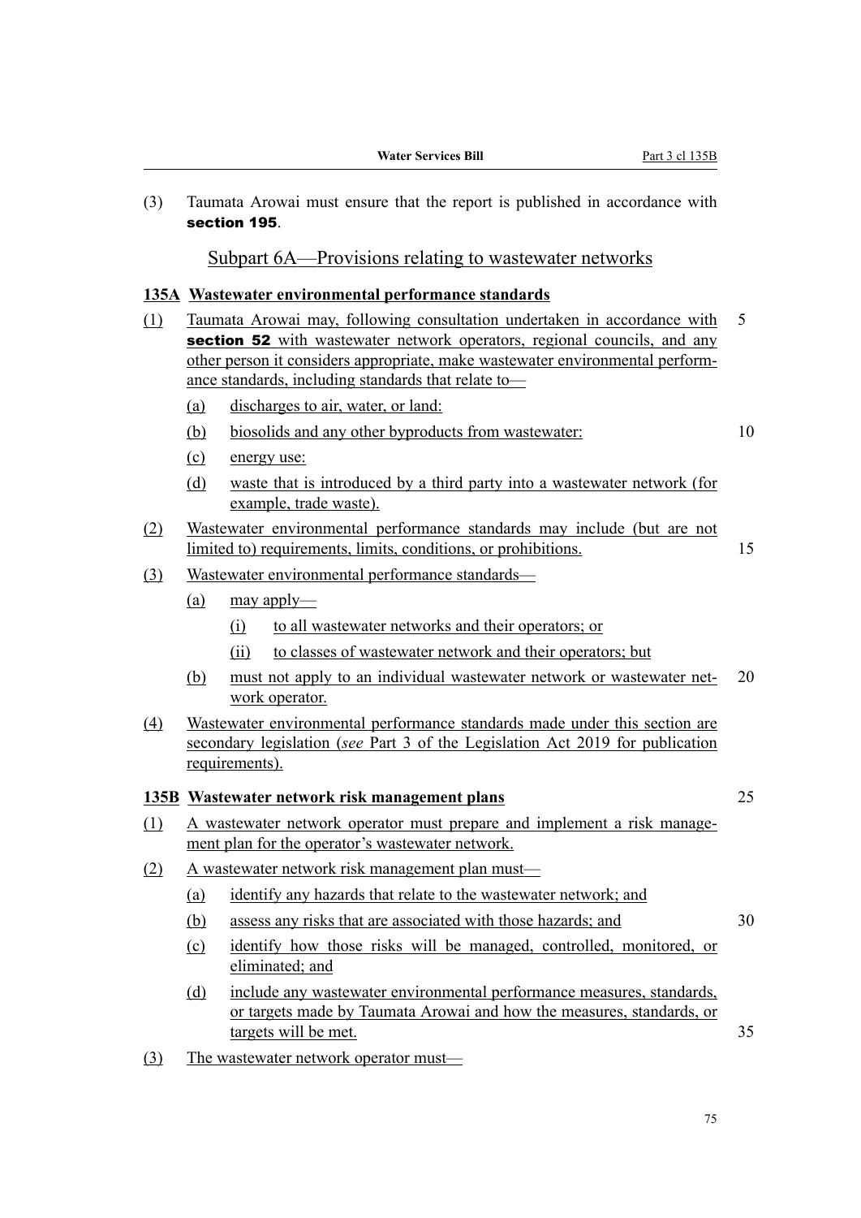(3) Taumata Arowai must ensure that the report is published in accordance with **section 195**.

## Subpart 6A—Provisions relating to wastewater networks

### 135A Wastewater environmental performance standards

(1) Taumata Arowai may, following consultation undertaken in accordance with **section 52** with wastewater network operators, regional councils, and any other person it considers appropriate, make wastewater environmental performance standards, including standards that relate to—

- (a) discharges to air, water, or land:
- (b) biosolids and any other byproducts from wastewater:
- (c) energy use:
- (d) waste that is introduced by a third party into a wastewater network (for example, trade waste).

(2) Wastewater environmental performance standards may include (but are not limited to) requirements, limits, conditions, or prohibitions.

(3) Wastewater environmental performance standards—

- (a) may apply—
  - (i) to all wastewater networks and their operators; or
  - (ii) to classes of wastewater network and their operators; but
- (b) must not apply to an individual wastewater network or wastewater network operator.

(4) Wastewater environmental performance standards made under this section are secondary legislation (*see* Part 3 of the Legislation Act 2019 for publication requirements).

### 135B Wastewater network risk management plans

(1) A wastewater network operator must prepare and implement a risk management plan for the operator's wastewater network.

(2) A wastewater network risk management plan must—

- (a) identify any hazards that relate to the wastewater network; and
- (b) assess any risks that are associated with those hazards; and
- (c) identify how those risks will be managed, controlled, monitored, or eliminated; and
- (d) include any wastewater environmental performance measures, standards, or targets made by Taumata Arowai and how the measures, standards, or targets will be met.

(3) The wastewater network operator must—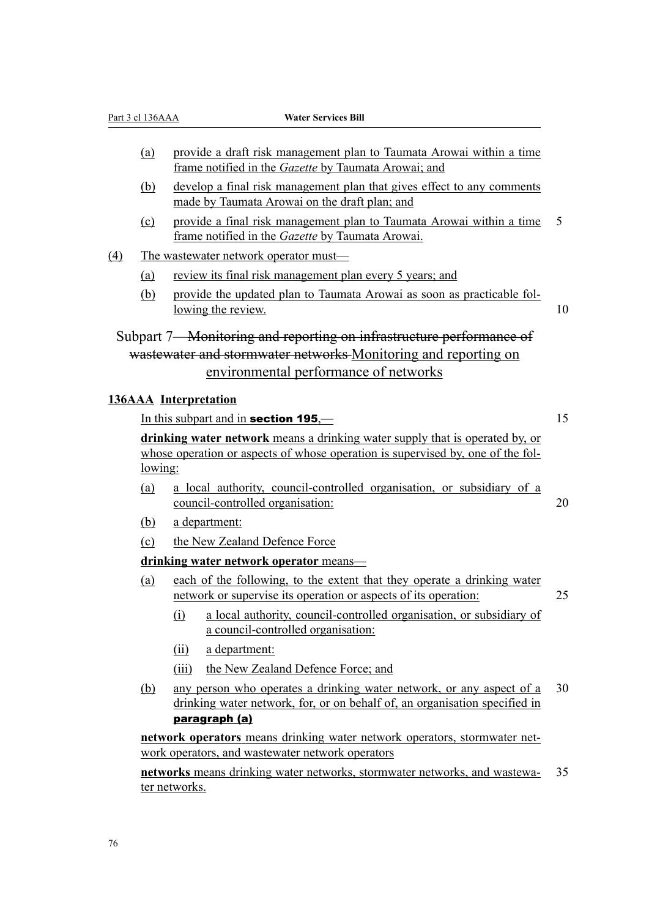(a) provide a draft risk management plan to Taumata Arowai within a time frame notified in the *Gazette* by Taumata Arowai; and

(b) develop a final risk management plan that gives effect to any comments made by Taumata Arowai on the draft plan; and

(c) provide a final risk management plan to Taumata Arowai within a time frame notified in the *Gazette* by Taumata Arowai.

(4) The wastewater network operator must—

(a) review its final risk management plan every 5 years; and

(b) provide the updated plan to Taumata Arowai as soon as practicable following the review.

## Subpart 7—~~Monitoring and reporting on infrastructure performance of wastewater and stormwater networks~~ Monitoring and reporting on environmental performance of networks

### 136AAA Interpretation

In this subpart and in **section 195**,—

**drinking water network** means a drinking water supply that is operated by, or whose operation or aspects of whose operation is supervised by, one of the following:

(a) a local authority, council-controlled organisation, or subsidiary of a council-controlled organisation:

(b) a department:

(c) the New Zealand Defence Force

**drinking water network operator** means—

(a) each of the following, to the extent that they operate a drinking water network or supervise its operation or aspects of its operation:

(i) a local authority, council-controlled organisation, or subsidiary of a council-controlled organisation:

(ii) a department:

(iii) the New Zealand Defence Force; and

(b) any person who operates a drinking water network, or any aspect of a drinking water network, for, or on behalf of, an organisation specified in **paragraph (a)**

**network operators** means drinking water network operators, stormwater network operators, and wastewater network operators

**networks** means drinking water networks, stormwater networks, and wastewater networks.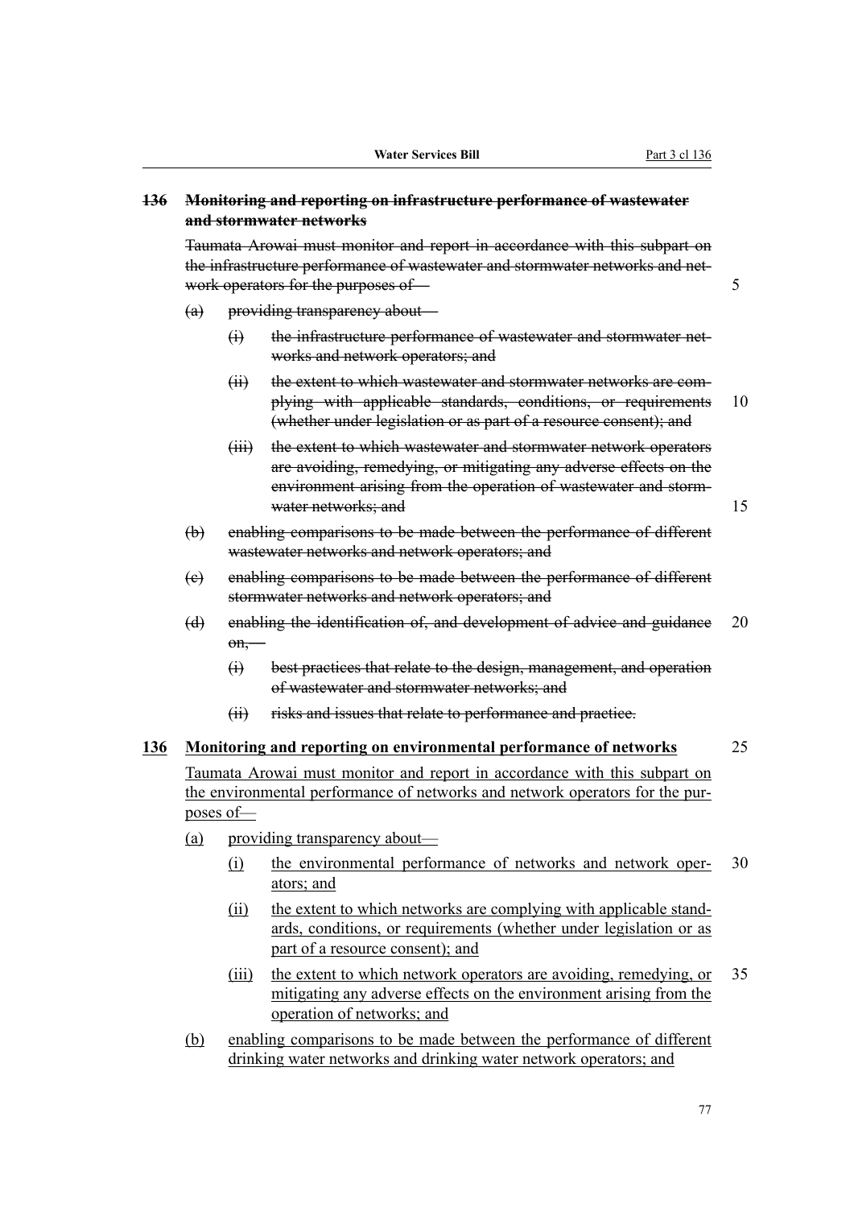~~**136 Monitoring and reporting on infrastructure performance of wastewater and stormwater networks**~~

~~Taumata Arowai must monitor and report in accordance with this subpart on the infrastructure performance of wastewater and stormwater networks and network operators for the purposes of—~~

- ~~(a) providing transparency about—~~
  - ~~(i) the infrastructure performance of wastewater and stormwater networks and network operators; and~~
  - ~~(ii) the extent to which wastewater and stormwater networks are complying with applicable standards, conditions, or requirements (whether under legislation or as part of a resource consent); and~~
  - ~~(iii) the extent to which wastewater and stormwater network operators are avoiding, remedying, or mitigating any adverse effects on the environment arising from the operation of wastewater and stormwater networks; and~~
- ~~(b) enabling comparisons to be made between the performance of different wastewater networks and network operators; and~~
- ~~(c) enabling comparisons to be made between the performance of different stormwater networks and network operators; and~~
- ~~(d) enabling the identification of, and development of advice and guidance on,—~~
  - ~~(i) best practices that relate to the design, management, and operation of wastewater and stormwater networks; and~~
  - ~~(ii) risks and issues that relate to performance and practice.~~

<u>**136 Monitoring and reporting on environmental performance of networks**</u>

<u>Taumata Arowai must monitor and report in accordance with this subpart on the environmental performance of networks and network operators for the purposes of—</u>

- <u>(a) providing transparency about—</u>
  - <u>(i) the environmental performance of networks and network operators; and</u>
  - <u>(ii) the extent to which networks are complying with applicable standards, conditions, or requirements (whether under legislation or as part of a resource consent); and</u>
  - <u>(iii) the extent to which network operators are avoiding, remedying, or mitigating any adverse effects on the environment arising from the operation of networks; and</u>
- <u>(b) enabling comparisons to be made between the performance of different drinking water networks and drinking water network operators; and</u>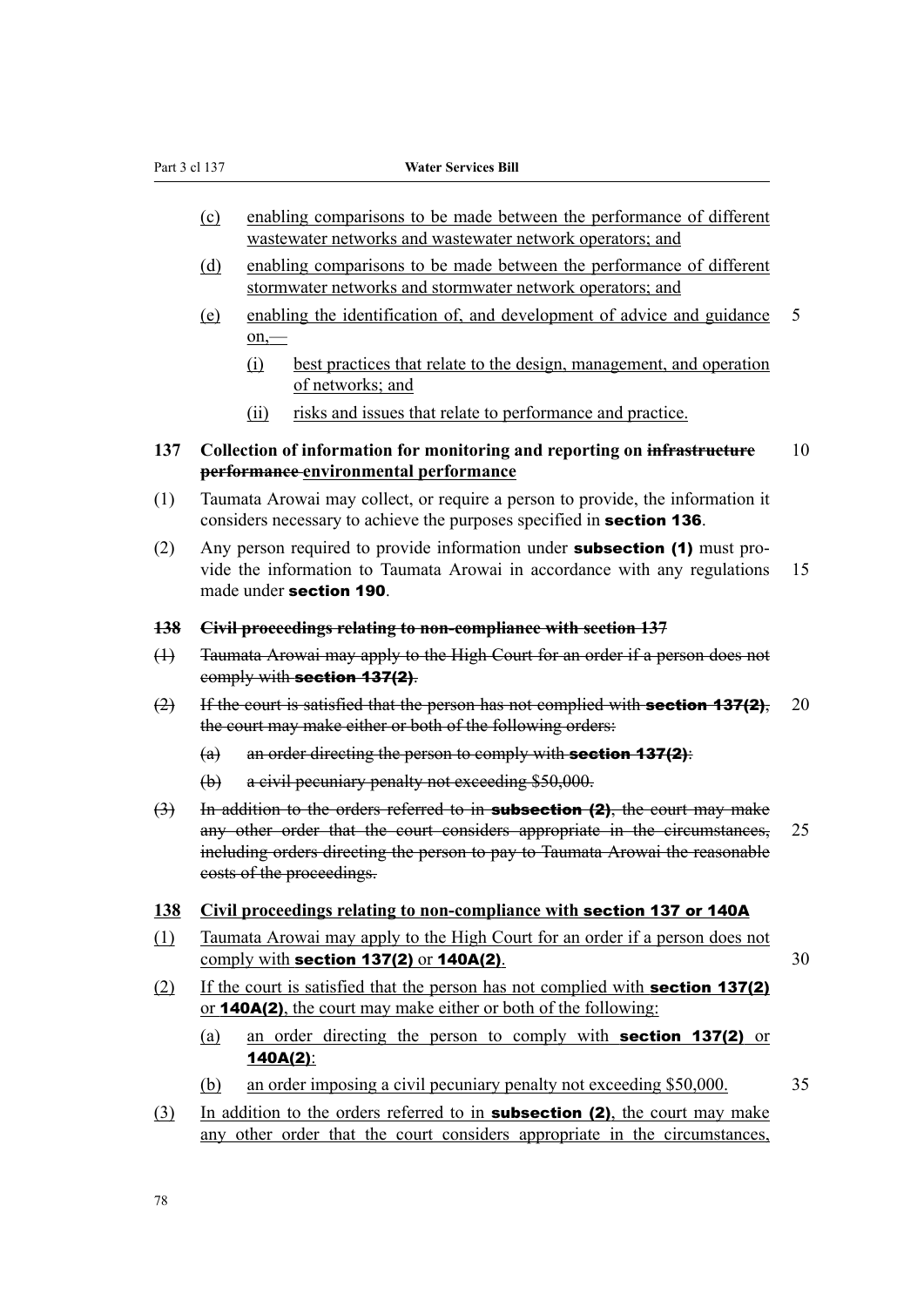(c) enabling comparisons to be made between the performance of different wastewater networks and wastewater network operators; and

(d) enabling comparisons to be made between the performance of different stormwater networks and stormwater network operators; and

(e) enabling the identification of, and development of advice and guidance on,—

(i) best practices that relate to the design, management, and operation of networks; and

(ii) risks and issues that relate to performance and practice.

**137 Collection of information for monitoring and reporting on ~~infrastructure performance~~ environmental performance**

(1) Taumata Arowai may collect, or require a person to provide, the information it considers necessary to achieve the purposes specified in **section 136**.

(2) Any person required to provide information under **subsection (1)** must provide the information to Taumata Arowai in accordance with any regulations made under **section 190**.

~~**138 Civil proceedings relating to non-compliance with section 137**~~

~~(1) Taumata Arowai may apply to the High Court for an order if a person does not comply with **section 137(2)**.~~

~~(2) If the court is satisfied that the person has not complied with **section 137(2)**, the court may make either or both of the following orders:~~

~~(a) an order directing the person to comply with **section 137(2)**:~~

~~(b) a civil pecuniary penalty not exceeding $50,000.~~

~~(3) In addition to the orders referred to in **subsection (2)**, the court may make any other order that the court considers appropriate in the circumstances, including orders directing the person to pay to Taumata Arowai the reasonable costs of the proceedings.~~

**138 Civil proceedings relating to non-compliance with section 137 or 140A**

(1) Taumata Arowai may apply to the High Court for an order if a person does not comply with **section 137(2)** or **140A(2)**.

(2) If the court is satisfied that the person has not complied with **section 137(2)** or **140A(2)**, the court may make either or both of the following:

(a) an order directing the person to comply with **section 137(2)** or **140A(2)**:

(b) an order imposing a civil pecuniary penalty not exceeding $50,000.

(3) In addition to the orders referred to in **subsection (2)**, the court may make any other order that the court considers appropriate in the circumstances,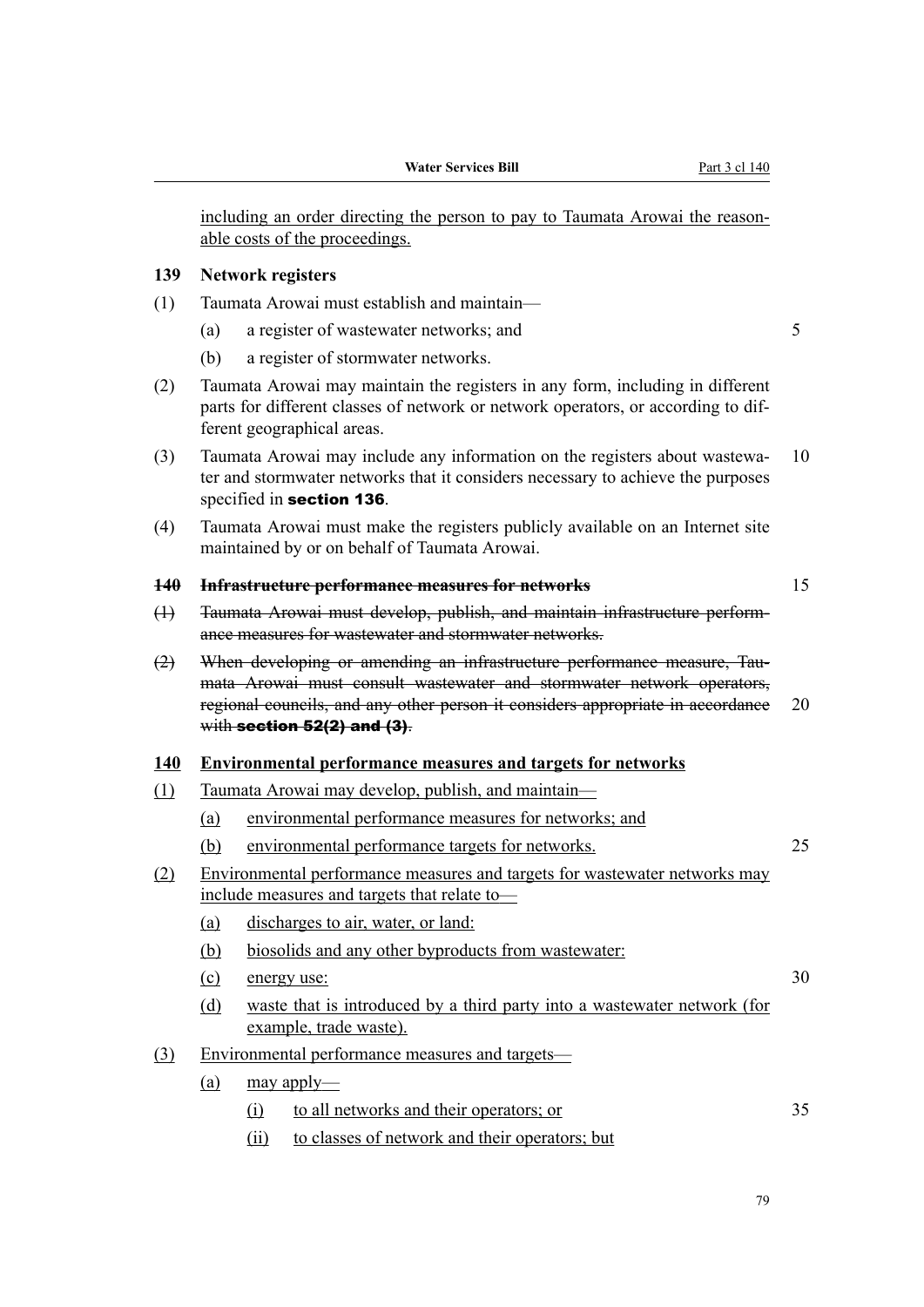including an order directing the person to pay to Taumata Arowai the reasonable costs of the proceedings.

**139 Network registers**

(1) Taumata Arowai must establish and maintain—

(a) a register of wastewater networks; and

(b) a register of stormwater networks.

(2) Taumata Arowai may maintain the registers in any form, including in different parts for different classes of network or network operators, or according to different geographical areas.

(3) Taumata Arowai may include any information on the registers about wastewater and stormwater networks that it considers necessary to achieve the purposes specified in **section 136**.

(4) Taumata Arowai must make the registers publicly available on an Internet site maintained by or on behalf of Taumata Arowai.

~~**140 Infrastructure performance measures for networks**~~

~~(1) Taumata Arowai must develop, publish, and maintain infrastructure performance measures for wastewater and stormwater networks.~~

~~(2) When developing or amending an infrastructure performance measure, Taumata Arowai must consult wastewater and stormwater network operators, regional councils, and any other person it considers appropriate in accordance with **section 52(2) and (3)**.~~

<u>**140 Environmental performance measures and targets for networks**</u>

<u>(1) Taumata Arowai may develop, publish, and maintain—</u>

<u>(a) environmental performance measures for networks; and</u>

<u>(b) environmental performance targets for networks.</u>

<u>(2) Environmental performance measures and targets for wastewater networks may include measures and targets that relate to—</u>

<u>(a) discharges to air, water, or land:</u>

<u>(b) biosolids and any other byproducts from wastewater:</u>

<u>(c) energy use:</u>

<u>(d) waste that is introduced by a third party into a wastewater network (for example, trade waste).</u>

<u>(3) Environmental performance measures and targets—</u>

<u>(a) may apply—</u>

<u>(i) to all networks and their operators; or</u>

<u>(ii) to classes of network and their operators; but</u>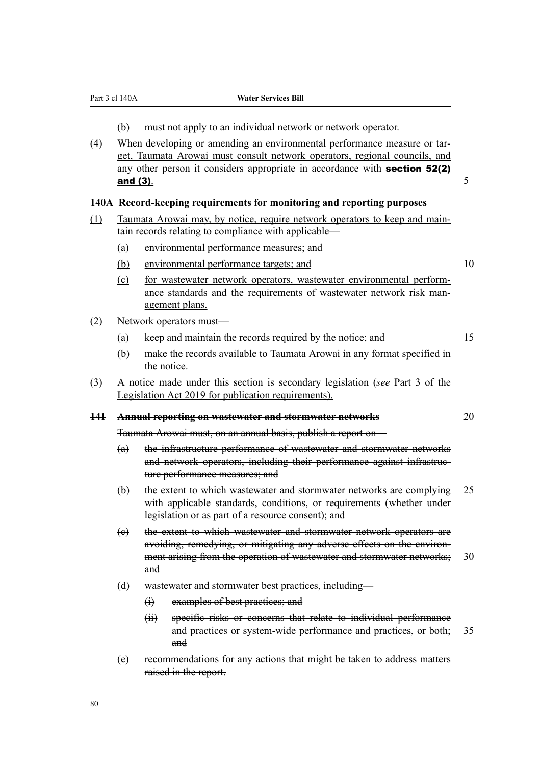(b) must not apply to an individual network or network operator.

(4) When developing or amending an environmental performance measure or target, Taumata Arowai must consult network operators, regional councils, and any other person it considers appropriate in accordance with **section 52(2) and (3)**.

**140A Record-keeping requirements for monitoring and reporting purposes**

(1) Taumata Arowai may, by notice, require network operators to keep and maintain records relating to compliance with applicable—

(a) environmental performance measures; and

(b) environmental performance targets; and

(c) for wastewater network operators, wastewater environmental performance standards and the requirements of wastewater network risk management plans.

(2) Network operators must—

(a) keep and maintain the records required by the notice; and

(b) make the records available to Taumata Arowai in any format specified in the notice.

(3) A notice made under this section is secondary legislation (*see* Part 3 of the Legislation Act 2019 for publication requirements).

~~**141 Annual reporting on wastewater and stormwater networks**~~

~~Taumata Arowai must, on an annual basis, publish a report on—~~

~~(a) the infrastructure performance of wastewater and stormwater networks and network operators, including their performance against infrastructure performance measures; and~~

~~(b) the extent to which wastewater and stormwater networks are complying with applicable standards, conditions, or requirements (whether under legislation or as part of a resource consent); and~~

~~(c) the extent to which wastewater and stormwater network operators are avoiding, remedying, or mitigating any adverse effects on the environment arising from the operation of wastewater and stormwater networks; and~~

~~(d) wastewater and stormwater best practices, including—~~

~~(i) examples of best practices; and~~

~~(ii) specific risks or concerns that relate to individual performance and practices or system-wide performance and practices, or both; and~~

~~(e) recommendations for any actions that might be taken to address matters raised in the report.~~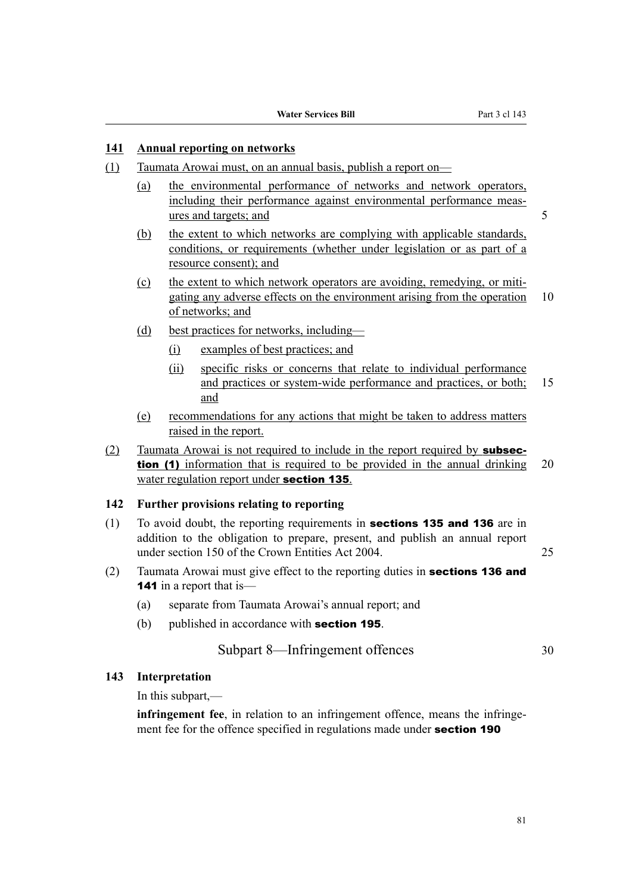### 141 Annual reporting on networks

(1) Taumata Arowai must, on an annual basis, publish a report on—

- (a) the environmental performance of networks and network operators, including their performance against environmental performance measures and targets; and
- (b) the extent to which networks are complying with applicable standards, conditions, or requirements (whether under legislation or as part of a resource consent); and
- (c) the extent to which network operators are avoiding, remedying, or mitigating any adverse effects on the environment arising from the operation of networks; and
- (d) best practices for networks, including—
  - (i) examples of best practices; and
  - (ii) specific risks or concerns that relate to individual performance and practices or system-wide performance and practices, or both; and
- (e) recommendations for any actions that might be taken to address matters raised in the report.

(2) Taumata Arowai is not required to include in the report required by **subsection (1)** information that is required to be provided in the annual drinking water regulation report under **section 135**.

### 142 Further provisions relating to reporting

(1) To avoid doubt, the reporting requirements in **sections 135 and 136** are in addition to the obligation to prepare, present, and publish an annual report under section 150 of the Crown Entities Act 2004.

(2) Taumata Arowai must give effect to the reporting duties in **sections 136 and 141** in a report that is—

- (a) separate from Taumata Arowai's annual report; and
- (b) published in accordance with **section 195**.

## Subpart 8—Infringement offences

### 143 Interpretation

In this subpart,—

**infringement fee**, in relation to an infringement offence, means the infringement fee for the offence specified in regulations made under **section 190**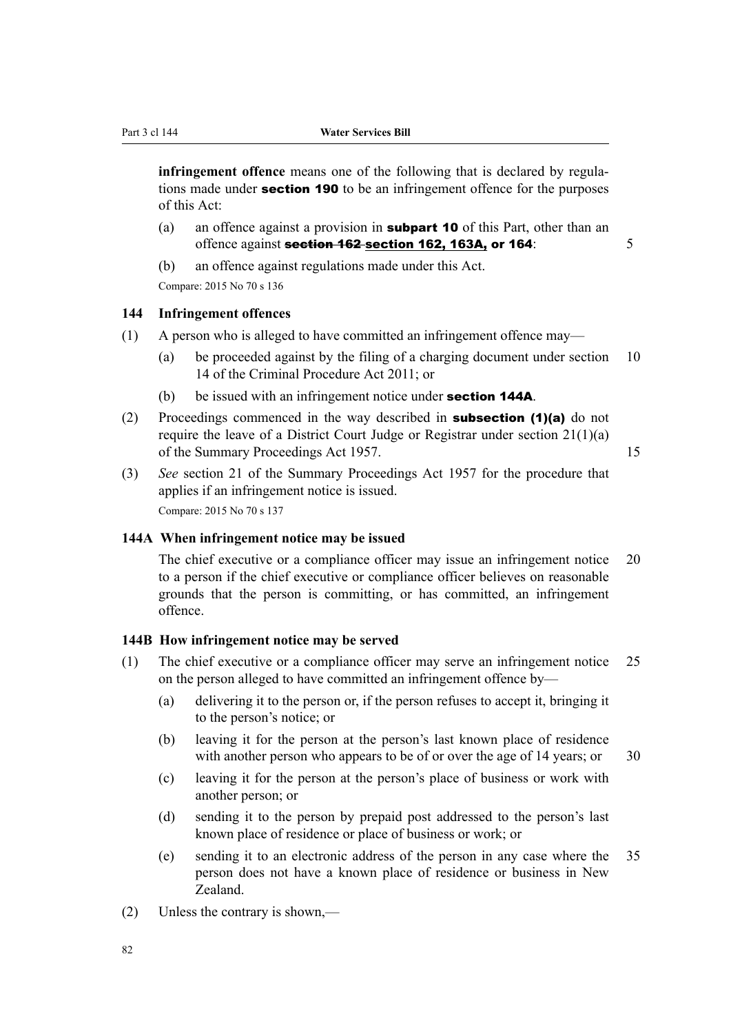**infringement offence** means one of the following that is declared by regulations made under **section 190** to be an infringement offence for the purposes of this Act:

(a) an offence against a provision in **subpart 10** of this Part, other than an offence against ~~**section 162**~~ **section 162, 163A, or 164**:

(b) an offence against regulations made under this Act.

Compare: 2015 No 70 s 136

### 144 Infringement offences

(1) A person who is alleged to have committed an infringement offence may—

(a) be proceeded against by the filing of a charging document under section 14 of the Criminal Procedure Act 2011; or

(b) be issued with an infringement notice under **section 144A**.

(2) Proceedings commenced in the way described in **subsection (1)(a)** do not require the leave of a District Court Judge or Registrar under section 21(1)(a) of the Summary Proceedings Act 1957.

(3) *See* section 21 of the Summary Proceedings Act 1957 for the procedure that applies if an infringement notice is issued.

Compare: 2015 No 70 s 137

### 144A When infringement notice may be issued

The chief executive or a compliance officer may issue an infringement notice to a person if the chief executive or compliance officer believes on reasonable grounds that the person is committing, or has committed, an infringement offence.

### 144B How infringement notice may be served

(1) The chief executive or a compliance officer may serve an infringement notice on the person alleged to have committed an infringement offence by—

(a) delivering it to the person or, if the person refuses to accept it, bringing it to the person's notice; or

(b) leaving it for the person at the person's last known place of residence with another person who appears to be of or over the age of 14 years; or

(c) leaving it for the person at the person's place of business or work with another person; or

(d) sending it to the person by prepaid post addressed to the person's last known place of residence or place of business or work; or

(e) sending it to an electronic address of the person in any case where the person does not have a known place of residence or business in New Zealand.

(2) Unless the contrary is shown,—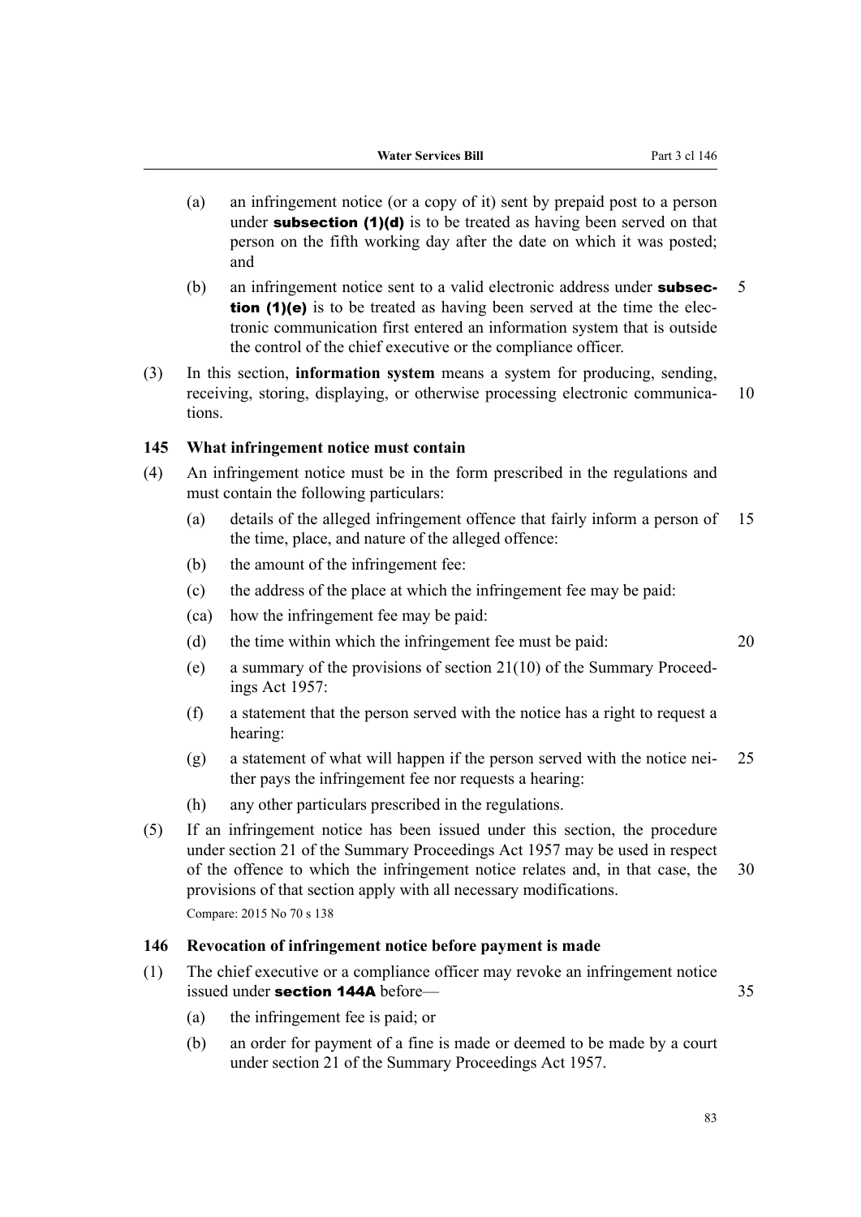(a) an infringement notice (or a copy of it) sent by prepaid post to a person under **subsection (1)(d)** is to be treated as having been served on that person on the fifth working day after the date on which it was posted; and

(b) an infringement notice sent to a valid electronic address under **subsection (1)(e)** is to be treated as having been served at the time the electronic communication first entered an information system that is outside the control of the chief executive or the compliance officer.

(3) In this section, **information system** means a system for producing, sending, receiving, storing, displaying, or otherwise processing electronic communications.

### 145 What infringement notice must contain

(4) An infringement notice must be in the form prescribed in the regulations and must contain the following particulars:

(a) details of the alleged infringement offence that fairly inform a person of the time, place, and nature of the alleged offence:

(b) the amount of the infringement fee:

(c) the address of the place at which the infringement fee may be paid:

(ca) how the infringement fee may be paid:

(d) the time within which the infringement fee must be paid:

(e) a summary of the provisions of section 21(10) of the Summary Proceedings Act 1957:

(f) a statement that the person served with the notice has a right to request a hearing:

(g) a statement of what will happen if the person served with the notice neither pays the infringement fee nor requests a hearing:

(h) any other particulars prescribed in the regulations.

(5) If an infringement notice has been issued under this section, the procedure under section 21 of the Summary Proceedings Act 1957 may be used in respect of the offence to which the infringement notice relates and, in that case, the provisions of that section apply with all necessary modifications.

Compare: 2015 No 70 s 138

### 146 Revocation of infringement notice before payment is made

(1) The chief executive or a compliance officer may revoke an infringement notice issued under **section 144A** before—

(a) the infringement fee is paid; or

(b) an order for payment of a fine is made or deemed to be made by a court under section 21 of the Summary Proceedings Act 1957.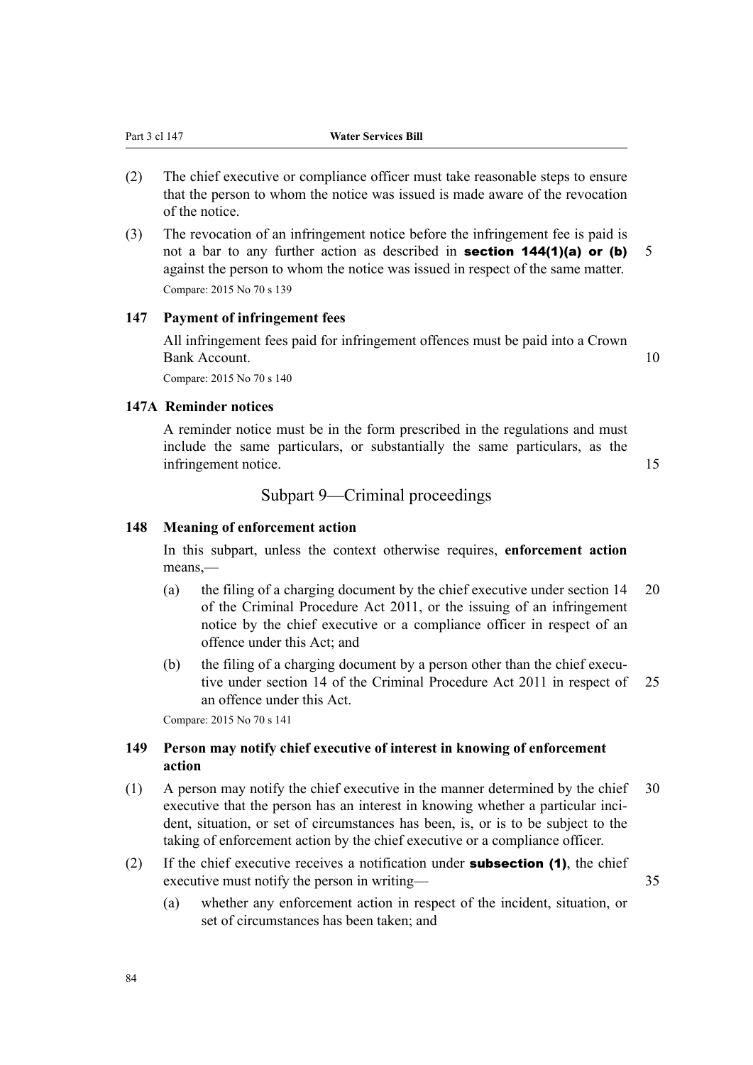(2) The chief executive or compliance officer must take reasonable steps to ensure that the person to whom the notice was issued is made aware of the revocation of the notice.

(3) The revocation of an infringement notice before the infringement fee is paid is not a bar to any further action as described in **section 144(1)(a) or (b)** against the person to whom the notice was issued in respect of the same matter.

Compare: 2015 No 70 s 139

### 147 Payment of infringement fees

All infringement fees paid for infringement offences must be paid into a Crown Bank Account.

Compare: 2015 No 70 s 140

### 147A Reminder notices

A reminder notice must be in the form prescribed in the regulations and must include the same particulars, or substantially the same particulars, as the infringement notice.

## Subpart 9—Criminal proceedings

### 148 Meaning of enforcement action

In this subpart, unless the context otherwise requires, **enforcement action** means,—

(a) the filing of a charging document by the chief executive under section 14 of the Criminal Procedure Act 2011, or the issuing of an infringement notice by the chief executive or a compliance officer in respect of an offence under this Act; and

(b) the filing of a charging document by a person other than the chief executive under section 14 of the Criminal Procedure Act 2011 in respect of an offence under this Act.

Compare: 2015 No 70 s 141

### 149 Person may notify chief executive of interest in knowing of enforcement action

(1) A person may notify the chief executive in the manner determined by the chief executive that the person has an interest in knowing whether a particular incident, situation, or set of circumstances has been, is, or is to be subject to the taking of enforcement action by the chief executive or a compliance officer.

(2) If the chief executive receives a notification under **subsection (1)**, the chief executive must notify the person in writing—

(a) whether any enforcement action in respect of the incident, situation, or set of circumstances has been taken; and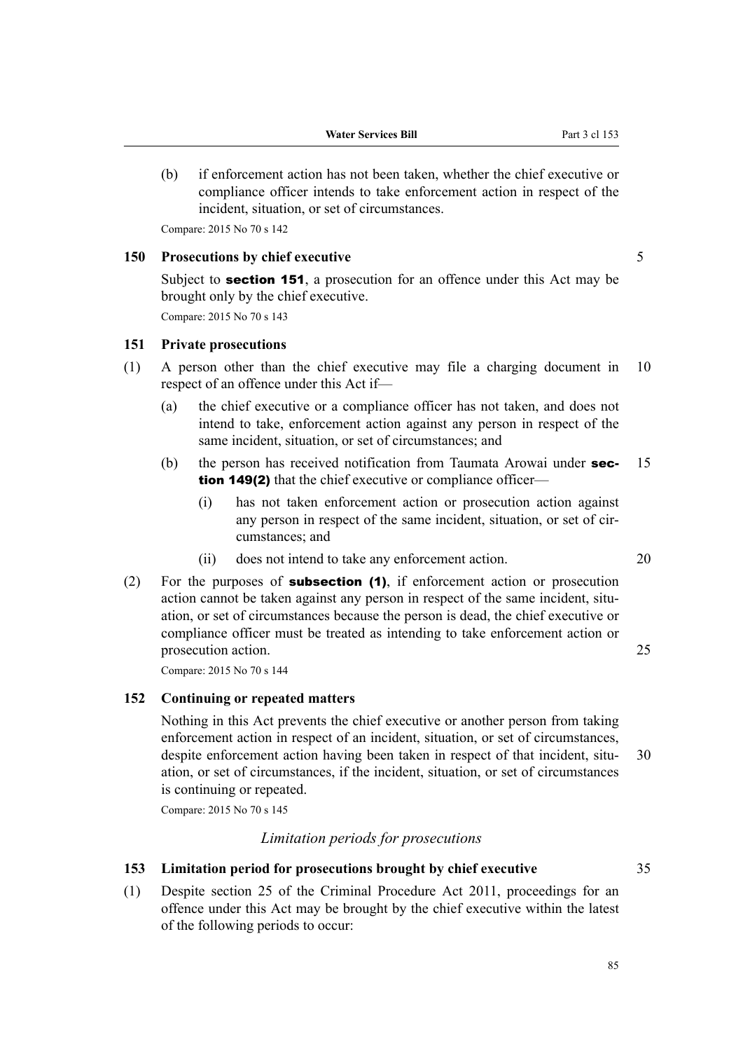(b) if enforcement action has not been taken, whether the chief executive or compliance officer intends to take enforcement action in respect of the incident, situation, or set of circumstances.

Compare: 2015 No 70 s 142

### 150 Prosecutions by chief executive

Subject to **section 151**, a prosecution for an offence under this Act may be brought only by the chief executive.

Compare: 2015 No 70 s 143

### 151 Private prosecutions

(1) A person other than the chief executive may file a charging document in respect of an offence under this Act if—

(a) the chief executive or a compliance officer has not taken, and does not intend to take, enforcement action against any person in respect of the same incident, situation, or set of circumstances; and

(b) the person has received notification from Taumata Arowai under **section 149(2)** that the chief executive or compliance officer—

(i) has not taken enforcement action or prosecution action against any person in respect of the same incident, situation, or set of circumstances; and

(ii) does not intend to take any enforcement action.

(2) For the purposes of **subsection (1)**, if enforcement action or prosecution action cannot be taken against any person in respect of the same incident, situation, or set of circumstances because the person is dead, the chief executive or compliance officer must be treated as intending to take enforcement action or prosecution action.

Compare: 2015 No 70 s 144

### 152 Continuing or repeated matters

Nothing in this Act prevents the chief executive or another person from taking enforcement action in respect of an incident, situation, or set of circumstances, despite enforcement action having been taken in respect of that incident, situation, or set of circumstances, if the incident, situation, or set of circumstances is continuing or repeated.

Compare: 2015 No 70 s 145

*Limitation periods for prosecutions*

### 153 Limitation period for prosecutions brought by chief executive

(1) Despite section 25 of the Criminal Procedure Act 2011, proceedings for an offence under this Act may be brought by the chief executive within the latest of the following periods to occur: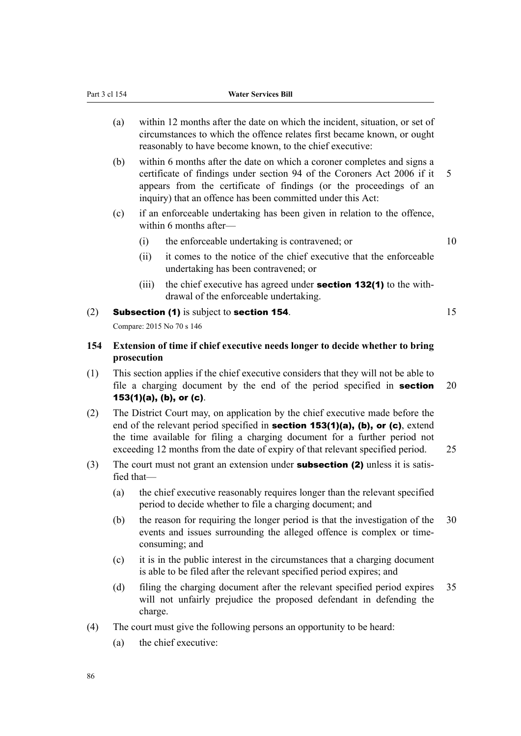(a) within 12 months after the date on which the incident, situation, or set of circumstances to which the offence relates first became known, or ought reasonably to have become known, to the chief executive:

(b) within 6 months after the date on which a coroner completes and signs a certificate of findings under section 94 of the Coroners Act 2006 if it appears from the certificate of findings (or the proceedings of an inquiry) that an offence has been committed under this Act:

(c) if an enforceable undertaking has been given in relation to the offence, within 6 months after—

  (i) the enforceable undertaking is contravened; or

  (ii) it comes to the notice of the chief executive that the enforceable undertaking has been contravened; or

  (iii) the chief executive has agreed under **section 132(1)** to the withdrawal of the enforceable undertaking.

(2) **Subsection (1)** is subject to **section 154**.

Compare: 2015 No 70 s 146

### 154 Extension of time if chief executive needs longer to decide whether to bring prosecution

(1) This section applies if the chief executive considers that they will not be able to file a charging document by the end of the period specified in **section 153(1)(a), (b), or (c)**.

(2) The District Court may, on application by the chief executive made before the end of the relevant period specified in **section 153(1)(a), (b), or (c)**, extend the time available for filing a charging document for a further period not exceeding 12 months from the date of expiry of that relevant specified period.

(3) The court must not grant an extension under **subsection (2)** unless it is satisfied that—

(a) the chief executive reasonably requires longer than the relevant specified period to decide whether to file a charging document; and

(b) the reason for requiring the longer period is that the investigation of the events and issues surrounding the alleged offence is complex or time-consuming; and

(c) it is in the public interest in the circumstances that a charging document is able to be filed after the relevant specified period expires; and

(d) filing the charging document after the relevant specified period expires will not unfairly prejudice the proposed defendant in defending the charge.

(4) The court must give the following persons an opportunity to be heard:

(a) the chief executive: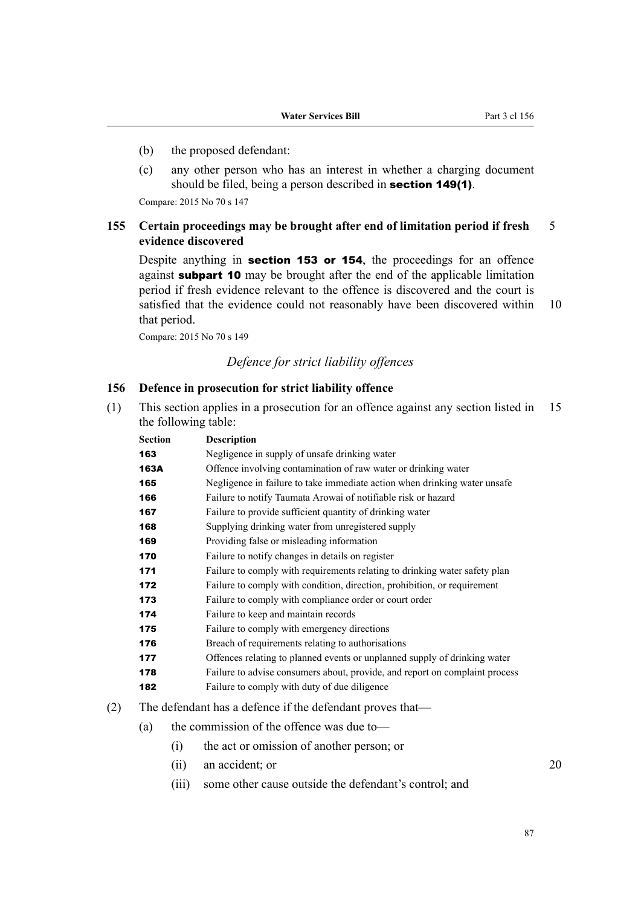(b) the proposed defendant:

(c) any other person who has an interest in whether a charging document should be filed, being a person described in **section 149(1)**.

Compare: 2015 No 70 s 147

### 155 Certain proceedings may be brought after end of limitation period if fresh evidence discovered

Despite anything in **section 153 or 154**, the proceedings for an offence against **subpart 10** may be brought after the end of the applicable limitation period if fresh evidence relevant to the offence is discovered and the court is satisfied that the evidence could not reasonably have been discovered within that period.

Compare: 2015 No 70 s 149

*Defence for strict liability offences*

### 156 Defence in prosecution for strict liability offence

(1) This section applies in a prosecution for an offence against any section listed in the following table:

| Section | Description |
|---|---|
| **163** | Negligence in supply of unsafe drinking water |
| **163A** | Offence involving contamination of raw water or drinking water |
| **165** | Negligence in failure to take immediate action when drinking water unsafe |
| **166** | Failure to notify Taumata Arowai of notifiable risk or hazard |
| **167** | Failure to provide sufficient quantity of drinking water |
| **168** | Supplying drinking water from unregistered supply |
| **169** | Providing false or misleading information |
| **170** | Failure to notify changes in details on register |
| **171** | Failure to comply with requirements relating to drinking water safety plan |
| **172** | Failure to comply with condition, direction, prohibition, or requirement |
| **173** | Failure to comply with compliance order or court order |
| **174** | Failure to keep and maintain records |
| **175** | Failure to comply with emergency directions |
| **176** | Breach of requirements relating to authorisations |
| **177** | Offences relating to planned events or unplanned supply of drinking water |
| **178** | Failure to advise consumers about, provide, and report on complaint process |
| **182** | Failure to comply with duty of due diligence |

(2) The defendant has a defence if the defendant proves that—

(a) the commission of the offence was due to—

(i) the act or omission of another person; or

(ii) an accident; or

(iii) some other cause outside the defendant's control; and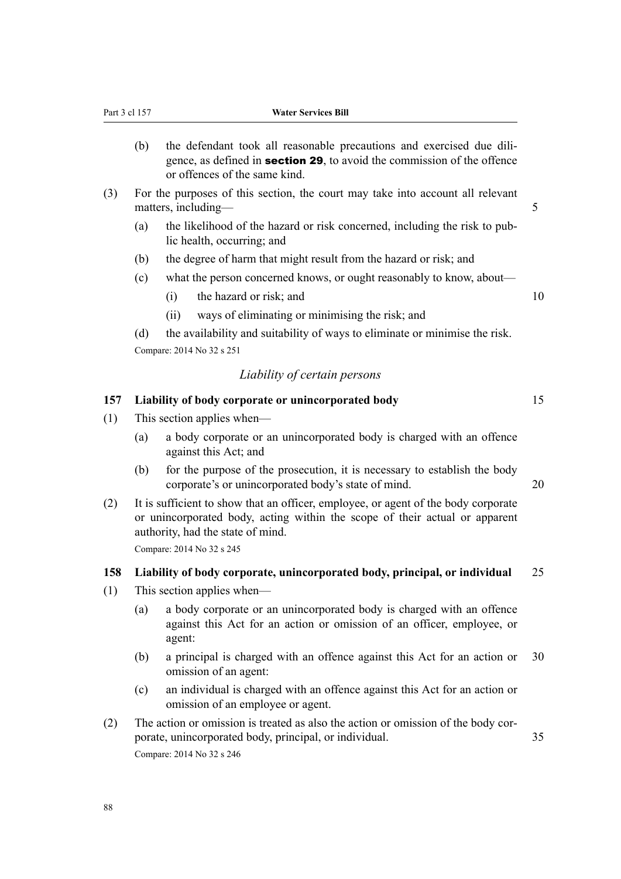(b) the defendant took all reasonable precautions and exercised due diligence, as defined in **section 29**, to avoid the commission of the offence or offences of the same kind.

(3) For the purposes of this section, the court may take into account all relevant matters, including—

(a) the likelihood of the hazard or risk concerned, including the risk to public health, occurring; and

(b) the degree of harm that might result from the hazard or risk; and

(c) what the person concerned knows, or ought reasonably to know, about—

(i) the hazard or risk; and

(ii) ways of eliminating or minimising the risk; and

(d) the availability and suitability of ways to eliminate or minimise the risk.

Compare: 2014 No 32 s 251

### *Liability of certain persons*

#### 157 Liability of body corporate or unincorporated body

(1) This section applies when—

(a) a body corporate or an unincorporated body is charged with an offence against this Act; and

(b) for the purpose of the prosecution, it is necessary to establish the body corporate's or unincorporated body's state of mind.

(2) It is sufficient to show that an officer, employee, or agent of the body corporate or unincorporated body, acting within the scope of their actual or apparent authority, had the state of mind.

Compare: 2014 No 32 s 245

#### 158 Liability of body corporate, unincorporated body, principal, or individual

(1) This section applies when—

(a) a body corporate or an unincorporated body is charged with an offence against this Act for an action or omission of an officer, employee, or agent:

(b) a principal is charged with an offence against this Act for an action or omission of an agent:

(c) an individual is charged with an offence against this Act for an action or omission of an employee or agent.

(2) The action or omission is treated as also the action or omission of the body corporate, unincorporated body, principal, or individual.

Compare: 2014 No 32 s 246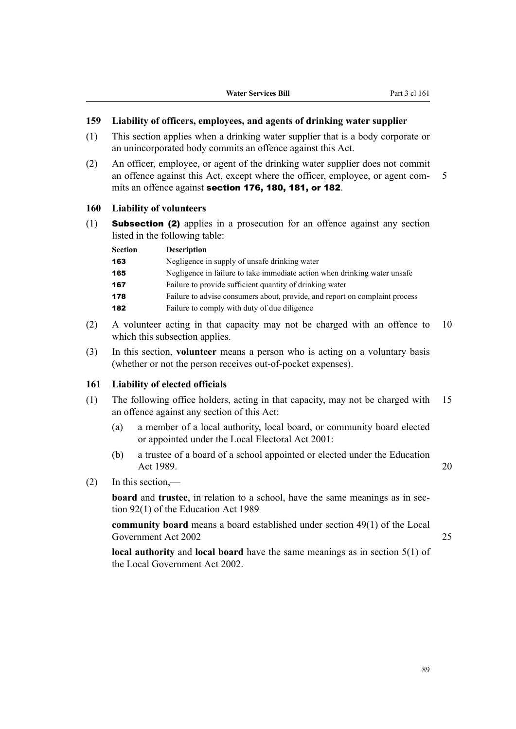### 159 Liability of officers, employees, and agents of drinking water supplier

(1) This section applies when a drinking water supplier that is a body corporate or an unincorporated body commits an offence against this Act.

(2) An officer, employee, or agent of the drinking water supplier does not commit an offence against this Act, except where the officer, employee, or agent commits an offence against **section 176, 180, 181, or 182**.

### 160 Liability of volunteers

(1) **Subsection (2)** applies in a prosecution for an offence against any section listed in the following table:

| Section | Description |
|---|---|
| **163** | Negligence in supply of unsafe drinking water |
| **165** | Negligence in failure to take immediate action when drinking water unsafe |
| **167** | Failure to provide sufficient quantity of drinking water |
| **178** | Failure to advise consumers about, provide, and report on complaint process |
| **182** | Failure to comply with duty of due diligence |

(2) A volunteer acting in that capacity may not be charged with an offence to which this subsection applies.

(3) In this section, **volunteer** means a person who is acting on a voluntary basis (whether or not the person receives out-of-pocket expenses).

### 161 Liability of elected officials

(1) The following office holders, acting in that capacity, may not be charged with an offence against any section of this Act:

(a) a member of a local authority, local board, or community board elected or appointed under the Local Electoral Act 2001:

(b) a trustee of a board of a school appointed or elected under the Education Act 1989.

(2) In this section,—

**board** and **trustee**, in relation to a school, have the same meanings as in section 92(1) of the Education Act 1989

**community board** means a board established under section 49(1) of the Local Government Act 2002

**local authority** and **local board** have the same meanings as in section 5(1) of the Local Government Act 2002.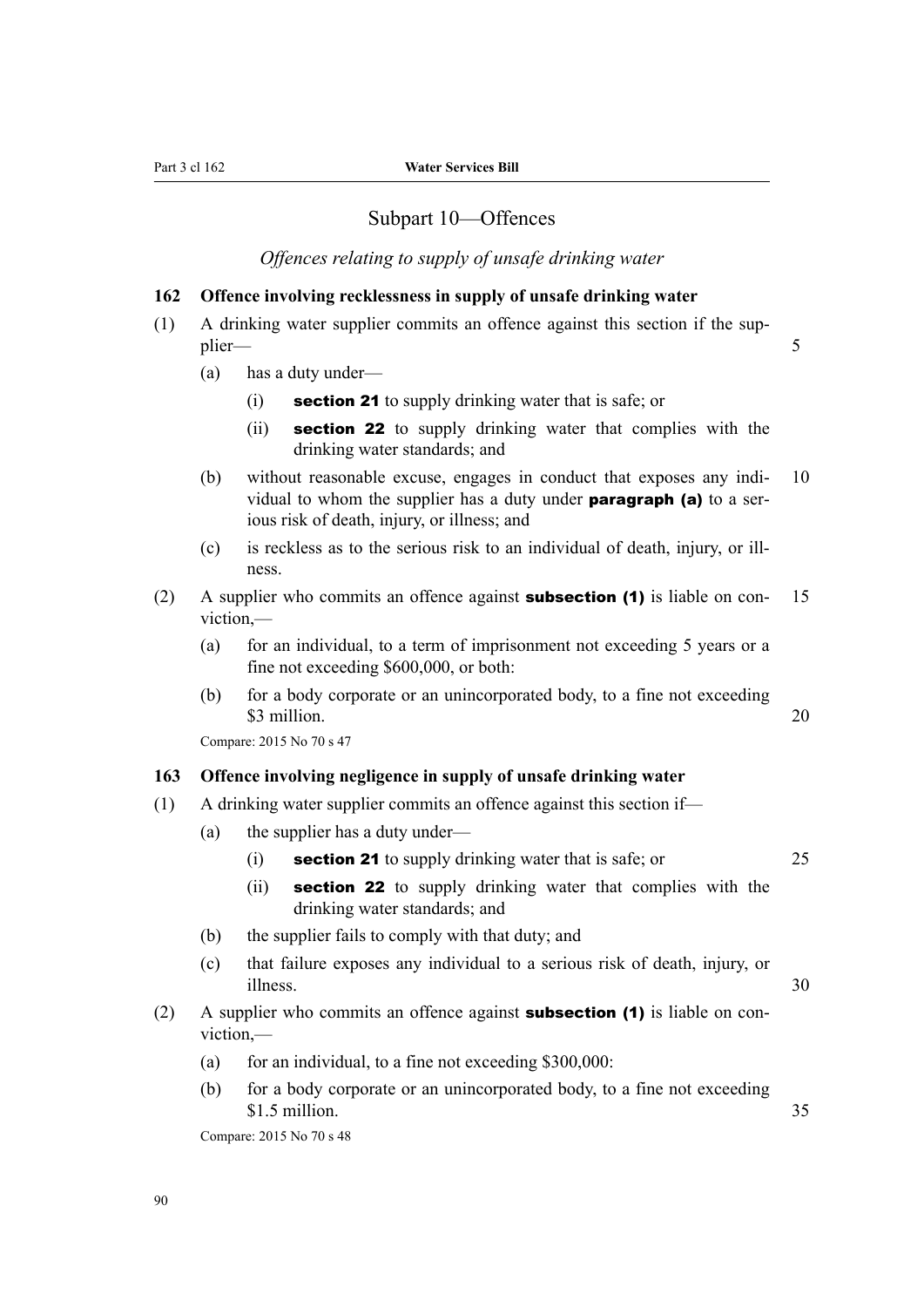## Subpart 10—Offences

*Offences relating to supply of unsafe drinking water*

### 162 Offence involving recklessness in supply of unsafe drinking water

(1) A drinking water supplier commits an offence against this section if the supplier—

(a) has a duty under—

(i) **section 21** to supply drinking water that is safe; or

(ii) **section 22** to supply drinking water that complies with the drinking water standards; and

(b) without reasonable excuse, engages in conduct that exposes any individual to whom the supplier has a duty under **paragraph (a)** to a serious risk of death, injury, or illness; and

(c) is reckless as to the serious risk to an individual of death, injury, or illness.

(2) A supplier who commits an offence against **subsection (1)** is liable on conviction,—

(a) for an individual, to a term of imprisonment not exceeding 5 years or a fine not exceeding $600,000, or both:

(b) for a body corporate or an unincorporated body, to a fine not exceeding $3 million.

Compare: 2015 No 70 s 47

### 163 Offence involving negligence in supply of unsafe drinking water

(1) A drinking water supplier commits an offence against this section if—

(a) the supplier has a duty under—

(i) **section 21** to supply drinking water that is safe; or

(ii) **section 22** to supply drinking water that complies with the drinking water standards; and

(b) the supplier fails to comply with that duty; and

(c) that failure exposes any individual to a serious risk of death, injury, or illness.

(2) A supplier who commits an offence against **subsection (1)** is liable on conviction,—

(a) for an individual, to a fine not exceeding $300,000:

(b) for a body corporate or an unincorporated body, to a fine not exceeding $1.5 million.

Compare: 2015 No 70 s 48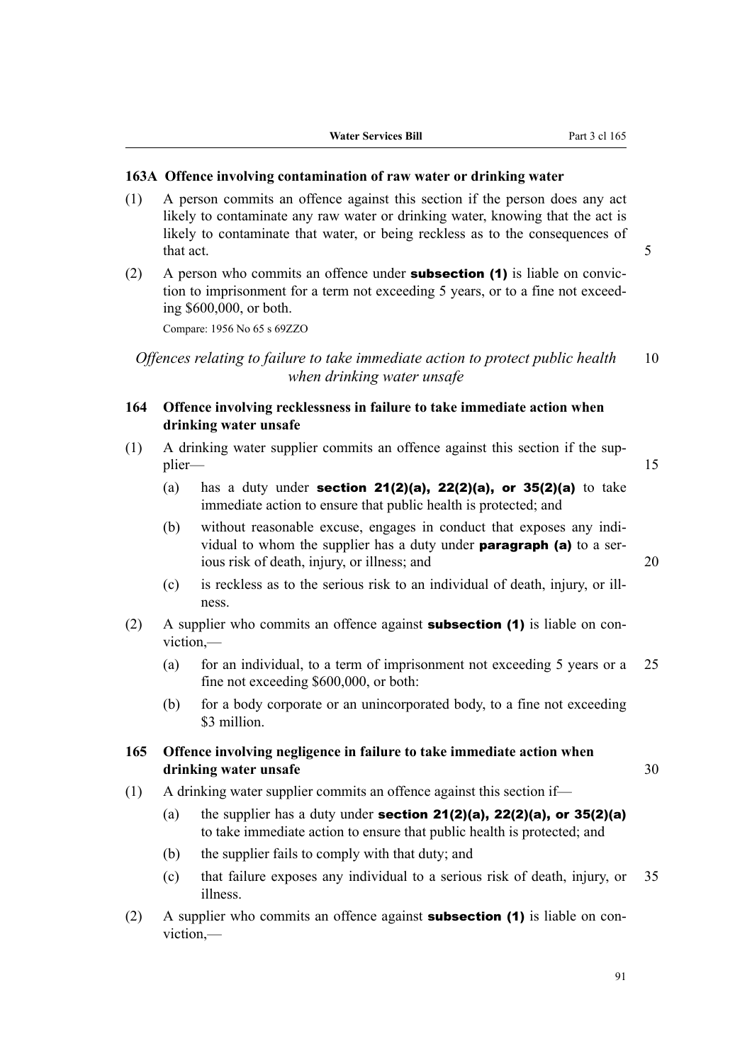### 163A Offence involving contamination of raw water or drinking water

(1) A person commits an offence against this section if the person does any act likely to contaminate any raw water or drinking water, knowing that the act is likely to contaminate that water, or being reckless as to the consequences of that act.

(2) A person who commits an offence under **subsection (1)** is liable on conviction to imprisonment for a term not exceeding 5 years, or to a fine not exceeding $600,000, or both.

Compare: 1956 No 65 s 69ZZO

*Offences relating to failure to take immediate action to protect public health when drinking water unsafe*

### 164 Offence involving recklessness in failure to take immediate action when drinking water unsafe

(1) A drinking water supplier commits an offence against this section if the supplier—

(a) has a duty under **section 21(2)(a), 22(2)(a), or 35(2)(a)** to take immediate action to ensure that public health is protected; and

(b) without reasonable excuse, engages in conduct that exposes any individual to whom the supplier has a duty under **paragraph (a)** to a serious risk of death, injury, or illness; and

(c) is reckless as to the serious risk to an individual of death, injury, or illness.

(2) A supplier who commits an offence against **subsection (1)** is liable on conviction,—

(a) for an individual, to a term of imprisonment not exceeding 5 years or a fine not exceeding $600,000, or both:

(b) for a body corporate or an unincorporated body, to a fine not exceeding $3 million.

### 165 Offence involving negligence in failure to take immediate action when drinking water unsafe

(1) A drinking water supplier commits an offence against this section if—

(a) the supplier has a duty under **section 21(2)(a), 22(2)(a), or 35(2)(a)** to take immediate action to ensure that public health is protected; and

(b) the supplier fails to comply with that duty; and

(c) that failure exposes any individual to a serious risk of death, injury, or illness.

(2) A supplier who commits an offence against **subsection (1)** is liable on conviction,—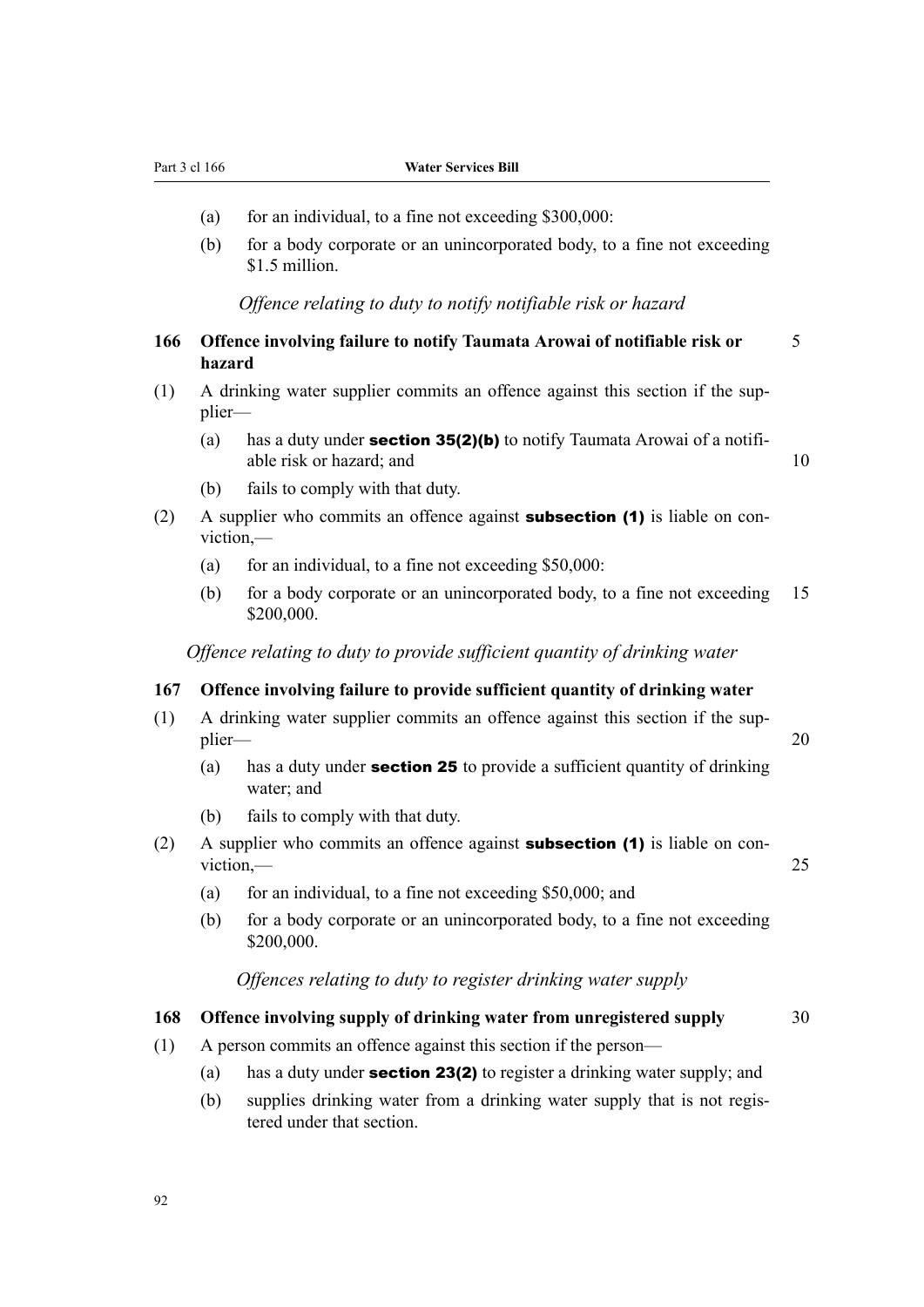(a) for an individual, to a fine not exceeding $300,000:

(b) for a body corporate or an unincorporated body, to a fine not exceeding $1.5 million.

*Offence relating to duty to notify notifiable risk or hazard*

### 166 Offence involving failure to notify Taumata Arowai of notifiable risk or hazard

(1) A drinking water supplier commits an offence against this section if the supplier—

(a) has a duty under **section 35(2)(b)** to notify Taumata Arowai of a notifiable risk or hazard; and

(b) fails to comply with that duty.

(2) A supplier who commits an offence against **subsection (1)** is liable on conviction,—

(a) for an individual, to a fine not exceeding $50,000:

(b) for a body corporate or an unincorporated body, to a fine not exceeding $200,000.

*Offence relating to duty to provide sufficient quantity of drinking water*

### 167 Offence involving failure to provide sufficient quantity of drinking water

(1) A drinking water supplier commits an offence against this section if the supplier—

(a) has a duty under **section 25** to provide a sufficient quantity of drinking water; and

(b) fails to comply with that duty.

(2) A supplier who commits an offence against **subsection (1)** is liable on conviction,—

(a) for an individual, to a fine not exceeding $50,000; and

(b) for a body corporate or an unincorporated body, to a fine not exceeding $200,000.

*Offences relating to duty to register drinking water supply*

### 168 Offence involving supply of drinking water from unregistered supply

(1) A person commits an offence against this section if the person—

(a) has a duty under **section 23(2)** to register a drinking water supply; and

(b) supplies drinking water from a drinking water supply that is not registered under that section.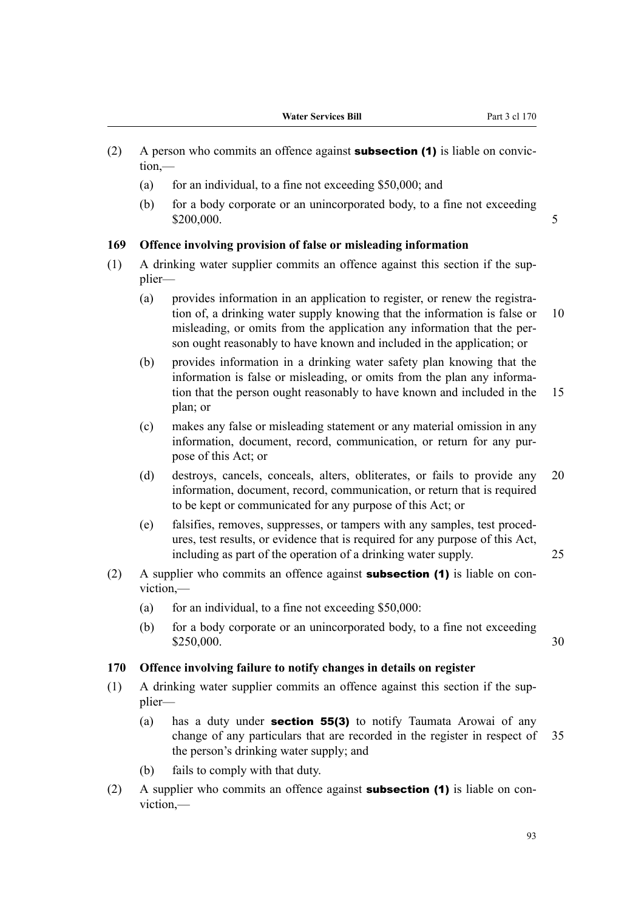(2) A person who commits an offence against **subsection (1)** is liable on conviction,—

(a) for an individual, to a fine not exceeding $50,000; and

(b) for a body corporate or an unincorporated body, to a fine not exceeding $200,000.

### 169 Offence involving provision of false or misleading information

(1) A drinking water supplier commits an offence against this section if the supplier—

(a) provides information in an application to register, or renew the registration of, a drinking water supply knowing that the information is false or misleading, or omits from the application any information that the person ought reasonably to have known and included in the application; or

(b) provides information in a drinking water safety plan knowing that the information is false or misleading, or omits from the plan any information that the person ought reasonably to have known and included in the plan; or

(c) makes any false or misleading statement or any material omission in any information, document, record, communication, or return for any purpose of this Act; or

(d) destroys, cancels, conceals, alters, obliterates, or fails to provide any information, document, record, communication, or return that is required to be kept or communicated for any purpose of this Act; or

(e) falsifies, removes, suppresses, or tampers with any samples, test procedures, test results, or evidence that is required for any purpose of this Act, including as part of the operation of a drinking water supply.

(2) A supplier who commits an offence against **subsection (1)** is liable on conviction,—

(a) for an individual, to a fine not exceeding $50,000:

(b) for a body corporate or an unincorporated body, to a fine not exceeding $250,000.

### 170 Offence involving failure to notify changes in details on register

(1) A drinking water supplier commits an offence against this section if the supplier—

(a) has a duty under **section 55(3)** to notify Taumata Arowai of any change of any particulars that are recorded in the register in respect of the person's drinking water supply; and

(b) fails to comply with that duty.

(2) A supplier who commits an offence against **subsection (1)** is liable on conviction,—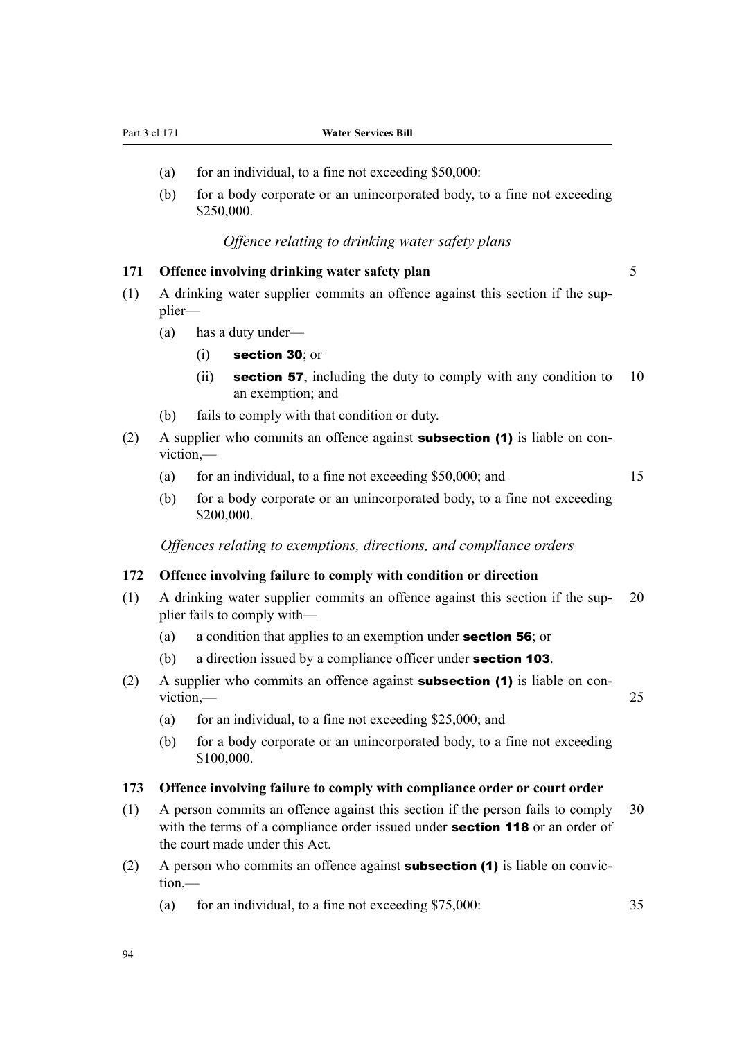(a) for an individual, to a fine not exceeding $50,000:

(b) for a body corporate or an unincorporated body, to a fine not exceeding $250,000.

*Offence relating to drinking water safety plans*

### 171 Offence involving drinking water safety plan

(1) A drinking water supplier commits an offence against this section if the supplier—

(a) has a duty under—

(i) **section 30**; or

(ii) **section 57**, including the duty to comply with any condition to an exemption; and

(b) fails to comply with that condition or duty.

(2) A supplier who commits an offence against **subsection (1)** is liable on conviction,—

(a) for an individual, to a fine not exceeding $50,000; and

(b) for a body corporate or an unincorporated body, to a fine not exceeding $200,000.

*Offences relating to exemptions, directions, and compliance orders*

### 172 Offence involving failure to comply with condition or direction

(1) A drinking water supplier commits an offence against this section if the supplier fails to comply with—

(a) a condition that applies to an exemption under **section 56**; or

(b) a direction issued by a compliance officer under **section 103**.

(2) A supplier who commits an offence against **subsection (1)** is liable on conviction,—

(a) for an individual, to a fine not exceeding $25,000; and

(b) for a body corporate or an unincorporated body, to a fine not exceeding $100,000.

### 173 Offence involving failure to comply with compliance order or court order

(1) A person commits an offence against this section if the person fails to comply with the terms of a compliance order issued under **section 118** or an order of the court made under this Act.

(2) A person who commits an offence against **subsection (1)** is liable on conviction,—

(a) for an individual, to a fine not exceeding $75,000: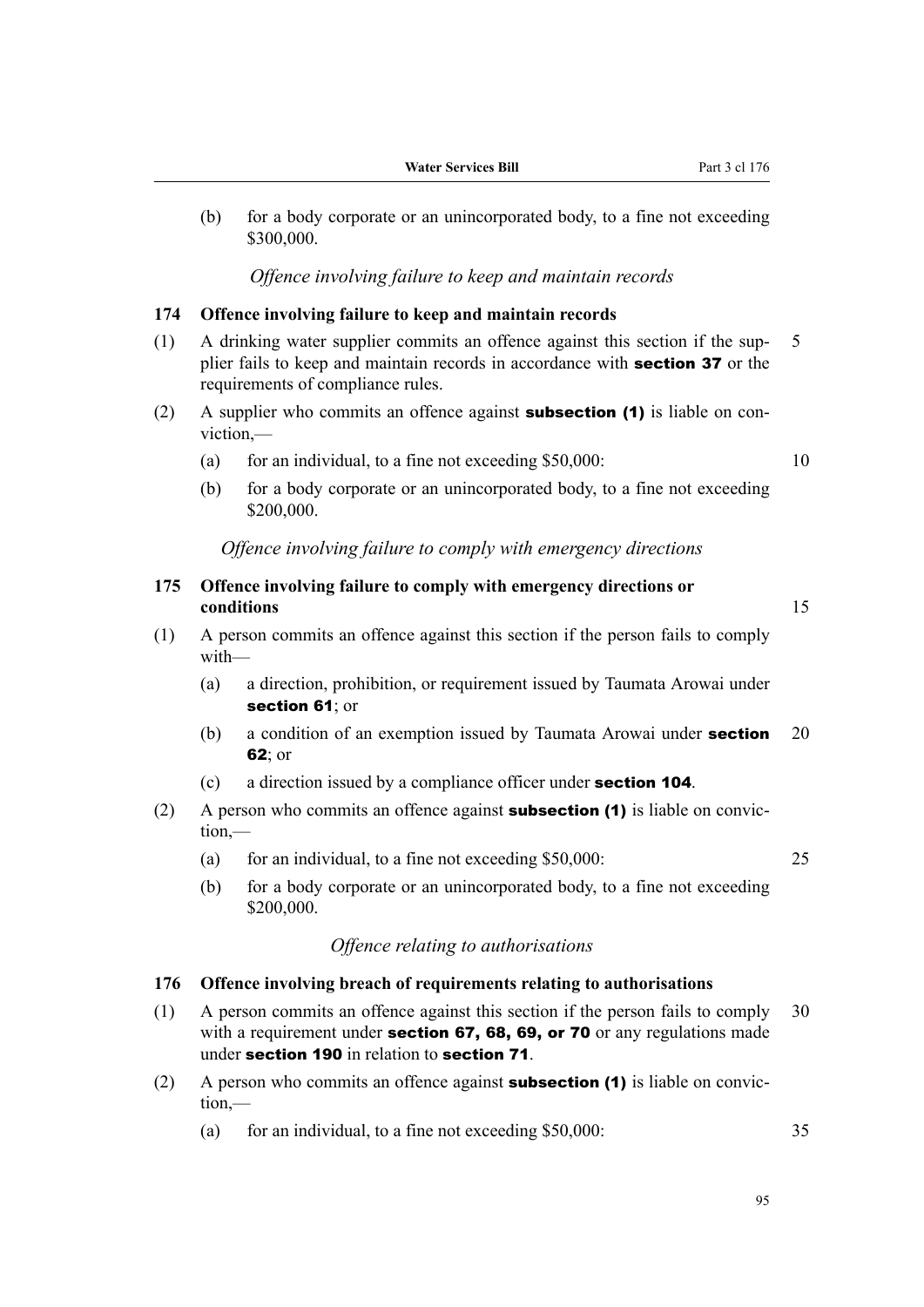(b) for a body corporate or an unincorporated body, to a fine not exceeding $300,000.

*Offence involving failure to keep and maintain records*

### 174 Offence involving failure to keep and maintain records

(1) A drinking water supplier commits an offence against this section if the supplier fails to keep and maintain records in accordance with **section 37** or the requirements of compliance rules.

(2) A supplier who commits an offence against **subsection (1)** is liable on conviction,—

(a) for an individual, to a fine not exceeding $50,000:

(b) for a body corporate or an unincorporated body, to a fine not exceeding $200,000.

*Offence involving failure to comply with emergency directions*

### 175 Offence involving failure to comply with emergency directions or conditions

(1) A person commits an offence against this section if the person fails to comply with—

(a) a direction, prohibition, or requirement issued by Taumata Arowai under **section 61**; or

(b) a condition of an exemption issued by Taumata Arowai under **section 62**; or

(c) a direction issued by a compliance officer under **section 104**.

(2) A person who commits an offence against **subsection (1)** is liable on conviction,—

(a) for an individual, to a fine not exceeding $50,000:

(b) for a body corporate or an unincorporated body, to a fine not exceeding $200,000.

*Offence relating to authorisations*

### 176 Offence involving breach of requirements relating to authorisations

(1) A person commits an offence against this section if the person fails to comply with a requirement under **section 67, 68, 69, or 70** or any regulations made under **section 190** in relation to **section 71**.

(2) A person who commits an offence against **subsection (1)** is liable on conviction,—

(a) for an individual, to a fine not exceeding $50,000: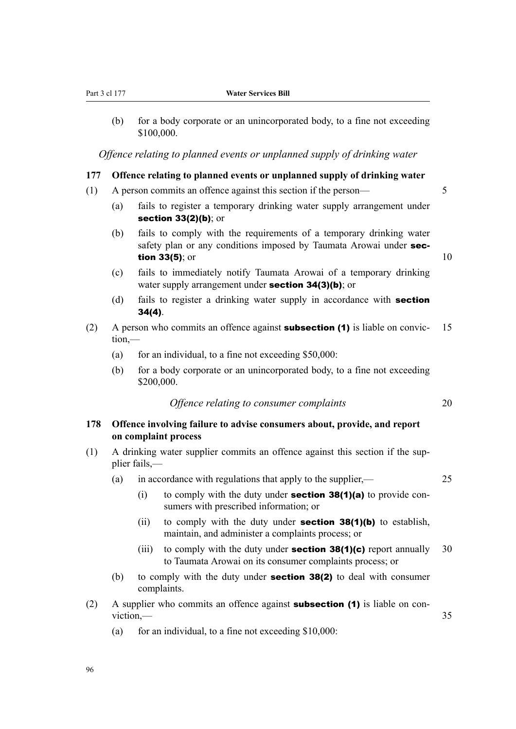(b) for a body corporate or an unincorporated body, to a fine not exceeding $100,000.

*Offence relating to planned events or unplanned supply of drinking water*

### 177 Offence relating to planned events or unplanned supply of drinking water

(1) A person commits an offence against this section if the person—

(a) fails to register a temporary drinking water supply arrangement under **section 33(2)(b)**; or

(b) fails to comply with the requirements of a temporary drinking water safety plan or any conditions imposed by Taumata Arowai under **section 33(5)**; or

(c) fails to immediately notify Taumata Arowai of a temporary drinking water supply arrangement under **section 34(3)(b)**; or

(d) fails to register a drinking water supply in accordance with **section 34(4)**.

(2) A person who commits an offence against **subsection (1)** is liable on conviction,—

(a) for an individual, to a fine not exceeding $50,000:

(b) for a body corporate or an unincorporated body, to a fine not exceeding $200,000.

*Offence relating to consumer complaints*

### 178 Offence involving failure to advise consumers about, provide, and report on complaint process

(1) A drinking water supplier commits an offence against this section if the supplier fails,—

(a) in accordance with regulations that apply to the supplier,—

(i) to comply with the duty under **section 38(1)(a)** to provide consumers with prescribed information; or

(ii) to comply with the duty under **section 38(1)(b)** to establish, maintain, and administer a complaints process; or

(iii) to comply with the duty under **section 38(1)(c)** report annually to Taumata Arowai on its consumer complaints process; or

(b) to comply with the duty under **section 38(2)** to deal with consumer complaints.

(2) A supplier who commits an offence against **subsection (1)** is liable on conviction,—

(a) for an individual, to a fine not exceeding $10,000: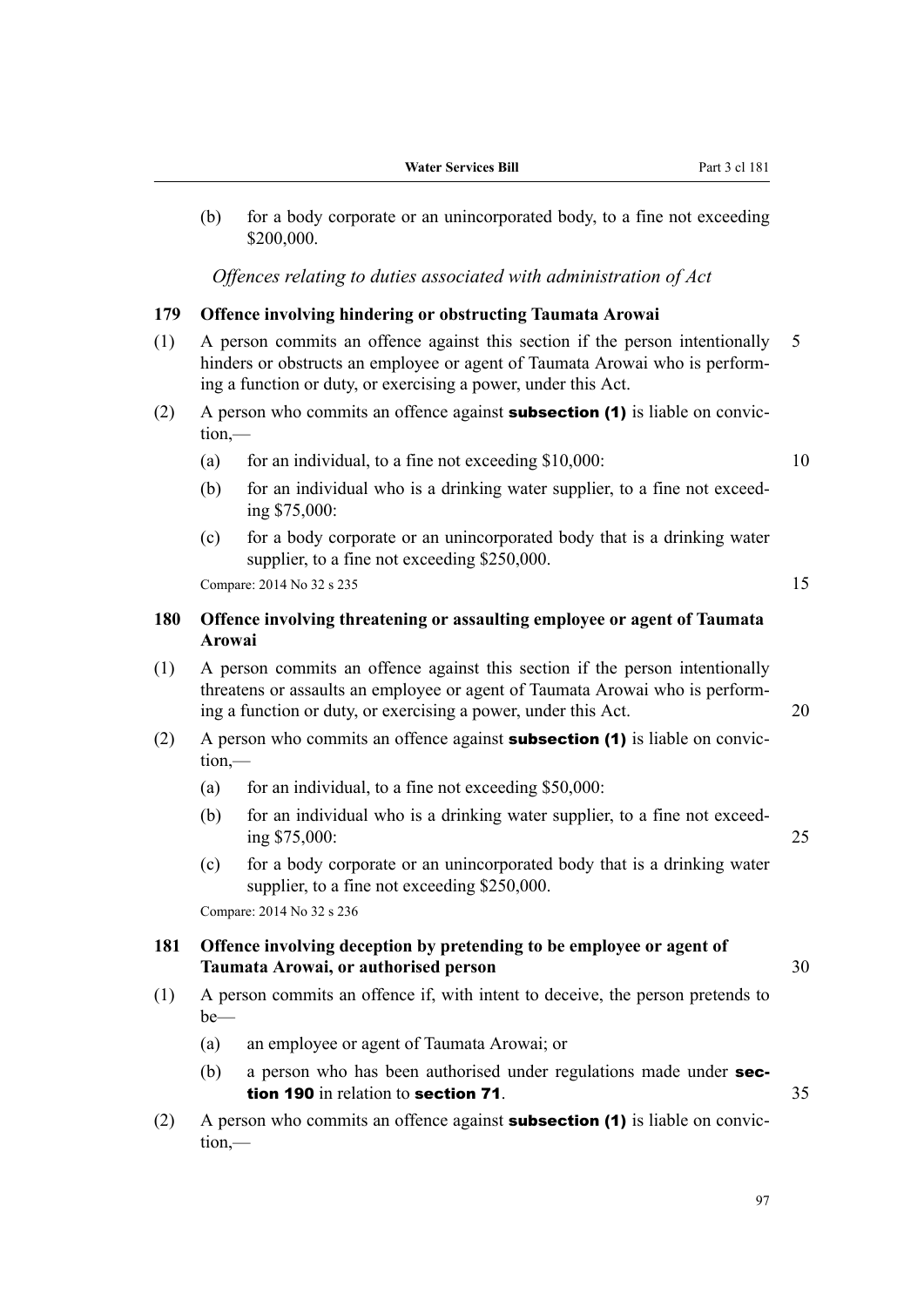(b) for a body corporate or an unincorporated body, to a fine not exceeding $200,000.

*Offences relating to duties associated with administration of Act*

### 179 Offence involving hindering or obstructing Taumata Arowai

(1) A person commits an offence against this section if the person intentionally hinders or obstructs an employee or agent of Taumata Arowai who is performing a function or duty, or exercising a power, under this Act.

(2) A person who commits an offence against **subsection (1)** is liable on conviction,—

(a) for an individual, to a fine not exceeding $10,000:

(b) for an individual who is a drinking water supplier, to a fine not exceeding $75,000:

(c) for a body corporate or an unincorporated body that is a drinking water supplier, to a fine not exceeding $250,000.

Compare: 2014 No 32 s 235

### 180 Offence involving threatening or assaulting employee or agent of Taumata Arowai

(1) A person commits an offence against this section if the person intentionally threatens or assaults an employee or agent of Taumata Arowai who is performing a function or duty, or exercising a power, under this Act.

(2) A person who commits an offence against **subsection (1)** is liable on conviction,—

(a) for an individual, to a fine not exceeding $50,000:

(b) for an individual who is a drinking water supplier, to a fine not exceeding $75,000:

(c) for a body corporate or an unincorporated body that is a drinking water supplier, to a fine not exceeding $250,000.

Compare: 2014 No 32 s 236

### 181 Offence involving deception by pretending to be employee or agent of Taumata Arowai, or authorised person

(1) A person commits an offence if, with intent to deceive, the person pretends to be—

(a) an employee or agent of Taumata Arowai; or

(b) a person who has been authorised under regulations made under **section 190** in relation to **section 71**.

(2) A person who commits an offence against **subsection (1)** is liable on conviction,—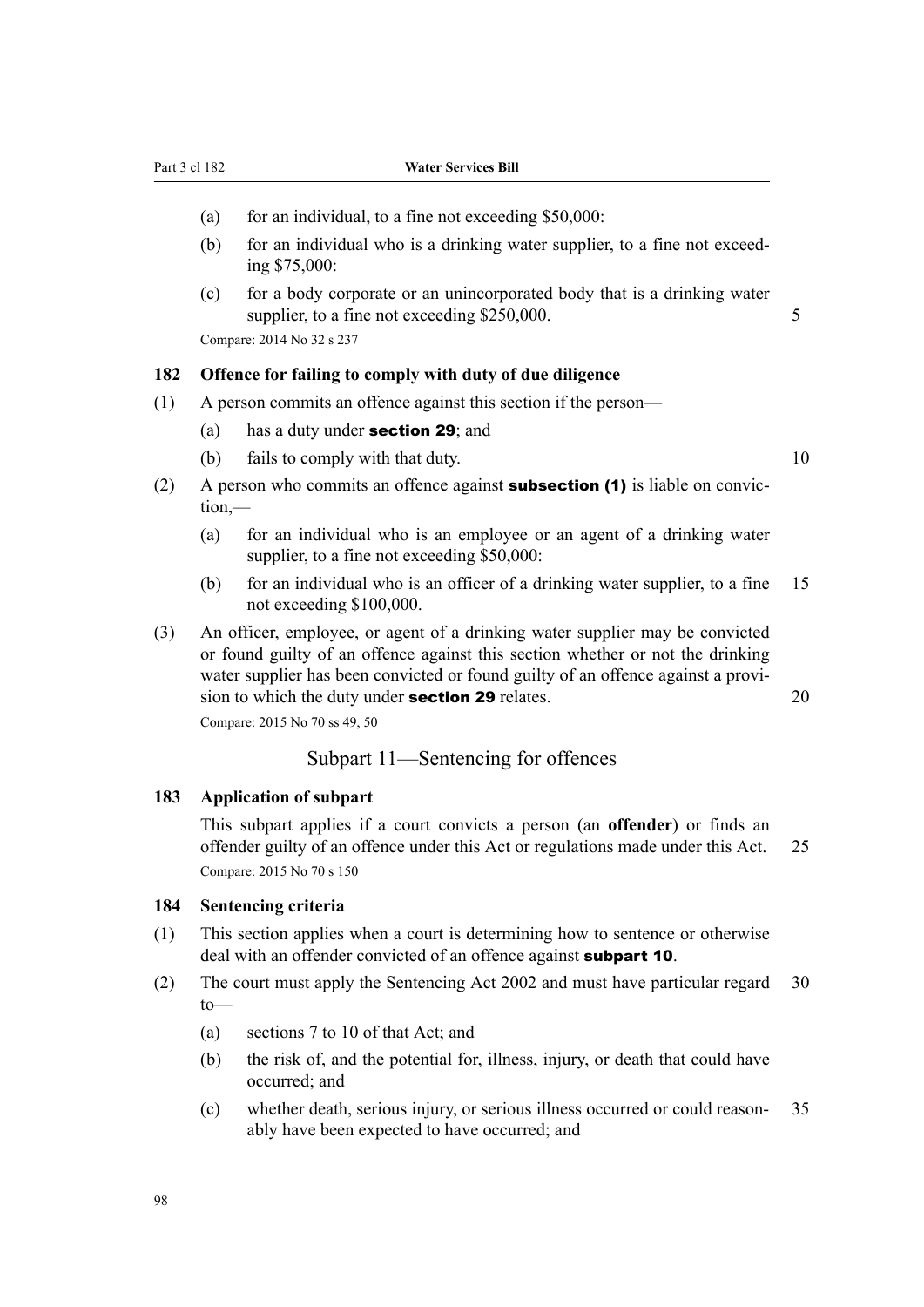(a) for an individual, to a fine not exceeding $50,000:

(b) for an individual who is a drinking water supplier, to a fine not exceeding $75,000:

(c) for a body corporate or an unincorporated body that is a drinking water supplier, to a fine not exceeding $250,000.

Compare: 2014 No 32 s 237

### 182 Offence for failing to comply with duty of due diligence

(1) A person commits an offence against this section if the person—

(a) has a duty under **section 29**; and

(b) fails to comply with that duty.

(2) A person who commits an offence against **subsection (1)** is liable on conviction,—

(a) for an individual who is an employee or an agent of a drinking water supplier, to a fine not exceeding $50,000:

(b) for an individual who is an officer of a drinking water supplier, to a fine not exceeding $100,000.

(3) An officer, employee, or agent of a drinking water supplier may be convicted or found guilty of an offence against this section whether or not the drinking water supplier has been convicted or found guilty of an offence against a provision to which the duty under **section 29** relates.

Compare: 2015 No 70 ss 49, 50

## Subpart 11—Sentencing for offences

### 183 Application of subpart

This subpart applies if a court convicts a person (an **offender**) or finds an offender guilty of an offence under this Act or regulations made under this Act.

Compare: 2015 No 70 s 150

### 184 Sentencing criteria

(1) This section applies when a court is determining how to sentence or otherwise deal with an offender convicted of an offence against **subpart 10**.

(2) The court must apply the Sentencing Act 2002 and must have particular regard to—

(a) sections 7 to 10 of that Act; and

(b) the risk of, and the potential for, illness, injury, or death that could have occurred; and

(c) whether death, serious injury, or serious illness occurred or could reasonably have been expected to have occurred; and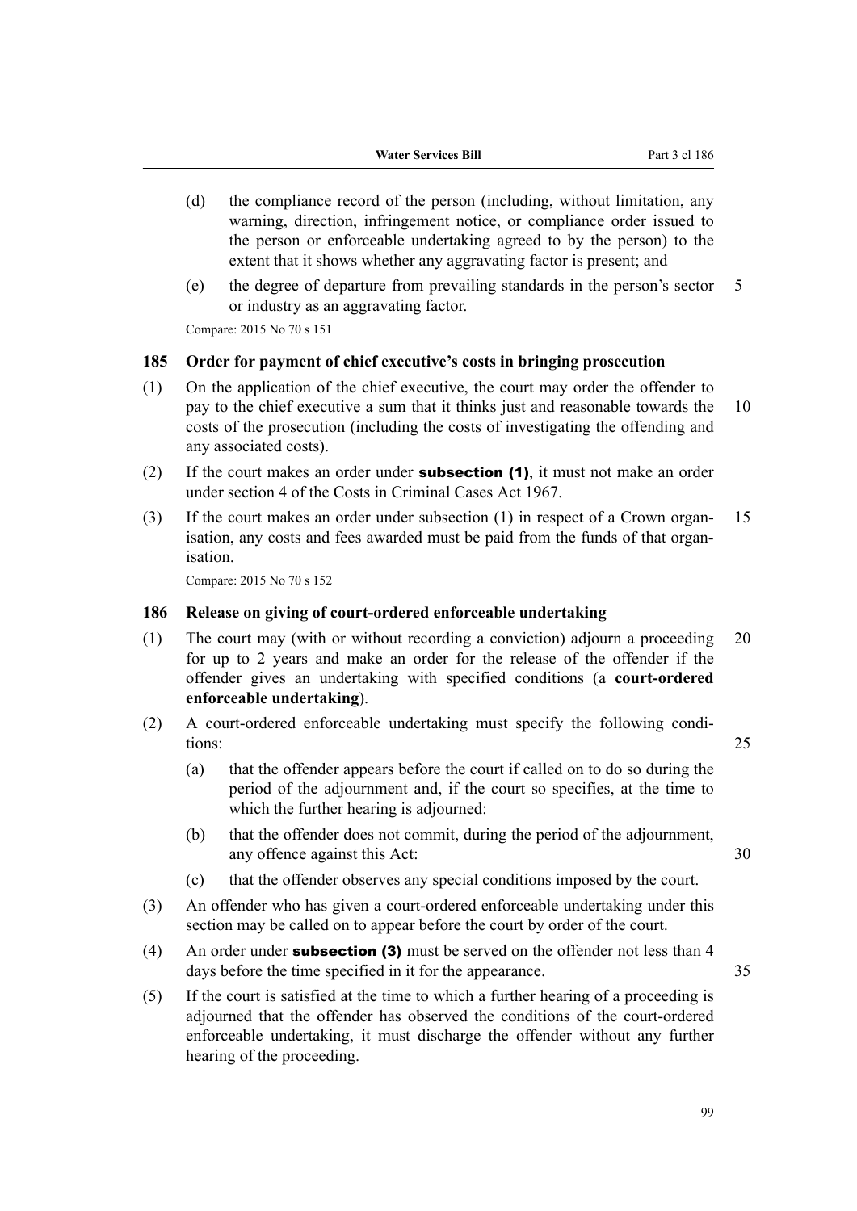(d) the compliance record of the person (including, without limitation, any warning, direction, infringement notice, or compliance order issued to the person or enforceable undertaking agreed to by the person) to the extent that it shows whether any aggravating factor is present; and

(e) the degree of departure from prevailing standards in the person's sector or industry as an aggravating factor.

Compare: 2015 No 70 s 151

### 185 Order for payment of chief executive's costs in bringing prosecution

(1) On the application of the chief executive, the court may order the offender to pay to the chief executive a sum that it thinks just and reasonable towards the costs of the prosecution (including the costs of investigating the offending and any associated costs).

(2) If the court makes an order under **subsection (1)**, it must not make an order under section 4 of the Costs in Criminal Cases Act 1967.

(3) If the court makes an order under subsection (1) in respect of a Crown organisation, any costs and fees awarded must be paid from the funds of that organisation.

Compare: 2015 No 70 s 152

### 186 Release on giving of court-ordered enforceable undertaking

(1) The court may (with or without recording a conviction) adjourn a proceeding for up to 2 years and make an order for the release of the offender if the offender gives an undertaking with specified conditions (a **court-ordered enforceable undertaking**).

(2) A court-ordered enforceable undertaking must specify the following conditions:

(a) that the offender appears before the court if called on to do so during the period of the adjournment and, if the court so specifies, at the time to which the further hearing is adjourned:

(b) that the offender does not commit, during the period of the adjournment, any offence against this Act:

(c) that the offender observes any special conditions imposed by the court.

(3) An offender who has given a court-ordered enforceable undertaking under this section may be called on to appear before the court by order of the court.

(4) An order under **subsection (3)** must be served on the offender not less than 4 days before the time specified in it for the appearance.

(5) If the court is satisfied at the time to which a further hearing of a proceeding is adjourned that the offender has observed the conditions of the court-ordered enforceable undertaking, it must discharge the offender without any further hearing of the proceeding.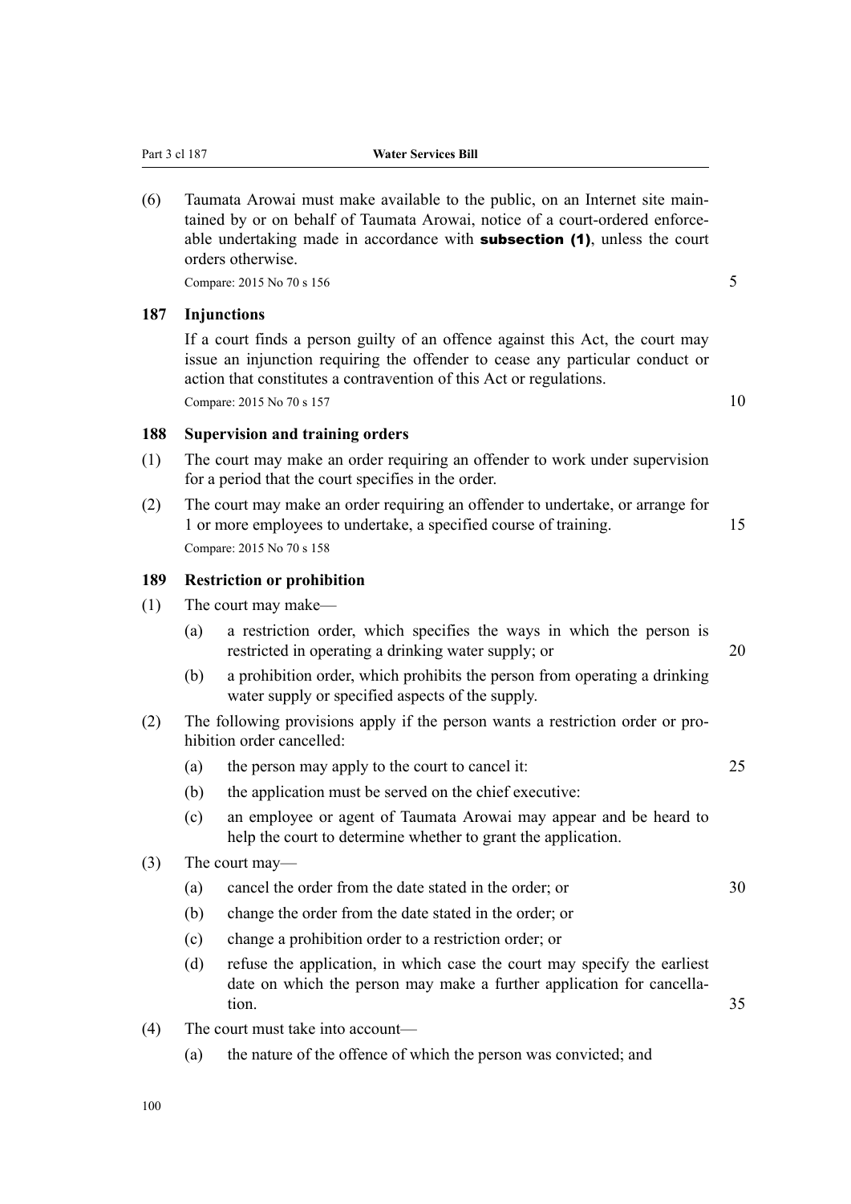(6) Taumata Arowai must make available to the public, on an Internet site maintained by or on behalf of Taumata Arowai, notice of a court-ordered enforceable undertaking made in accordance with **subsection (1)**, unless the court orders otherwise.

Compare: 2015 No 70 s 156

### 187 Injunctions

If a court finds a person guilty of an offence against this Act, the court may issue an injunction requiring the offender to cease any particular conduct or action that constitutes a contravention of this Act or regulations.

Compare: 2015 No 70 s 157

### 188 Supervision and training orders

(1) The court may make an order requiring an offender to work under supervision for a period that the court specifies in the order.

(2) The court may make an order requiring an offender to undertake, or arrange for 1 or more employees to undertake, a specified course of training.

Compare: 2015 No 70 s 158

### 189 Restriction or prohibition

(1) The court may make—

  (a) a restriction order, which specifies the ways in which the person is restricted in operating a drinking water supply; or

  (b) a prohibition order, which prohibits the person from operating a drinking water supply or specified aspects of the supply.

(2) The following provisions apply if the person wants a restriction order or prohibition order cancelled:

  (a) the person may apply to the court to cancel it:

  (b) the application must be served on the chief executive:

  (c) an employee or agent of Taumata Arowai may appear and be heard to help the court to determine whether to grant the application.

(3) The court may—

  (a) cancel the order from the date stated in the order; or

  (b) change the order from the date stated in the order; or

  (c) change a prohibition order to a restriction order; or

  (d) refuse the application, in which case the court may specify the earliest date on which the person may make a further application for cancellation.

(4) The court must take into account—

  (a) the nature of the offence of which the person was convicted; and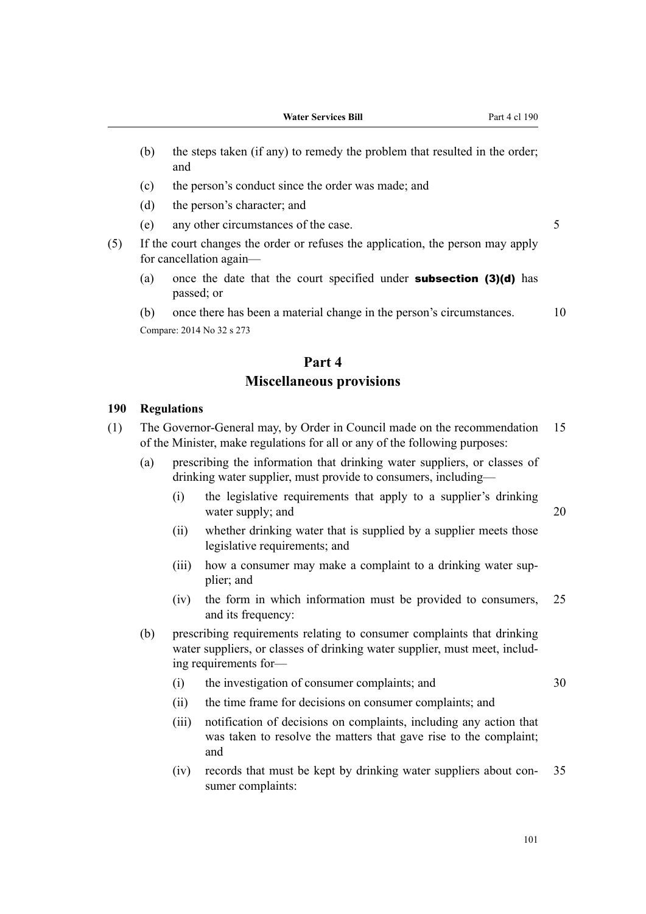(b) the steps taken (if any) to remedy the problem that resulted in the order; and

(c) the person's conduct since the order was made; and

(d) the person's character; and

(e) any other circumstances of the case.

(5) If the court changes the order or refuses the application, the person may apply for cancellation again—

(a) once the date that the court specified under **subsection (3)(d)** has passed; or

(b) once there has been a material change in the person's circumstances.

Compare: 2014 No 32 s 273

## Part 4
## Miscellaneous provisions

### 190 Regulations

(1) The Governor-General may, by Order in Council made on the recommendation of the Minister, make regulations for all or any of the following purposes:

(a) prescribing the information that drinking water suppliers, or classes of drinking water supplier, must provide to consumers, including—

(i) the legislative requirements that apply to a supplier's drinking water supply; and

(ii) whether drinking water that is supplied by a supplier meets those legislative requirements; and

(iii) how a consumer may make a complaint to a drinking water supplier; and

(iv) the form in which information must be provided to consumers, and its frequency:

(b) prescribing requirements relating to consumer complaints that drinking water suppliers, or classes of drinking water supplier, must meet, including requirements for—

(i) the investigation of consumer complaints; and

(ii) the time frame for decisions on consumer complaints; and

(iii) notification of decisions on complaints, including any action that was taken to resolve the matters that gave rise to the complaint; and

(iv) records that must be kept by drinking water suppliers about consumer complaints: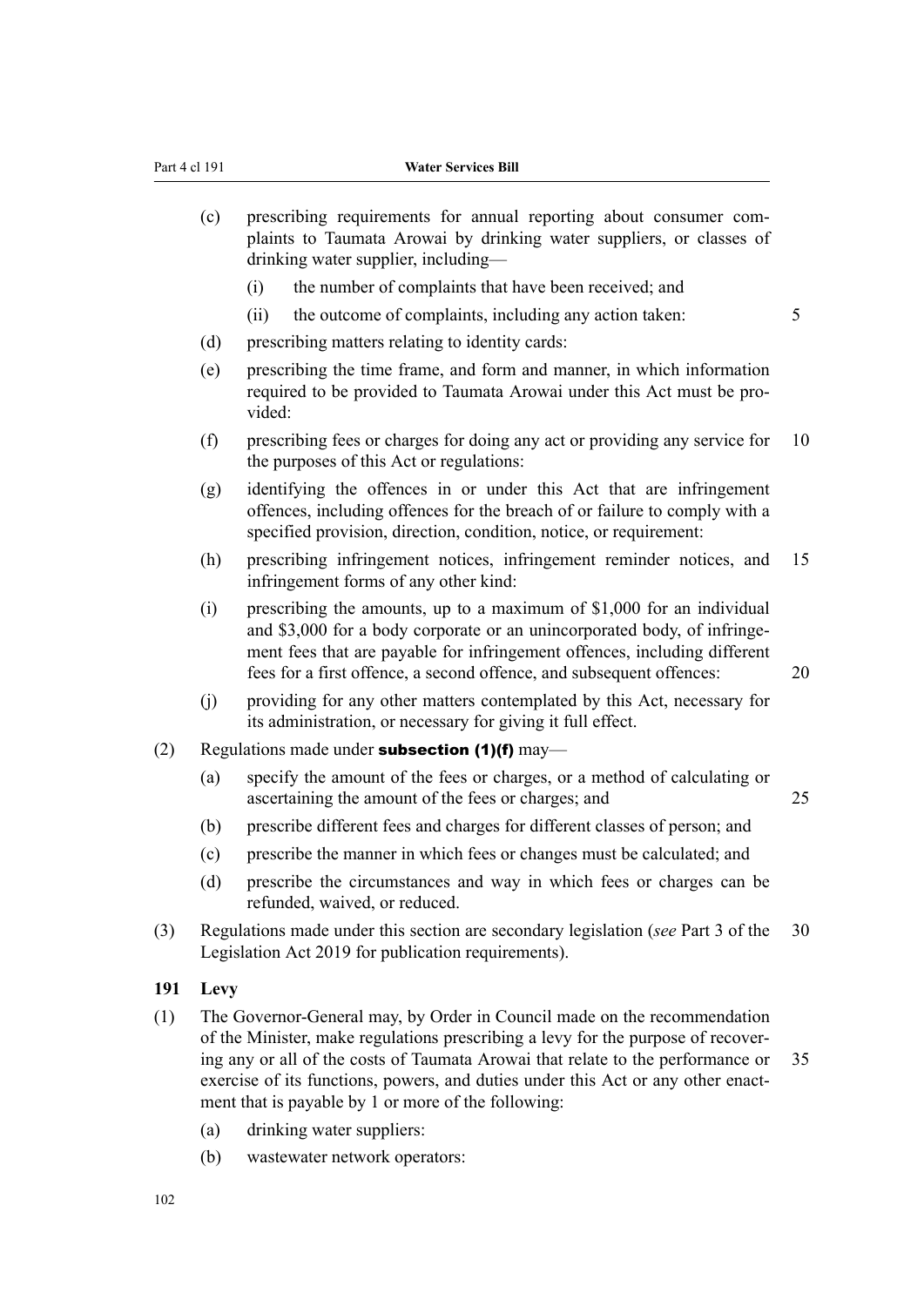(c) prescribing requirements for annual reporting about consumer complaints to Taumata Arowai by drinking water suppliers, or classes of drinking water supplier, including—

(i) the number of complaints that have been received; and

(ii) the outcome of complaints, including any action taken:

(d) prescribing matters relating to identity cards:

(e) prescribing the time frame, and form and manner, in which information required to be provided to Taumata Arowai under this Act must be provided:

(f) prescribing fees or charges for doing any act or providing any service for the purposes of this Act or regulations:

(g) identifying the offences in or under this Act that are infringement offences, including offences for the breach of or failure to comply with a specified provision, direction, condition, notice, or requirement:

(h) prescribing infringement notices, infringement reminder notices, and infringement forms of any other kind:

(i) prescribing the amounts, up to a maximum of $1,000 for an individual and $3,000 for a body corporate or an unincorporated body, of infringement fees that are payable for infringement offences, including different fees for a first offence, a second offence, and subsequent offences:

(j) providing for any other matters contemplated by this Act, necessary for its administration, or necessary for giving it full effect.

(2) Regulations made under **subsection (1)(f)** may—

(a) specify the amount of the fees or charges, or a method of calculating or ascertaining the amount of the fees or charges; and

(b) prescribe different fees and charges for different classes of person; and

(c) prescribe the manner in which fees or changes must be calculated; and

(d) prescribe the circumstances and way in which fees or charges can be refunded, waived, or reduced.

(3) Regulations made under this section are secondary legislation (*see* Part 3 of the Legislation Act 2019 for publication requirements).

**191 Levy**

(1) The Governor-General may, by Order in Council made on the recommendation of the Minister, make regulations prescribing a levy for the purpose of recovering any or all of the costs of Taumata Arowai that relate to the performance or exercise of its functions, powers, and duties under this Act or any other enactment that is payable by 1 or more of the following:

(a) drinking water suppliers:

(b) wastewater network operators: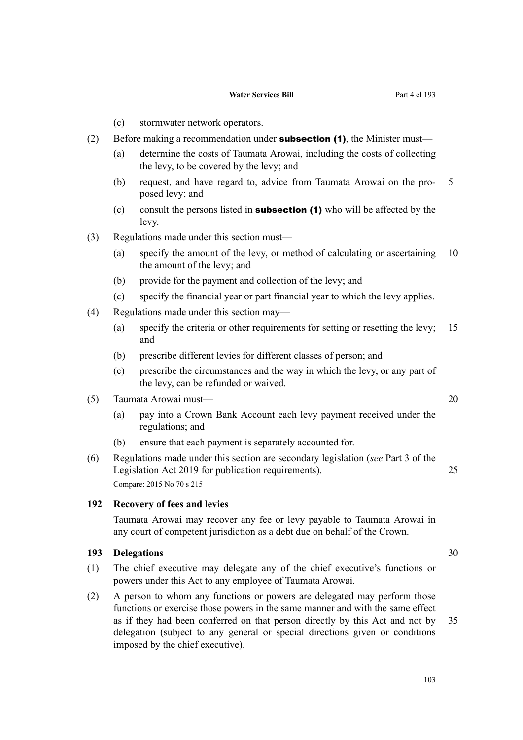(c) stormwater network operators.

(2) Before making a recommendation under **subsection (1)**, the Minister must—

(a) determine the costs of Taumata Arowai, including the costs of collecting the levy, to be covered by the levy; and

(b) request, and have regard to, advice from Taumata Arowai on the proposed levy; and

(c) consult the persons listed in **subsection (1)** who will be affected by the levy.

(3) Regulations made under this section must—

(a) specify the amount of the levy, or method of calculating or ascertaining the amount of the levy; and

(b) provide for the payment and collection of the levy; and

(c) specify the financial year or part financial year to which the levy applies.

(4) Regulations made under this section may—

(a) specify the criteria or other requirements for setting or resetting the levy; and

(b) prescribe different levies for different classes of person; and

(c) prescribe the circumstances and the way in which the levy, or any part of the levy, can be refunded or waived.

(5) Taumata Arowai must—

(a) pay into a Crown Bank Account each levy payment received under the regulations; and

(b) ensure that each payment is separately accounted for.

(6) Regulations made under this section are secondary legislation (*see* Part 3 of the Legislation Act 2019 for publication requirements).

Compare: 2015 No 70 s 215

### 192 Recovery of fees and levies

Taumata Arowai may recover any fee or levy payable to Taumata Arowai in any court of competent jurisdiction as a debt due on behalf of the Crown.

### 193 Delegations

(1) The chief executive may delegate any of the chief executive's functions or powers under this Act to any employee of Taumata Arowai.

(2) A person to whom any functions or powers are delegated may perform those functions or exercise those powers in the same manner and with the same effect as if they had been conferred on that person directly by this Act and not by delegation (subject to any general or special directions given or conditions imposed by the chief executive).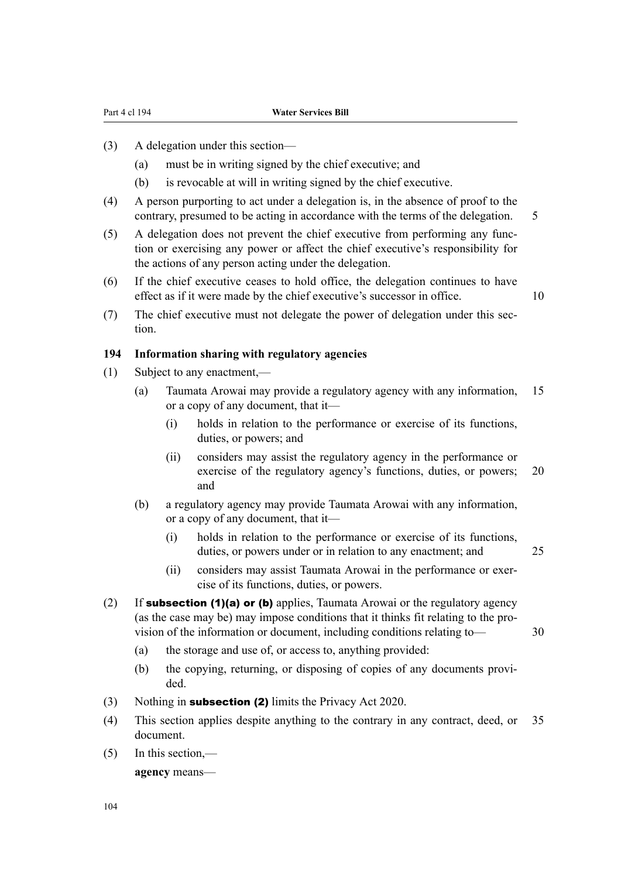(3) A delegation under this section—

(a) must be in writing signed by the chief executive; and

(b) is revocable at will in writing signed by the chief executive.

(4) A person purporting to act under a delegation is, in the absence of proof to the contrary, presumed to be acting in accordance with the terms of the delegation.

(5) A delegation does not prevent the chief executive from performing any function or exercising any power or affect the chief executive's responsibility for the actions of any person acting under the delegation.

(6) If the chief executive ceases to hold office, the delegation continues to have effect as if it were made by the chief executive's successor in office.

(7) The chief executive must not delegate the power of delegation under this section.

### 194 Information sharing with regulatory agencies

(1) Subject to any enactment,—

(a) Taumata Arowai may provide a regulatory agency with any information, or a copy of any document, that it—

(i) holds in relation to the performance or exercise of its functions, duties, or powers; and

(ii) considers may assist the regulatory agency in the performance or exercise of the regulatory agency's functions, duties, or powers; and

(b) a regulatory agency may provide Taumata Arowai with any information, or a copy of any document, that it—

(i) holds in relation to the performance or exercise of its functions, duties, or powers under or in relation to any enactment; and

(ii) considers may assist Taumata Arowai in the performance or exercise of its functions, duties, or powers.

(2) If **subsection (1)(a) or (b)** applies, Taumata Arowai or the regulatory agency (as the case may be) may impose conditions that it thinks fit relating to the provision of the information or document, including conditions relating to—

(a) the storage and use of, or access to, anything provided:

(b) the copying, returning, or disposing of copies of any documents provided.

(3) Nothing in **subsection (2)** limits the Privacy Act 2020.

(4) This section applies despite anything to the contrary in any contract, deed, or document.

(5) In this section,—

**agency** means—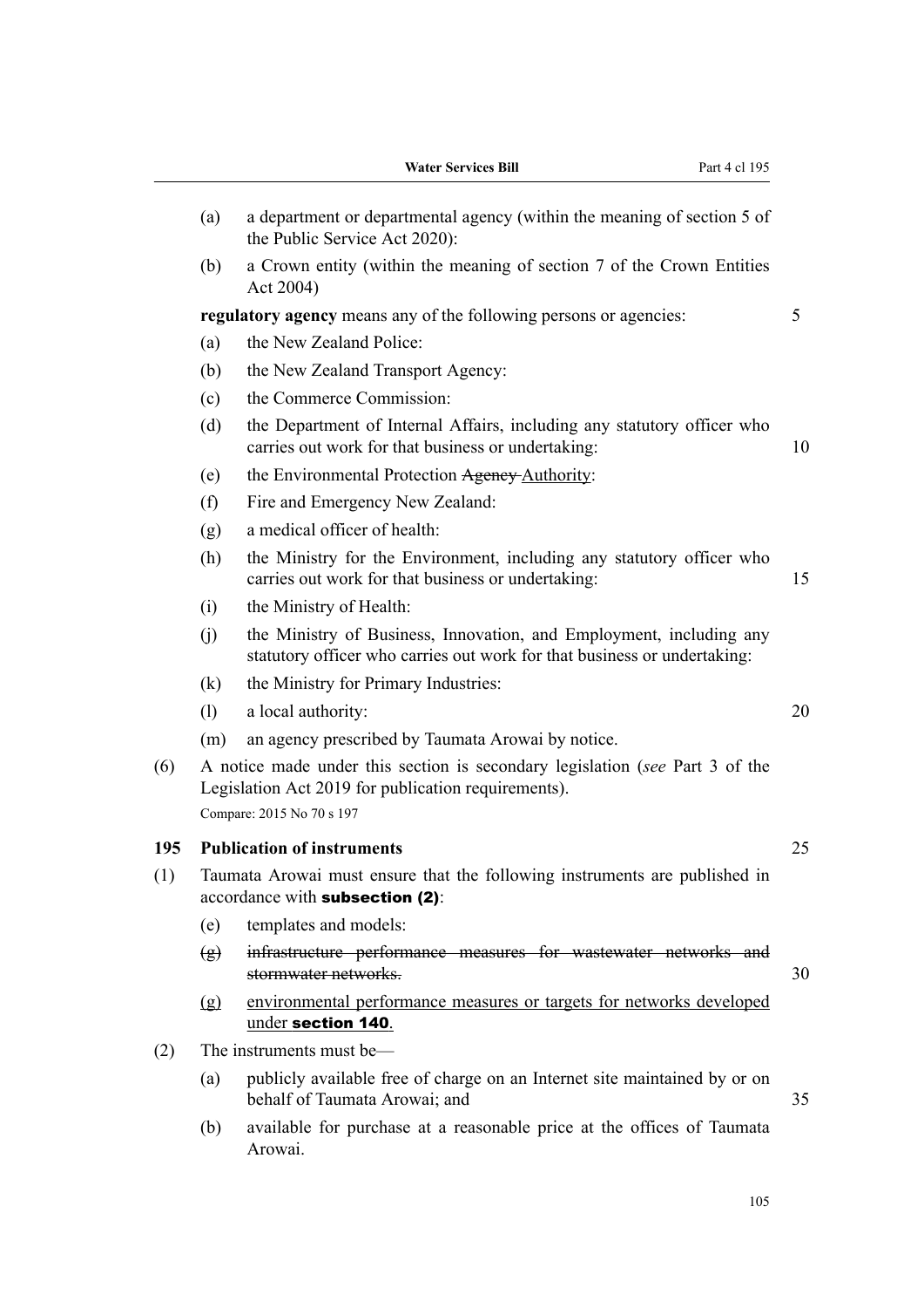(a) a department or departmental agency (within the meaning of section 5 of the Public Service Act 2020):

(b) a Crown entity (within the meaning of section 7 of the Crown Entities Act 2004)

**regulatory agency** means any of the following persons or agencies:

(a) the New Zealand Police:

(b) the New Zealand Transport Agency:

(c) the Commerce Commission:

(d) the Department of Internal Affairs, including any statutory officer who carries out work for that business or undertaking:

(e) the Environmental Protection ~~Agency~~ Authority:

(f) Fire and Emergency New Zealand:

(g) a medical officer of health:

(h) the Ministry for the Environment, including any statutory officer who carries out work for that business or undertaking:

(i) the Ministry of Health:

(j) the Ministry of Business, Innovation, and Employment, including any statutory officer who carries out work for that business or undertaking:

(k) the Ministry for Primary Industries:

(l) a local authority:

(m) an agency prescribed by Taumata Arowai by notice.

(6) A notice made under this section is secondary legislation (*see* Part 3 of the Legislation Act 2019 for publication requirements).

Compare: 2015 No 70 s 197

### 195 Publication of instruments

(1) Taumata Arowai must ensure that the following instruments are published in accordance with **subsection (2)**:

(e) templates and models:

~~(g) infrastructure performance measures for wastewater networks and stormwater networks.~~

(g) environmental performance measures or targets for networks developed under **section 140**.

(2) The instruments must be—

(a) publicly available free of charge on an Internet site maintained by or on behalf of Taumata Arowai; and

(b) available for purchase at a reasonable price at the offices of Taumata Arowai.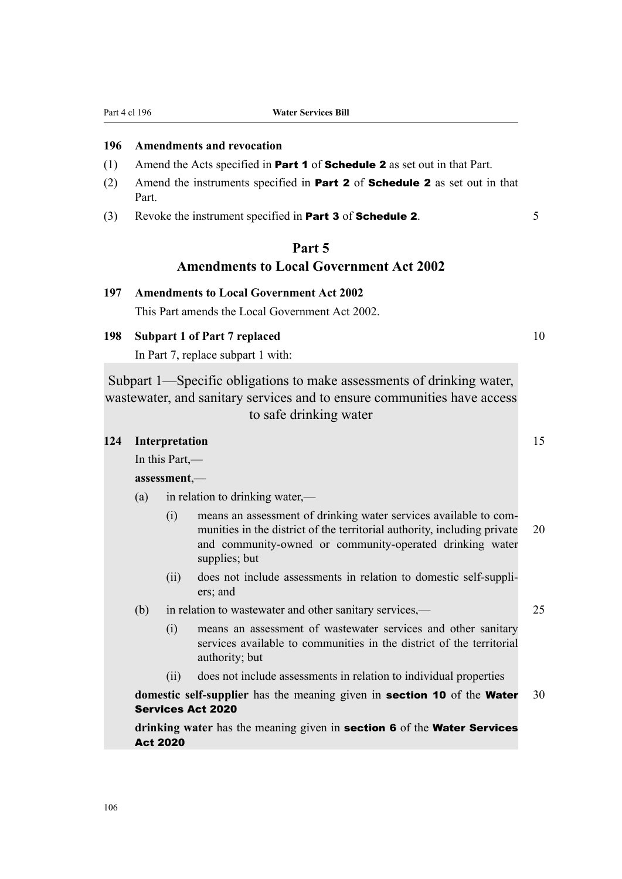### 196 Amendments and revocation

(1) Amend the Acts specified in **Part 1** of **Schedule 2** as set out in that Part.

(2) Amend the instruments specified in **Part 2** of **Schedule 2** as set out in that Part.

(3) Revoke the instrument specified in **Part 3** of **Schedule 2**.

## Part 5
## Amendments to Local Government Act 2002

### 197 Amendments to Local Government Act 2002

This Part amends the Local Government Act 2002.

### 198 Subpart 1 of Part 7 replaced

In Part 7, replace subpart 1 with:

> ## Subpart 1—Specific obligations to make assessments of drinking water, wastewater, and sanitary services and to ensure communities have access to safe drinking water
>
> ### 124 Interpretation
>
> In this Part,—
>
> **assessment**,—
>
> (a) in relation to drinking water,—
>
> (i) means an assessment of drinking water services available to communities in the district of the territorial authority, including private and community-owned or community-operated drinking water supplies; but
>
> (ii) does not include assessments in relation to domestic self-suppliers; and
>
> (b) in relation to wastewater and other sanitary services,—
>
> (i) means an assessment of wastewater services and other sanitary services available to communities in the district of the territorial authority; but
>
> (ii) does not include assessments in relation to individual properties
>
> **domestic self-supplier** has the meaning given in **section 10** of the **Water Services Act 2020**
>
> **drinking water** has the meaning given in **section 6** of the **Water Services Act 2020**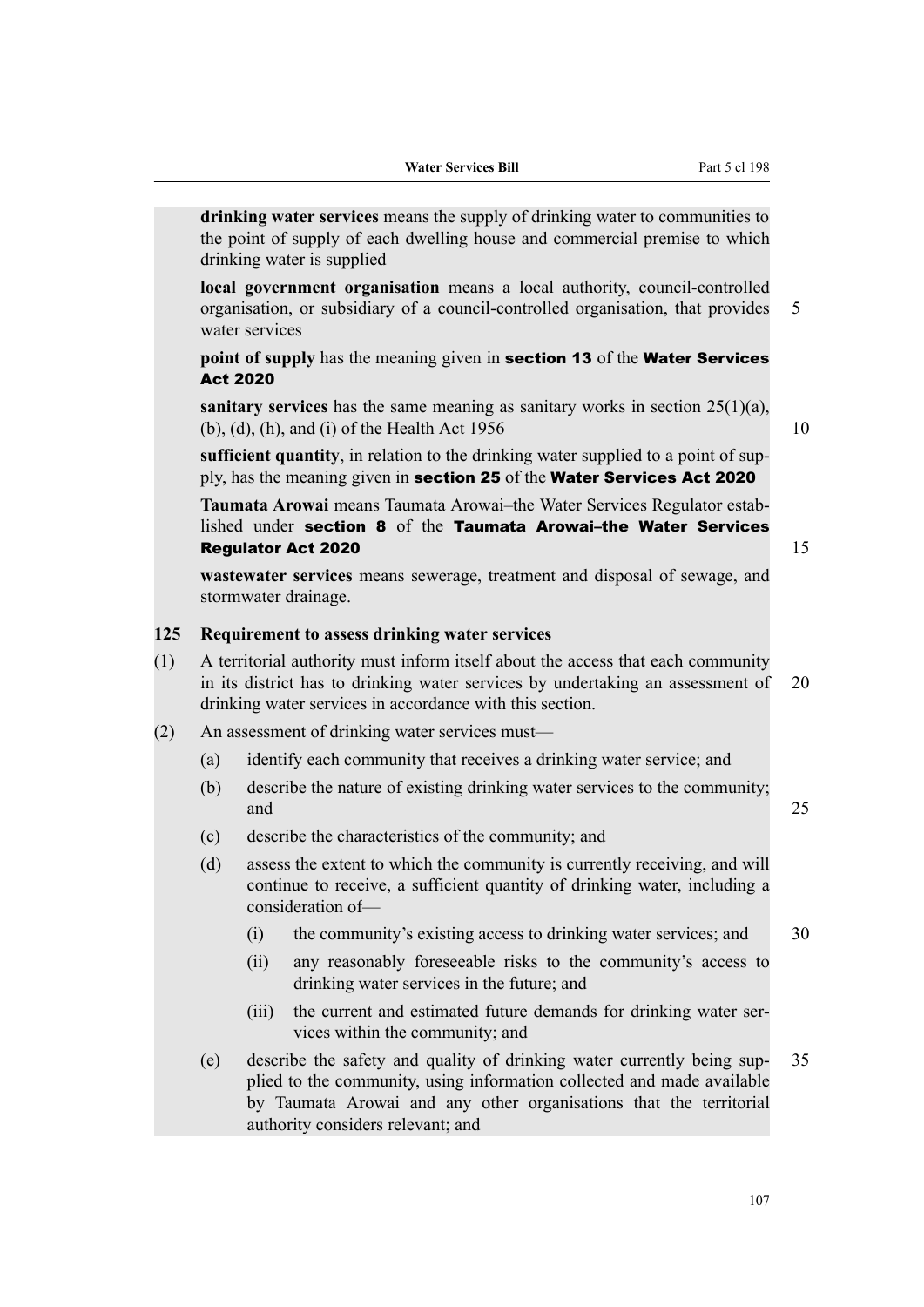**drinking water services** means the supply of drinking water to communities to the point of supply of each dwelling house and commercial premise to which drinking water is supplied

**local government organisation** means a local authority, council-controlled organisation, or subsidiary of a council-controlled organisation, that provides water services

**point of supply** has the meaning given in **section 13** of the **Water Services Act 2020**

**sanitary services** has the same meaning as sanitary works in section 25(1)(a), (b), (d), (h), and (i) of the Health Act 1956

**sufficient quantity**, in relation to the drinking water supplied to a point of supply, has the meaning given in **section 25** of the **Water Services Act 2020**

**Taumata Arowai** means Taumata Arowai–the Water Services Regulator established under **section 8** of the **Taumata Arowai–the Water Services Regulator Act 2020**

**wastewater services** means sewerage, treatment and disposal of sewage, and stormwater drainage.

### 125 Requirement to assess drinking water services

(1) A territorial authority must inform itself about the access that each community in its district has to drinking water services by undertaking an assessment of drinking water services in accordance with this section.

(2) An assessment of drinking water services must—

- (a) identify each community that receives a drinking water service; and
- (b) describe the nature of existing drinking water services to the community; and
- (c) describe the characteristics of the community; and
- (d) assess the extent to which the community is currently receiving, and will continue to receive, a sufficient quantity of drinking water, including a consideration of—
  - (i) the community's existing access to drinking water services; and
  - (ii) any reasonably foreseeable risks to the community's access to drinking water services in the future; and
  - (iii) the current and estimated future demands for drinking water services within the community; and
- (e) describe the safety and quality of drinking water currently being supplied to the community, using information collected and made available by Taumata Arowai and any other organisations that the territorial authority considers relevant; and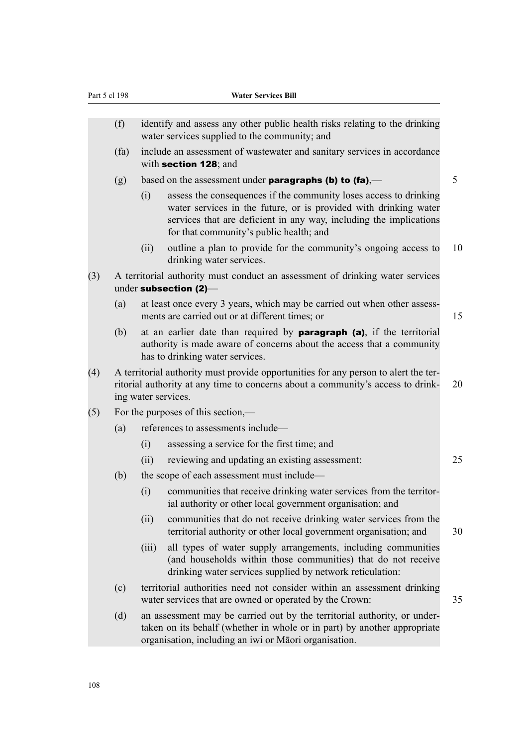(f) identify and assess any other public health risks relating to the drinking water services supplied to the community; and

(fa) include an assessment of wastewater and sanitary services in accordance with **section 128**; and

(g) based on the assessment under **paragraphs (b) to (fa)**,—

- (i) assess the consequences if the community loses access to drinking water services in the future, or is provided with drinking water services that are deficient in any way, including the implications for that community's public health; and
- (ii) outline a plan to provide for the community's ongoing access to drinking water services.

(3) A territorial authority must conduct an assessment of drinking water services under **subsection (2)**—

- (a) at least once every 3 years, which may be carried out when other assessments are carried out or at different times; or
- (b) at an earlier date than required by **paragraph (a)**, if the territorial authority is made aware of concerns about the access that a community has to drinking water services.

(4) A territorial authority must provide opportunities for any person to alert the territorial authority at any time to concerns about a community's access to drinking water services.

(5) For the purposes of this section,—

- (a) references to assessments include—
  - (i) assessing a service for the first time; and
  - (ii) reviewing and updating an existing assessment:
- (b) the scope of each assessment must include—
  - (i) communities that receive drinking water services from the territorial authority or other local government organisation; and
  - (ii) communities that do not receive drinking water services from the territorial authority or other local government organisation; and
  - (iii) all types of water supply arrangements, including communities (and households within those communities) that do not receive drinking water services supplied by network reticulation:
- (c) territorial authorities need not consider within an assessment drinking water services that are owned or operated by the Crown:
- (d) an assessment may be carried out by the territorial authority, or undertaken on its behalf (whether in whole or in part) by another appropriate organisation, including an iwi or Māori organisation.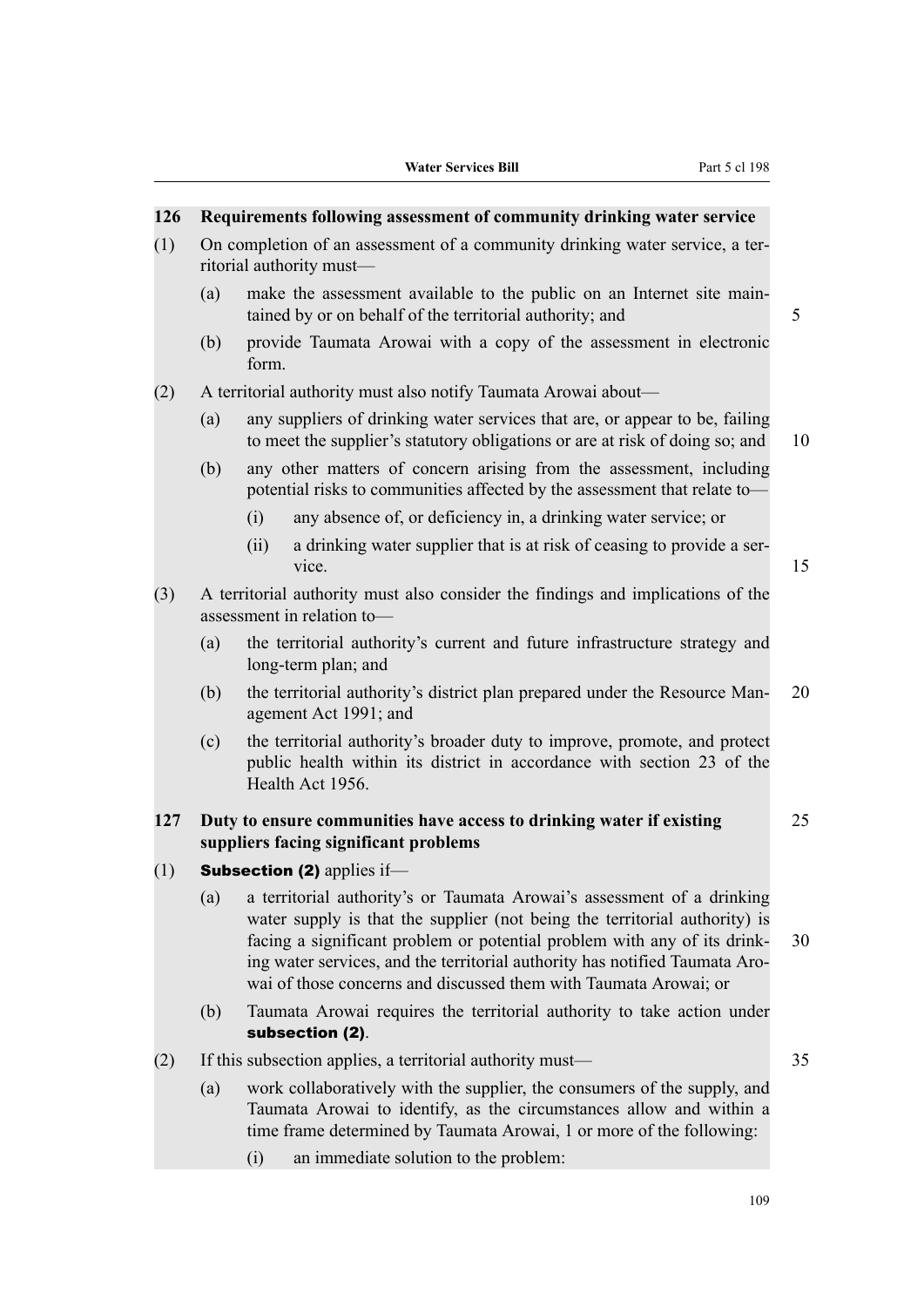### 126 Requirements following assessment of community drinking water service

(1) On completion of an assessment of a community drinking water service, a territorial authority must—

- (a) make the assessment available to the public on an Internet site maintained by or on behalf of the territorial authority; and
- (b) provide Taumata Arowai with a copy of the assessment in electronic form.

(2) A territorial authority must also notify Taumata Arowai about—

- (a) any suppliers of drinking water services that are, or appear to be, failing to meet the supplier's statutory obligations or are at risk of doing so; and
- (b) any other matters of concern arising from the assessment, including potential risks to communities affected by the assessment that relate to—
  - (i) any absence of, or deficiency in, a drinking water service; or
  - (ii) a drinking water supplier that is at risk of ceasing to provide a service.

(3) A territorial authority must also consider the findings and implications of the assessment in relation to—

- (a) the territorial authority's current and future infrastructure strategy and long-term plan; and
- (b) the territorial authority's district plan prepared under the Resource Management Act 1991; and
- (c) the territorial authority's broader duty to improve, promote, and protect public health within its district in accordance with section 23 of the Health Act 1956.

### 127 Duty to ensure communities have access to drinking water if existing suppliers facing significant problems

(1) **Subsection (2)** applies if—

- (a) a territorial authority's or Taumata Arowai's assessment of a drinking water supply is that the supplier (not being the territorial authority) is facing a significant problem or potential problem with any of its drinking water services, and the territorial authority has notified Taumata Arowai of those concerns and discussed them with Taumata Arowai; or
- (b) Taumata Arowai requires the territorial authority to take action under **subsection (2)**.

(2) If this subsection applies, a territorial authority must—

- (a) work collaboratively with the supplier, the consumers of the supply, and Taumata Arowai to identify, as the circumstances allow and within a time frame determined by Taumata Arowai, 1 or more of the following:
  - (i) an immediate solution to the problem: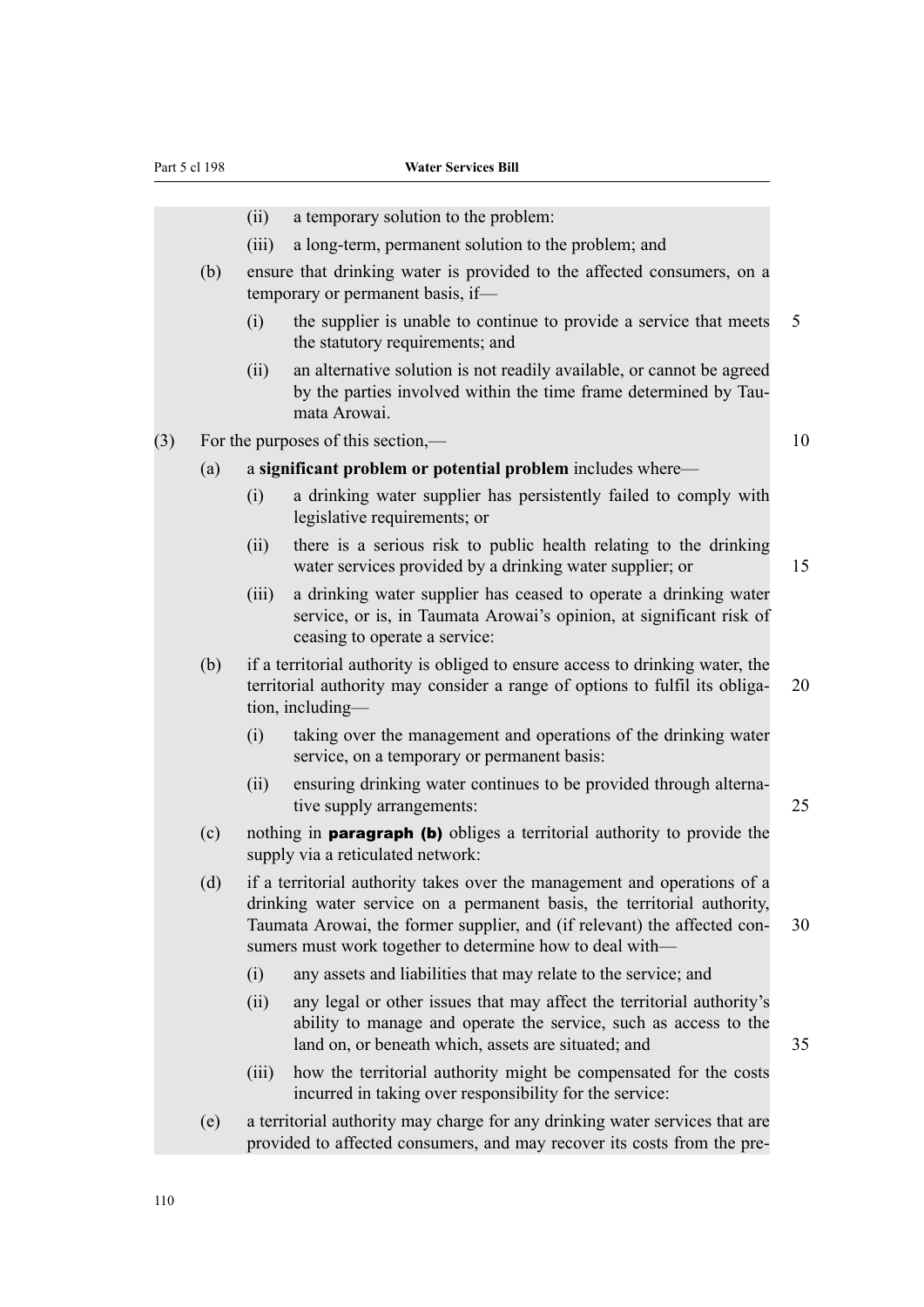(ii) a temporary solution to the problem:

(iii) a long-term, permanent solution to the problem; and

(b) ensure that drinking water is provided to the affected consumers, on a temporary or permanent basis, if—

(i) the supplier is unable to continue to provide a service that meets the statutory requirements; and

(ii) an alternative solution is not readily available, or cannot be agreed by the parties involved within the time frame determined by Taumata Arowai.

(3) For the purposes of this section,—

(a) a **significant problem or potential problem** includes where—

(i) a drinking water supplier has persistently failed to comply with legislative requirements; or

(ii) there is a serious risk to public health relating to the drinking water services provided by a drinking water supplier; or

(iii) a drinking water supplier has ceased to operate a drinking water service, or is, in Taumata Arowai's opinion, at significant risk of ceasing to operate a service:

(b) if a territorial authority is obliged to ensure access to drinking water, the territorial authority may consider a range of options to fulfil its obligation, including—

(i) taking over the management and operations of the drinking water service, on a temporary or permanent basis:

(ii) ensuring drinking water continues to be provided through alternative supply arrangements:

(c) nothing in **paragraph (b)** obliges a territorial authority to provide the supply via a reticulated network:

(d) if a territorial authority takes over the management and operations of a drinking water service on a permanent basis, the territorial authority, Taumata Arowai, the former supplier, and (if relevant) the affected consumers must work together to determine how to deal with—

(i) any assets and liabilities that may relate to the service; and

(ii) any legal or other issues that may affect the territorial authority's ability to manage and operate the service, such as access to the land on, or beneath which, assets are situated; and

(iii) how the territorial authority might be compensated for the costs incurred in taking over responsibility for the service:

(e) a territorial authority may charge for any drinking water services that are provided to affected consumers, and may recover its costs from the pre-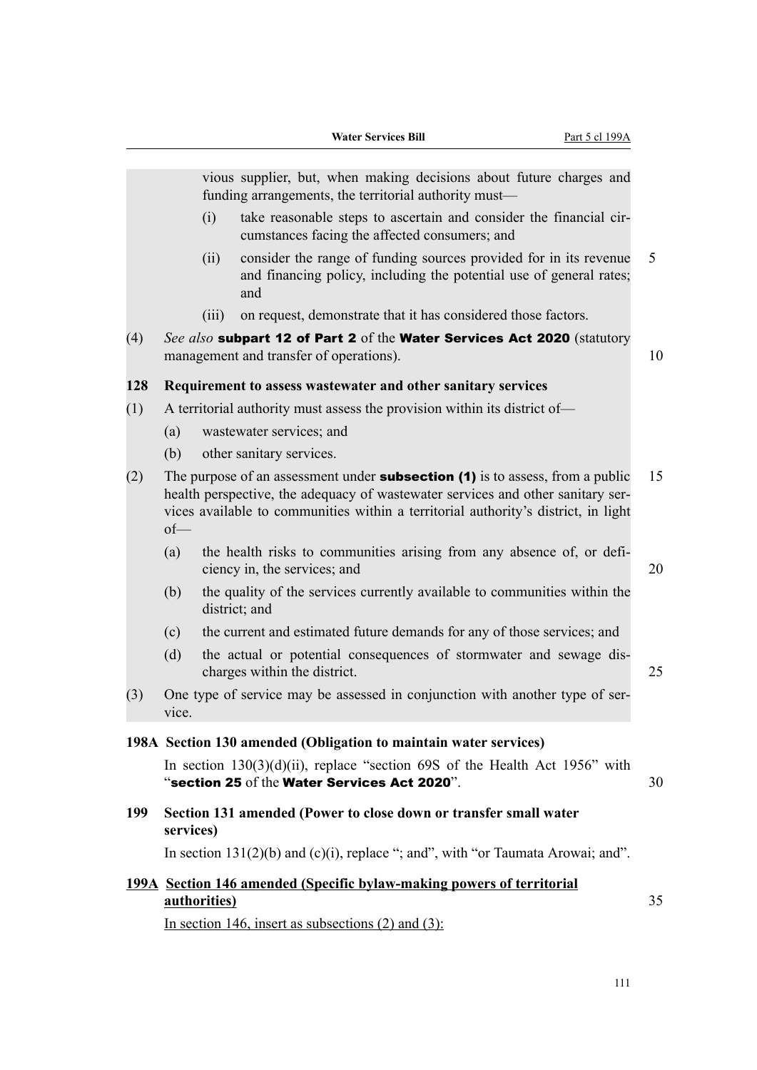vious supplier, but, when making decisions about future charges and funding arrangements, the territorial authority must—

(i) take reasonable steps to ascertain and consider the financial circumstances facing the affected consumers; and

(ii) consider the range of funding sources provided for in its revenue and financing policy, including the potential use of general rates; and

(iii) on request, demonstrate that it has considered those factors.

(4) *See also* **subpart 12 of Part 2** of the **Water Services Act 2020** (statutory management and transfer of operations).

**128 Requirement to assess wastewater and other sanitary services**

(1) A territorial authority must assess the provision within its district of—

(a) wastewater services; and

(b) other sanitary services.

(2) The purpose of an assessment under **subsection (1)** is to assess, from a public health perspective, the adequacy of wastewater services and other sanitary services available to communities within a territorial authority's district, in light of—

(a) the health risks to communities arising from any absence of, or deficiency in, the services; and

(b) the quality of the services currently available to communities within the district; and

(c) the current and estimated future demands for any of those services; and

(d) the actual or potential consequences of stormwater and sewage discharges within the district.

(3) One type of service may be assessed in conjunction with another type of service.

**198A Section 130 amended (Obligation to maintain water services)**

In section 130(3)(d)(ii), replace "section 69S of the Health Act 1956" with "**section 25** of the **Water Services Act 2020**".

**199 Section 131 amended (Power to close down or transfer small water services)**

In section 131(2)(b) and (c)(i), replace "; and", with "or Taumata Arowai; and".

**199A Section 146 amended (Specific bylaw-making powers of territorial authorities)**

In section 146, insert as subsections (2) and (3):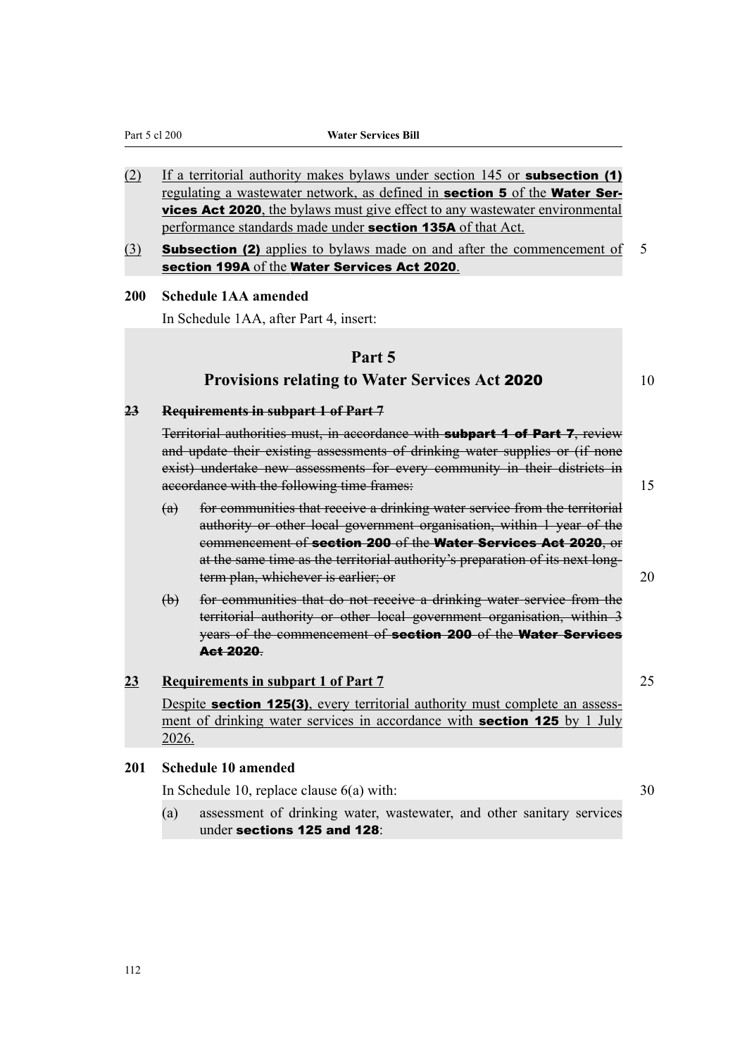(2) If a territorial authority makes bylaws under section 145 or **subsection (1)** regulating a wastewater network, as defined in **section 5** of the **Water Services Act 2020**, the bylaws must give effect to any wastewater environmental performance standards made under **section 135A** of that Act.

(3) **Subsection (2)** applies to bylaws made on and after the commencement of **section 199A** of the **Water Services Act 2020**.

**200 Schedule 1AA amended**

In Schedule 1AA, after Part 4, insert:

## Part 5
## Provisions relating to Water Services Act 2020

~~**23 Requirements in subpart 1 of Part 7**~~

~~Territorial authorities must, in accordance with **subpart 1 of Part 7**, review and update their existing assessments of drinking water supplies or (if none exist) undertake new assessments for every community in their districts in accordance with the following time frames:~~

~~(a) for communities that receive a drinking water service from the territorial authority or other local government organisation, within 1 year of the commencement of **section 200** of the **Water Services Act 2020**, or at the same time as the territorial authority's preparation of its next long-term plan, whichever is earlier; or~~

~~(b) for communities that do not receive a drinking water service from the territorial authority or other local government organisation, within 3 years of the commencement of **section 200** of the **Water Services Act 2020**.~~

**23 Requirements in subpart 1 of Part 7**

Despite **section 125(3)**, every territorial authority must complete an assessment of drinking water services in accordance with **section 125** by 1 July 2026.

**201 Schedule 10 amended**

In Schedule 10, replace clause 6(a) with:

(a) assessment of drinking water, wastewater, and other sanitary services under **sections 125 and 128**: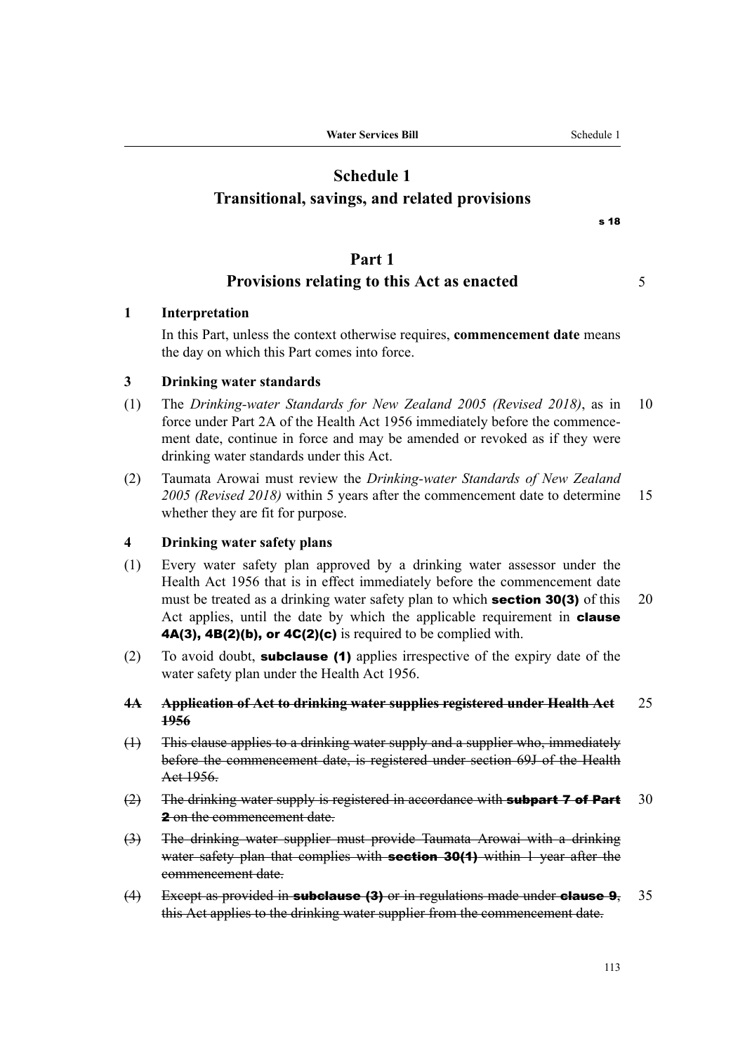# Schedule 1
# Transitional, savings, and related provisions

s 18

## Part 1
## Provisions relating to this Act as enacted

### 1 Interpretation

In this Part, unless the context otherwise requires, **commencement date** means the day on which this Part comes into force.

### 3 Drinking water standards

(1) The *Drinking-water Standards for New Zealand 2005 (Revised 2018)*, as in force under Part 2A of the Health Act 1956 immediately before the commencement date, continue in force and may be amended or revoked as if they were drinking water standards under this Act.

(2) Taumata Arowai must review the *Drinking-water Standards of New Zealand 2005 (Revised 2018)* within 5 years after the commencement date to determine whether they are fit for purpose.

### 4 Drinking water safety plans

(1) Every water safety plan approved by a drinking water assessor under the Health Act 1956 that is in effect immediately before the commencement date must be treated as a drinking water safety plan to which **section 30(3)** of this Act applies, until the date by which the applicable requirement in **clause 4A(3), 4B(2)(b), or 4C(2)(c)** is required to be complied with.

(2) To avoid doubt, **subclause (1)** applies irrespective of the expiry date of the water safety plan under the Health Act 1956.

### ~~4A Application of Act to drinking water supplies registered under Health Act 1956~~

~~(1) This clause applies to a drinking water supply and a supplier who, immediately before the commencement date, is registered under section 69J of the Health Act 1956.~~

~~(2) The drinking water supply is registered in accordance with **subpart 7 of Part 2** on the commencement date.~~

~~(3) The drinking water supplier must provide Taumata Arowai with a drinking water safety plan that complies with **section 30(1)** within 1 year after the commencement date.~~

~~(4) Except as provided in **subclause (3)** or in regulations made under **clause 9**, this Act applies to the drinking water supplier from the commencement date.~~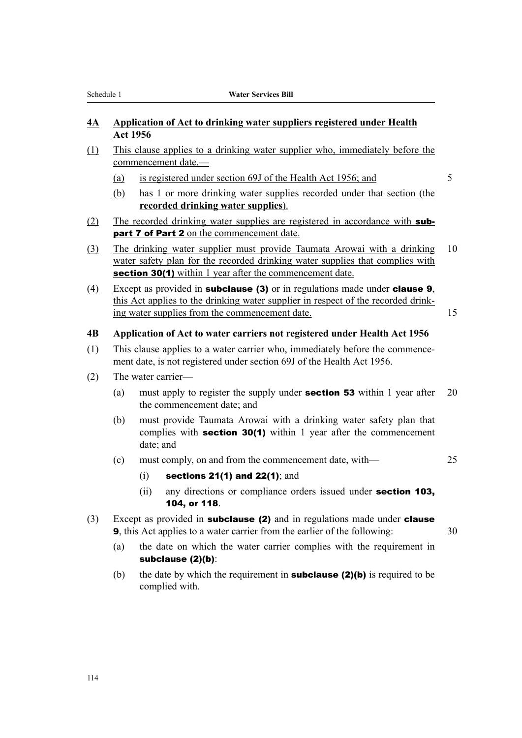## 4A Application of Act to drinking water suppliers registered under Health Act 1956

(1) This clause applies to a drinking water supplier who, immediately before the commencement date,—

(a) is registered under section 69J of the Health Act 1956; and

(b) has 1 or more drinking water supplies recorded under that section (the **recorded drinking water supplies**).

(2) The recorded drinking water supplies are registered in accordance with **subpart 7 of Part 2** on the commencement date.

(3) The drinking water supplier must provide Taumata Arowai with a drinking water safety plan for the recorded drinking water supplies that complies with **section 30(1)** within 1 year after the commencement date.

(4) Except as provided in **subclause (3)** or in regulations made under **clause 9**, this Act applies to the drinking water supplier in respect of the recorded drinking water supplies from the commencement date.

## 4B Application of Act to water carriers not registered under Health Act 1956

(1) This clause applies to a water carrier who, immediately before the commencement date, is not registered under section 69J of the Health Act 1956.

(2) The water carrier—

(a) must apply to register the supply under **section 53** within 1 year after the commencement date; and

(b) must provide Taumata Arowai with a drinking water safety plan that complies with **section 30(1)** within 1 year after the commencement date; and

(c) must comply, on and from the commencement date, with—

(i) **sections 21(1) and 22(1)**; and

(ii) any directions or compliance orders issued under **section 103, 104, or 118**.

(3) Except as provided in **subclause (2)** and in regulations made under **clause 9**, this Act applies to a water carrier from the earlier of the following:

(a) the date on which the water carrier complies with the requirement in **subclause (2)(b)**:

(b) the date by which the requirement in **subclause (2)(b)** is required to be complied with.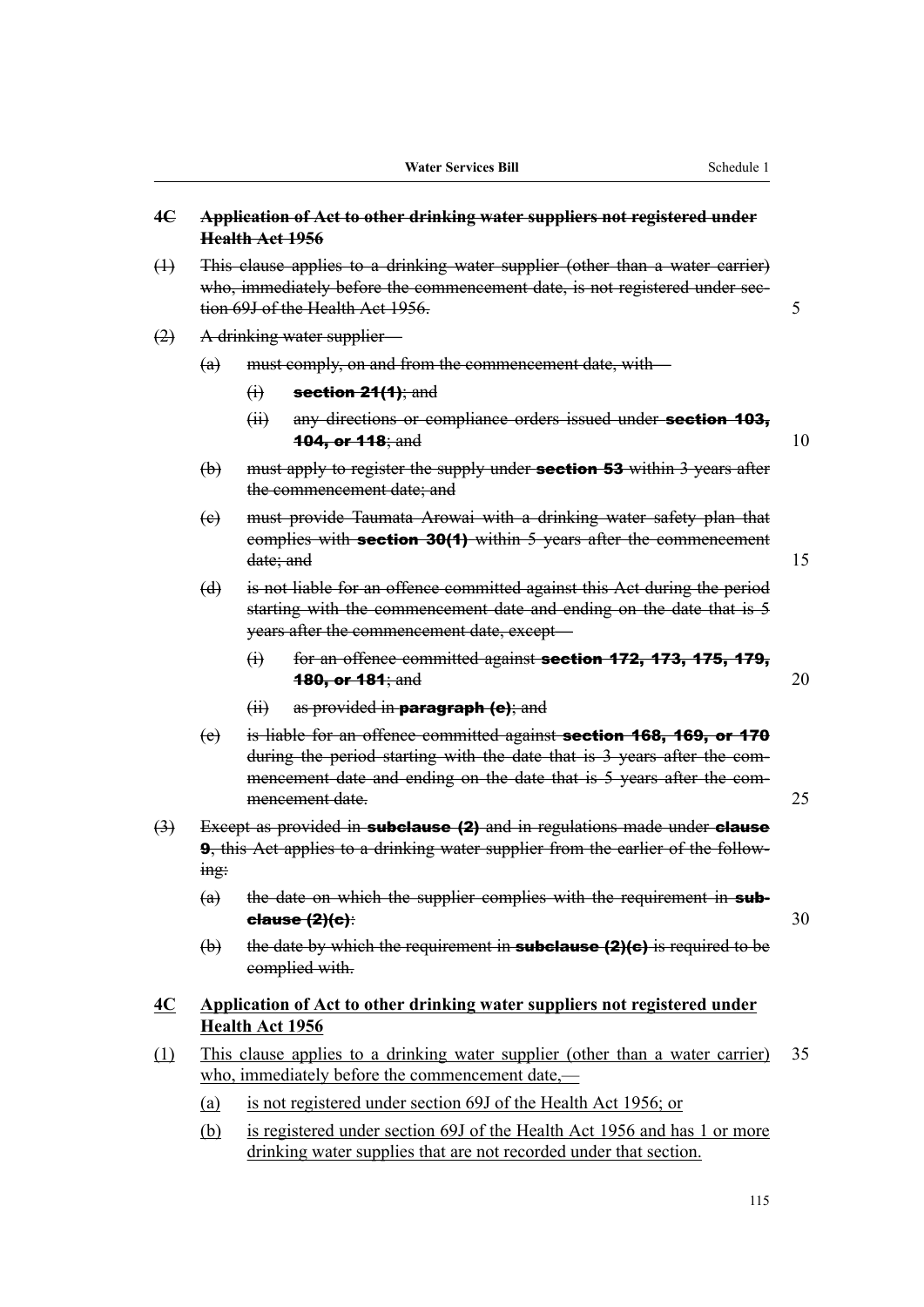~~**4C Application of Act to other drinking water suppliers not registered under Health Act 1956**~~

~~(1) This clause applies to a drinking water supplier (other than a water carrier) who, immediately before the commencement date, is not registered under section 69J of the Health Act 1956.~~

~~(2) A drinking water supplier—~~

~~(a) must comply, on and from the commencement date, with—~~

~~(i) **section 21(1)**; and~~

~~(ii) any directions or compliance orders issued under **section 103, 104, or 118**; and~~

~~(b) must apply to register the supply under **section 53** within 3 years after the commencement date; and~~

~~(c) must provide Taumata Arowai with a drinking water safety plan that complies with **section 30(1)** within 5 years after the commencement date; and~~

~~(d) is not liable for an offence committed against this Act during the period starting with the commencement date and ending on the date that is 5 years after the commencement date, except—~~

~~(i) for an offence committed against **section 172, 173, 175, 179, 180, or 181**; and~~

~~(ii) as provided in **paragraph (e)**; and~~

~~(e) is liable for an offence committed against **section 168, 169, or 170** during the period starting with the date that is 3 years after the commencement date and ending on the date that is 5 years after the commencement date.~~

~~(3) Except as provided in **subclause (2)** and in regulations made under **clause 9**, this Act applies to a drinking water supplier from the earlier of the following:~~

~~(a) the date on which the supplier complies with the requirement in **subclause (2)(c)**:~~

~~(b) the date by which the requirement in **subclause (2)(c)** is required to be complied with.~~

<u>**4C Application of Act to other drinking water suppliers not registered under Health Act 1956**</u>

<u>(1) This clause applies to a drinking water supplier (other than a water carrier) who, immediately before the commencement date,—</u>

<u>(a) is not registered under section 69J of the Health Act 1956; or</u>

<u>(b) is registered under section 69J of the Health Act 1956 and has 1 or more drinking water supplies that are not recorded under that section.</u>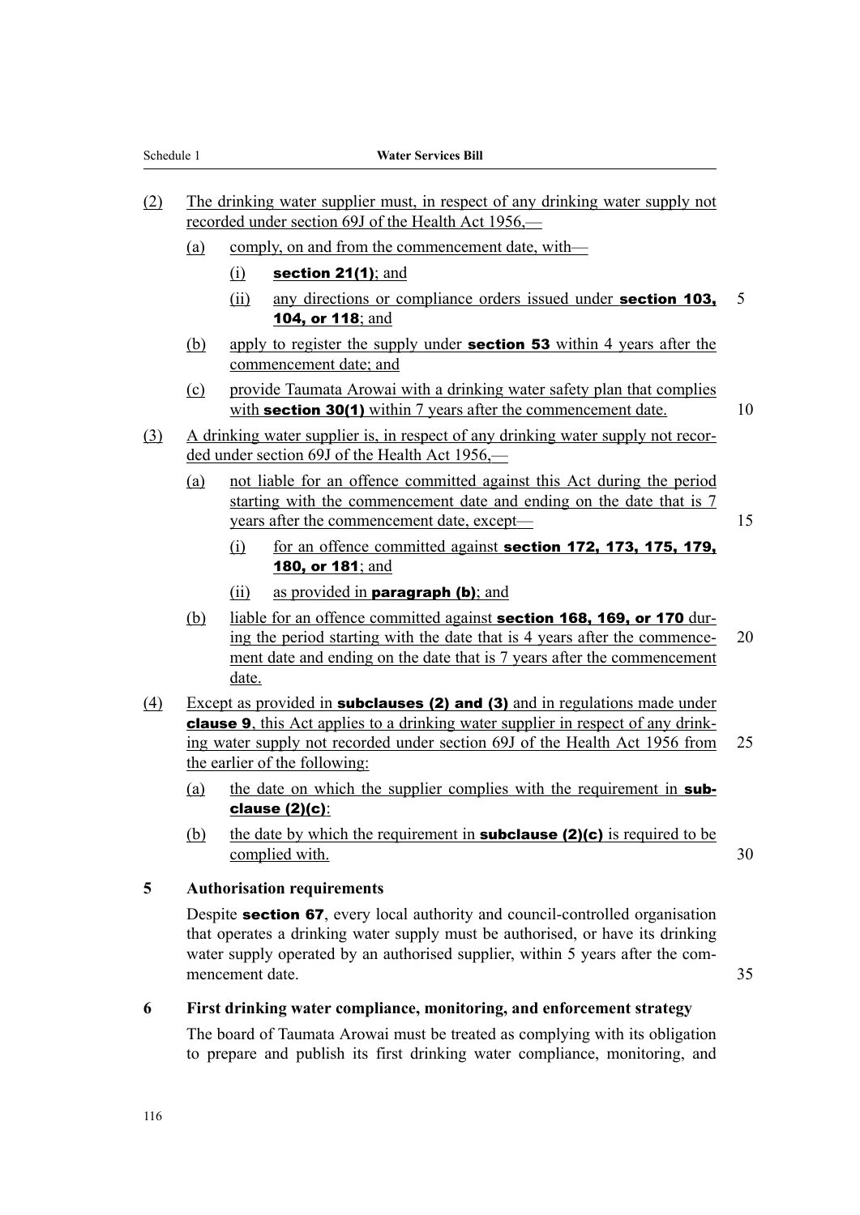(2) The drinking water supplier must, in respect of any drinking water supply not recorded under section 69J of the Health Act 1956,—

(a) comply, on and from the commencement date, with—

(i) **section 21(1)**; and

(ii) any directions or compliance orders issued under **section 103, 104, or 118**; and

(b) apply to register the supply under **section 53** within 4 years after the commencement date; and

(c) provide Taumata Arowai with a drinking water safety plan that complies with **section 30(1)** within 7 years after the commencement date.

(3) A drinking water supplier is, in respect of any drinking water supply not recorded under section 69J of the Health Act 1956,—

(a) not liable for an offence committed against this Act during the period starting with the commencement date and ending on the date that is 7 years after the commencement date, except—

(i) for an offence committed against **section 172, 173, 175, 179, 180, or 181**; and

(ii) as provided in **paragraph (b)**; and

(b) liable for an offence committed against **section 168, 169, or 170** during the period starting with the date that is 4 years after the commencement date and ending on the date that is 7 years after the commencement date.

(4) Except as provided in **subclauses (2) and (3)** and in regulations made under **clause 9**, this Act applies to a drinking water supplier in respect of any drinking water supply not recorded under section 69J of the Health Act 1956 from the earlier of the following:

(a) the date on which the supplier complies with the requirement in **subclause (2)(c)**:

(b) the date by which the requirement in **subclause (2)(c)** is required to be complied with.

### 5 Authorisation requirements

Despite **section 67**, every local authority and council-controlled organisation that operates a drinking water supply must be authorised, or have its drinking water supply operated by an authorised supplier, within 5 years after the commencement date.

### 6 First drinking water compliance, monitoring, and enforcement strategy

The board of Taumata Arowai must be treated as complying with its obligation to prepare and publish its first drinking water compliance, monitoring, and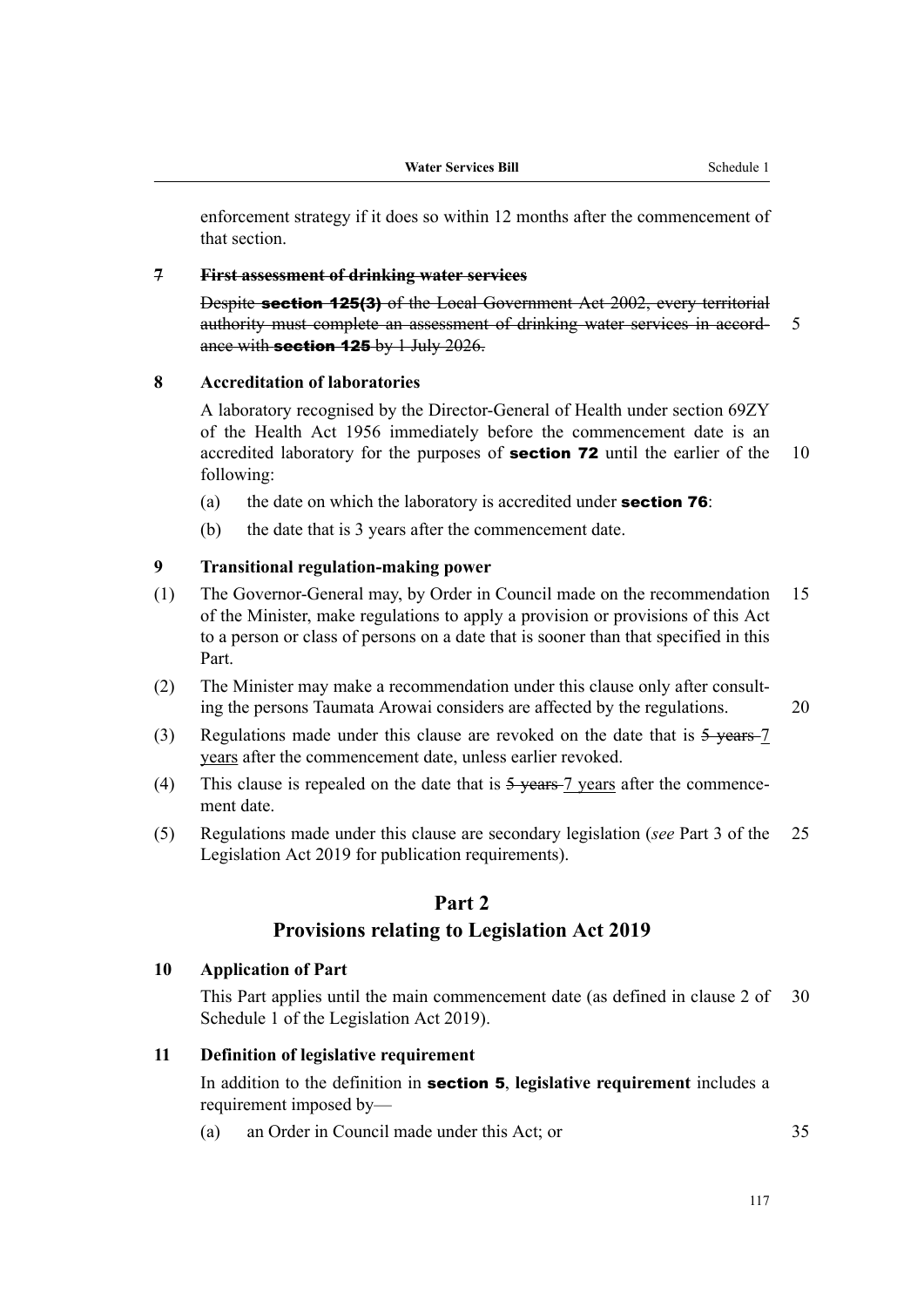enforcement strategy if it does so within 12 months after the commencement of that section.

### ~~7 First assessment of drinking water services~~

~~Despite **section 125(3)** of the Local Government Act 2002, every territorial authority must complete an assessment of drinking water services in accordance with **section 125** by 1 July 2026.~~

### 8 Accreditation of laboratories

A laboratory recognised by the Director-General of Health under section 69ZY of the Health Act 1956 immediately before the commencement date is an accredited laboratory for the purposes of **section 72** until the earlier of the following:

(a) the date on which the laboratory is accredited under **section 76**:

(b) the date that is 3 years after the commencement date.

### 9 Transitional regulation-making power

(1) The Governor-General may, by Order in Council made on the recommendation of the Minister, make regulations to apply a provision or provisions of this Act to a person or class of persons on a date that is sooner than that specified in this Part.

(2) The Minister may make a recommendation under this clause only after consulting the persons Taumata Arowai considers are affected by the regulations.

(3) Regulations made under this clause are revoked on the date that is ~~5 years~~ <u>7 years</u> after the commencement date, unless earlier revoked.

(4) This clause is repealed on the date that is ~~5 years~~ <u>7 years</u> after the commencement date.

(5) Regulations made under this clause are secondary legislation (*see* Part 3 of the Legislation Act 2019 for publication requirements).

## Part 2
## Provisions relating to Legislation Act 2019

### 10 Application of Part

This Part applies until the main commencement date (as defined in clause 2 of Schedule 1 of the Legislation Act 2019).

### 11 Definition of legislative requirement

In addition to the definition in **section 5**, **legislative requirement** includes a requirement imposed by—

(a) an Order in Council made under this Act; or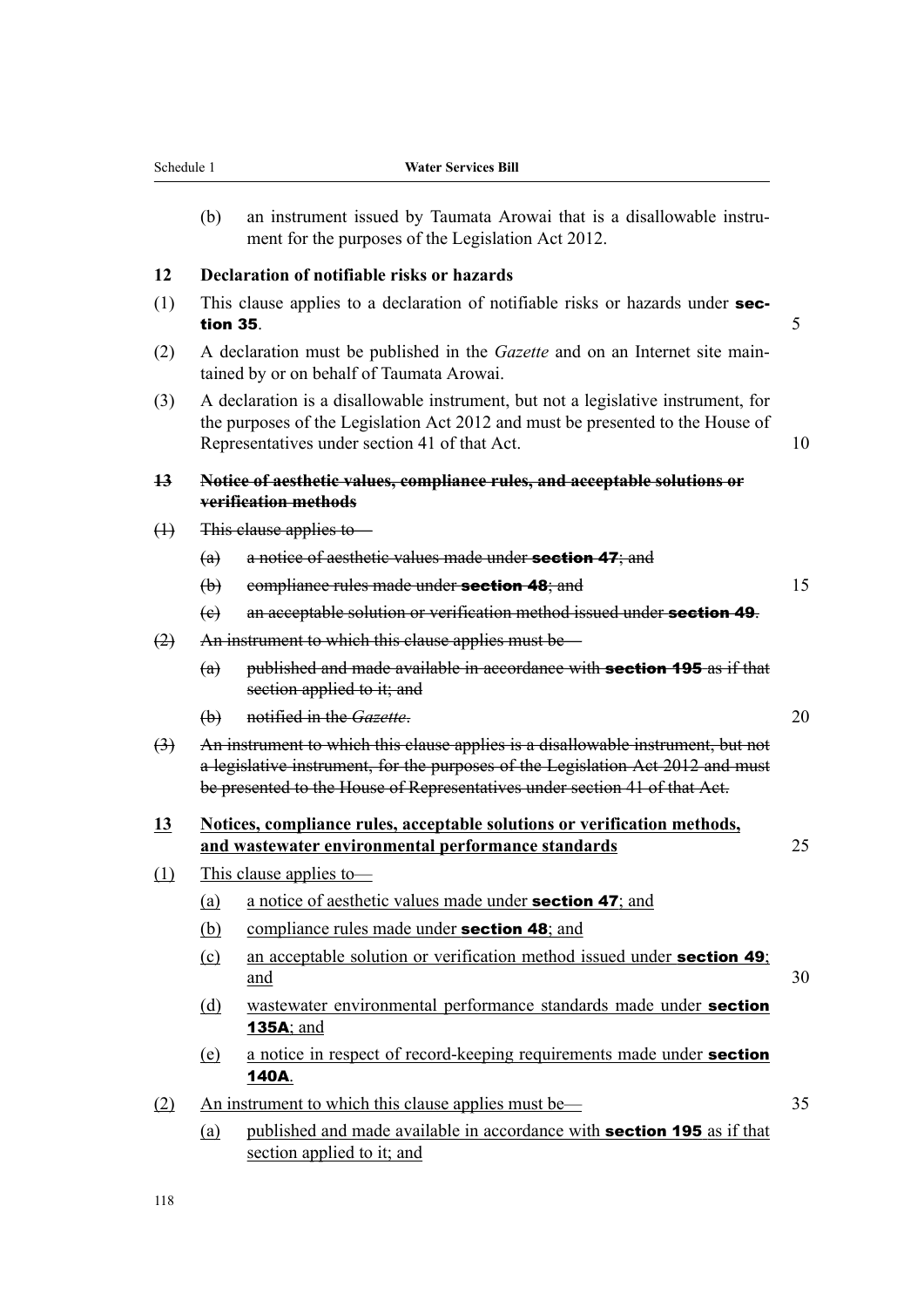(b) an instrument issued by Taumata Arowai that is a disallowable instrument for the purposes of the Legislation Act 2012.

**12 Declaration of notifiable risks or hazards**

(1) This clause applies to a declaration of notifiable risks or hazards under **section 35**.

(2) A declaration must be published in the *Gazette* and on an Internet site maintained by or on behalf of Taumata Arowai.

(3) A declaration is a disallowable instrument, but not a legislative instrument, for the purposes of the Legislation Act 2012 and must be presented to the House of Representatives under section 41 of that Act.

~~**13 Notice of aesthetic values, compliance rules, and acceptable solutions or verification methods**~~

~~(1) This clause applies to—~~

~~(a) a notice of aesthetic values made under **section 47**; and~~

~~(b) compliance rules made under **section 48**; and~~

~~(c) an acceptable solution or verification method issued under **section 49**.~~

~~(2) An instrument to which this clause applies must be—~~

~~(a) published and made available in accordance with **section 195** as if that section applied to it; and~~

~~(b) notified in the *Gazette*.~~

~~(3) An instrument to which this clause applies is a disallowable instrument, but not a legislative instrument, for the purposes of the Legislation Act 2012 and must be presented to the House of Representatives under section 41 of that Act.~~

<u>**13 Notices, compliance rules, acceptable solutions or verification methods, and wastewater environmental performance standards**</u>

<u>(1) This clause applies to—</u>

<u>(a) a notice of aesthetic values made under **section 47**; and</u>

<u>(b) compliance rules made under **section 48**; and</u>

<u>(c) an acceptable solution or verification method issued under **section 49**; and</u>

<u>(d) wastewater environmental performance standards made under **section 135A**; and</u>

<u>(e) a notice in respect of record-keeping requirements made under **section 140A**.</u>

<u>(2) An instrument to which this clause applies must be—</u>

<u>(a) published and made available in accordance with **section 195** as if that section applied to it; and</u>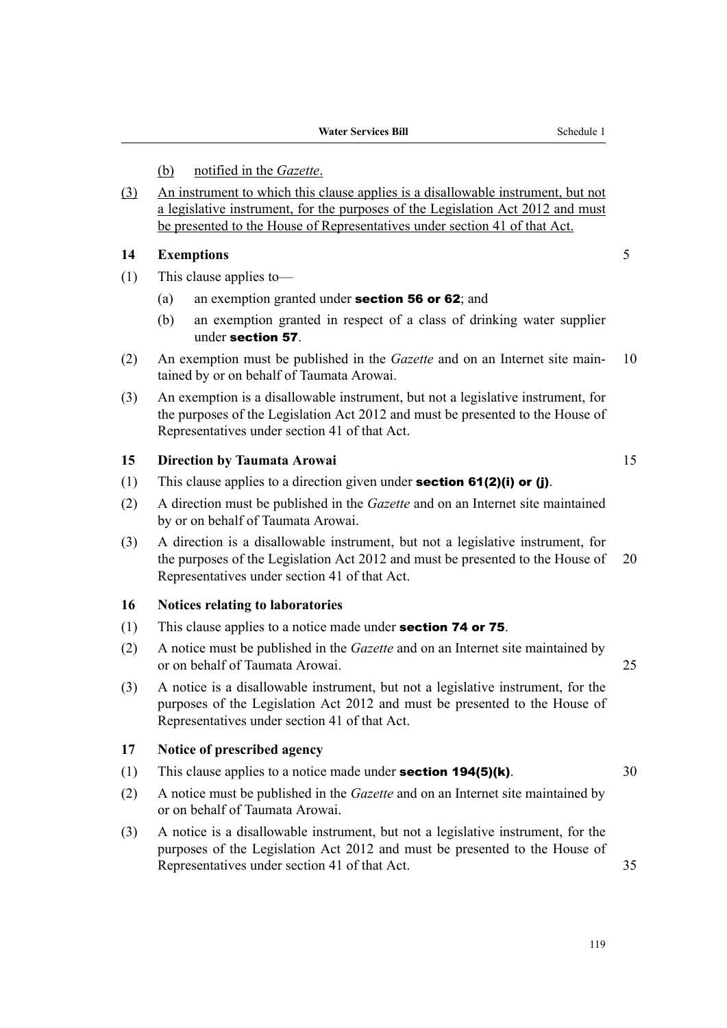(b) notified in the *Gazette*.

(3) An instrument to which this clause applies is a disallowable instrument, but not a legislative instrument, for the purposes of the Legislation Act 2012 and must be presented to the House of Representatives under section 41 of that Act.

**14 Exemptions**

(1) This clause applies to—

(a) an exemption granted under **section 56 or 62**; and

(b) an exemption granted in respect of a class of drinking water supplier under **section 57**.

(2) An exemption must be published in the *Gazette* and on an Internet site maintained by or on behalf of Taumata Arowai.

(3) An exemption is a disallowable instrument, but not a legislative instrument, for the purposes of the Legislation Act 2012 and must be presented to the House of Representatives under section 41 of that Act.

**15 Direction by Taumata Arowai**

(1) This clause applies to a direction given under **section 61(2)(i) or (j)**.

(2) A direction must be published in the *Gazette* and on an Internet site maintained by or on behalf of Taumata Arowai.

(3) A direction is a disallowable instrument, but not a legislative instrument, for the purposes of the Legislation Act 2012 and must be presented to the House of Representatives under section 41 of that Act.

**16 Notices relating to laboratories**

(1) This clause applies to a notice made under **section 74 or 75**.

(2) A notice must be published in the *Gazette* and on an Internet site maintained by or on behalf of Taumata Arowai.

(3) A notice is a disallowable instrument, but not a legislative instrument, for the purposes of the Legislation Act 2012 and must be presented to the House of Representatives under section 41 of that Act.

**17 Notice of prescribed agency**

(1) This clause applies to a notice made under **section 194(5)(k)**.

(2) A notice must be published in the *Gazette* and on an Internet site maintained by or on behalf of Taumata Arowai.

(3) A notice is a disallowable instrument, but not a legislative instrument, for the purposes of the Legislation Act 2012 and must be presented to the House of Representatives under section 41 of that Act.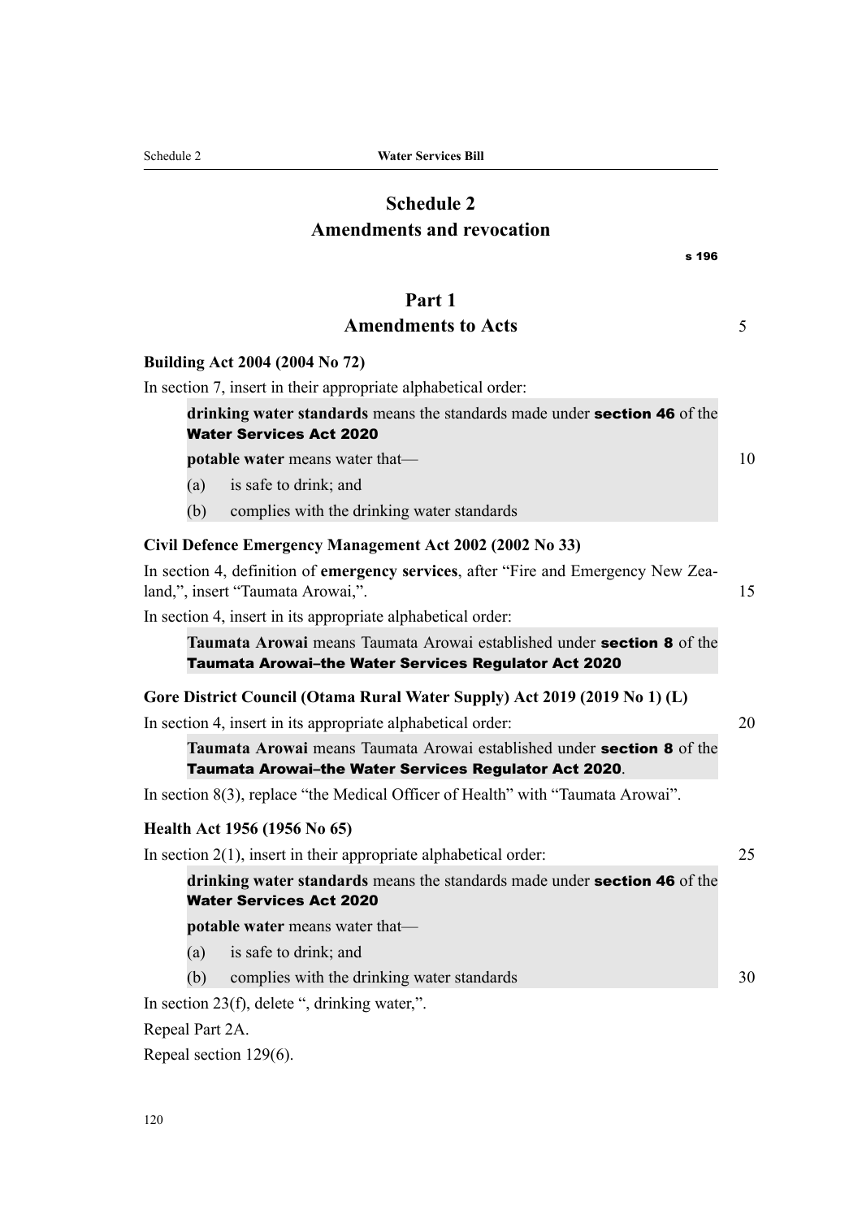# Schedule 2
# Amendments and revocation

s 196

## Part 1
## Amendments to Acts

### Building Act 2004 (2004 No 72)

In section 7, insert in their appropriate alphabetical order:

> **drinking water standards** means the standards made under **section 46** of the **Water Services Act 2020**
>
> **potable water** means water that—
>
> (a) is safe to drink; and
>
> (b) complies with the drinking water standards

### Civil Defence Emergency Management Act 2002 (2002 No 33)

In section 4, definition of **emergency services**, after "Fire and Emergency New Zealand,", insert "Taumata Arowai,".

In section 4, insert in its appropriate alphabetical order:

> **Taumata Arowai** means Taumata Arowai established under **section 8** of the **Taumata Arowai–the Water Services Regulator Act 2020**

### Gore District Council (Otama Rural Water Supply) Act 2019 (2019 No 1) (L)

In section 4, insert in its appropriate alphabetical order:

> **Taumata Arowai** means Taumata Arowai established under **section 8** of the **Taumata Arowai–the Water Services Regulator Act 2020**.

In section 8(3), replace "the Medical Officer of Health" with "Taumata Arowai".

### Health Act 1956 (1956 No 65)

In section 2(1), insert in their appropriate alphabetical order:

> **drinking water standards** means the standards made under **section 46** of the **Water Services Act 2020**
>
> **potable water** means water that—
>
> (a) is safe to drink; and
>
> (b) complies with the drinking water standards

In section 23(f), delete ", drinking water,".

Repeal Part 2A.

Repeal section 129(6).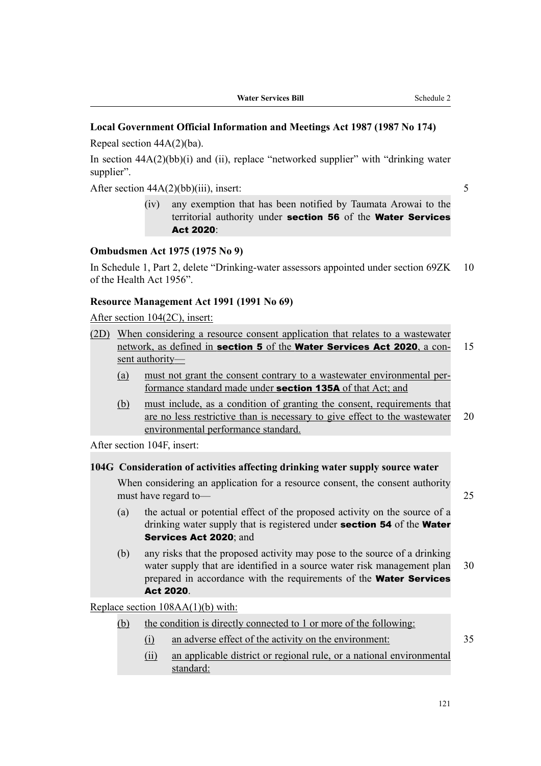**Local Government Official Information and Meetings Act 1987 (1987 No 174)**

Repeal section 44A(2)(ba).

In section 44A(2)(bb)(i) and (ii), replace “networked supplier” with “drinking water supplier”.

After section 44A(2)(bb)(iii), insert:

> (iv) any exemption that has been notified by Taumata Arowai to the territorial authority under **section 56** of the **Water Services Act 2020**:

**Ombudsmen Act 1975 (1975 No 9)**

In Schedule 1, Part 2, delete “Drinking-water assessors appointed under section 69ZK of the Health Act 1956”.

**Resource Management Act 1991 (1991 No 69)**

After section 104(2C), insert:

> (2D) When considering a resource consent application that relates to a wastewater network, as defined in **section 5** of the **Water Services Act 2020**, a consent authority—
>
> (a) must not grant the consent contrary to a wastewater environmental performance standard made under **section 135A** of that Act; and
>
> (b) must include, as a condition of granting the consent, requirements that are no less restrictive than is necessary to give effect to the wastewater environmental performance standard.

After section 104F, insert:

> **104G Consideration of activities affecting drinking water supply source water**
>
> When considering an application for a resource consent, the consent authority must have regard to—
>
> (a) the actual or potential effect of the proposed activity on the source of a drinking water supply that is registered under **section 54** of the **Water Services Act 2020**; and
>
> (b) any risks that the proposed activity may pose to the source of a drinking water supply that are identified in a source water risk management plan prepared in accordance with the requirements of the **Water Services Act 2020**.

Replace section 108AA(1)(b) with:

> (b) the condition is directly connected to 1 or more of the following:
>
> (i) an adverse effect of the activity on the environment:
>
> (ii) an applicable district or regional rule, or a national environmental standard: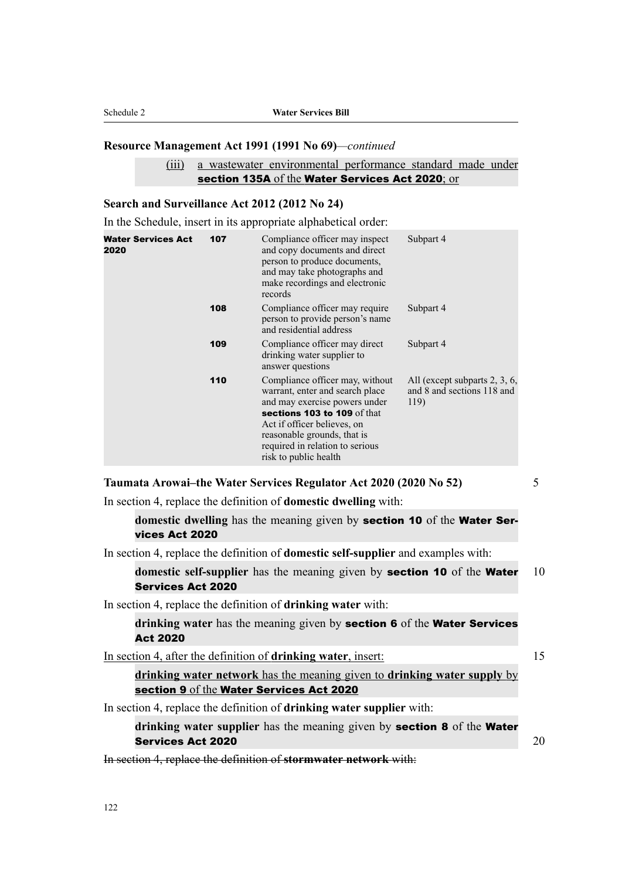**Resource Management Act 1991 (1991 No 69)**—*continued*

(iii) a wastewater environmental performance standard made under **section 135A** of the **Water Services Act 2020**; or

**Search and Surveillance Act 2012 (2012 No 24)**

In the Schedule, insert in its appropriate alphabetical order:

| | | | |
|---|---|---|---|
| **Water Services Act 2020** | **107** | Compliance officer may inspect and copy documents and direct person to produce documents, and may take photographs and make recordings and electronic records | Subpart 4 |
| | **108** | Compliance officer may require person to provide person's name and residential address | Subpart 4 |
| | **109** | Compliance officer may direct drinking water supplier to answer questions | Subpart 4 |
| | **110** | Compliance officer may, without warrant, enter and search place and may exercise powers under **sections 103 to 109** of that Act if officer believes, on reasonable grounds, that is required in relation to serious risk to public health | All (except subparts 2, 3, 6, and 8 and sections 118 and 119) |

**Taumata Arowai–the Water Services Regulator Act 2020 (2020 No 52)**

In section 4, replace the definition of **domestic dwelling** with:

> **domestic dwelling** has the meaning given by **section 10** of the **Water Services Act 2020**

In section 4, replace the definition of **domestic self-supplier** and examples with:

> **domestic self-supplier** has the meaning given by **section 10** of the **Water Services Act 2020**

In section 4, replace the definition of **drinking water** with:

> **drinking water** has the meaning given by **section 6** of the **Water Services Act 2020**

In section 4, after the definition of **drinking water**, insert:

> **drinking water network** has the meaning given to **drinking water supply** by **section 9** of the **Water Services Act 2020**

In section 4, replace the definition of **drinking water supplier** with:

> **drinking water supplier** has the meaning given by **section 8** of the **Water Services Act 2020**

~~In section 4, replace the definition of **stormwater network** with:~~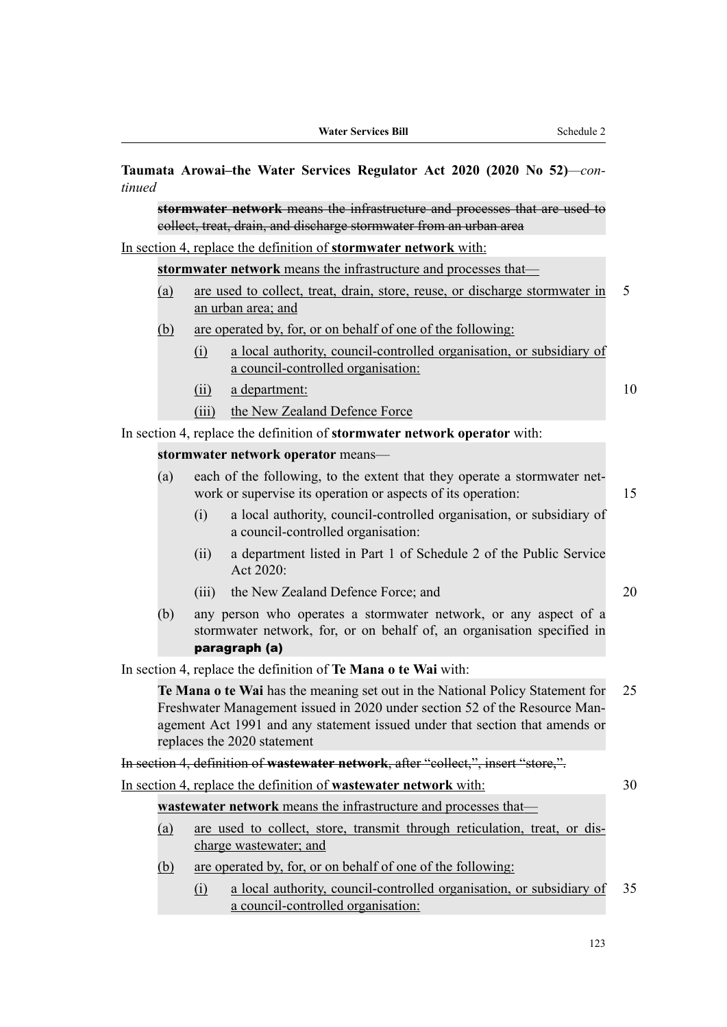**Taumata Arowai–the Water Services Regulator Act 2020 (2020 No 52)**—*continued*

~~**stormwater network** means the infrastructure and processes that are used to collect, treat, drain, and discharge stormwater from an urban area~~

In section 4, replace the definition of **stormwater network** with:

**stormwater network** means the infrastructure and processes that—

(a) are used to collect, treat, drain, store, reuse, or discharge stormwater in an urban area; and

(b) are operated by, for, or on behalf of one of the following:

(i) a local authority, council-controlled organisation, or subsidiary of a council-controlled organisation:

(ii) a department:

(iii) the New Zealand Defence Force

In section 4, replace the definition of **stormwater network operator** with:

**stormwater network operator** means—

(a) each of the following, to the extent that they operate a stormwater network or supervise its operation or aspects of its operation:

(i) a local authority, council-controlled organisation, or subsidiary of a council-controlled organisation:

(ii) a department listed in Part 1 of Schedule 2 of the Public Service Act 2020:

(iii) the New Zealand Defence Force; and

(b) any person who operates a stormwater network, or any aspect of a stormwater network, for, or on behalf of, an organisation specified in **paragraph (a)**

In section 4, replace the definition of **Te Mana o te Wai** with:

**Te Mana o te Wai** has the meaning set out in the National Policy Statement for Freshwater Management issued in 2020 under section 52 of the Resource Management Act 1991 and any statement issued under that section that amends or replaces the 2020 statement

~~In section 4, definition of **wastewater network**, after "collect,", insert "store,".~~

In section 4, replace the definition of **wastewater network** with:

**wastewater network** means the infrastructure and processes that—

(a) are used to collect, store, transmit through reticulation, treat, or discharge wastewater; and

(b) are operated by, for, or on behalf of one of the following:

(i) a local authority, council-controlled organisation, or subsidiary of a council-controlled organisation: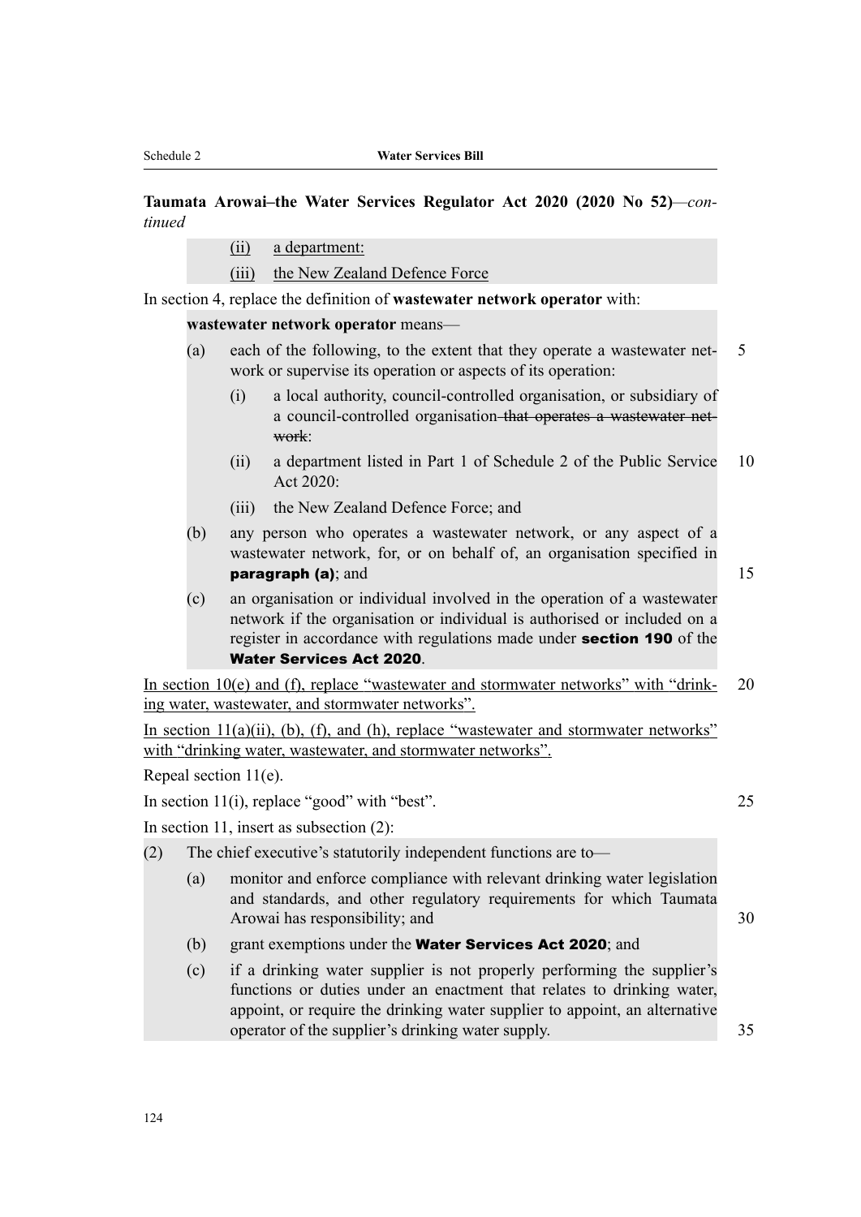**Taumata Arowai–the Water Services Regulator Act 2020 (2020 No 52)**—*continued*

(ii) a department:

(iii) the New Zealand Defence Force

In section 4, replace the definition of **wastewater network operator** with:

**wastewater network operator** means—

(a) each of the following, to the extent that they operate a wastewater network or supervise its operation or aspects of its operation:

(i) a local authority, council-controlled organisation, or subsidiary of a council-controlled organisation ~~that operates a wastewater network~~:

(ii) a department listed in Part 1 of Schedule 2 of the Public Service Act 2020:

(iii) the New Zealand Defence Force; and

(b) any person who operates a wastewater network, or any aspect of a wastewater network, for, or on behalf of, an organisation specified in **paragraph (a)**; and

(c) an organisation or individual involved in the operation of a wastewater network if the organisation or individual is authorised or included on a register in accordance with regulations made under **section 190** of the **Water Services Act 2020**.

In section 10(e) and (f), replace "wastewater and stormwater networks" with "drinking water, wastewater, and stormwater networks".

In section 11(a)(ii), (b), (f), and (h), replace "wastewater and stormwater networks" with "drinking water, wastewater, and stormwater networks".

Repeal section 11(e).

In section 11(i), replace "good" with "best".

In section 11, insert as subsection (2):

(2) The chief executive's statutorily independent functions are to—

(a) monitor and enforce compliance with relevant drinking water legislation and standards, and other regulatory requirements for which Taumata Arowai has responsibility; and

(b) grant exemptions under the **Water Services Act 2020**; and

(c) if a drinking water supplier is not properly performing the supplier's functions or duties under an enactment that relates to drinking water, appoint, or require the drinking water supplier to appoint, an alternative operator of the supplier's drinking water supply.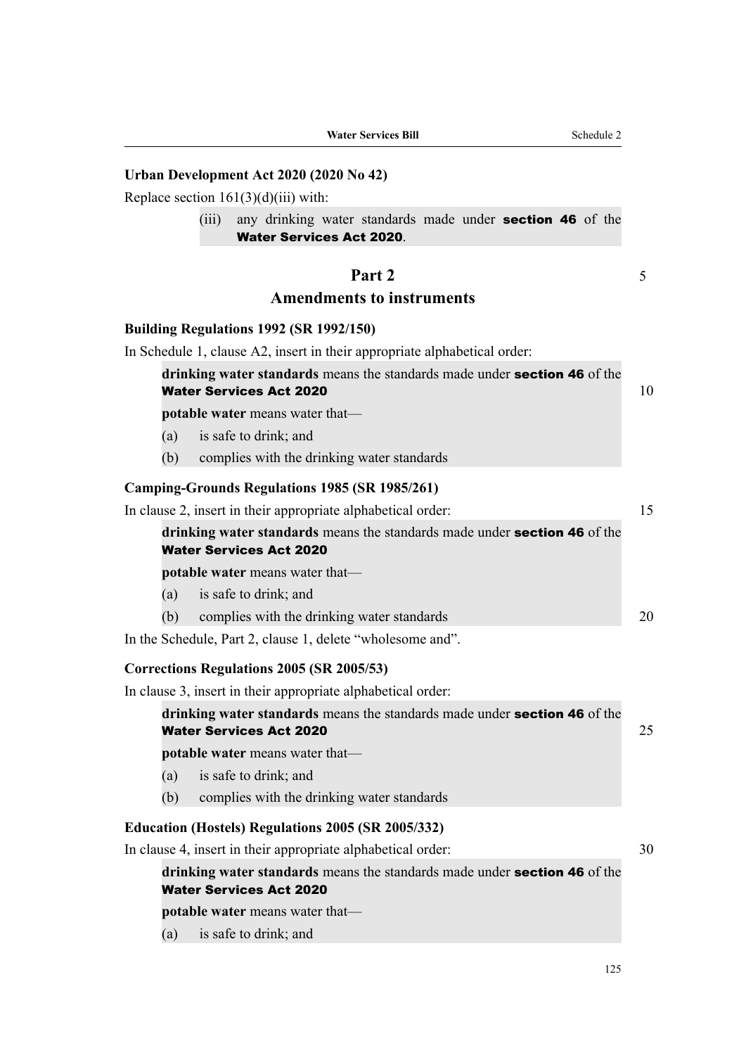### Urban Development Act 2020 (2020 No 42)

Replace section 161(3)(d)(iii) with:

> (iii) any drinking water standards made under **section 46** of the **Water Services Act 2020**.

## Part 2
## Amendments to instruments

### Building Regulations 1992 (SR 1992/150)

In Schedule 1, clause A2, insert in their appropriate alphabetical order:

> **drinking water standards** means the standards made under **section 46** of the **Water Services Act 2020**
>
> **potable water** means water that—
>
> (a) is safe to drink; and
>
> (b) complies with the drinking water standards

### Camping-Grounds Regulations 1985 (SR 1985/261)

In clause 2, insert in their appropriate alphabetical order:

> **drinking water standards** means the standards made under **section 46** of the **Water Services Act 2020**
>
> **potable water** means water that—
>
> (a) is safe to drink; and
>
> (b) complies with the drinking water standards

In the Schedule, Part 2, clause 1, delete "wholesome and".

### Corrections Regulations 2005 (SR 2005/53)

In clause 3, insert in their appropriate alphabetical order:

> **drinking water standards** means the standards made under **section 46** of the **Water Services Act 2020**
>
> **potable water** means water that—
>
> (a) is safe to drink; and
>
> (b) complies with the drinking water standards

### Education (Hostels) Regulations 2005 (SR 2005/332)

In clause 4, insert in their appropriate alphabetical order:

> **drinking water standards** means the standards made under **section 46** of the **Water Services Act 2020**
>
> **potable water** means water that—
>
> (a) is safe to drink; and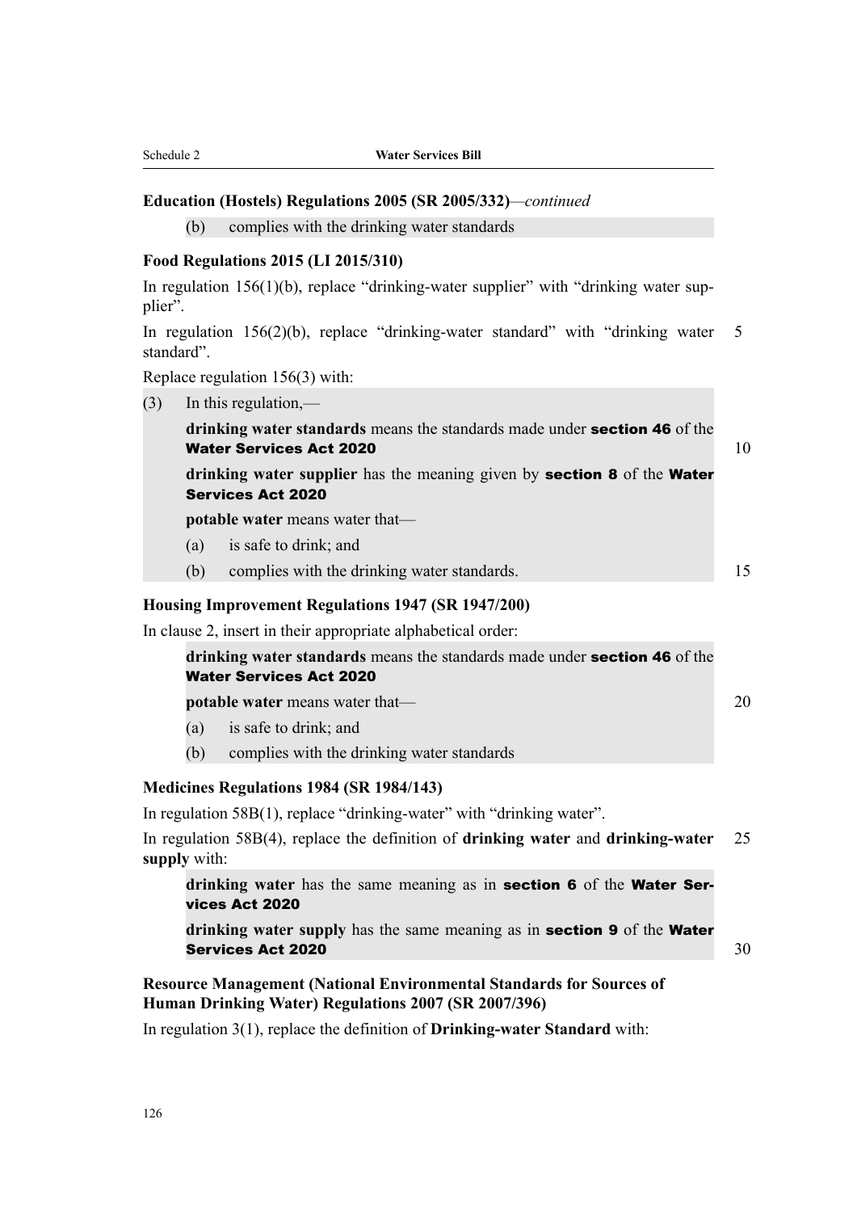**Education (Hostels) Regulations 2005 (SR 2005/332)**—*continued*

> (b) complies with the drinking water standards

**Food Regulations 2015 (LI 2015/310)**

In regulation 156(1)(b), replace "drinking-water supplier" with "drinking water supplier".

In regulation 156(2)(b), replace "drinking-water standard" with "drinking water standard".

Replace regulation 156(3) with:

> (3) In this regulation,—
>
> **drinking water standards** means the standards made under **section 46** of the **Water Services Act 2020**
>
> **drinking water supplier** has the meaning given by **section 8** of the **Water Services Act 2020**
>
> **potable water** means water that—
>
> (a) is safe to drink; and
>
> (b) complies with the drinking water standards.

**Housing Improvement Regulations 1947 (SR 1947/200)**

In clause 2, insert in their appropriate alphabetical order:

> **drinking water standards** means the standards made under **section 46** of the **Water Services Act 2020**
>
> **potable water** means water that—
>
> (a) is safe to drink; and
>
> (b) complies with the drinking water standards

**Medicines Regulations 1984 (SR 1984/143)**

In regulation 58B(1), replace "drinking-water" with "drinking water".

In regulation 58B(4), replace the definition of **drinking water** and **drinking-water supply** with:

> **drinking water** has the same meaning as in **section 6** of the **Water Services Act 2020**
>
> **drinking water supply** has the same meaning as in **section 9** of the **Water Services Act 2020**

**Resource Management (National Environmental Standards for Sources of Human Drinking Water) Regulations 2007 (SR 2007/396)**

In regulation 3(1), replace the definition of **Drinking-water Standard** with: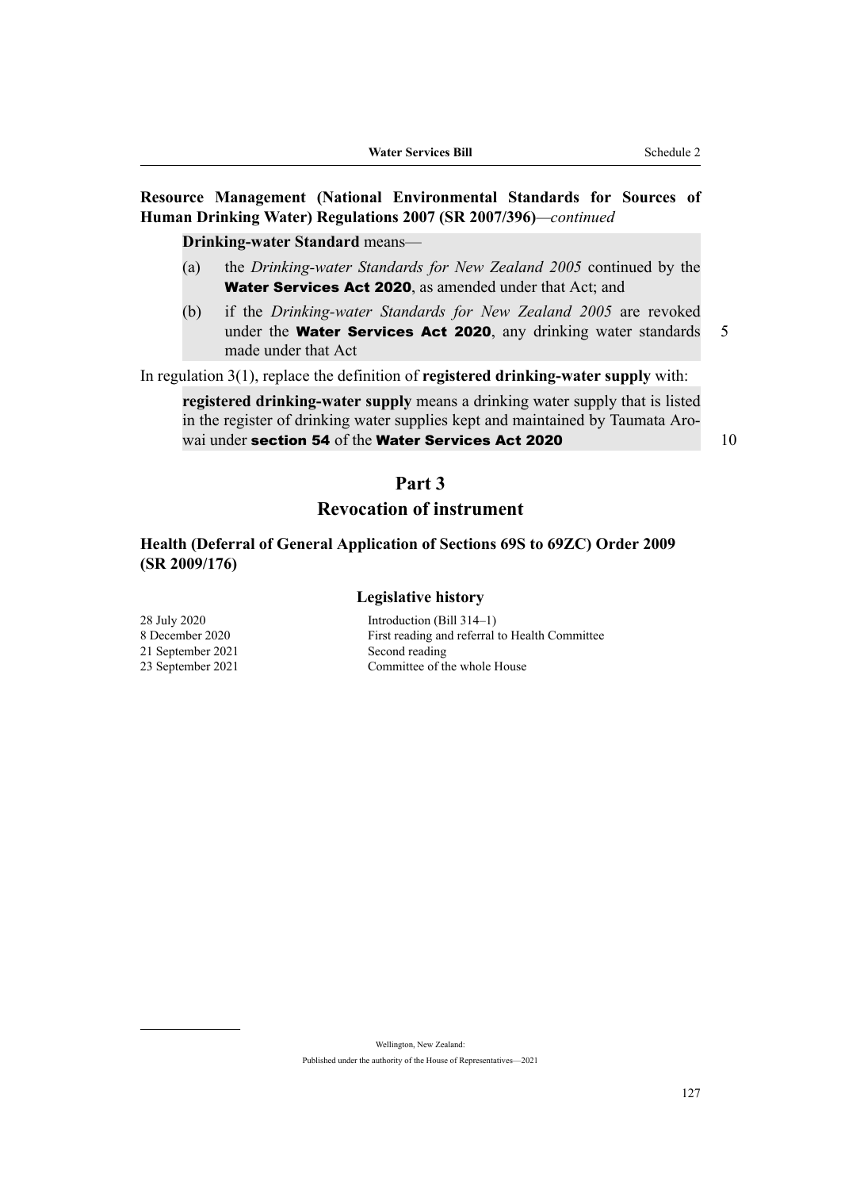**Resource Management (National Environmental Standards for Sources of Human Drinking Water) Regulations 2007 (SR 2007/396)**—*continued*

**Drinking-water Standard** means—

(a) the *Drinking-water Standards for New Zealand 2005* continued by the **Water Services Act 2020**, as amended under that Act; and

(b) if the *Drinking-water Standards for New Zealand 2005* are revoked under the **Water Services Act 2020**, any drinking water standards made under that Act

In regulation 3(1), replace the definition of **registered drinking-water supply** with:

**registered drinking-water supply** means a drinking water supply that is listed in the register of drinking water supplies kept and maintained by Taumata Arowai under **section 54** of the **Water Services Act 2020**

## Part 3
## Revocation of instrument

**Health (Deferral of General Application of Sections 69S to 69ZC) Order 2009 (SR 2009/176)**

### Legislative history

| | |
|---|---|
| 28 July 2020 | Introduction (Bill 314–1) |
| 8 December 2020 | First reading and referral to Health Committee |
| 21 September 2021 | Second reading |
| 23 September 2021 | Committee of the whole House |

Wellington, New Zealand:

Published under the authority of the House of Representatives—2021